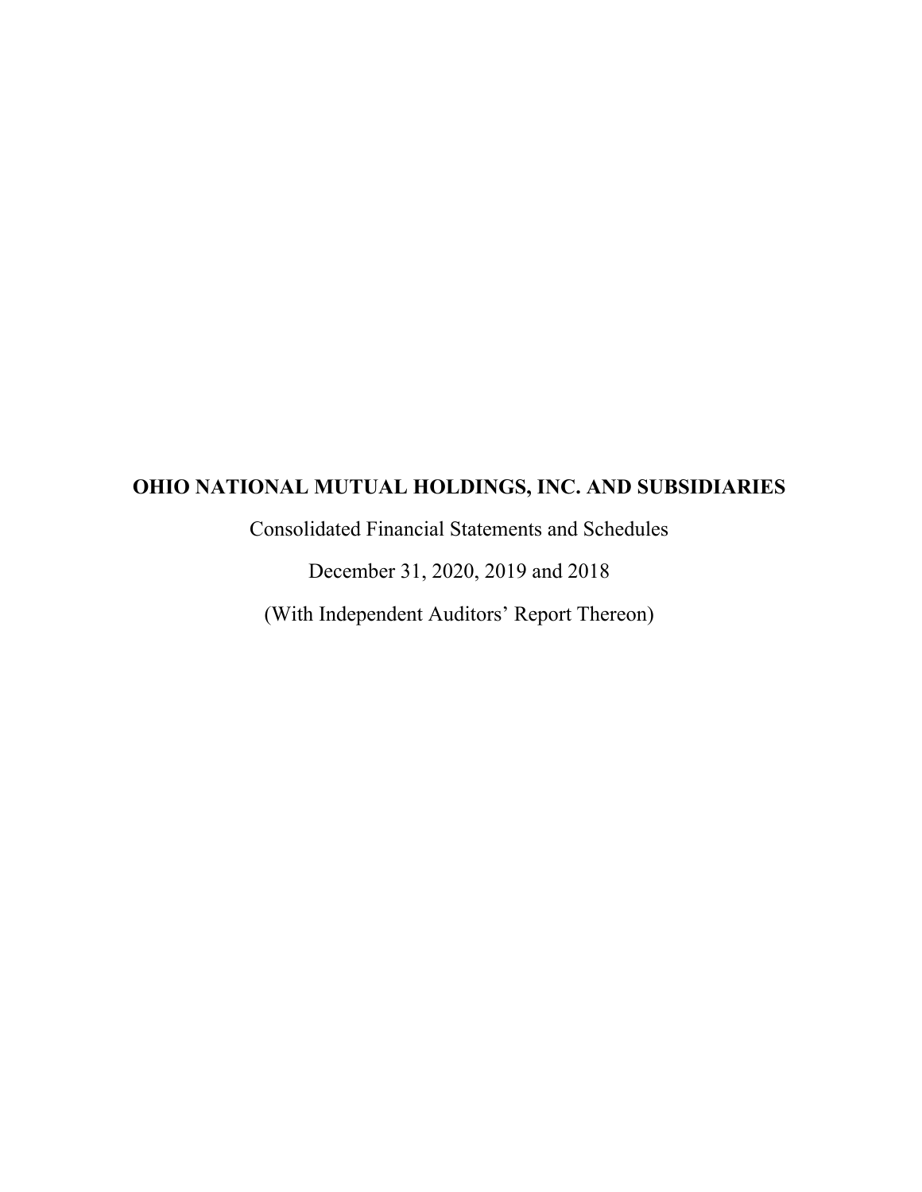# OHIO NATIONAL MUTUAL HOLDINGS, INC. AND SUBSIDIARIES

Consolidated Financial Statements and Schedules

December 31, 2020, 2019 and 2018

(With Independent Auditors' Report Thereon)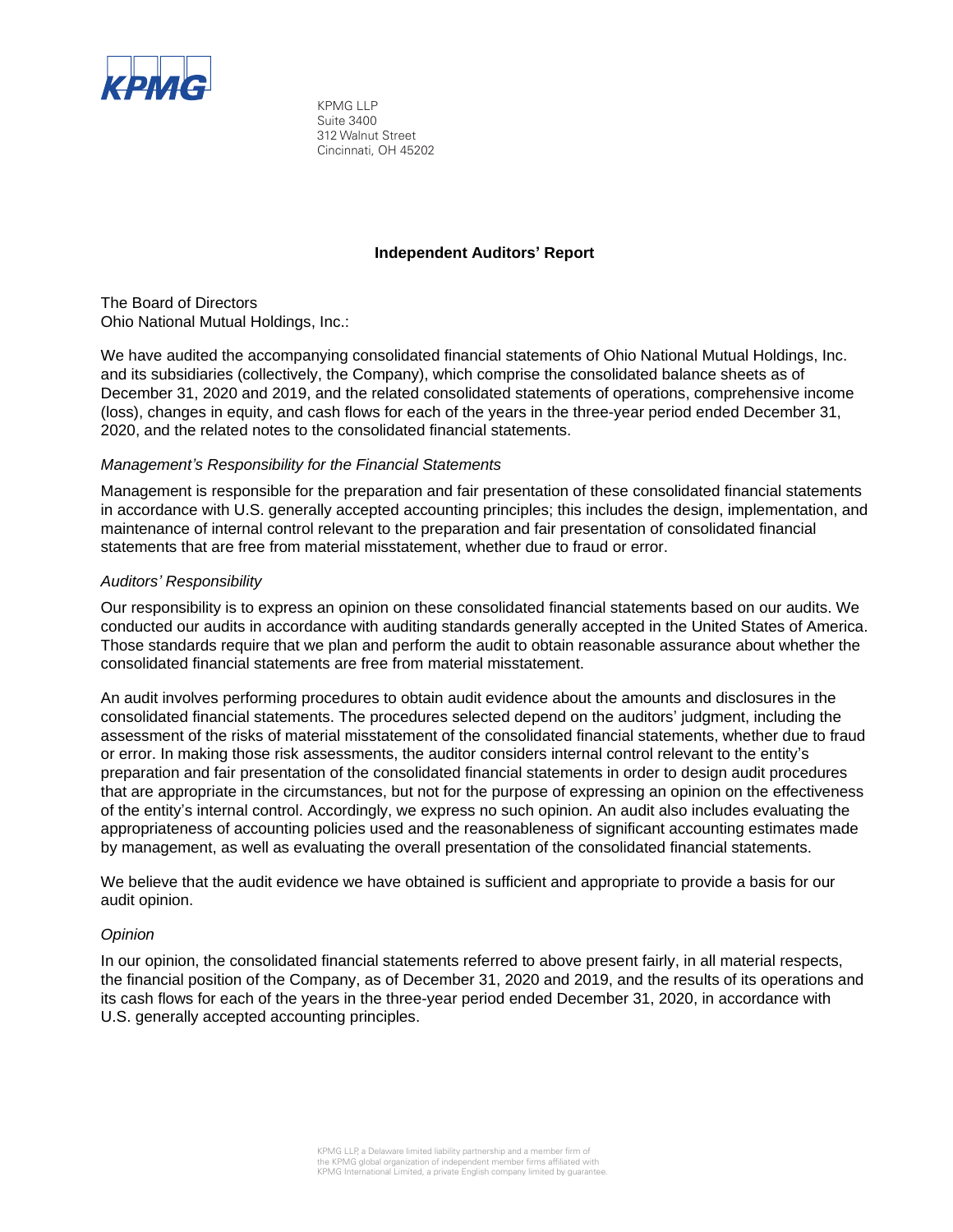KPMG LLP
Suite 3400
312 Walnut Street
Cincinnati, OH 45202

## Independent Auditors' Report

The Board of Directors
Ohio National Mutual Holdings, Inc.:

We have audited the accompanying consolidated financial statements of Ohio National Mutual Holdings, Inc. and its subsidiaries (collectively, the Company), which comprise the consolidated balance sheets as of December 31, 2020 and 2019, and the related consolidated statements of operations, comprehensive income (loss), changes in equity, and cash flows for each of the years in the three-year period ended December 31, 2020, and the related notes to the consolidated financial statements.

*Management's Responsibility for the Financial Statements*

Management is responsible for the preparation and fair presentation of these consolidated financial statements in accordance with U.S. generally accepted accounting principles; this includes the design, implementation, and maintenance of internal control relevant to the preparation and fair presentation of consolidated financial statements that are free from material misstatement, whether due to fraud or error.

*Auditors' Responsibility*

Our responsibility is to express an opinion on these consolidated financial statements based on our audits. We conducted our audits in accordance with auditing standards generally accepted in the United States of America. Those standards require that we plan and perform the audit to obtain reasonable assurance about whether the consolidated financial statements are free from material misstatement.

An audit involves performing procedures to obtain audit evidence about the amounts and disclosures in the consolidated financial statements. The procedures selected depend on the auditors' judgment, including the assessment of the risks of material misstatement of the consolidated financial statements, whether due to fraud or error. In making those risk assessments, the auditor considers internal control relevant to the entity's preparation and fair presentation of the consolidated financial statements in order to design audit procedures that are appropriate in the circumstances, but not for the purpose of expressing an opinion on the effectiveness of the entity's internal control. Accordingly, we express no such opinion. An audit also includes evaluating the appropriateness of accounting policies used and the reasonableness of significant accounting estimates made by management, as well as evaluating the overall presentation of the consolidated financial statements.

We believe that the audit evidence we have obtained is sufficient and appropriate to provide a basis for our audit opinion.

*Opinion*

In our opinion, the consolidated financial statements referred to above present fairly, in all material respects, the financial position of the Company, as of December 31, 2020 and 2019, and the results of its operations and its cash flows for each of the years in the three-year period ended December 31, 2020, in accordance with U.S. generally accepted accounting principles.

KPMG LLP, a Delaware limited liability partnership and a member firm of the KPMG global organization of independent member firms affiliated with KPMG International Limited, a private English company limited by guarantee.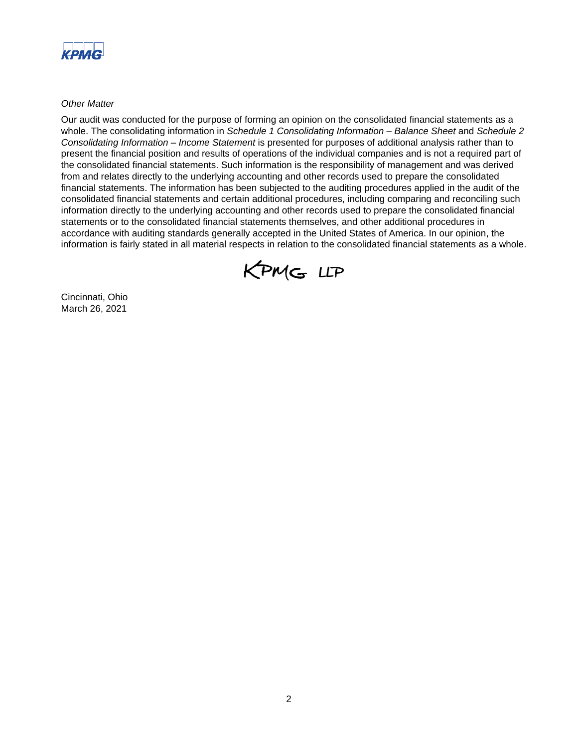*Other Matter*

Our audit was conducted for the purpose of forming an opinion on the consolidated financial statements as a whole. The consolidating information in *Schedule 1 Consolidating Information – Balance Sheet* and *Schedule 2 Consolidating Information – Income Statement* is presented for purposes of additional analysis rather than to present the financial position and results of operations of the individual companies and is not a required part of the consolidated financial statements. Such information is the responsibility of management and was derived from and relates directly to the underlying accounting and other records used to prepare the consolidated financial statements. The information has been subjected to the auditing procedures applied in the audit of the consolidated financial statements and certain additional procedures, including comparing and reconciling such information directly to the underlying accounting and other records used to prepare the consolidated financial statements or to the consolidated financial statements themselves, and other additional procedures in accordance with auditing standards generally accepted in the United States of America. In our opinion, the information is fairly stated in all material respects in relation to the consolidated financial statements as a whole.

KPMG LLP

Cincinnati, Ohio
March 26, 2021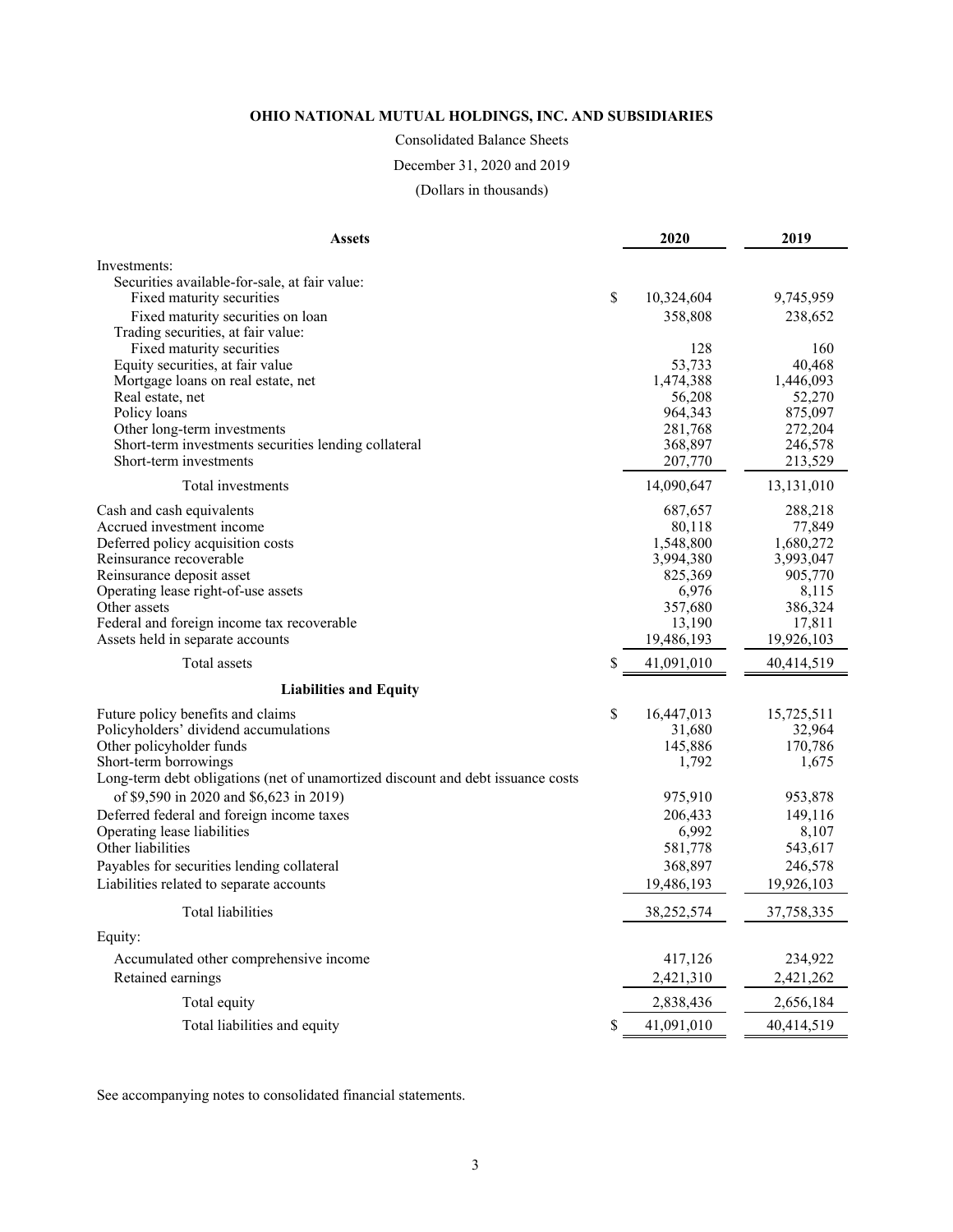**OHIO NATIONAL MUTUAL HOLDINGS, INC. AND SUBSIDIARIES**

Consolidated Balance Sheets

December 31, 2020 and 2019

(Dollars in thousands)

| **Assets** | 2020 | 2019 |
|---|---|---|
| Investments: | | |
| Securities available-for-sale, at fair value: | | |
| Fixed maturity securities | $ 10,324,604 | 9,745,959 |
| Fixed maturity securities on loan | 358,808 | 238,652 |
| Trading securities, at fair value: | | |
| Fixed maturity securities | 128 | 160 |
| Equity securities, at fair value | 53,733 | 40,468 |
| Mortgage loans on real estate, net | 1,474,388 | 1,446,093 |
| Real estate, net | 56,208 | 52,270 |
| Policy loans | 964,343 | 875,097 |
| Other long-term investments | 281,768 | 272,204 |
| Short-term investments securities lending collateral | 368,897 | 246,578 |
| Short-term investments | 207,770 | 213,529 |
| Total investments | 14,090,647 | 13,131,010 |
| Cash and cash equivalents | 687,657 | 288,218 |
| Accrued investment income | 80,118 | 77,849 |
| Deferred policy acquisition costs | 1,548,800 | 1,680,272 |
| Reinsurance recoverable | 3,994,380 | 3,993,047 |
| Reinsurance deposit asset | 825,369 | 905,770 |
| Operating lease right-of-use assets | 6,976 | 8,115 |
| Other assets | 357,680 | 386,324 |
| Federal and foreign income tax recoverable | 13,190 | 17,811 |
| Assets held in separate accounts | 19,486,193 | 19,926,103 |
| Total assets | $ 41,091,010 | 40,414,519 |
| **Liabilities and Equity** | | |
| Future policy benefits and claims | $ 16,447,013 | 15,725,511 |
| Policyholders' dividend accumulations | 31,680 | 32,964 |
| Other policyholder funds | 145,886 | 170,786 |
| Short-term borrowings | 1,792 | 1,675 |
| Long-term debt obligations (net of unamortized discount and debt issuance costs of $9,590 in 2020 and $6,623 in 2019) | 975,910 | 953,878 |
| Deferred federal and foreign income taxes | 206,433 | 149,116 |
| Operating lease liabilities | 6,992 | 8,107 |
| Other liabilities | 581,778 | 543,617 |
| Payables for securities lending collateral | 368,897 | 246,578 |
| Liabilities related to separate accounts | 19,486,193 | 19,926,103 |
| Total liabilities | 38,252,574 | 37,758,335 |
| Equity: | | |
| Accumulated other comprehensive income | 417,126 | 234,922 |
| Retained earnings | 2,421,310 | 2,421,262 |
| Total equity | 2,838,436 | 2,656,184 |
| Total liabilities and equity | $ 41,091,010 | 40,414,519 |

See accompanying notes to consolidated financial statements.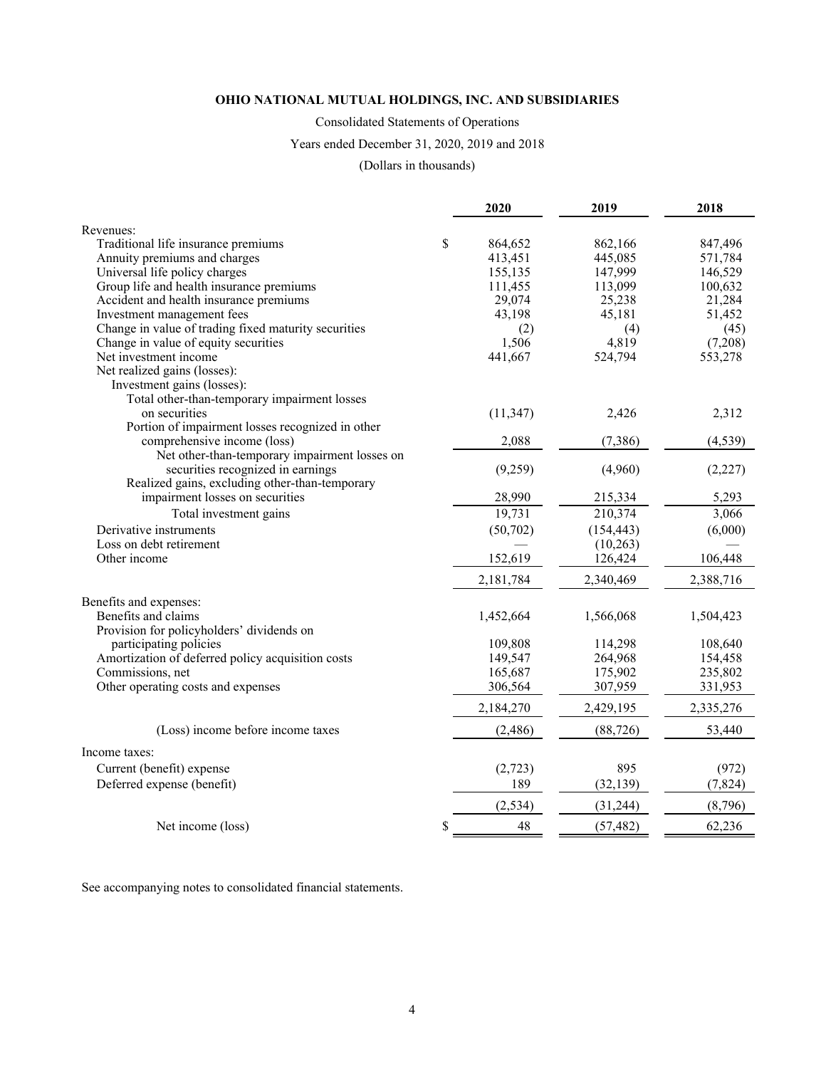**OHIO NATIONAL MUTUAL HOLDINGS, INC. AND SUBSIDIARIES**

Consolidated Statements of Operations

Years ended December 31, 2020, 2019 and 2018

(Dollars in thousands)

| | 2020 | 2019 | 2018 |
|---|---|---|---|
| Revenues: | | | |
| Traditional life insurance premiums | $ 864,652 | 862,166 | 847,496 |
| Annuity premiums and charges | 413,451 | 445,085 | 571,784 |
| Universal life policy charges | 155,135 | 147,999 | 146,529 |
| Group life and health insurance premiums | 111,455 | 113,099 | 100,632 |
| Accident and health insurance premiums | 29,074 | 25,238 | 21,284 |
| Investment management fees | 43,198 | 45,181 | 51,452 |
| Change in value of trading fixed maturity securities | (2) | (4) | (45) |
| Change in value of equity securities | 1,506 | 4,819 | (7,208) |
| Net investment income | 441,667 | 524,794 | 553,278 |
| Net realized gains (losses): | | | |
| Investment gains (losses): | | | |
| Total other-than-temporary impairment losses on securities | (11,347) | 2,426 | 2,312 |
| Portion of impairment losses recognized in other comprehensive income (loss) | 2,088 | (7,386) | (4,539) |
| Net other-than-temporary impairment losses on securities recognized in earnings | (9,259) | (4,960) | (2,227) |
| Realized gains, excluding other-than-temporary impairment losses on securities | 28,990 | 215,334 | 5,293 |
| Total investment gains | 19,731 | 210,374 | 3,066 |
| Derivative instruments | (50,702) | (154,443) | (6,000) |
| Loss on debt retirement | — | (10,263) | — |
| Other income | 152,619 | 126,424 | 106,448 |
| | 2,181,784 | 2,340,469 | 2,388,716 |
| Benefits and expenses: | | | |
| Benefits and claims | 1,452,664 | 1,566,068 | 1,504,423 |
| Provision for policyholders' dividends on participating policies | 109,808 | 114,298 | 108,640 |
| Amortization of deferred policy acquisition costs | 149,547 | 264,968 | 154,458 |
| Commissions, net | 165,687 | 175,902 | 235,802 |
| Other operating costs and expenses | 306,564 | 307,959 | 331,953 |
| | 2,184,270 | 2,429,195 | 2,335,276 |
| (Loss) income before income taxes | (2,486) | (88,726) | 53,440 |
| Income taxes: | | | |
| Current (benefit) expense | (2,723) | 895 | (972) |
| Deferred expense (benefit) | 189 | (32,139) | (7,824) |
| | (2,534) | (31,244) | (8,796) |
| Net income (loss) | $ 48 | (57,482) | 62,236 |

See accompanying notes to consolidated financial statements.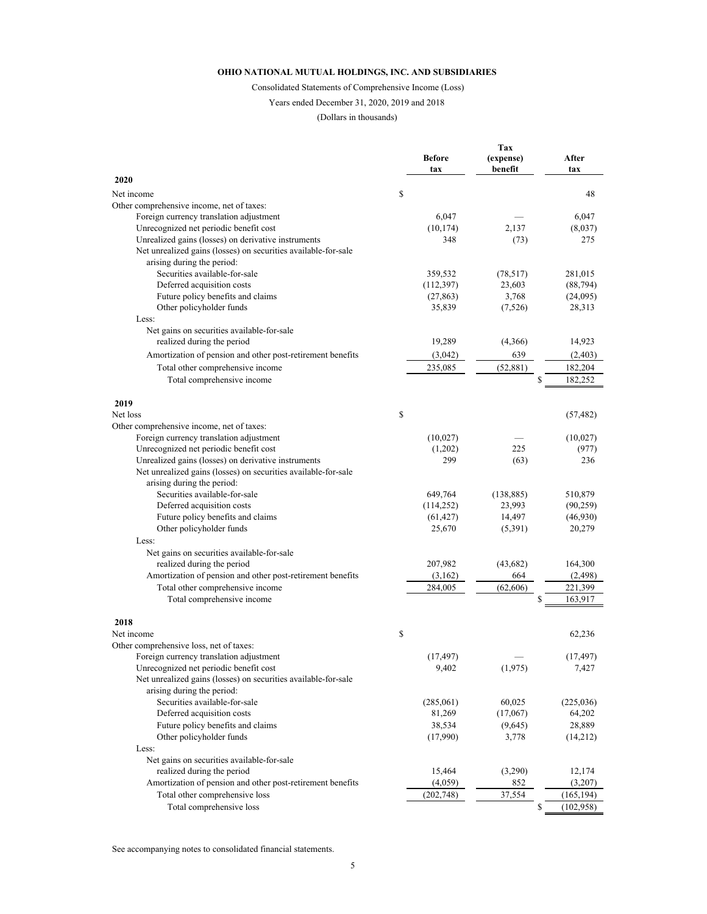**OHIO NATIONAL MUTUAL HOLDINGS, INC. AND SUBSIDIARIES**

Consolidated Statements of Comprehensive Income (Loss)

Years ended December 31, 2020, 2019 and 2018

(Dollars in thousands)

| | Before tax | Tax (expense) benefit | After tax |
|---|---|---|---|
| **2020** | | | |
| Net income | $ | | 48 |
| Other comprehensive income, net of taxes: | | | |
| Foreign currency translation adjustment | 6,047 | — | 6,047 |
| Unrecognized net periodic benefit cost | (10,174) | 2,137 | (8,037) |
| Unrealized gains (losses) on derivative instruments | 348 | (73) | 275 |
| Net unrealized gains (losses) on securities available-for-sale arising during the period: | | | |
| Securities available-for-sale | 359,532 | (78,517) | 281,015 |
| Deferred acquisition costs | (112,397) | 23,603 | (88,794) |
| Future policy benefits and claims | (27,863) | 3,768 | (24,095) |
| Other policyholder funds | 35,839 | (7,526) | 28,313 |
| Less: | | | |
| Net gains on securities available-for-sale realized during the period | 19,289 | (4,366) | 14,923 |
| Amortization of pension and other post-retirement benefits | (3,042) | 639 | (2,403) |
| Total other comprehensive income | 235,085 | (52,881) | 182,204 |
| Total comprehensive income | | | $ 182,252 |
| **2019** | | | |
| Net loss | $ | | (57,482) |
| Other comprehensive income, net of taxes: | | | |
| Foreign currency translation adjustment | (10,027) | — | (10,027) |
| Unrecognized net periodic benefit cost | (1,202) | 225 | (977) |
| Unrealized gains (losses) on derivative instruments | 299 | (63) | 236 |
| Net unrealized gains (losses) on securities available-for-sale arising during the period: | | | |
| Securities available-for-sale | 649,764 | (138,885) | 510,879 |
| Deferred acquisition costs | (114,252) | 23,993 | (90,259) |
| Future policy benefits and claims | (61,427) | 14,497 | (46,930) |
| Other policyholder funds | 25,670 | (5,391) | 20,279 |
| Less: | | | |
| Net gains on securities available-for-sale realized during the period | 207,982 | (43,682) | 164,300 |
| Amortization of pension and other post-retirement benefits | (3,162) | 664 | (2,498) |
| Total other comprehensive income | 284,005 | (62,606) | 221,399 |
| Total comprehensive income | | | $ 163,917 |
| **2018** | | | |
| Net income | $ | | 62,236 |
| Other comprehensive loss, net of taxes: | | | |
| Foreign currency translation adjustment | (17,497) | — | (17,497) |
| Unrecognized net periodic benefit cost | 9,402 | (1,975) | 7,427 |
| Net unrealized gains (losses) on securities available-for-sale arising during the period: | | | |
| Securities available-for-sale | (285,061) | 60,025 | (225,036) |
| Deferred acquisition costs | 81,269 | (17,067) | 64,202 |
| Future policy benefits and claims | 38,534 | (9,645) | 28,889 |
| Other policyholder funds | (17,990) | 3,778 | (14,212) |
| Less: | | | |
| Net gains on securities available-for-sale realized during the period | 15,464 | (3,290) | 12,174 |
| Amortization of pension and other post-retirement benefits | (4,059) | 852 | (3,207) |
| Total other comprehensive loss | (202,748) | 37,554 | (165,194) |
| Total comprehensive loss | | | $ (102,958) |

See accompanying notes to consolidated financial statements.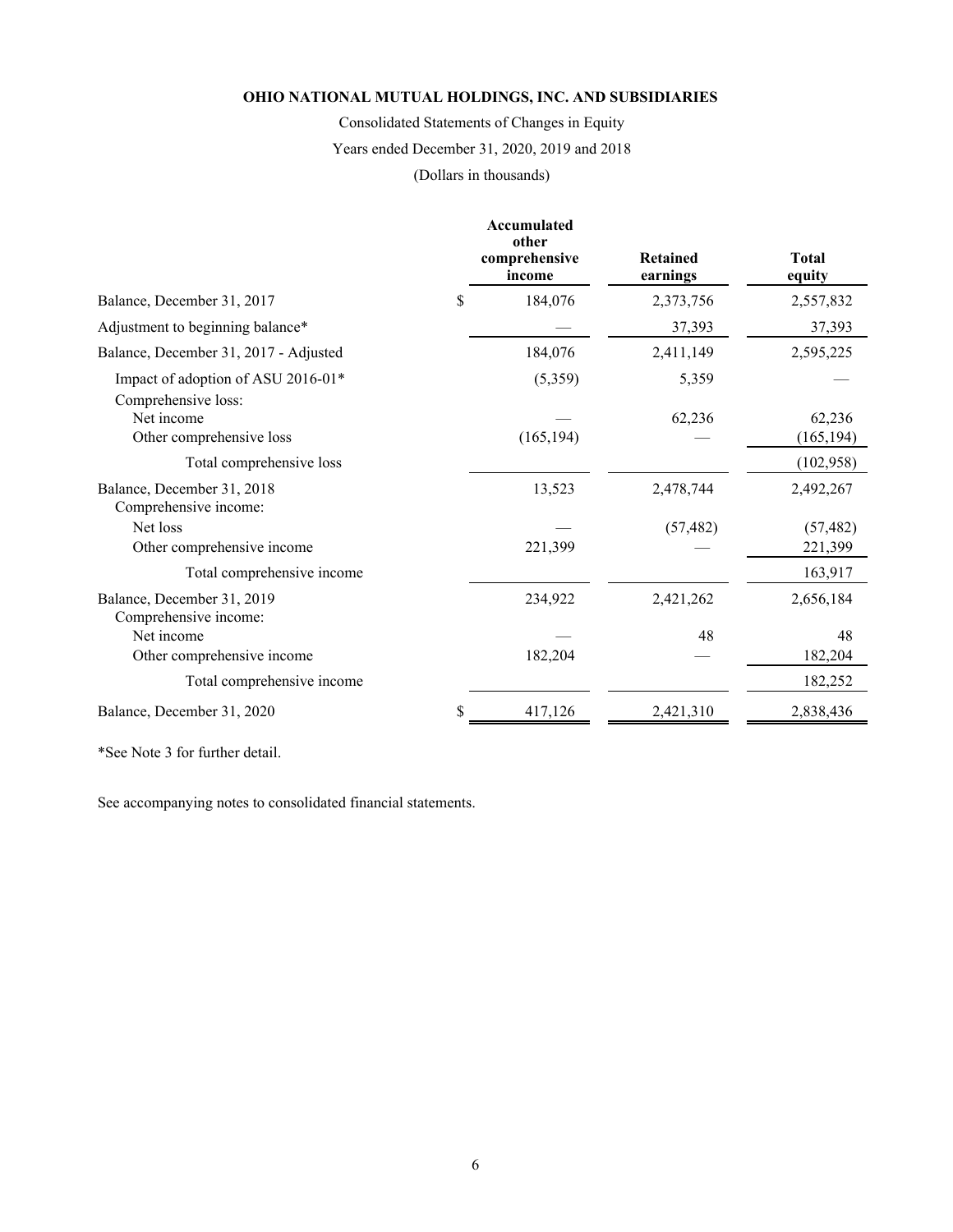**OHIO NATIONAL MUTUAL HOLDINGS, INC. AND SUBSIDIARIES**

Consolidated Statements of Changes in Equity

Years ended December 31, 2020, 2019 and 2018

(Dollars in thousands)

| | Accumulated other comprehensive income | Retained earnings | Total equity |
|---|---|---|---|
| Balance, December 31, 2017 | $ 184,076 | 2,373,756 | 2,557,832 |
| Adjustment to beginning balance* | — | 37,393 | 37,393 |
| Balance, December 31, 2017 - Adjusted | 184,076 | 2,411,149 | 2,595,225 |
| Impact of adoption of ASU 2016-01* | (5,359) | 5,359 | — |
| Comprehensive loss: | | | |
| Net income | — | 62,236 | 62,236 |
| Other comprehensive loss | (165,194) | — | (165,194) |
| Total comprehensive loss | | | (102,958) |
| Balance, December 31, 2018 | 13,523 | 2,478,744 | 2,492,267 |
| Comprehensive income: | | | |
| Net loss | — | (57,482) | (57,482) |
| Other comprehensive income | 221,399 | — | 221,399 |
| Total comprehensive income | | | 163,917 |
| Balance, December 31, 2019 | 234,922 | 2,421,262 | 2,656,184 |
| Comprehensive income: | | | |
| Net income | — | 48 | 48 |
| Other comprehensive income | 182,204 | — | 182,204 |
| Total comprehensive income | | | 182,252 |
| Balance, December 31, 2020 | $ 417,126 | 2,421,310 | 2,838,436 |

*See Note 3 for further detail.

See accompanying notes to consolidated financial statements.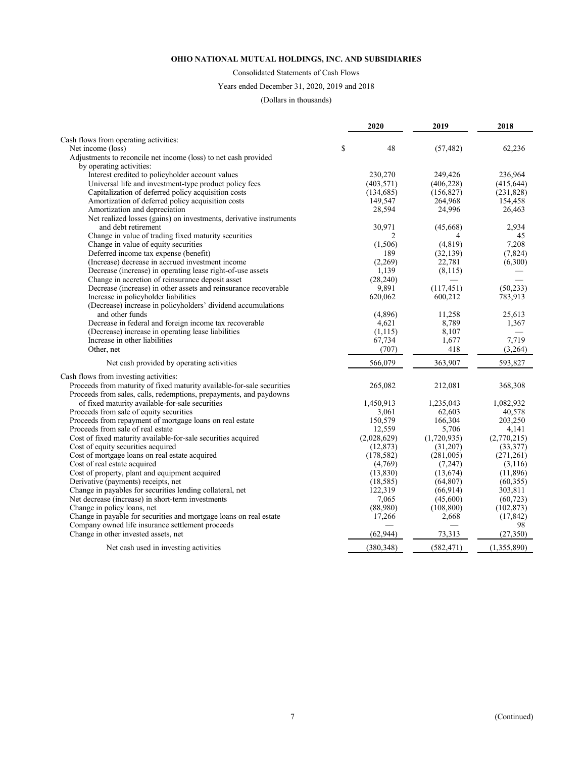**OHIO NATIONAL MUTUAL HOLDINGS, INC. AND SUBSIDIARIES**

Consolidated Statements of Cash Flows

Years ended December 31, 2020, 2019 and 2018

(Dollars in thousands)

| | 2020 | 2019 | 2018 |
|---|---|---|---|
| Cash flows from operating activities: | | | |
| Net income (loss) | $ 48 | (57,482) | 62,236 |
| Adjustments to reconcile net income (loss) to net cash provided by operating activities: | | | |
| Interest credited to policyholder account values | 230,270 | 249,426 | 236,964 |
| Universal life and investment-type product policy fees | (403,571) | (406,228) | (415,644) |
| Capitalization of deferred policy acquisition costs | (134,685) | (156,827) | (231,828) |
| Amortization of deferred policy acquisition costs | 149,547 | 264,968 | 154,458 |
| Amortization and depreciation | 28,594 | 24,996 | 26,463 |
| Net realized losses (gains) on investments, derivative instruments and debt retirement | 30,971 | (45,668) | 2,934 |
| Change in value of trading fixed maturity securities | 2 | 4 | 45 |
| Change in value of equity securities | (1,506) | (4,819) | 7,208 |
| Deferred income tax expense (benefit) | 189 | (32,139) | (7,824) |
| (Increase) decrease in accrued investment income | (2,269) | 22,781 | (6,300) |
| Decrease (increase) in operating lease right-of-use assets | 1,139 | (8,115) | — |
| Change in accretion of reinsurance deposit asset | (28,240) | — | — |
| Decrease (increase) in other assets and reinsurance recoverable | 9,891 | (117,451) | (50,233) |
| Increase in policyholder liabilities | 620,062 | 600,212 | 783,913 |
| (Decrease) increase in policyholders' dividend accumulations and other funds | (4,896) | 11,258 | 25,613 |
| Decrease in federal and foreign income tax recoverable | 4,621 | 8,789 | 1,367 |
| (Decrease) increase in operating lease liabilities | (1,115) | 8,107 | — |
| Increase in other liabilities | 67,734 | 1,677 | 7,719 |
| Other, net | (707) | 418 | (3,264) |
| Net cash provided by operating activities | 566,079 | 363,907 | 593,827 |
| Cash flows from investing activities: | | | |
| Proceeds from maturity of fixed maturity available-for-sale securities | 265,082 | 212,081 | 368,308 |
| Proceeds from sales, calls, redemptions, prepayments, and paydowns of fixed maturity available-for-sale securities | 1,450,913 | 1,235,043 | 1,082,932 |
| Proceeds from sale of equity securities | 3,061 | 62,603 | 40,578 |
| Proceeds from repayment of mortgage loans on real estate | 150,579 | 166,304 | 203,250 |
| Proceeds from sale of real estate | 12,559 | 5,706 | 4,141 |
| Cost of fixed maturity available-for-sale securities acquired | (2,028,629) | (1,720,935) | (2,770,215) |
| Cost of equity securities acquired | (12,873) | (31,207) | (33,377) |
| Cost of mortgage loans on real estate acquired | (178,582) | (281,005) | (271,261) |
| Cost of real estate acquired | (4,769) | (7,247) | (3,116) |
| Cost of property, plant and equipment acquired | (13,830) | (13,674) | (11,896) |
| Derivative (payments) receipts, net | (18,585) | (64,807) | (60,355) |
| Change in payables for securities lending collateral, net | 122,319 | (66,914) | 303,811 |
| Net decrease (increase) in short-term investments | 7,065 | (45,600) | (60,723) |
| Change in policy loans, net | (88,980) | (108,800) | (102,873) |
| Change in payable for securities and mortgage loans on real estate | 17,266 | 2,668 | (17,842) |
| Company owned life insurance settlement proceeds | — | — | 98 |
| Change in other invested assets, net | (62,944) | 73,313 | (27,350) |
| Net cash used in investing activities | (380,348) | (582,471) | (1,355,890) |

(Continued)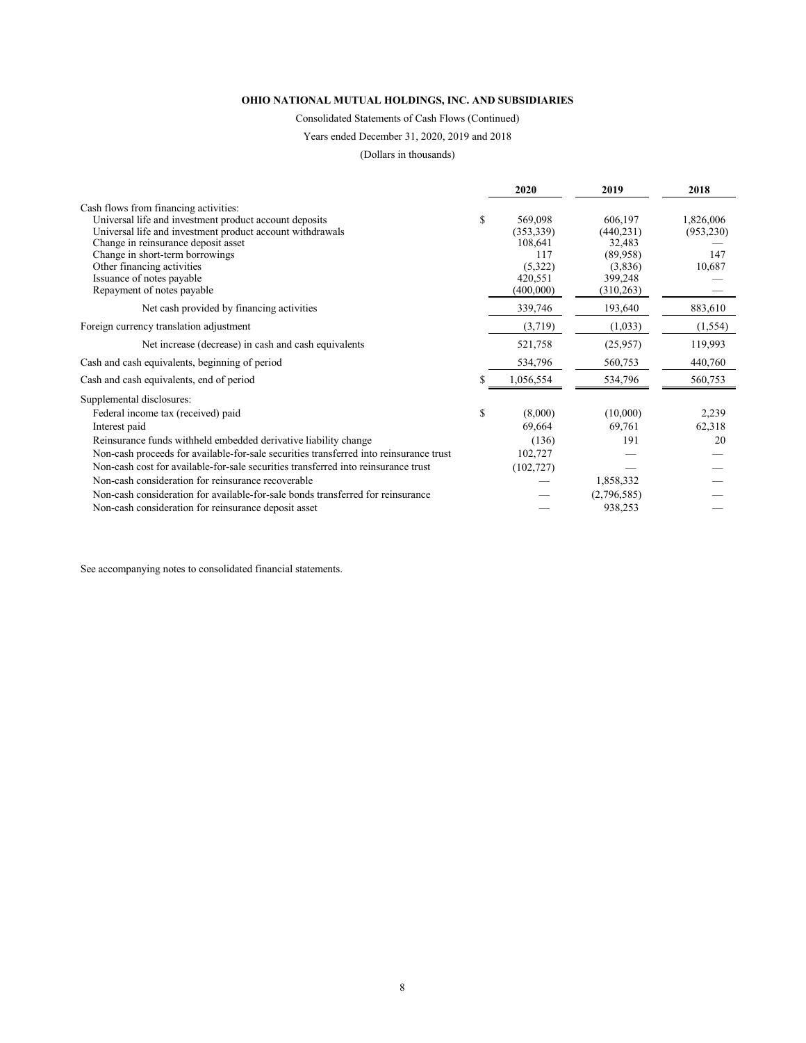**OHIO NATIONAL MUTUAL HOLDINGS, INC. AND SUBSIDIARIES**

Consolidated Statements of Cash Flows (Continued)

Years ended December 31, 2020, 2019 and 2018

(Dollars in thousands)

| | | 2020 | 2019 | 2018 |
|---|---|---|---|---|
| Cash flows from financing activities: | | | | |
| Universal life and investment product account deposits | $ | 569,098 | 606,197 | 1,826,006 |
| Universal life and investment product account withdrawals | | (353,339) | (440,231) | (953,230) |
| Change in reinsurance deposit asset | | 108,641 | 32,483 | — |
| Change in short-term borrowings | | 117 | (89,958) | 147 |
| Other financing activities | | (5,322) | (3,836) | 10,687 |
| Issuance of notes payable | | 420,551 | 399,248 | — |
| Repayment of notes payable | | (400,000) | (310,263) | — |
| Net cash provided by financing activities | | 339,746 | 193,640 | 883,610 |
| Foreign currency translation adjustment | | (3,719) | (1,033) | (1,554) |
| Net increase (decrease) in cash and cash equivalents | | 521,758 | (25,957) | 119,993 |
| Cash and cash equivalents, beginning of period | | 534,796 | 560,753 | 440,760 |
| Cash and cash equivalents, end of period | $ | 1,056,554 | 534,796 | 560,753 |
| Supplemental disclosures: | | | | |
| Federal income tax (received) paid | $ | (8,000) | (10,000) | 2,239 |
| Interest paid | | 69,664 | 69,761 | 62,318 |
| Reinsurance funds withheld embedded derivative liability change | | (136) | 191 | 20 |
| Non-cash proceeds for available-for-sale securities transferred into reinsurance trust | | 102,727 | — | — |
| Non-cash cost for available-for-sale securities transferred into reinsurance trust | | (102,727) | — | — |
| Non-cash consideration for reinsurance recoverable | | — | 1,858,332 | — |
| Non-cash consideration for available-for-sale bonds transferred for reinsurance | | — | (2,796,585) | — |
| Non-cash consideration for reinsurance deposit asset | | — | 938,253 | — |

See accompanying notes to consolidated financial statements.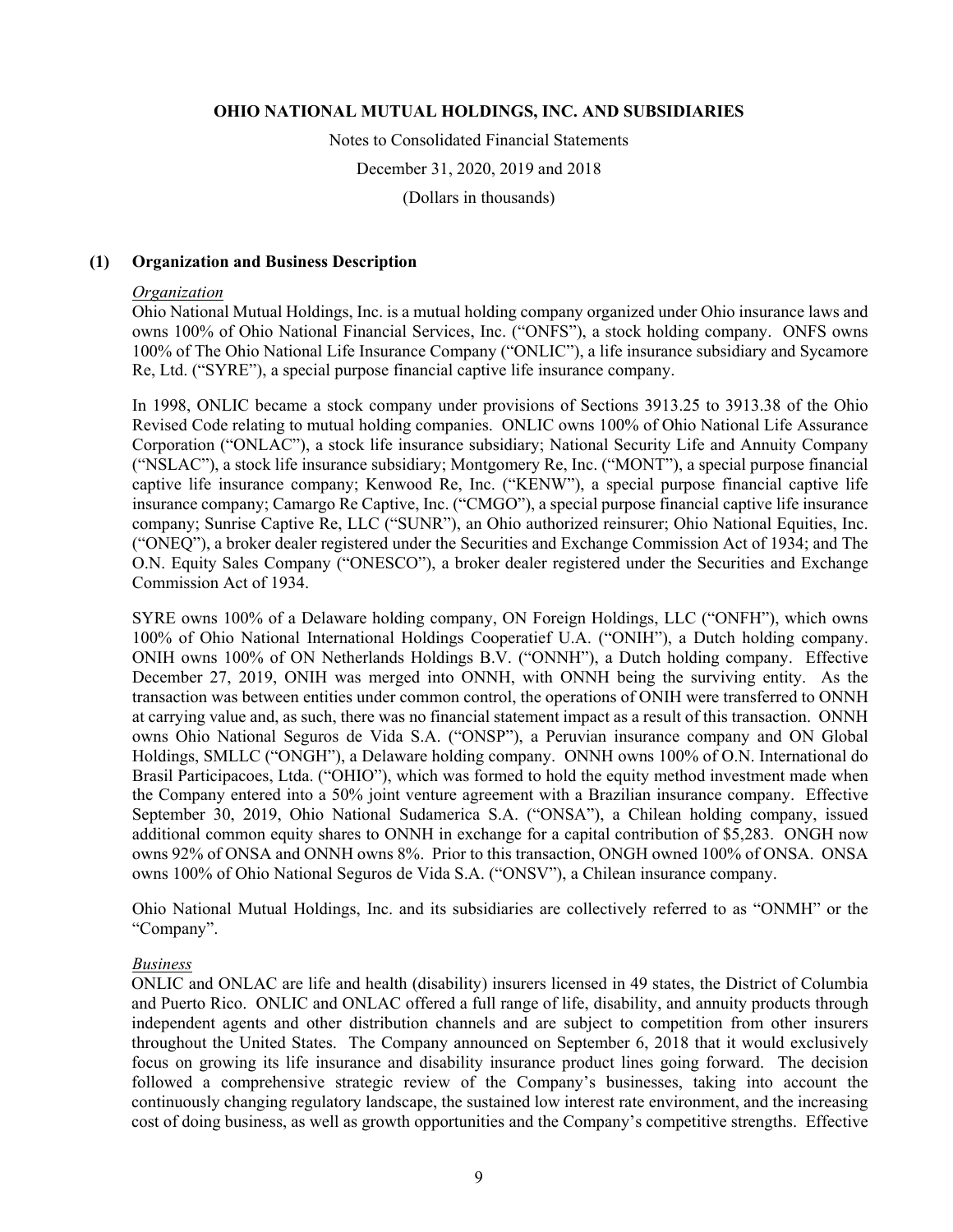## (1) Organization and Business Description

*Organization*

Ohio National Mutual Holdings, Inc. is a mutual holding company organized under Ohio insurance laws and owns 100% of Ohio National Financial Services, Inc. ("ONFS"), a stock holding company. ONFS owns 100% of The Ohio National Life Insurance Company ("ONLIC"), a life insurance subsidiary and Sycamore Re, Ltd. ("SYRE"), a special purpose financial captive life insurance company.

In 1998, ONLIC became a stock company under provisions of Sections 3913.25 to 3913.38 of the Ohio Revised Code relating to mutual holding companies. ONLIC owns 100% of Ohio National Life Assurance Corporation ("ONLAC"), a stock life insurance subsidiary; National Security Life and Annuity Company ("NSLAC"), a stock life insurance subsidiary; Montgomery Re, Inc. ("MONT"), a special purpose financial captive life insurance company; Kenwood Re, Inc. ("KENW"), a special purpose financial captive life insurance company; Camargo Re Captive, Inc. ("CMGO"), a special purpose financial captive life insurance company; Sunrise Captive Re, LLC ("SUNR"), an Ohio authorized reinsurer; Ohio National Equities, Inc. ("ONEQ"), a broker dealer registered under the Securities and Exchange Commission Act of 1934; and The O.N. Equity Sales Company ("ONESCO"), a broker dealer registered under the Securities and Exchange Commission Act of 1934.

SYRE owns 100% of a Delaware holding company, ON Foreign Holdings, LLC ("ONFH"), which owns 100% of Ohio National International Holdings Cooperatief U.A. ("ONIH"), a Dutch holding company. ONIH owns 100% of ON Netherlands Holdings B.V. ("ONNH"), a Dutch holding company. Effective December 27, 2019, ONIH was merged into ONNH, with ONNH being the surviving entity. As the transaction was between entities under common control, the operations of ONIH were transferred to ONNH at carrying value and, as such, there was no financial statement impact as a result of this transaction. ONNH owns Ohio National Seguros de Vida S.A. ("ONSP"), a Peruvian insurance company and ON Global Holdings, SMLLC ("ONGH"), a Delaware holding company. ONNH owns 100% of O.N. International do Brasil Participacoes, Ltda. ("OHIO"), which was formed to hold the equity method investment made when the Company entered into a 50% joint venture agreement with a Brazilian insurance company. Effective September 30, 2019, Ohio National Sudamerica S.A. ("ONSA"), a Chilean holding company, issued additional common equity shares to ONNH in exchange for a capital contribution of $5,283. ONGH now owns 92% of ONSA and ONNH owns 8%. Prior to this transaction, ONGH owned 100% of ONSA. ONSA owns 100% of Ohio National Seguros de Vida S.A. ("ONSV"), a Chilean insurance company.

Ohio National Mutual Holdings, Inc. and its subsidiaries are collectively referred to as "ONMH" or the "Company".

*Business*

ONLIC and ONLAC are life and health (disability) insurers licensed in 49 states, the District of Columbia and Puerto Rico. ONLIC and ONLAC offered a full range of life, disability, and annuity products through independent agents and other distribution channels and are subject to competition from other insurers throughout the United States. The Company announced on September 6, 2018 that it would exclusively focus on growing its life insurance and disability insurance product lines going forward. The decision followed a comprehensive strategic review of the Company's businesses, taking into account the continuously changing regulatory landscape, the sustained low interest rate environment, and the increasing cost of doing business, as well as growth opportunities and the Company's competitive strengths. Effective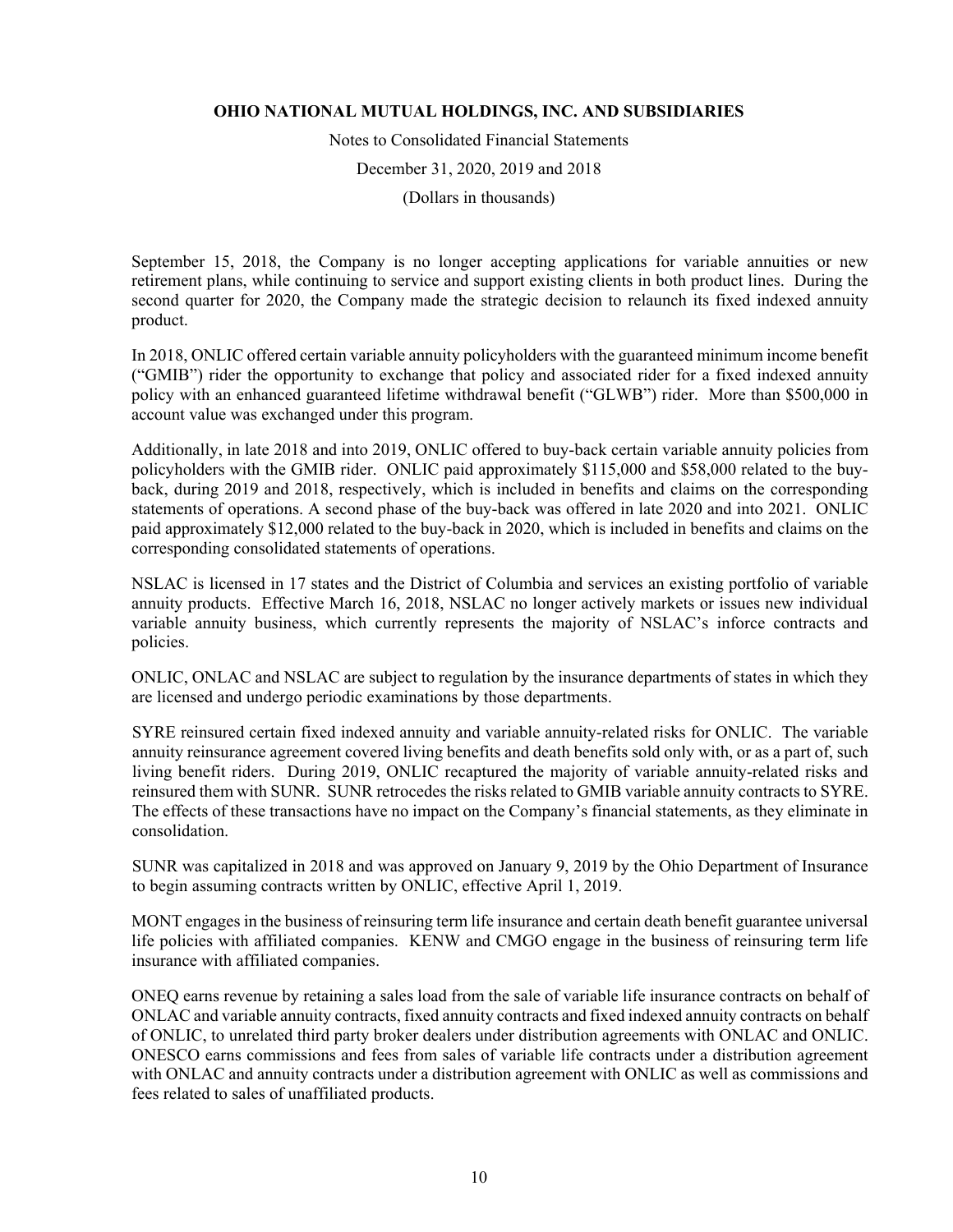September 15, 2018, the Company is no longer accepting applications for variable annuities or new retirement plans, while continuing to service and support existing clients in both product lines. During the second quarter for 2020, the Company made the strategic decision to relaunch its fixed indexed annuity product.

In 2018, ONLIC offered certain variable annuity policyholders with the guaranteed minimum income benefit ("GMIB") rider the opportunity to exchange that policy and associated rider for a fixed indexed annuity policy with an enhanced guaranteed lifetime withdrawal benefit ("GLWB") rider. More than $500,000 in account value was exchanged under this program.

Additionally, in late 2018 and into 2019, ONLIC offered to buy-back certain variable annuity policies from policyholders with the GMIB rider. ONLIC paid approximately $115,000 and $58,000 related to the buy-back, during 2019 and 2018, respectively, which is included in benefits and claims on the corresponding statements of operations. A second phase of the buy-back was offered in late 2020 and into 2021. ONLIC paid approximately $12,000 related to the buy-back in 2020, which is included in benefits and claims on the corresponding consolidated statements of operations.

NSLAC is licensed in 17 states and the District of Columbia and services an existing portfolio of variable annuity products. Effective March 16, 2018, NSLAC no longer actively markets or issues new individual variable annuity business, which currently represents the majority of NSLAC's inforce contracts and policies.

ONLIC, ONLAC and NSLAC are subject to regulation by the insurance departments of states in which they are licensed and undergo periodic examinations by those departments.

SYRE reinsured certain fixed indexed annuity and variable annuity-related risks for ONLIC. The variable annuity reinsurance agreement covered living benefits and death benefits sold only with, or as a part of, such living benefit riders. During 2019, ONLIC recaptured the majority of variable annuity-related risks and reinsured them with SUNR. SUNR retrocedes the risks related to GMIB variable annuity contracts to SYRE. The effects of these transactions have no impact on the Company's financial statements, as they eliminate in consolidation.

SUNR was capitalized in 2018 and was approved on January 9, 2019 by the Ohio Department of Insurance to begin assuming contracts written by ONLIC, effective April 1, 2019.

MONT engages in the business of reinsuring term life insurance and certain death benefit guarantee universal life policies with affiliated companies. KENW and CMGO engage in the business of reinsuring term life insurance with affiliated companies.

ONEQ earns revenue by retaining a sales load from the sale of variable life insurance contracts on behalf of ONLAC and variable annuity contracts, fixed annuity contracts and fixed indexed annuity contracts on behalf of ONLIC, to unrelated third party broker dealers under distribution agreements with ONLAC and ONLIC. ONESCO earns commissions and fees from sales of variable life contracts under a distribution agreement with ONLAC and annuity contracts under a distribution agreement with ONLIC as well as commissions and fees related to sales of unaffiliated products.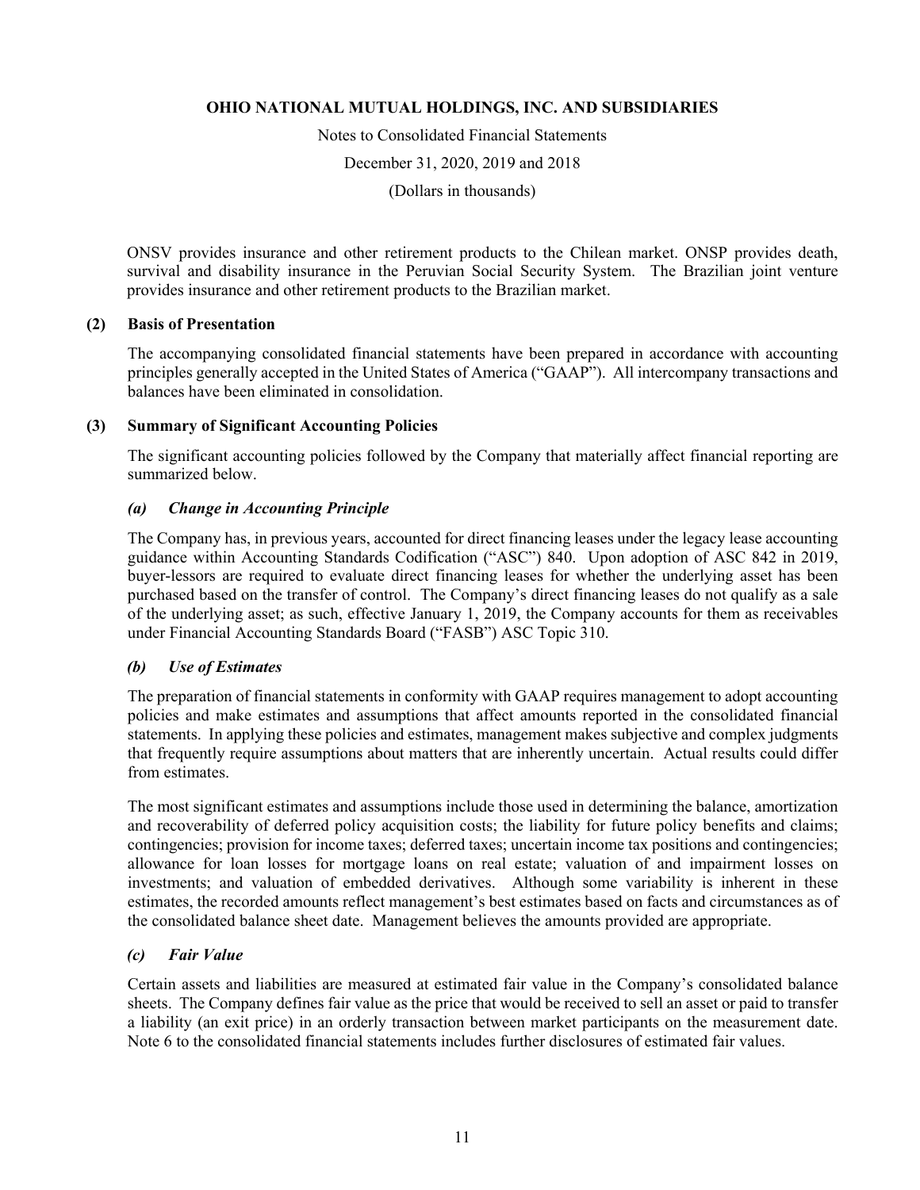ONSV provides insurance and other retirement products to the Chilean market. ONSP provides death, survival and disability insurance in the Peruvian Social Security System. The Brazilian joint venture provides insurance and other retirement products to the Brazilian market.

## (2) Basis of Presentation

The accompanying consolidated financial statements have been prepared in accordance with accounting principles generally accepted in the United States of America ("GAAP"). All intercompany transactions and balances have been eliminated in consolidation.

## (3) Summary of Significant Accounting Policies

The significant accounting policies followed by the Company that materially affect financial reporting are summarized below.

### *(a) Change in Accounting Principle*

The Company has, in previous years, accounted for direct financing leases under the legacy lease accounting guidance within Accounting Standards Codification ("ASC") 840. Upon adoption of ASC 842 in 2019, buyer-lessors are required to evaluate direct financing leases for whether the underlying asset has been purchased based on the transfer of control. The Company's direct financing leases do not qualify as a sale of the underlying asset; as such, effective January 1, 2019, the Company accounts for them as receivables under Financial Accounting Standards Board ("FASB") ASC Topic 310.

### *(b) Use of Estimates*

The preparation of financial statements in conformity with GAAP requires management to adopt accounting policies and make estimates and assumptions that affect amounts reported in the consolidated financial statements. In applying these policies and estimates, management makes subjective and complex judgments that frequently require assumptions about matters that are inherently uncertain. Actual results could differ from estimates.

The most significant estimates and assumptions include those used in determining the balance, amortization and recoverability of deferred policy acquisition costs; the liability for future policy benefits and claims; contingencies; provision for income taxes; deferred taxes; uncertain income tax positions and contingencies; allowance for loan losses for mortgage loans on real estate; valuation of and impairment losses on investments; and valuation of embedded derivatives. Although some variability is inherent in these estimates, the recorded amounts reflect management's best estimates based on facts and circumstances as of the consolidated balance sheet date. Management believes the amounts provided are appropriate.

### *(c) Fair Value*

Certain assets and liabilities are measured at estimated fair value in the Company's consolidated balance sheets. The Company defines fair value as the price that would be received to sell an asset or paid to transfer a liability (an exit price) in an orderly transaction between market participants on the measurement date. Note 6 to the consolidated financial statements includes further disclosures of estimated fair values.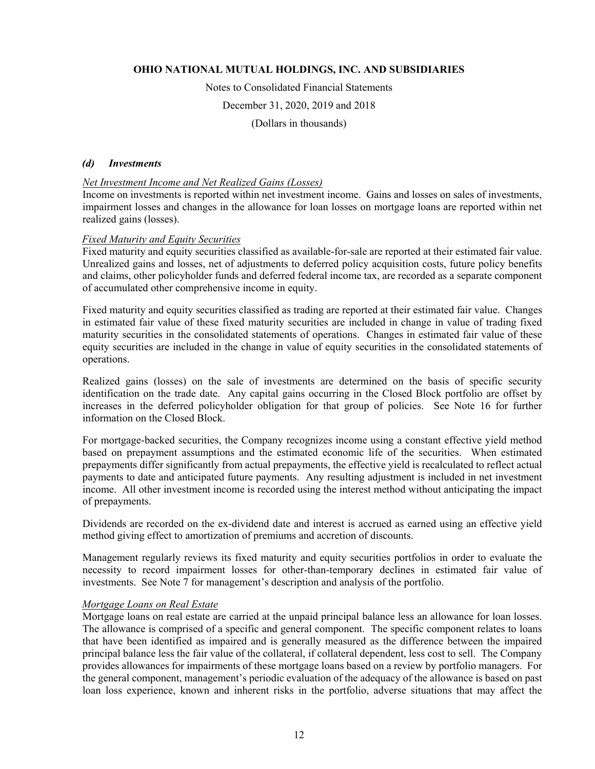### *(d) Investments*

*Net Investment Income and Net Realized Gains (Losses)*

Income on investments is reported within net investment income. Gains and losses on sales of investments, impairment losses and changes in the allowance for loan losses on mortgage loans are reported within net realized gains (losses).

*Fixed Maturity and Equity Securities*

Fixed maturity and equity securities classified as available-for-sale are reported at their estimated fair value. Unrealized gains and losses, net of adjustments to deferred policy acquisition costs, future policy benefits and claims, other policyholder funds and deferred federal income tax, are recorded as a separate component of accumulated other comprehensive income in equity.

Fixed maturity and equity securities classified as trading are reported at their estimated fair value. Changes in estimated fair value of these fixed maturity securities are included in change in value of trading fixed maturity securities in the consolidated statements of operations. Changes in estimated fair value of these equity securities are included in the change in value of equity securities in the consolidated statements of operations.

Realized gains (losses) on the sale of investments are determined on the basis of specific security identification on the trade date. Any capital gains occurring in the Closed Block portfolio are offset by increases in the deferred policyholder obligation for that group of policies. See Note 16 for further information on the Closed Block.

For mortgage-backed securities, the Company recognizes income using a constant effective yield method based on prepayment assumptions and the estimated economic life of the securities. When estimated prepayments differ significantly from actual prepayments, the effective yield is recalculated to reflect actual payments to date and anticipated future payments. Any resulting adjustment is included in net investment income. All other investment income is recorded using the interest method without anticipating the impact of prepayments.

Dividends are recorded on the ex-dividend date and interest is accrued as earned using an effective yield method giving effect to amortization of premiums and accretion of discounts.

Management regularly reviews its fixed maturity and equity securities portfolios in order to evaluate the necessity to record impairment losses for other-than-temporary declines in estimated fair value of investments. See Note 7 for management's description and analysis of the portfolio.

*Mortgage Loans on Real Estate*

Mortgage loans on real estate are carried at the unpaid principal balance less an allowance for loan losses. The allowance is comprised of a specific and general component. The specific component relates to loans that have been identified as impaired and is generally measured as the difference between the impaired principal balance less the fair value of the collateral, if collateral dependent, less cost to sell. The Company provides allowances for impairments of these mortgage loans based on a review by portfolio managers. For the general component, management's periodic evaluation of the adequacy of the allowance is based on past loan loss experience, known and inherent risks in the portfolio, adverse situations that may affect the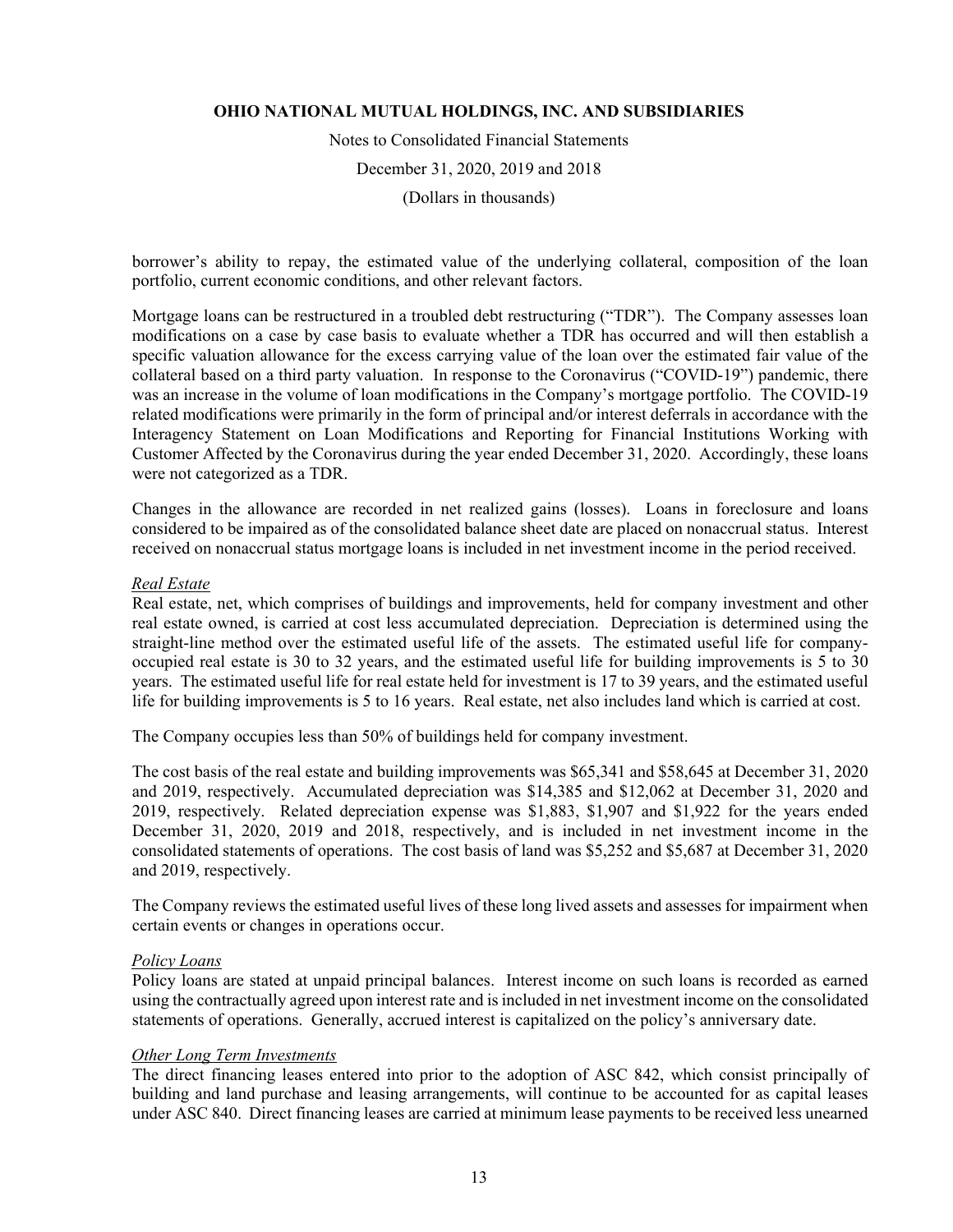borrower's ability to repay, the estimated value of the underlying collateral, composition of the loan portfolio, current economic conditions, and other relevant factors.

Mortgage loans can be restructured in a troubled debt restructuring ("TDR"). The Company assesses loan modifications on a case by case basis to evaluate whether a TDR has occurred and will then establish a specific valuation allowance for the excess carrying value of the loan over the estimated fair value of the collateral based on a third party valuation. In response to the Coronavirus ("COVID-19") pandemic, there was an increase in the volume of loan modifications in the Company's mortgage portfolio. The COVID-19 related modifications were primarily in the form of principal and/or interest deferrals in accordance with the Interagency Statement on Loan Modifications and Reporting for Financial Institutions Working with Customer Affected by the Coronavirus during the year ended December 31, 2020. Accordingly, these loans were not categorized as a TDR.

Changes in the allowance are recorded in net realized gains (losses). Loans in foreclosure and loans considered to be impaired as of the consolidated balance sheet date are placed on nonaccrual status. Interest received on nonaccrual status mortgage loans is included in net investment income in the period received.

*Real Estate*

Real estate, net, which comprises of buildings and improvements, held for company investment and other real estate owned, is carried at cost less accumulated depreciation. Depreciation is determined using the straight-line method over the estimated useful life of the assets. The estimated useful life for company-occupied real estate is 30 to 32 years, and the estimated useful life for building improvements is 5 to 30 years. The estimated useful life for real estate held for investment is 17 to 39 years, and the estimated useful life for building improvements is 5 to 16 years. Real estate, net also includes land which is carried at cost.

The Company occupies less than 50% of buildings held for company investment.

The cost basis of the real estate and building improvements was $65,341 and $58,645 at December 31, 2020 and 2019, respectively. Accumulated depreciation was $14,385 and $12,062 at December 31, 2020 and 2019, respectively. Related depreciation expense was $1,883, $1,907 and $1,922 for the years ended December 31, 2020, 2019 and 2018, respectively, and is included in net investment income in the consolidated statements of operations. The cost basis of land was $5,252 and $5,687 at December 31, 2020 and 2019, respectively.

The Company reviews the estimated useful lives of these long lived assets and assesses for impairment when certain events or changes in operations occur.

*Policy Loans*

Policy loans are stated at unpaid principal balances. Interest income on such loans is recorded as earned using the contractually agreed upon interest rate and is included in net investment income on the consolidated statements of operations. Generally, accrued interest is capitalized on the policy's anniversary date.

*Other Long Term Investments*

The direct financing leases entered into prior to the adoption of ASC 842, which consist principally of building and land purchase and leasing arrangements, will continue to be accounted for as capital leases under ASC 840. Direct financing leases are carried at minimum lease payments to be received less unearned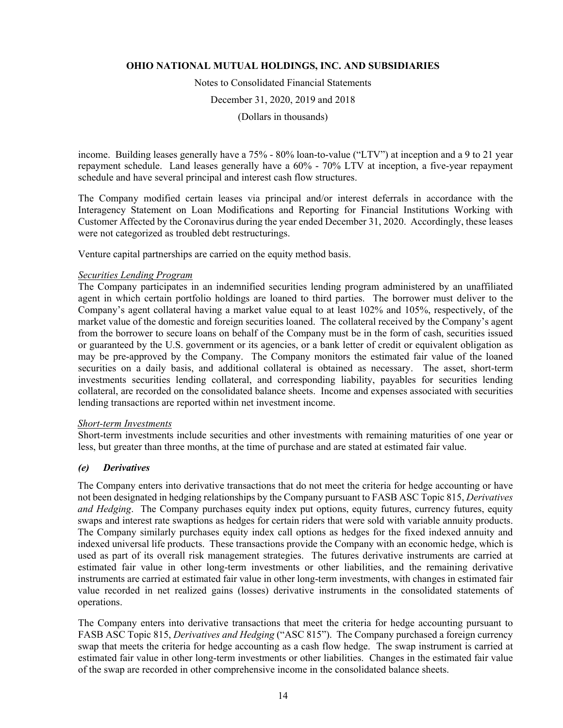income. Building leases generally have a 75% - 80% loan-to-value ("LTV") at inception and a 9 to 21 year repayment schedule. Land leases generally have a 60% - 70% LTV at inception, a five-year repayment schedule and have several principal and interest cash flow structures.

The Company modified certain leases via principal and/or interest deferrals in accordance with the Interagency Statement on Loan Modifications and Reporting for Financial Institutions Working with Customer Affected by the Coronavirus during the year ended December 31, 2020. Accordingly, these leases were not categorized as troubled debt restructurings.

Venture capital partnerships are carried on the equity method basis.

*Securities Lending Program*

The Company participates in an indemnified securities lending program administered by an unaffiliated agent in which certain portfolio holdings are loaned to third parties. The borrower must deliver to the Company's agent collateral having a market value equal to at least 102% and 105%, respectively, of the market value of the domestic and foreign securities loaned. The collateral received by the Company's agent from the borrower to secure loans on behalf of the Company must be in the form of cash, securities issued or guaranteed by the U.S. government or its agencies, or a bank letter of credit or equivalent obligation as may be pre-approved by the Company. The Company monitors the estimated fair value of the loaned securities on a daily basis, and additional collateral is obtained as necessary. The asset, short-term investments securities lending collateral, and corresponding liability, payables for securities lending collateral, are recorded on the consolidated balance sheets. Income and expenses associated with securities lending transactions are reported within net investment income.

*Short-term Investments*

Short-term investments include securities and other investments with remaining maturities of one year or less, but greater than three months, at the time of purchase and are stated at estimated fair value.

### *(e) Derivatives*

The Company enters into derivative transactions that do not meet the criteria for hedge accounting or have not been designated in hedging relationships by the Company pursuant to FASB ASC Topic 815, *Derivatives and Hedging*. The Company purchases equity index put options, equity futures, currency futures, equity swaps and interest rate swaptions as hedges for certain riders that were sold with variable annuity products. The Company similarly purchases equity index call options as hedges for the fixed indexed annuity and indexed universal life products. These transactions provide the Company with an economic hedge, which is used as part of its overall risk management strategies. The futures derivative instruments are carried at estimated fair value in other long-term investments or other liabilities, and the remaining derivative instruments are carried at estimated fair value in other long-term investments, with changes in estimated fair value recorded in net realized gains (losses) derivative instruments in the consolidated statements of operations.

The Company enters into derivative transactions that meet the criteria for hedge accounting pursuant to FASB ASC Topic 815, *Derivatives and Hedging* ("ASC 815"). The Company purchased a foreign currency swap that meets the criteria for hedge accounting as a cash flow hedge. The swap instrument is carried at estimated fair value in other long-term investments or other liabilities. Changes in the estimated fair value of the swap are recorded in other comprehensive income in the consolidated balance sheets.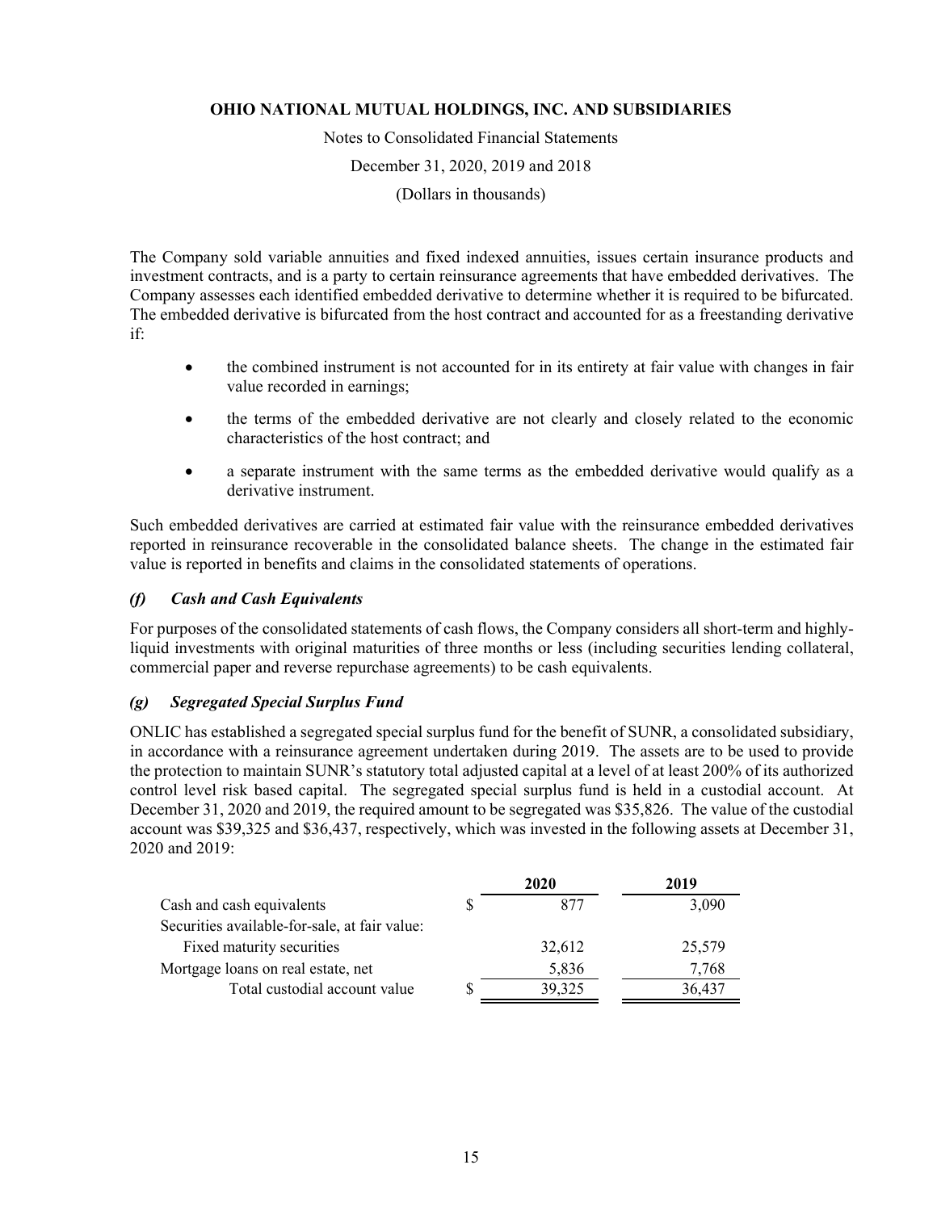The Company sold variable annuities and fixed indexed annuities, issues certain insurance products and investment contracts, and is a party to certain reinsurance agreements that have embedded derivatives. The Company assesses each identified embedded derivative to determine whether it is required to be bifurcated. The embedded derivative is bifurcated from the host contract and accounted for as a freestanding derivative if:

- the combined instrument is not accounted for in its entirety at fair value with changes in fair value recorded in earnings;
- the terms of the embedded derivative are not clearly and closely related to the economic characteristics of the host contract; and
- a separate instrument with the same terms as the embedded derivative would qualify as a derivative instrument.

Such embedded derivatives are carried at estimated fair value with the reinsurance embedded derivatives reported in reinsurance recoverable in the consolidated balance sheets. The change in the estimated fair value is reported in benefits and claims in the consolidated statements of operations.

### *(f) Cash and Cash Equivalents*

For purposes of the consolidated statements of cash flows, the Company considers all short-term and highly-liquid investments with original maturities of three months or less (including securities lending collateral, commercial paper and reverse repurchase agreements) to be cash equivalents.

### *(g) Segregated Special Surplus Fund*

ONLIC has established a segregated special surplus fund for the benefit of SUNR, a consolidated subsidiary, in accordance with a reinsurance agreement undertaken during 2019. The assets are to be used to provide the protection to maintain SUNR's statutory total adjusted capital at a level of at least 200% of its authorized control level risk based capital. The segregated special surplus fund is held in a custodial account. At December 31, 2020 and 2019, the required amount to be segregated was $35,826. The value of the custodial account was $39,325 and $36,437, respectively, which was invested in the following assets at December 31, 2020 and 2019:

| | 2020 | 2019 |
|---|---|---|
| Cash and cash equivalents | $ 877 | 3,090 |
| Securities available-for-sale, at fair value: | | |
| Fixed maturity securities | 32,612 | 25,579 |
| Mortgage loans on real estate, net | 5,836 | 7,768 |
| Total custodial account value | $ 39,325 | 36,437 |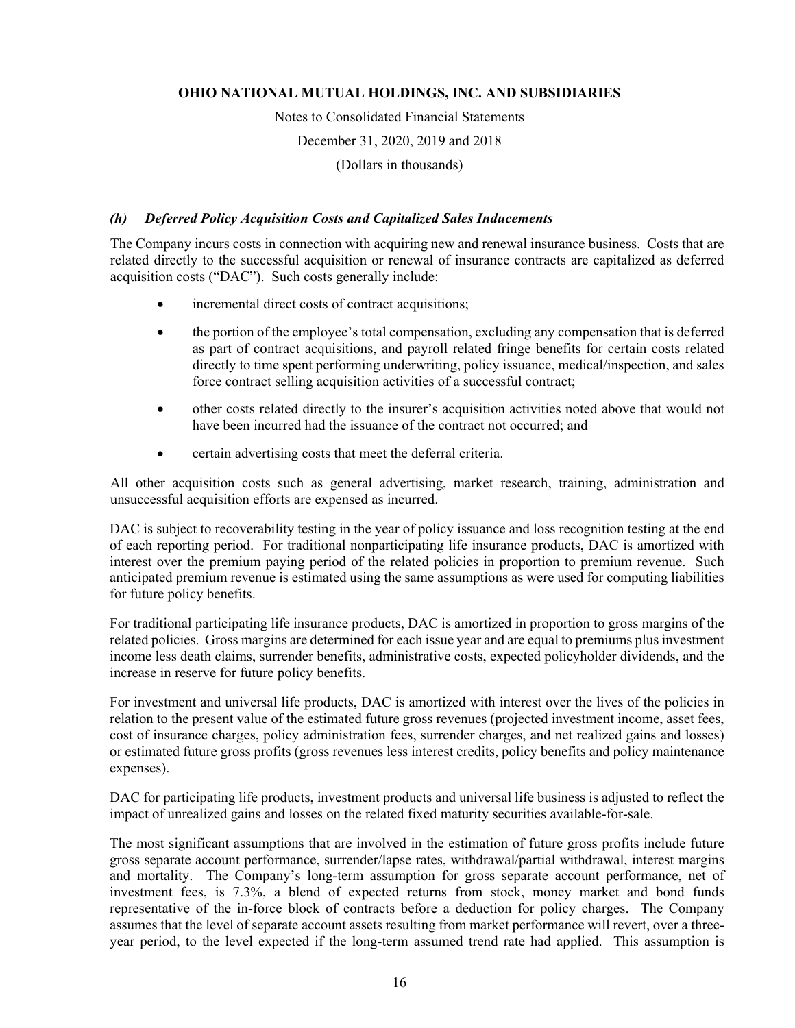### *(h) Deferred Policy Acquisition Costs and Capitalized Sales Inducements*

The Company incurs costs in connection with acquiring new and renewal insurance business. Costs that are related directly to the successful acquisition or renewal of insurance contracts are capitalized as deferred acquisition costs ("DAC"). Such costs generally include:

- incremental direct costs of contract acquisitions;
- the portion of the employee's total compensation, excluding any compensation that is deferred as part of contract acquisitions, and payroll related fringe benefits for certain costs related directly to time spent performing underwriting, policy issuance, medical/inspection, and sales force contract selling acquisition activities of a successful contract;
- other costs related directly to the insurer's acquisition activities noted above that would not have been incurred had the issuance of the contract not occurred; and
- certain advertising costs that meet the deferral criteria.

All other acquisition costs such as general advertising, market research, training, administration and unsuccessful acquisition efforts are expensed as incurred.

DAC is subject to recoverability testing in the year of policy issuance and loss recognition testing at the end of each reporting period. For traditional nonparticipating life insurance products, DAC is amortized with interest over the premium paying period of the related policies in proportion to premium revenue. Such anticipated premium revenue is estimated using the same assumptions as were used for computing liabilities for future policy benefits.

For traditional participating life insurance products, DAC is amortized in proportion to gross margins of the related policies. Gross margins are determined for each issue year and are equal to premiums plus investment income less death claims, surrender benefits, administrative costs, expected policyholder dividends, and the increase in reserve for future policy benefits.

For investment and universal life products, DAC is amortized with interest over the lives of the policies in relation to the present value of the estimated future gross revenues (projected investment income, asset fees, cost of insurance charges, policy administration fees, surrender charges, and net realized gains and losses) or estimated future gross profits (gross revenues less interest credits, policy benefits and policy maintenance expenses).

DAC for participating life products, investment products and universal life business is adjusted to reflect the impact of unrealized gains and losses on the related fixed maturity securities available-for-sale.

The most significant assumptions that are involved in the estimation of future gross profits include future gross separate account performance, surrender/lapse rates, withdrawal/partial withdrawal, interest margins and mortality. The Company's long-term assumption for gross separate account performance, net of investment fees, is 7.3%, a blend of expected returns from stock, money market and bond funds representative of the in-force block of contracts before a deduction for policy charges. The Company assumes that the level of separate account assets resulting from market performance will revert, over a three-year period, to the level expected if the long-term assumed trend rate had applied. This assumption is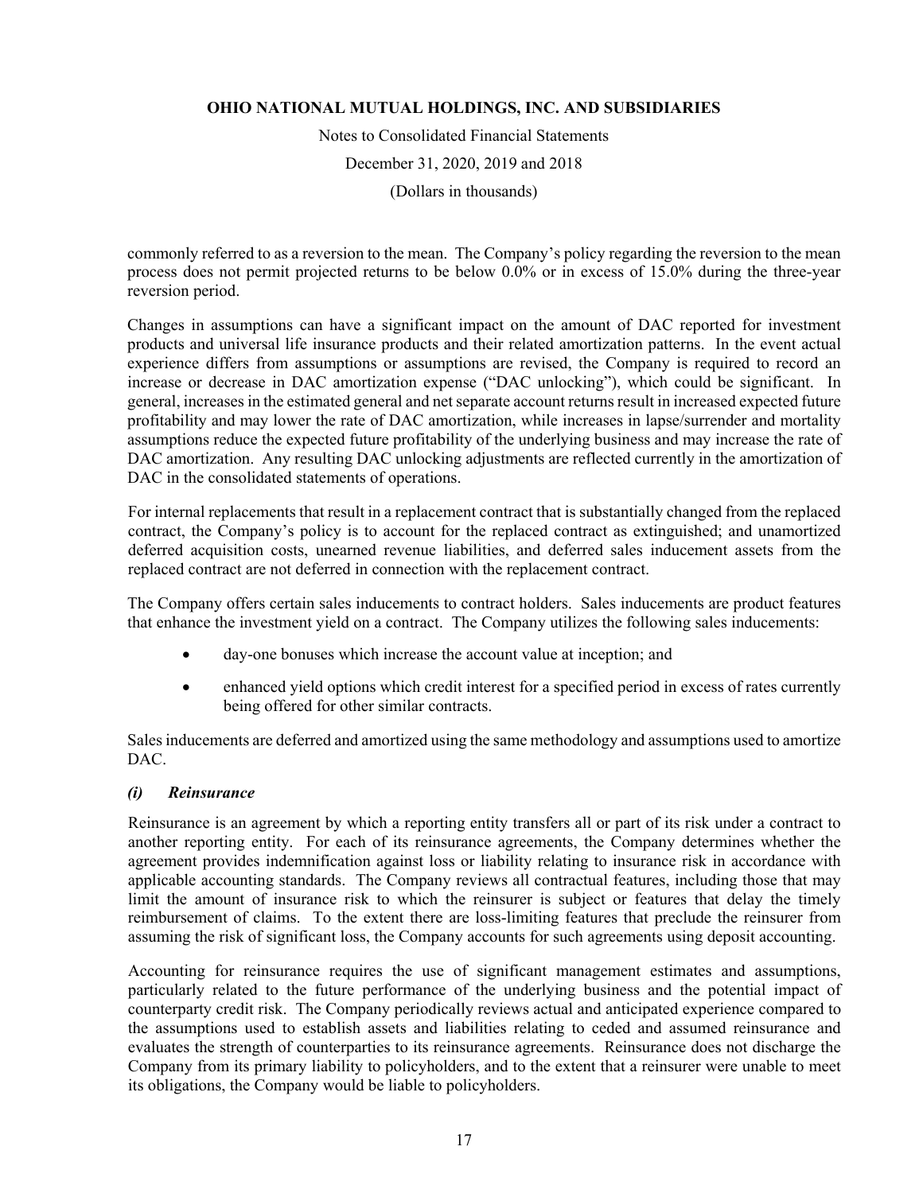commonly referred to as a reversion to the mean. The Company's policy regarding the reversion to the mean process does not permit projected returns to be below 0.0% or in excess of 15.0% during the three-year reversion period.

Changes in assumptions can have a significant impact on the amount of DAC reported for investment products and universal life insurance products and their related amortization patterns. In the event actual experience differs from assumptions or assumptions are revised, the Company is required to record an increase or decrease in DAC amortization expense ("DAC unlocking"), which could be significant. In general, increases in the estimated general and net separate account returns result in increased expected future profitability and may lower the rate of DAC amortization, while increases in lapse/surrender and mortality assumptions reduce the expected future profitability of the underlying business and may increase the rate of DAC amortization. Any resulting DAC unlocking adjustments are reflected currently in the amortization of DAC in the consolidated statements of operations.

For internal replacements that result in a replacement contract that is substantially changed from the replaced contract, the Company's policy is to account for the replaced contract as extinguished; and unamortized deferred acquisition costs, unearned revenue liabilities, and deferred sales inducement assets from the replaced contract are not deferred in connection with the replacement contract.

The Company offers certain sales inducements to contract holders. Sales inducements are product features that enhance the investment yield on a contract. The Company utilizes the following sales inducements:

- day-one bonuses which increase the account value at inception; and
- enhanced yield options which credit interest for a specified period in excess of rates currently being offered for other similar contracts.

Sales inducements are deferred and amortized using the same methodology and assumptions used to amortize DAC.

### *(i) Reinsurance*

Reinsurance is an agreement by which a reporting entity transfers all or part of its risk under a contract to another reporting entity. For each of its reinsurance agreements, the Company determines whether the agreement provides indemnification against loss or liability relating to insurance risk in accordance with applicable accounting standards. The Company reviews all contractual features, including those that may limit the amount of insurance risk to which the reinsurer is subject or features that delay the timely reimbursement of claims. To the extent there are loss-limiting features that preclude the reinsurer from assuming the risk of significant loss, the Company accounts for such agreements using deposit accounting.

Accounting for reinsurance requires the use of significant management estimates and assumptions, particularly related to the future performance of the underlying business and the potential impact of counterparty credit risk. The Company periodically reviews actual and anticipated experience compared to the assumptions used to establish assets and liabilities relating to ceded and assumed reinsurance and evaluates the strength of counterparties to its reinsurance agreements. Reinsurance does not discharge the Company from its primary liability to policyholders, and to the extent that a reinsurer were unable to meet its obligations, the Company would be liable to policyholders.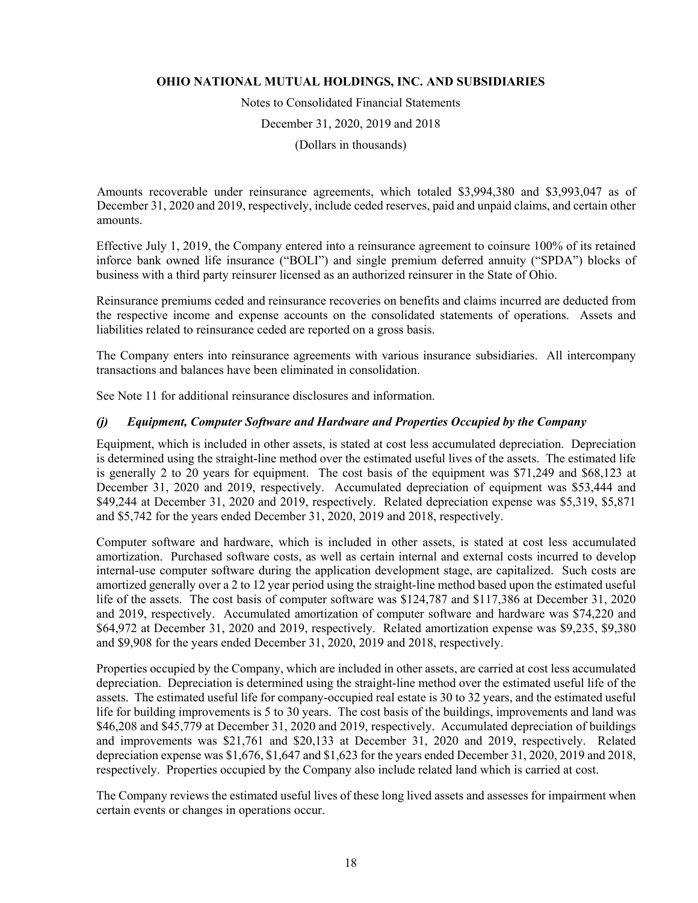Amounts recoverable under reinsurance agreements, which totaled $3,994,380 and $3,993,047 as of December 31, 2020 and 2019, respectively, include ceded reserves, paid and unpaid claims, and certain other amounts.

Effective July 1, 2019, the Company entered into a reinsurance agreement to coinsure 100% of its retained inforce bank owned life insurance ("BOLI") and single premium deferred annuity ("SPDA") blocks of business with a third party reinsurer licensed as an authorized reinsurer in the State of Ohio.

Reinsurance premiums ceded and reinsurance recoveries on benefits and claims incurred are deducted from the respective income and expense accounts on the consolidated statements of operations. Assets and liabilities related to reinsurance ceded are reported on a gross basis.

The Company enters into reinsurance agreements with various insurance subsidiaries. All intercompany transactions and balances have been eliminated in consolidation.

See Note 11 for additional reinsurance disclosures and information.

### *(j) Equipment, Computer Software and Hardware and Properties Occupied by the Company*

Equipment, which is included in other assets, is stated at cost less accumulated depreciation. Depreciation is determined using the straight-line method over the estimated useful lives of the assets. The estimated life is generally 2 to 20 years for equipment. The cost basis of the equipment was $71,249 and $68,123 at December 31, 2020 and 2019, respectively. Accumulated depreciation of equipment was $53,444 and $49,244 at December 31, 2020 and 2019, respectively. Related depreciation expense was $5,319, $5,871 and $5,742 for the years ended December 31, 2020, 2019 and 2018, respectively.

Computer software and hardware, which is included in other assets, is stated at cost less accumulated amortization. Purchased software costs, as well as certain internal and external costs incurred to develop internal-use computer software during the application development stage, are capitalized. Such costs are amortized generally over a 2 to 12 year period using the straight-line method based upon the estimated useful life of the assets. The cost basis of computer software was $124,787 and $117,386 at December 31, 2020 and 2019, respectively. Accumulated amortization of computer software and hardware was $74,220 and $64,972 at December 31, 2020 and 2019, respectively. Related amortization expense was $9,235, $9,380 and $9,908 for the years ended December 31, 2020, 2019 and 2018, respectively.

Properties occupied by the Company, which are included in other assets, are carried at cost less accumulated depreciation. Depreciation is determined using the straight-line method over the estimated useful life of the assets. The estimated useful life for company-occupied real estate is 30 to 32 years, and the estimated useful life for building improvements is 5 to 30 years. The cost basis of the buildings, improvements and land was $46,208 and $45,779 at December 31, 2020 and 2019, respectively. Accumulated depreciation of buildings and improvements was $21,761 and $20,133 at December 31, 2020 and 2019, respectively. Related depreciation expense was $1,676, $1,647 and $1,623 for the years ended December 31, 2020, 2019 and 2018, respectively. Properties occupied by the Company also include related land which is carried at cost.

The Company reviews the estimated useful lives of these long lived assets and assesses for impairment when certain events or changes in operations occur.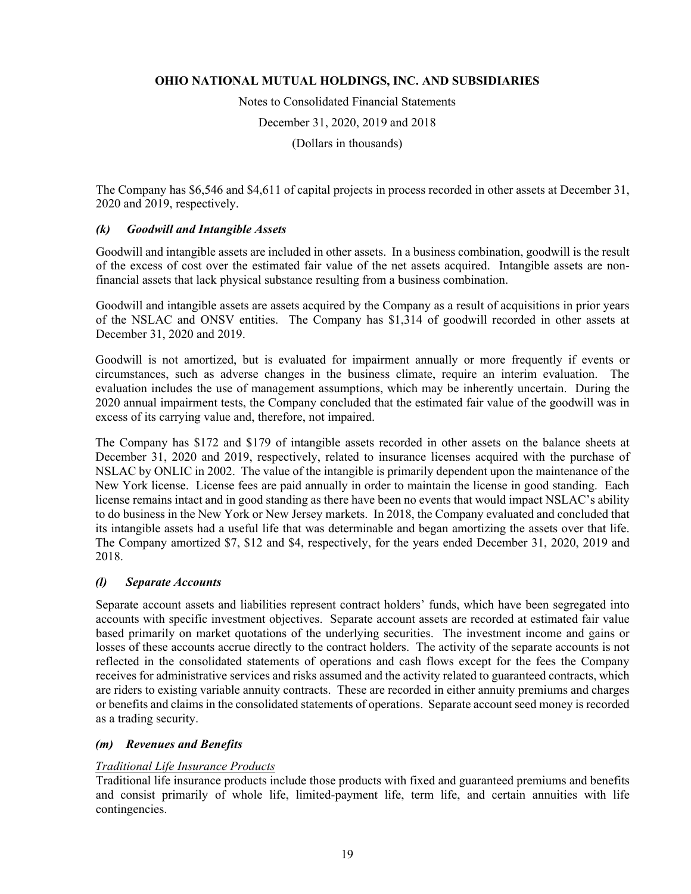The Company has $6,546 and $4,611 of capital projects in process recorded in other assets at December 31, 2020 and 2019, respectively.

### *(k) Goodwill and Intangible Assets*

Goodwill and intangible assets are included in other assets. In a business combination, goodwill is the result of the excess of cost over the estimated fair value of the net assets acquired. Intangible assets are non-financial assets that lack physical substance resulting from a business combination.

Goodwill and intangible assets are assets acquired by the Company as a result of acquisitions in prior years of the NSLAC and ONSV entities. The Company has $1,314 of goodwill recorded in other assets at December 31, 2020 and 2019.

Goodwill is not amortized, but is evaluated for impairment annually or more frequently if events or circumstances, such as adverse changes in the business climate, require an interim evaluation. The evaluation includes the use of management assumptions, which may be inherently uncertain. During the 2020 annual impairment tests, the Company concluded that the estimated fair value of the goodwill was in excess of its carrying value and, therefore, not impaired.

The Company has $172 and $179 of intangible assets recorded in other assets on the balance sheets at December 31, 2020 and 2019, respectively, related to insurance licenses acquired with the purchase of NSLAC by ONLIC in 2002. The value of the intangible is primarily dependent upon the maintenance of the New York license. License fees are paid annually in order to maintain the license in good standing. Each license remains intact and in good standing as there have been no events that would impact NSLAC's ability to do business in the New York or New Jersey markets. In 2018, the Company evaluated and concluded that its intangible assets had a useful life that was determinable and began amortizing the assets over that life. The Company amortized $7, $12 and $4, respectively, for the years ended December 31, 2020, 2019 and 2018.

### *(l) Separate Accounts*

Separate account assets and liabilities represent contract holders' funds, which have been segregated into accounts with specific investment objectives. Separate account assets are recorded at estimated fair value based primarily on market quotations of the underlying securities. The investment income and gains or losses of these accounts accrue directly to the contract holders. The activity of the separate accounts is not reflected in the consolidated statements of operations and cash flows except for the fees the Company receives for administrative services and risks assumed and the activity related to guaranteed contracts, which are riders to existing variable annuity contracts. These are recorded in either annuity premiums and charges or benefits and claims in the consolidated statements of operations. Separate account seed money is recorded as a trading security.

### *(m) Revenues and Benefits*

<u>*Traditional Life Insurance Products*</u>

Traditional life insurance products include those products with fixed and guaranteed premiums and benefits and consist primarily of whole life, limited-payment life, term life, and certain annuities with life contingencies.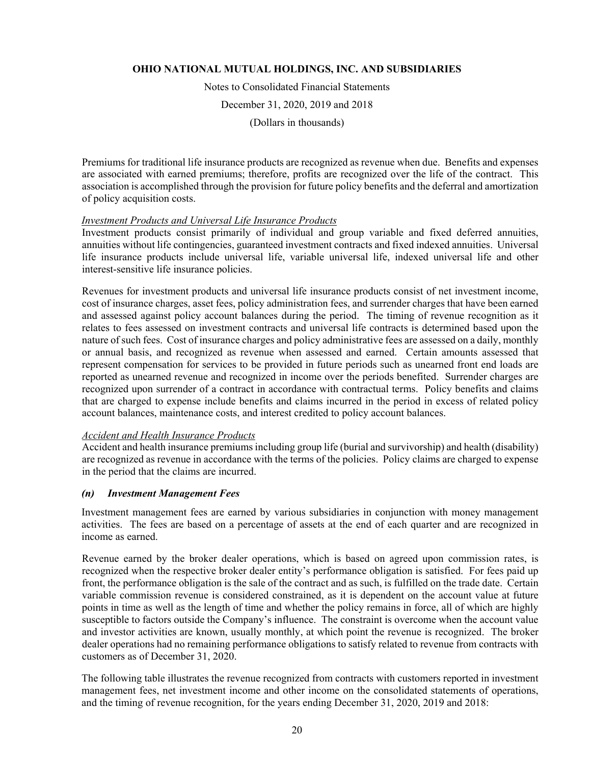Premiums for traditional life insurance products are recognized as revenue when due. Benefits and expenses are associated with earned premiums; therefore, profits are recognized over the life of the contract. This association is accomplished through the provision for future policy benefits and the deferral and amortization of policy acquisition costs.

*Investment Products and Universal Life Insurance Products*

Investment products consist primarily of individual and group variable and fixed deferred annuities, annuities without life contingencies, guaranteed investment contracts and fixed indexed annuities. Universal life insurance products include universal life, variable universal life, indexed universal life and other interest-sensitive life insurance policies.

Revenues for investment products and universal life insurance products consist of net investment income, cost of insurance charges, asset fees, policy administration fees, and surrender charges that have been earned and assessed against policy account balances during the period. The timing of revenue recognition as it relates to fees assessed on investment contracts and universal life contracts is determined based upon the nature of such fees. Cost of insurance charges and policy administrative fees are assessed on a daily, monthly or annual basis, and recognized as revenue when assessed and earned. Certain amounts assessed that represent compensation for services to be provided in future periods such as unearned front end loads are reported as unearned revenue and recognized in income over the periods benefited. Surrender charges are recognized upon surrender of a contract in accordance with contractual terms. Policy benefits and claims that are charged to expense include benefits and claims incurred in the period in excess of related policy account balances, maintenance costs, and interest credited to policy account balances.

*Accident and Health Insurance Products*

Accident and health insurance premiums including group life (burial and survivorship) and health (disability) are recognized as revenue in accordance with the terms of the policies. Policy claims are charged to expense in the period that the claims are incurred.

### *(n) Investment Management Fees*

Investment management fees are earned by various subsidiaries in conjunction with money management activities. The fees are based on a percentage of assets at the end of each quarter and are recognized in income as earned.

Revenue earned by the broker dealer operations, which is based on agreed upon commission rates, is recognized when the respective broker dealer entity's performance obligation is satisfied. For fees paid up front, the performance obligation is the sale of the contract and as such, is fulfilled on the trade date. Certain variable commission revenue is considered constrained, as it is dependent on the account value at future points in time as well as the length of time and whether the policy remains in force, all of which are highly susceptible to factors outside the Company's influence. The constraint is overcome when the account value and investor activities are known, usually monthly, at which point the revenue is recognized. The broker dealer operations had no remaining performance obligations to satisfy related to revenue from contracts with customers as of December 31, 2020.

The following table illustrates the revenue recognized from contracts with customers reported in investment management fees, net investment income and other income on the consolidated statements of operations, and the timing of revenue recognition, for the years ending December 31, 2020, 2019 and 2018: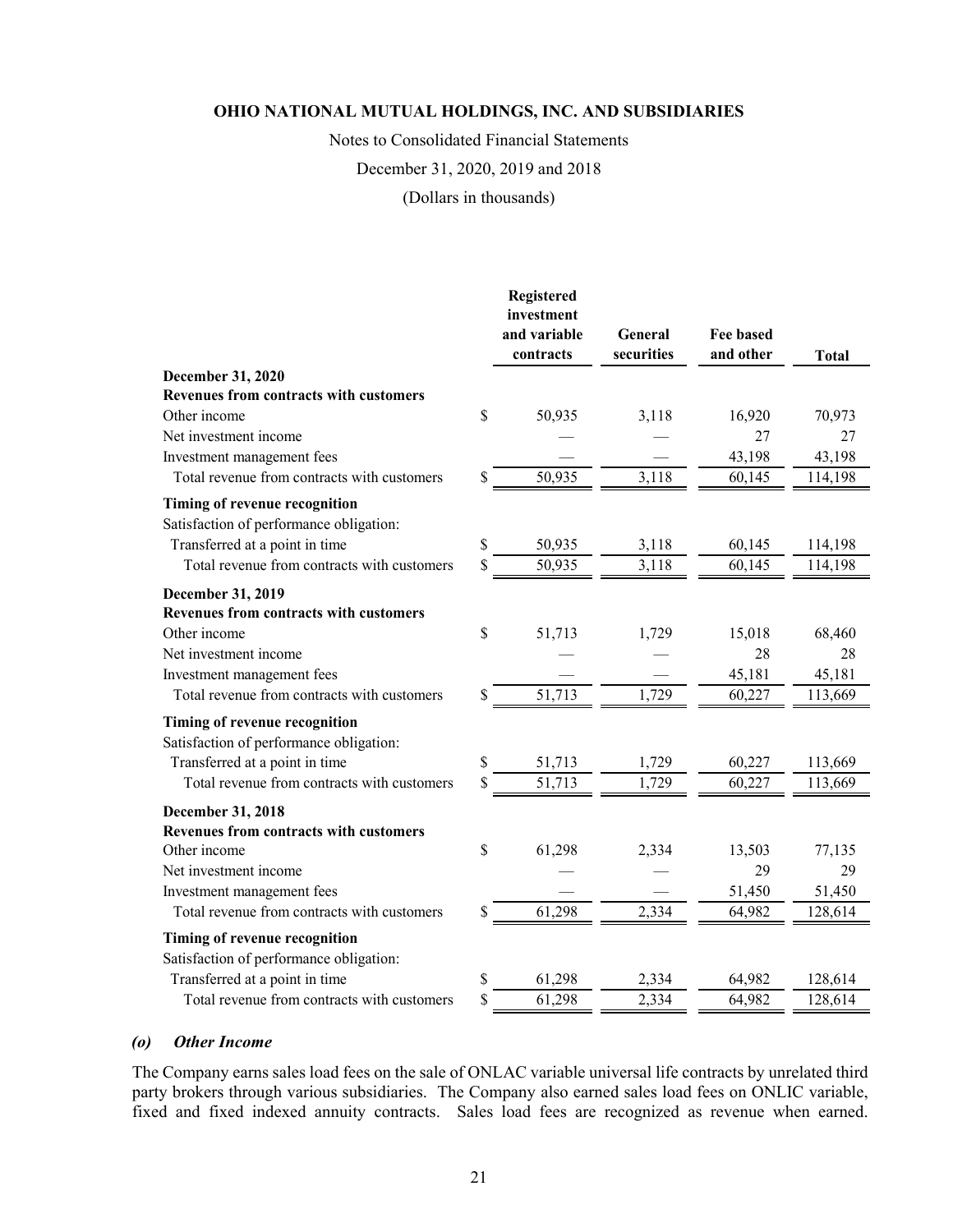| | Registered investment and variable contracts | General securities | Fee based and other | Total |
|---|---|---|---|---|
| **December 31, 2020** | | | | |
| **Revenues from contracts with customers** | | | | |
| Other income | $ 50,935 | 3,118 | 16,920 | 70,973 |
| Net investment income | — | — | 27 | 27 |
| Investment management fees | — | — | 43,198 | 43,198 |
| Total revenue from contracts with customers | $ 50,935 | 3,118 | 60,145 | 114,198 |
| **Timing of revenue recognition** | | | | |
| Satisfaction of performance obligation: | | | | |
| Transferred at a point in time | $ 50,935 | 3,118 | 60,145 | 114,198 |
| Total revenue from contracts with customers | $ 50,935 | 3,118 | 60,145 | 114,198 |
| **December 31, 2019** | | | | |
| **Revenues from contracts with customers** | | | | |
| Other income | $ 51,713 | 1,729 | 15,018 | 68,460 |
| Net investment income | — | — | 28 | 28 |
| Investment management fees | — | — | 45,181 | 45,181 |
| Total revenue from contracts with customers | $ 51,713 | 1,729 | 60,227 | 113,669 |
| **Timing of revenue recognition** | | | | |
| Satisfaction of performance obligation: | | | | |
| Transferred at a point in time | $ 51,713 | 1,729 | 60,227 | 113,669 |
| Total revenue from contracts with customers | $ 51,713 | 1,729 | 60,227 | 113,669 |
| **December 31, 2018** | | | | |
| **Revenues from contracts with customers** | | | | |
| Other income | $ 61,298 | 2,334 | 13,503 | 77,135 |
| Net investment income | — | — | 29 | 29 |
| Investment management fees | — | — | 51,450 | 51,450 |
| Total revenue from contracts with customers | $ 61,298 | 2,334 | 64,982 | 128,614 |
| **Timing of revenue recognition** | | | | |
| Satisfaction of performance obligation: | | | | |
| Transferred at a point in time | $ 61,298 | 2,334 | 64,982 | 128,614 |
| Total revenue from contracts with customers | $ 61,298 | 2,334 | 64,982 | 128,614 |

### *(o) Other Income*

The Company earns sales load fees on the sale of ONLAC variable universal life contracts by unrelated third party brokers through various subsidiaries. The Company also earned sales load fees on ONLIC variable, fixed and fixed indexed annuity contracts. Sales load fees are recognized as revenue when earned.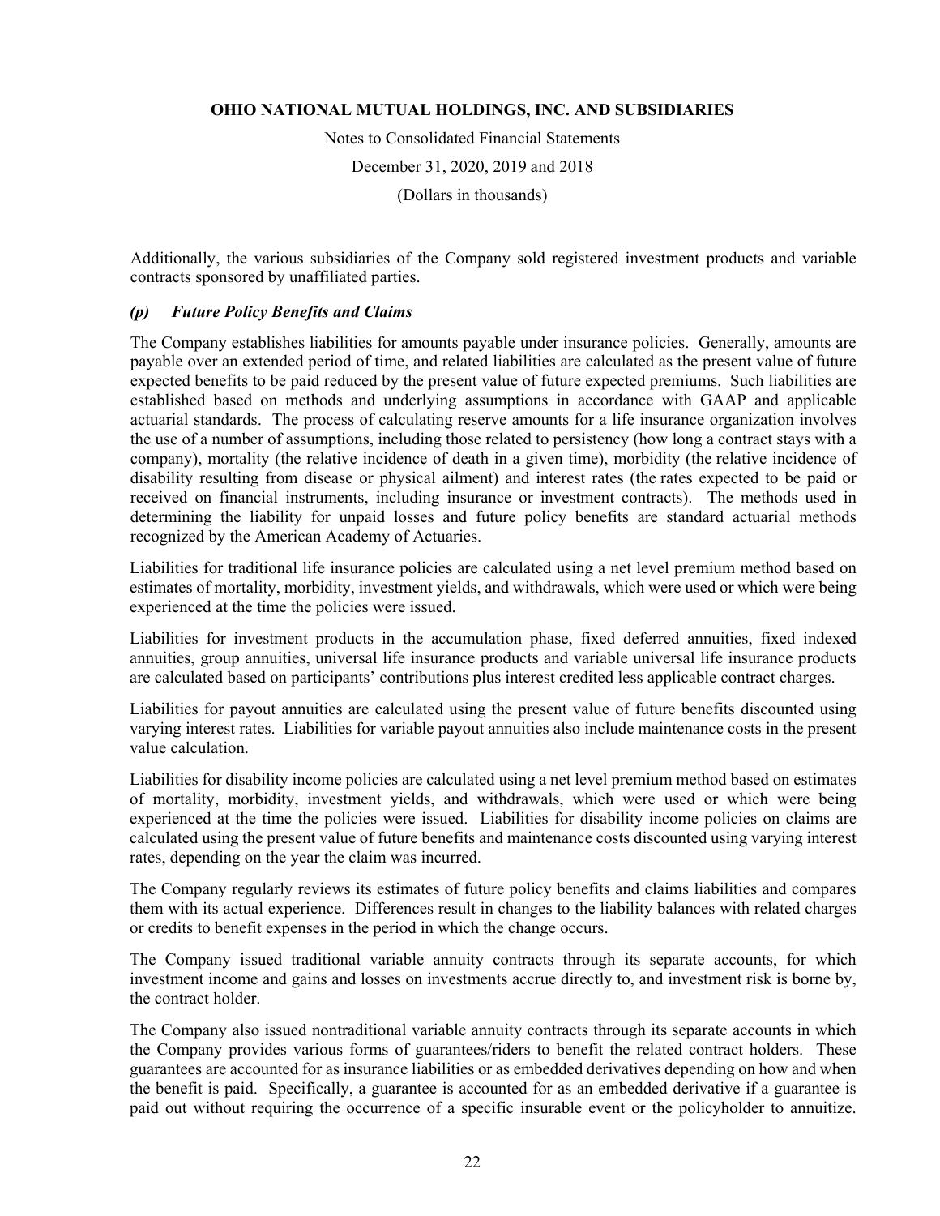Additionally, the various subsidiaries of the Company sold registered investment products and variable contracts sponsored by unaffiliated parties.

### *(p) Future Policy Benefits and Claims*

The Company establishes liabilities for amounts payable under insurance policies. Generally, amounts are payable over an extended period of time, and related liabilities are calculated as the present value of future expected benefits to be paid reduced by the present value of future expected premiums. Such liabilities are established based on methods and underlying assumptions in accordance with GAAP and applicable actuarial standards. The process of calculating reserve amounts for a life insurance organization involves the use of a number of assumptions, including those related to persistency (how long a contract stays with a company), mortality (the relative incidence of death in a given time), morbidity (the relative incidence of disability resulting from disease or physical ailment) and interest rates (the rates expected to be paid or received on financial instruments, including insurance or investment contracts). The methods used in determining the liability for unpaid losses and future policy benefits are standard actuarial methods recognized by the American Academy of Actuaries.

Liabilities for traditional life insurance policies are calculated using a net level premium method based on estimates of mortality, morbidity, investment yields, and withdrawals, which were used or which were being experienced at the time the policies were issued.

Liabilities for investment products in the accumulation phase, fixed deferred annuities, fixed indexed annuities, group annuities, universal life insurance products and variable universal life insurance products are calculated based on participants' contributions plus interest credited less applicable contract charges.

Liabilities for payout annuities are calculated using the present value of future benefits discounted using varying interest rates. Liabilities for variable payout annuities also include maintenance costs in the present value calculation.

Liabilities for disability income policies are calculated using a net level premium method based on estimates of mortality, morbidity, investment yields, and withdrawals, which were used or which were being experienced at the time the policies were issued. Liabilities for disability income policies on claims are calculated using the present value of future benefits and maintenance costs discounted using varying interest rates, depending on the year the claim was incurred.

The Company regularly reviews its estimates of future policy benefits and claims liabilities and compares them with its actual experience. Differences result in changes to the liability balances with related charges or credits to benefit expenses in the period in which the change occurs.

The Company issued traditional variable annuity contracts through its separate accounts, for which investment income and gains and losses on investments accrue directly to, and investment risk is borne by, the contract holder.

The Company also issued nontraditional variable annuity contracts through its separate accounts in which the Company provides various forms of guarantees/riders to benefit the related contract holders. These guarantees are accounted for as insurance liabilities or as embedded derivatives depending on how and when the benefit is paid. Specifically, a guarantee is accounted for as an embedded derivative if a guarantee is paid out without requiring the occurrence of a specific insurable event or the policyholder to annuitize.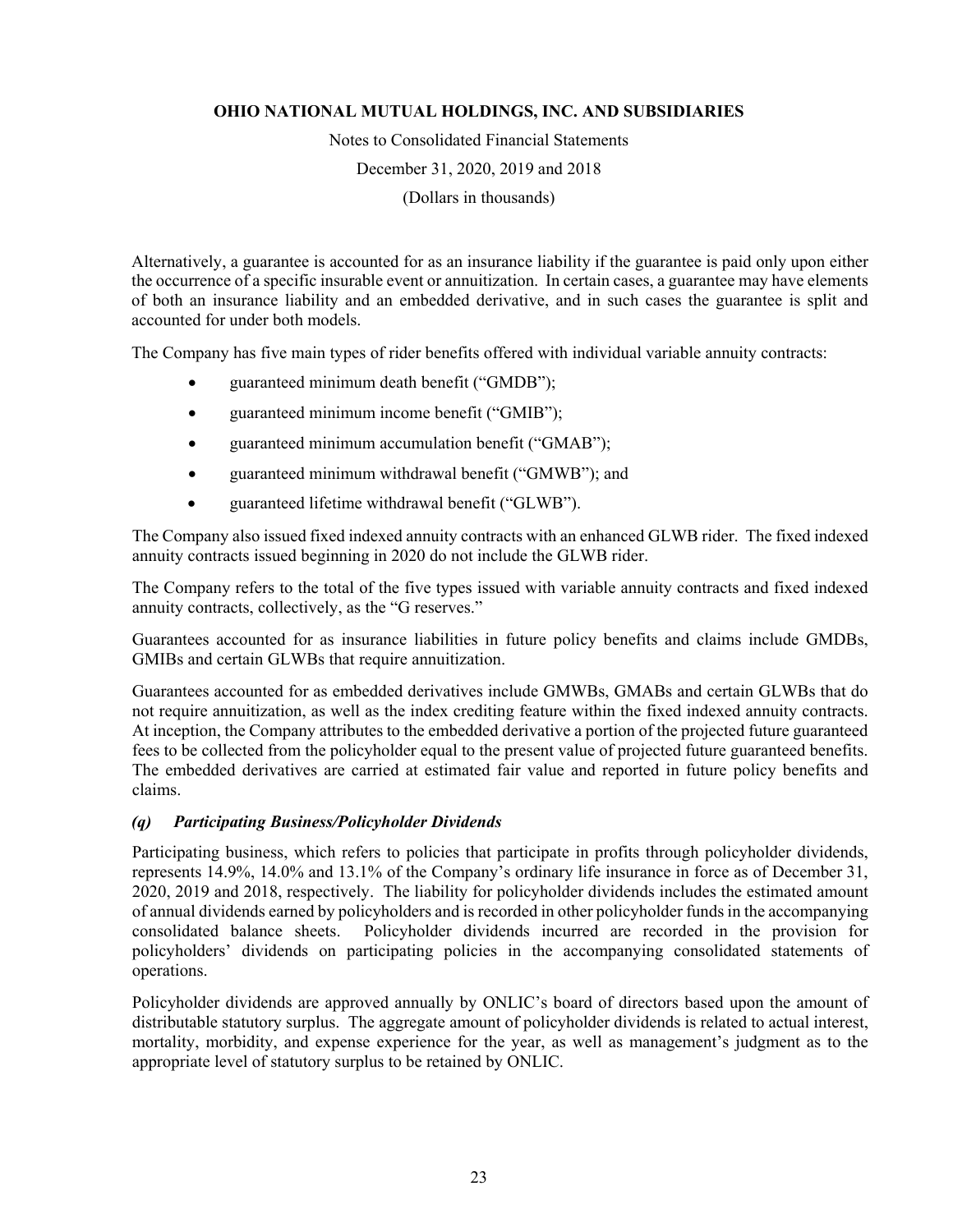Alternatively, a guarantee is accounted for as an insurance liability if the guarantee is paid only upon either the occurrence of a specific insurable event or annuitization. In certain cases, a guarantee may have elements of both an insurance liability and an embedded derivative, and in such cases the guarantee is split and accounted for under both models.

The Company has five main types of rider benefits offered with individual variable annuity contracts:

- guaranteed minimum death benefit ("GMDB");
- guaranteed minimum income benefit ("GMIB");
- guaranteed minimum accumulation benefit ("GMAB");
- guaranteed minimum withdrawal benefit ("GMWB"); and
- guaranteed lifetime withdrawal benefit ("GLWB").

The Company also issued fixed indexed annuity contracts with an enhanced GLWB rider. The fixed indexed annuity contracts issued beginning in 2020 do not include the GLWB rider.

The Company refers to the total of the five types issued with variable annuity contracts and fixed indexed annuity contracts, collectively, as the "G reserves."

Guarantees accounted for as insurance liabilities in future policy benefits and claims include GMDBs, GMIBs and certain GLWBs that require annuitization.

Guarantees accounted for as embedded derivatives include GMWBs, GMABs and certain GLWBs that do not require annuitization, as well as the index crediting feature within the fixed indexed annuity contracts. At inception, the Company attributes to the embedded derivative a portion of the projected future guaranteed fees to be collected from the policyholder equal to the present value of projected future guaranteed benefits. The embedded derivatives are carried at estimated fair value and reported in future policy benefits and claims.

### *(q) Participating Business/Policyholder Dividends*

Participating business, which refers to policies that participate in profits through policyholder dividends, represents 14.9%, 14.0% and 13.1% of the Company's ordinary life insurance in force as of December 31, 2020, 2019 and 2018, respectively. The liability for policyholder dividends includes the estimated amount of annual dividends earned by policyholders and is recorded in other policyholder funds in the accompanying consolidated balance sheets. Policyholder dividends incurred are recorded in the provision for policyholders' dividends on participating policies in the accompanying consolidated statements of operations.

Policyholder dividends are approved annually by ONLIC's board of directors based upon the amount of distributable statutory surplus. The aggregate amount of policyholder dividends is related to actual interest, mortality, morbidity, and expense experience for the year, as well as management's judgment as to the appropriate level of statutory surplus to be retained by ONLIC.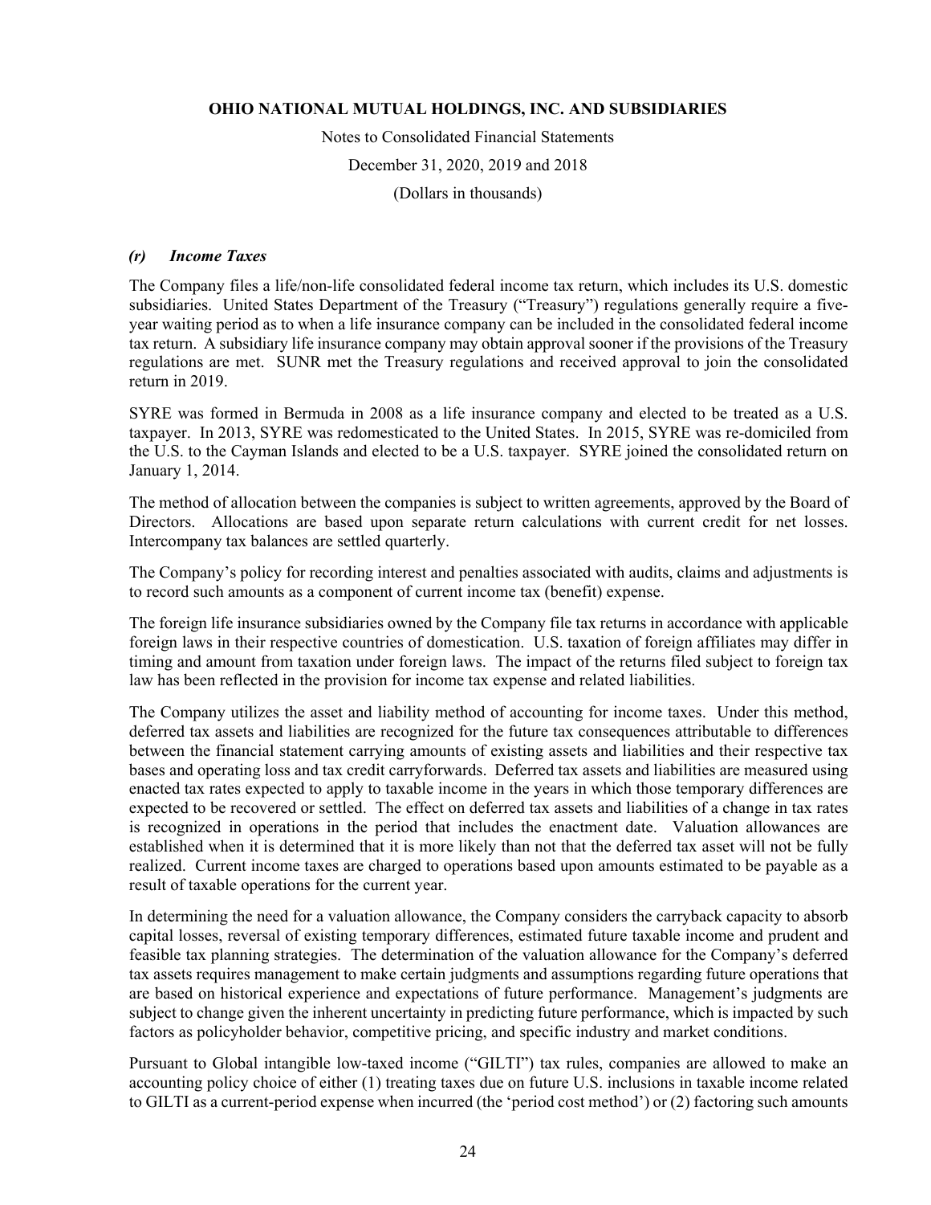### *(r) Income Taxes*

The Company files a life/non-life consolidated federal income tax return, which includes its U.S. domestic subsidiaries. United States Department of the Treasury ("Treasury") regulations generally require a five-year waiting period as to when a life insurance company can be included in the consolidated federal income tax return. A subsidiary life insurance company may obtain approval sooner if the provisions of the Treasury regulations are met. SUNR met the Treasury regulations and received approval to join the consolidated return in 2019.

SYRE was formed in Bermuda in 2008 as a life insurance company and elected to be treated as a U.S. taxpayer. In 2013, SYRE was redomesticated to the United States. In 2015, SYRE was re-domiciled from the U.S. to the Cayman Islands and elected to be a U.S. taxpayer. SYRE joined the consolidated return on January 1, 2014.

The method of allocation between the companies is subject to written agreements, approved by the Board of Directors. Allocations are based upon separate return calculations with current credit for net losses. Intercompany tax balances are settled quarterly.

The Company's policy for recording interest and penalties associated with audits, claims and adjustments is to record such amounts as a component of current income tax (benefit) expense.

The foreign life insurance subsidiaries owned by the Company file tax returns in accordance with applicable foreign laws in their respective countries of domestication. U.S. taxation of foreign affiliates may differ in timing and amount from taxation under foreign laws. The impact of the returns filed subject to foreign tax law has been reflected in the provision for income tax expense and related liabilities.

The Company utilizes the asset and liability method of accounting for income taxes. Under this method, deferred tax assets and liabilities are recognized for the future tax consequences attributable to differences between the financial statement carrying amounts of existing assets and liabilities and their respective tax bases and operating loss and tax credit carryforwards. Deferred tax assets and liabilities are measured using enacted tax rates expected to apply to taxable income in the years in which those temporary differences are expected to be recovered or settled. The effect on deferred tax assets and liabilities of a change in tax rates is recognized in operations in the period that includes the enactment date. Valuation allowances are established when it is determined that it is more likely than not that the deferred tax asset will not be fully realized. Current income taxes are charged to operations based upon amounts estimated to be payable as a result of taxable operations for the current year.

In determining the need for a valuation allowance, the Company considers the carryback capacity to absorb capital losses, reversal of existing temporary differences, estimated future taxable income and prudent and feasible tax planning strategies. The determination of the valuation allowance for the Company's deferred tax assets requires management to make certain judgments and assumptions regarding future operations that are based on historical experience and expectations of future performance. Management's judgments are subject to change given the inherent uncertainty in predicting future performance, which is impacted by such factors as policyholder behavior, competitive pricing, and specific industry and market conditions.

Pursuant to Global intangible low-taxed income ("GILTI") tax rules, companies are allowed to make an accounting policy choice of either (1) treating taxes due on future U.S. inclusions in taxable income related to GILTI as a current-period expense when incurred (the 'period cost method') or (2) factoring such amounts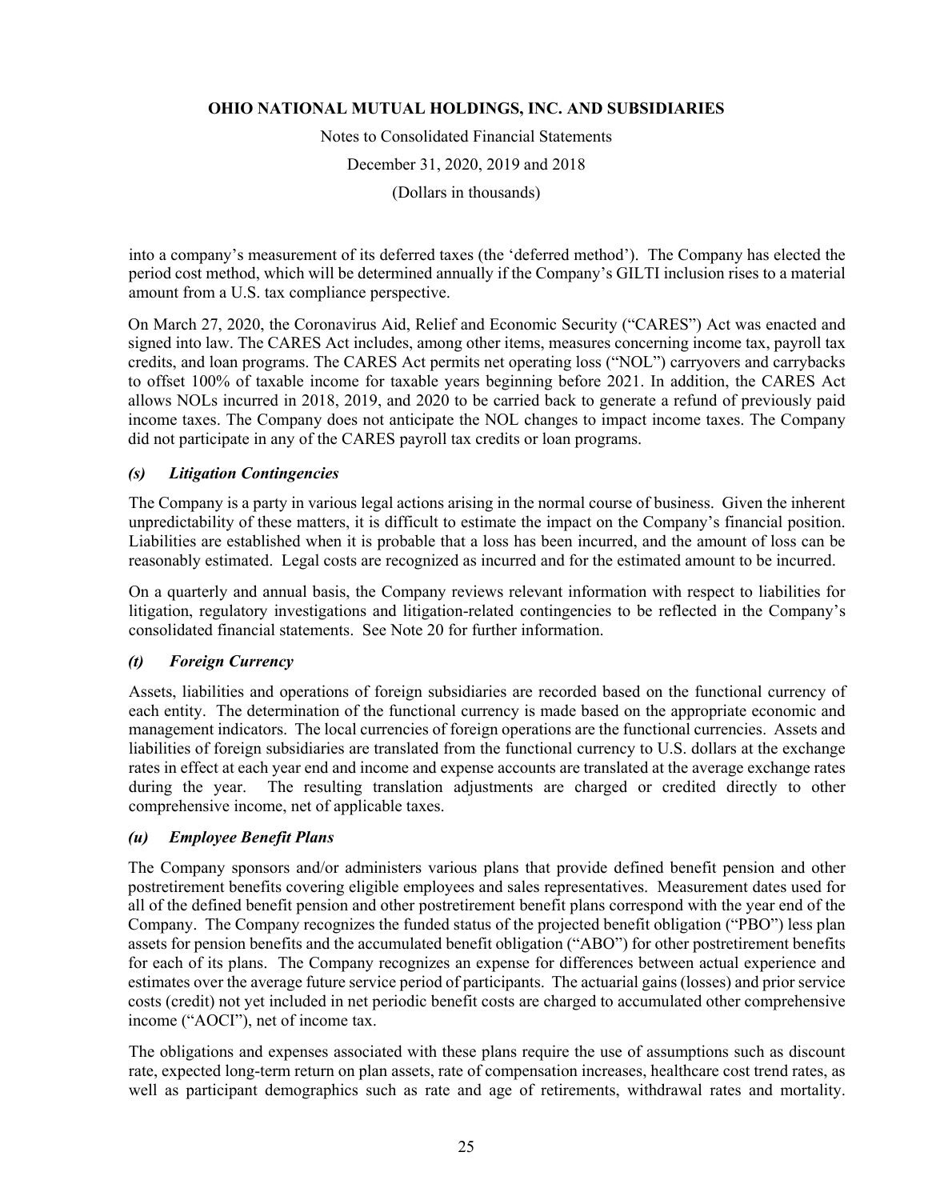into a company's measurement of its deferred taxes (the 'deferred method'). The Company has elected the period cost method, which will be determined annually if the Company's GILTI inclusion rises to a material amount from a U.S. tax compliance perspective.

On March 27, 2020, the Coronavirus Aid, Relief and Economic Security ("CARES") Act was enacted and signed into law. The CARES Act includes, among other items, measures concerning income tax, payroll tax credits, and loan programs. The CARES Act permits net operating loss ("NOL") carryovers and carrybacks to offset 100% of taxable income for taxable years beginning before 2021. In addition, the CARES Act allows NOLs incurred in 2018, 2019, and 2020 to be carried back to generate a refund of previously paid income taxes. The Company does not anticipate the NOL changes to impact income taxes. The Company did not participate in any of the CARES payroll tax credits or loan programs.

### *(s) Litigation Contingencies*

The Company is a party in various legal actions arising in the normal course of business. Given the inherent unpredictability of these matters, it is difficult to estimate the impact on the Company's financial position. Liabilities are established when it is probable that a loss has been incurred, and the amount of loss can be reasonably estimated. Legal costs are recognized as incurred and for the estimated amount to be incurred.

On a quarterly and annual basis, the Company reviews relevant information with respect to liabilities for litigation, regulatory investigations and litigation-related contingencies to be reflected in the Company's consolidated financial statements. See Note 20 for further information.

### *(t) Foreign Currency*

Assets, liabilities and operations of foreign subsidiaries are recorded based on the functional currency of each entity. The determination of the functional currency is made based on the appropriate economic and management indicators. The local currencies of foreign operations are the functional currencies. Assets and liabilities of foreign subsidiaries are translated from the functional currency to U.S. dollars at the exchange rates in effect at each year end and income and expense accounts are translated at the average exchange rates during the year. The resulting translation adjustments are charged or credited directly to other comprehensive income, net of applicable taxes.

### *(u) Employee Benefit Plans*

The Company sponsors and/or administers various plans that provide defined benefit pension and other postretirement benefits covering eligible employees and sales representatives. Measurement dates used for all of the defined benefit pension and other postretirement benefit plans correspond with the year end of the Company. The Company recognizes the funded status of the projected benefit obligation ("PBO") less plan assets for pension benefits and the accumulated benefit obligation ("ABO") for other postretirement benefits for each of its plans. The Company recognizes an expense for differences between actual experience and estimates over the average future service period of participants. The actuarial gains (losses) and prior service costs (credit) not yet included in net periodic benefit costs are charged to accumulated other comprehensive income ("AOCI"), net of income tax.

The obligations and expenses associated with these plans require the use of assumptions such as discount rate, expected long-term return on plan assets, rate of compensation increases, healthcare cost trend rates, as well as participant demographics such as rate and age of retirements, withdrawal rates and mortality.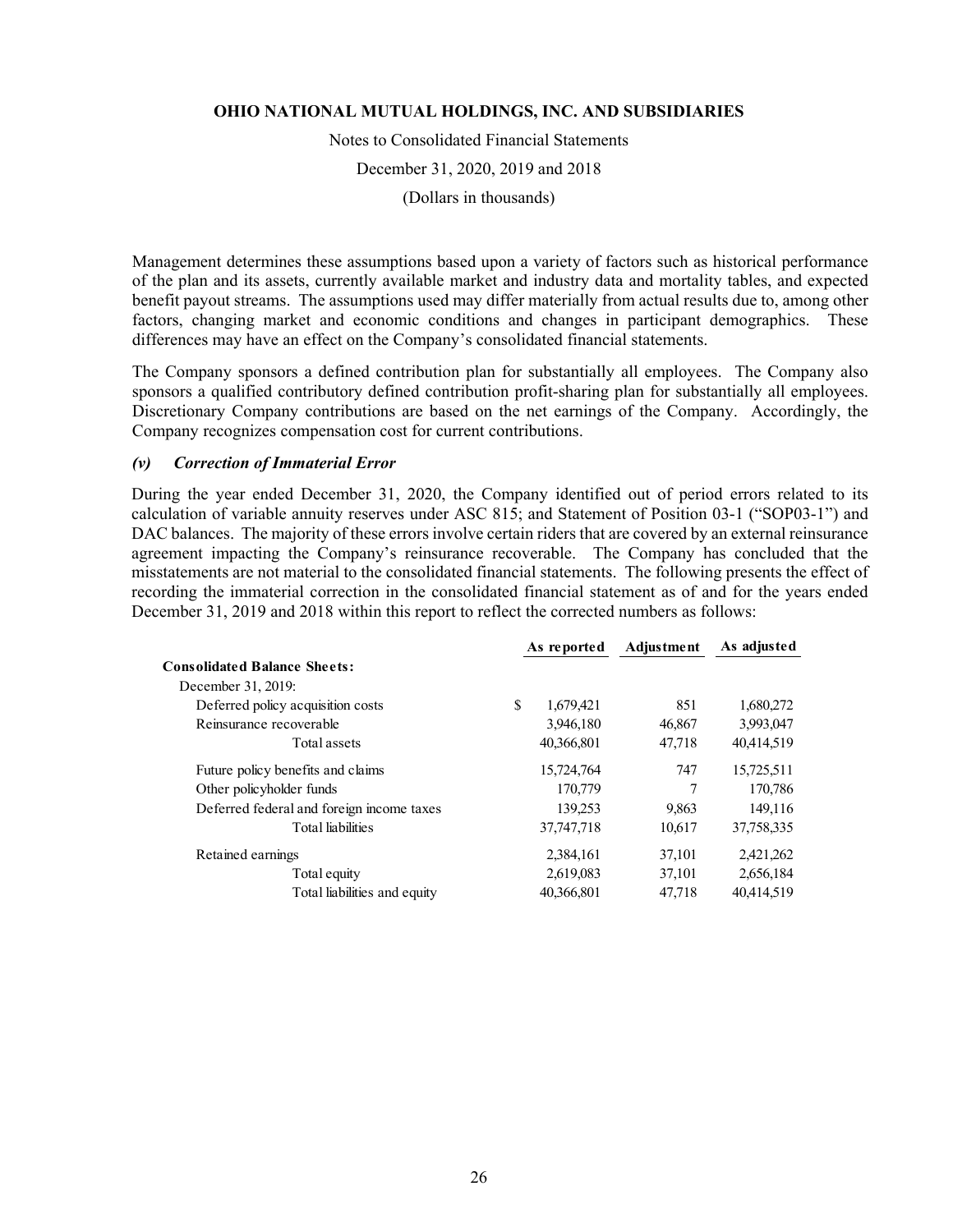Management determines these assumptions based upon a variety of factors such as historical performance of the plan and its assets, currently available market and industry data and mortality tables, and expected benefit payout streams. The assumptions used may differ materially from actual results due to, among other factors, changing market and economic conditions and changes in participant demographics. These differences may have an effect on the Company's consolidated financial statements.

The Company sponsors a defined contribution plan for substantially all employees. The Company also sponsors a qualified contributory defined contribution profit-sharing plan for substantially all employees. Discretionary Company contributions are based on the net earnings of the Company. Accordingly, the Company recognizes compensation cost for current contributions.

### *(v) Correction of Immaterial Error*

During the year ended December 31, 2020, the Company identified out of period errors related to its calculation of variable annuity reserves under ASC 815; and Statement of Position 03-1 ("SOP03-1") and DAC balances. The majority of these errors involve certain riders that are covered by an external reinsurance agreement impacting the Company's reinsurance recoverable. The Company has concluded that the misstatements are not material to the consolidated financial statements. The following presents the effect of recording the immaterial correction in the consolidated financial statement as of and for the years ended December 31, 2019 and 2018 within this report to reflect the corrected numbers as follows:

| | As reported | Adjustment | As adjusted |
|---|---|---|---|
| **Consolidated Balance Sheets:** | | | |
| December 31, 2019: | | | |
| Deferred policy acquisition costs | $ 1,679,421 | 851 | 1,680,272 |
| Reinsurance recoverable | 3,946,180 | 46,867 | 3,993,047 |
| Total assets | 40,366,801 | 47,718 | 40,414,519 |
| Future policy benefits and claims | 15,724,764 | 747 | 15,725,511 |
| Other policyholder funds | 170,779 | 7 | 170,786 |
| Deferred federal and foreign income taxes | 139,253 | 9,863 | 149,116 |
| Total liabilities | 37,747,718 | 10,617 | 37,758,335 |
| Retained earnings | 2,384,161 | 37,101 | 2,421,262 |
| Total equity | 2,619,083 | 37,101 | 2,656,184 |
| Total liabilities and equity | 40,366,801 | 47,718 | 40,414,519 |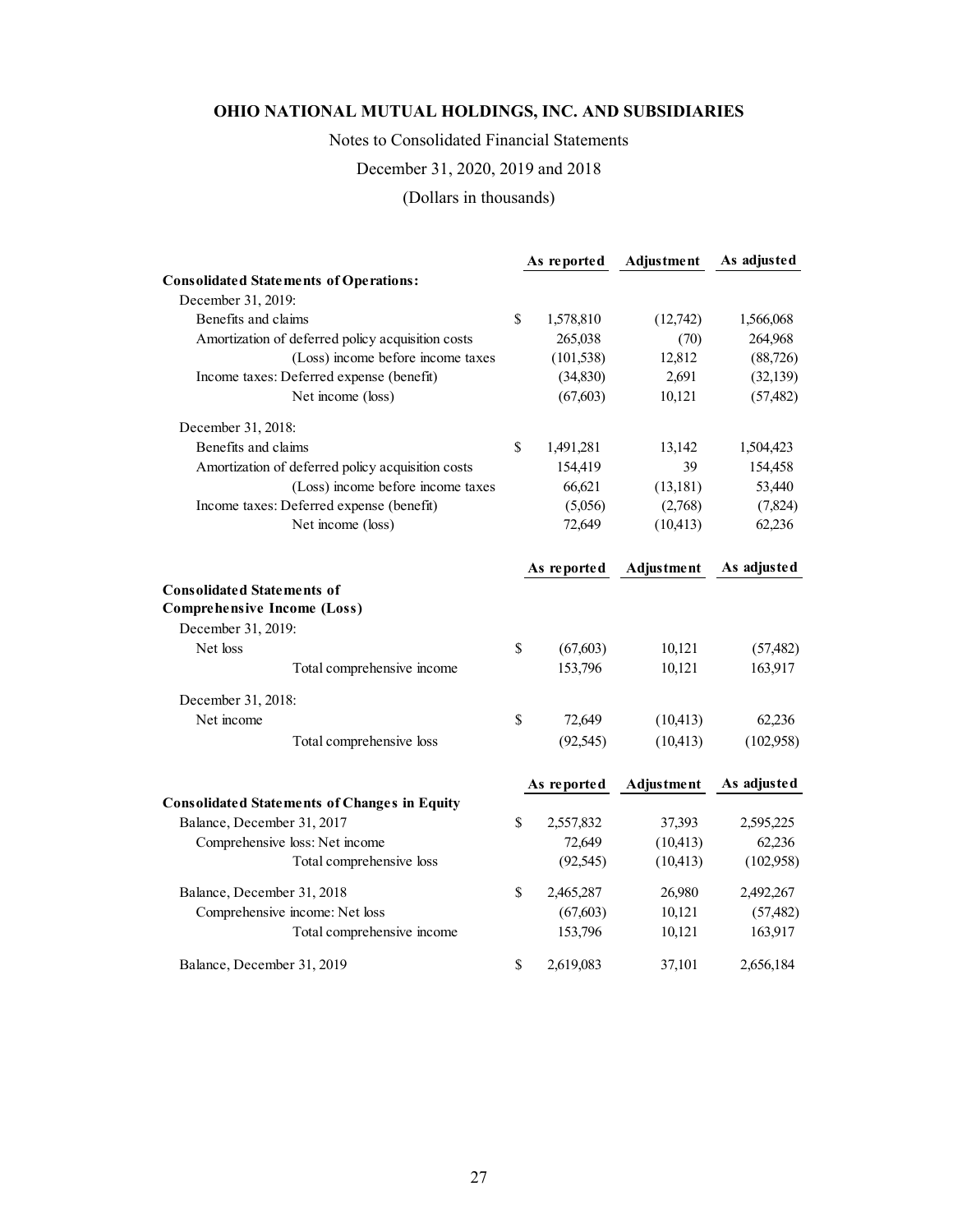# OHIO NATIONAL MUTUAL HOLDINGS, INC. AND SUBSIDIARIES

Notes to Consolidated Financial Statements

December 31, 2020, 2019 and 2018

(Dollars in thousands)

| | | As reported | Adjustment | As adjusted |
|---|---|---|---|---|
| **Consolidated Statements of Operations:** | | | | |
| December 31, 2019: | | | | |
| Benefits and claims | $ | 1,578,810 | (12,742) | 1,566,068 |
| Amortization of deferred policy acquisition costs | | 265,038 | (70) | 264,968 |
| (Loss) income before income taxes | | (101,538) | 12,812 | (88,726) |
| Income taxes: Deferred expense (benefit) | | (34,830) | 2,691 | (32,139) |
| Net income (loss) | | (67,603) | 10,121 | (57,482) |
| December 31, 2018: | | | | |
| Benefits and claims | $ | 1,491,281 | 13,142 | 1,504,423 |
| Amortization of deferred policy acquisition costs | | 154,419 | 39 | 154,458 |
| (Loss) income before income taxes | | 66,621 | (13,181) | 53,440 |
| Income taxes: Deferred expense (benefit) | | (5,056) | (2,768) | (7,824) |
| Net income (loss) | | 72,649 | (10,413) | 62,236 |

| | | As reported | Adjustment | As adjusted |
|---|---|---|---|---|
| **Consolidated Statements of Comprehensive Income (Loss)** | | | | |
| December 31, 2019: | | | | |
| Net loss | $ | (67,603) | 10,121 | (57,482) |
| Total comprehensive income | | 153,796 | 10,121 | 163,917 |
| December 31, 2018: | | | | |
| Net income | $ | 72,649 | (10,413) | 62,236 |
| Total comprehensive loss | | (92,545) | (10,413) | (102,958) |

| | | As reported | Adjustment | As adjusted |
|---|---|---|---|---|
| **Consolidated Statements of Changes in Equity** | | | | |
| Balance, December 31, 2017 | $ | 2,557,832 | 37,393 | 2,595,225 |
| Comprehensive loss: Net income | | 72,649 | (10,413) | 62,236 |
| Total comprehensive loss | | (92,545) | (10,413) | (102,958) |
| Balance, December 31, 2018 | $ | 2,465,287 | 26,980 | 2,492,267 |
| Comprehensive income: Net loss | | (67,603) | 10,121 | (57,482) |
| Total comprehensive income | | 153,796 | 10,121 | 163,917 |
| Balance, December 31, 2019 | $ | 2,619,083 | 37,101 | 2,656,184 |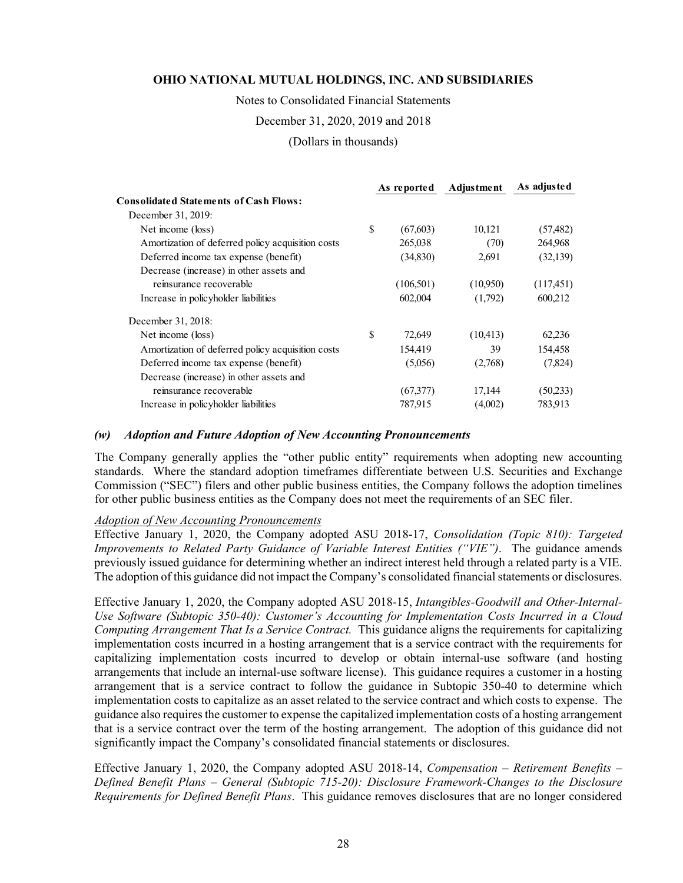|  | As reported | Adjustment | As adjusted |
|---|---|---|---|
| **Consolidated Statements of Cash Flows:** |  |  |  |
| December 31, 2019: |  |  |  |
| Net income (loss) | $ (67,603) | 10,121 | (57,482) |
| Amortization of deferred policy acquisition costs | 265,038 | (70) | 264,968 |
| Deferred income tax expense (benefit) | (34,830) | 2,691 | (32,139) |
| Decrease (increase) in other assets and reinsurance recoverable | (106,501) | (10,950) | (117,451) |
| Increase in policyholder liabilities | 602,004 | (1,792) | 600,212 |
| December 31, 2018: |  |  |  |
| Net income (loss) | $ 72,649 | (10,413) | 62,236 |
| Amortization of deferred policy acquisition costs | 154,419 | 39 | 154,458 |
| Deferred income tax expense (benefit) | (5,056) | (2,768) | (7,824) |
| Decrease (increase) in other assets and reinsurance recoverable | (67,377) | 17,144 | (50,233) |
| Increase in policyholder liabilities | 787,915 | (4,002) | 783,913 |

### *(w) Adoption and Future Adoption of New Accounting Pronouncements*

The Company generally applies the "other public entity" requirements when adopting new accounting standards. Where the standard adoption timeframes differentiate between U.S. Securities and Exchange Commission ("SEC") filers and other public business entities, the Company follows the adoption timelines for other public business entities as the Company does not meet the requirements of an SEC filer.

*Adoption of New Accounting Pronouncements*

Effective January 1, 2020, the Company adopted ASU 2018-17, *Consolidation (Topic 810): Targeted Improvements to Related Party Guidance of Variable Interest Entities ("VIE")*. The guidance amends previously issued guidance for determining whether an indirect interest held through a related party is a VIE. The adoption of this guidance did not impact the Company's consolidated financial statements or disclosures.

Effective January 1, 2020, the Company adopted ASU 2018-15, *Intangibles-Goodwill and Other-Internal-Use Software (Subtopic 350-40): Customer's Accounting for Implementation Costs Incurred in a Cloud Computing Arrangement That Is a Service Contract.* This guidance aligns the requirements for capitalizing implementation costs incurred in a hosting arrangement that is a service contract with the requirements for capitalizing implementation costs incurred to develop or obtain internal-use software (and hosting arrangements that include an internal-use software license). This guidance requires a customer in a hosting arrangement that is a service contract to follow the guidance in Subtopic 350-40 to determine which implementation costs to capitalize as an asset related to the service contract and which costs to expense. The guidance also requires the customer to expense the capitalized implementation costs of a hosting arrangement that is a service contract over the term of the hosting arrangement. The adoption of this guidance did not significantly impact the Company's consolidated financial statements or disclosures.

Effective January 1, 2020, the Company adopted ASU 2018-14, *Compensation – Retirement Benefits – Defined Benefit Plans – General (Subtopic 715-20): Disclosure Framework-Changes to the Disclosure Requirements for Defined Benefit Plans*. This guidance removes disclosures that are no longer considered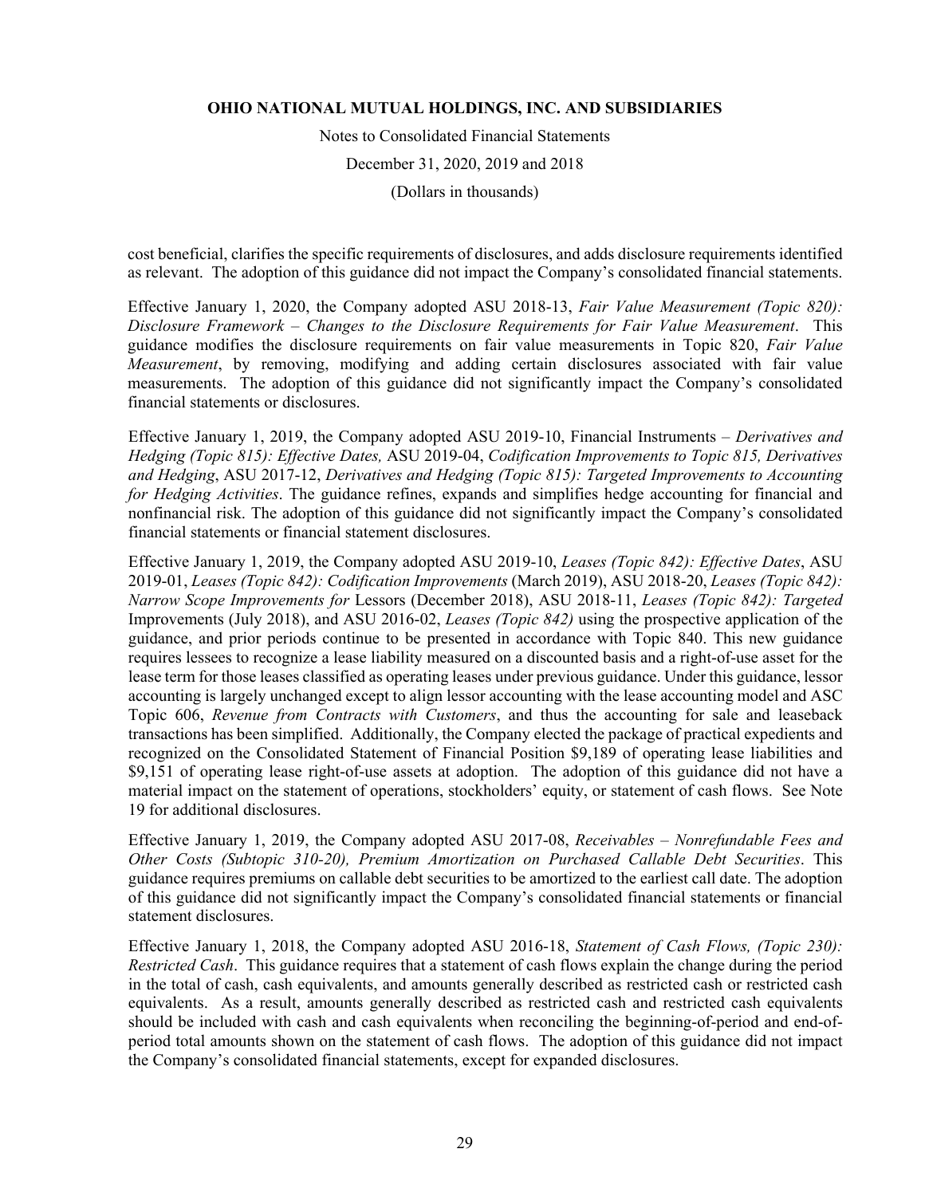cost beneficial, clarifies the specific requirements of disclosures, and adds disclosure requirements identified as relevant. The adoption of this guidance did not impact the Company's consolidated financial statements.

Effective January 1, 2020, the Company adopted ASU 2018-13, *Fair Value Measurement (Topic 820): Disclosure Framework – Changes to the Disclosure Requirements for Fair Value Measurement*. This guidance modifies the disclosure requirements on fair value measurements in Topic 820, *Fair Value Measurement*, by removing, modifying and adding certain disclosures associated with fair value measurements. The adoption of this guidance did not significantly impact the Company's consolidated financial statements or disclosures.

Effective January 1, 2019, the Company adopted ASU 2019-10, Financial Instruments – *Derivatives and Hedging (Topic 815): Effective Dates,* ASU 2019-04, *Codification Improvements to Topic 815, Derivatives and Hedging*, ASU 2017-12, *Derivatives and Hedging (Topic 815): Targeted Improvements to Accounting for Hedging Activities*. The guidance refines, expands and simplifies hedge accounting for financial and nonfinancial risk. The adoption of this guidance did not significantly impact the Company's consolidated financial statements or financial statement disclosures.

Effective January 1, 2019, the Company adopted ASU 2019-10, *Leases (Topic 842): Effective Dates*, ASU 2019-01, *Leases (Topic 842): Codification Improvements* (March 2019), ASU 2018-20, *Leases (Topic 842): Narrow Scope Improvements for* Lessors (December 2018), ASU 2018-11, *Leases (Topic 842): Targeted* Improvements (July 2018), and ASU 2016-02, *Leases (Topic 842)* using the prospective application of the guidance, and prior periods continue to be presented in accordance with Topic 840. This new guidance requires lessees to recognize a lease liability measured on a discounted basis and a right-of-use asset for the lease term for those leases classified as operating leases under previous guidance. Under this guidance, lessor accounting is largely unchanged except to align lessor accounting with the lease accounting model and ASC Topic 606, *Revenue from Contracts with Customers*, and thus the accounting for sale and leaseback transactions has been simplified. Additionally, the Company elected the package of practical expedients and recognized on the Consolidated Statement of Financial Position $9,189 of operating lease liabilities and $9,151 of operating lease right-of-use assets at adoption. The adoption of this guidance did not have a material impact on the statement of operations, stockholders' equity, or statement of cash flows. See Note 19 for additional disclosures.

Effective January 1, 2019, the Company adopted ASU 2017-08, *Receivables – Nonrefundable Fees and Other Costs (Subtopic 310-20), Premium Amortization on Purchased Callable Debt Securities*. This guidance requires premiums on callable debt securities to be amortized to the earliest call date. The adoption of this guidance did not significantly impact the Company's consolidated financial statements or financial statement disclosures.

Effective January 1, 2018, the Company adopted ASU 2016-18, *Statement of Cash Flows, (Topic 230): Restricted Cash*. This guidance requires that a statement of cash flows explain the change during the period in the total of cash, cash equivalents, and amounts generally described as restricted cash or restricted cash equivalents. As a result, amounts generally described as restricted cash and restricted cash equivalents should be included with cash and cash equivalents when reconciling the beginning-of-period and end-of-period total amounts shown on the statement of cash flows. The adoption of this guidance did not impact the Company's consolidated financial statements, except for expanded disclosures.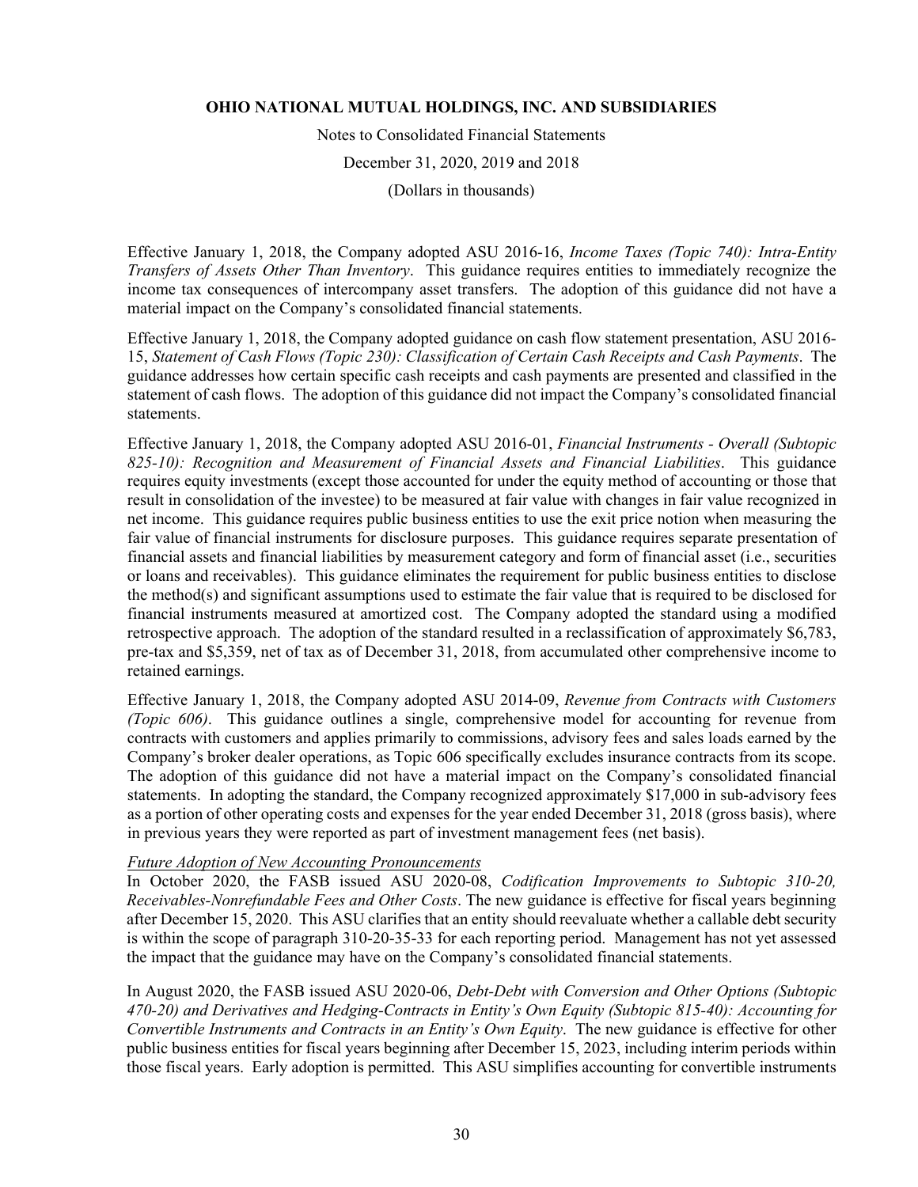Effective January 1, 2018, the Company adopted ASU 2016-16, *Income Taxes (Topic 740): Intra-Entity Transfers of Assets Other Than Inventory*. This guidance requires entities to immediately recognize the income tax consequences of intercompany asset transfers. The adoption of this guidance did not have a material impact on the Company's consolidated financial statements.

Effective January 1, 2018, the Company adopted guidance on cash flow statement presentation, ASU 2016-15, *Statement of Cash Flows (Topic 230): Classification of Certain Cash Receipts and Cash Payments*. The guidance addresses how certain specific cash receipts and cash payments are presented and classified in the statement of cash flows. The adoption of this guidance did not impact the Company's consolidated financial statements.

Effective January 1, 2018, the Company adopted ASU 2016-01, *Financial Instruments - Overall (Subtopic 825-10): Recognition and Measurement of Financial Assets and Financial Liabilities*. This guidance requires equity investments (except those accounted for under the equity method of accounting or those that result in consolidation of the investee) to be measured at fair value with changes in fair value recognized in net income. This guidance requires public business entities to use the exit price notion when measuring the fair value of financial instruments for disclosure purposes. This guidance requires separate presentation of financial assets and financial liabilities by measurement category and form of financial asset (i.e., securities or loans and receivables). This guidance eliminates the requirement for public business entities to disclose the method(s) and significant assumptions used to estimate the fair value that is required to be disclosed for financial instruments measured at amortized cost. The Company adopted the standard using a modified retrospective approach. The adoption of the standard resulted in a reclassification of approximately $6,783, pre-tax and $5,359, net of tax as of December 31, 2018, from accumulated other comprehensive income to retained earnings.

Effective January 1, 2018, the Company adopted ASU 2014-09, *Revenue from Contracts with Customers (Topic 606)*. This guidance outlines a single, comprehensive model for accounting for revenue from contracts with customers and applies primarily to commissions, advisory fees and sales loads earned by the Company's broker dealer operations, as Topic 606 specifically excludes insurance contracts from its scope. The adoption of this guidance did not have a material impact on the Company's consolidated financial statements. In adopting the standard, the Company recognized approximately $17,000 in sub-advisory fees as a portion of other operating costs and expenses for the year ended December 31, 2018 (gross basis), where in previous years they were reported as part of investment management fees (net basis).

*Future Adoption of New Accounting Pronouncements*

In October 2020, the FASB issued ASU 2020-08, *Codification Improvements to Subtopic 310-20, Receivables-Nonrefundable Fees and Other Costs*. The new guidance is effective for fiscal years beginning after December 15, 2020. This ASU clarifies that an entity should reevaluate whether a callable debt security is within the scope of paragraph 310-20-35-33 for each reporting period. Management has not yet assessed the impact that the guidance may have on the Company's consolidated financial statements.

In August 2020, the FASB issued ASU 2020-06, *Debt-Debt with Conversion and Other Options (Subtopic 470-20) and Derivatives and Hedging-Contracts in Entity's Own Equity (Subtopic 815-40): Accounting for Convertible Instruments and Contracts in an Entity's Own Equity*. The new guidance is effective for other public business entities for fiscal years beginning after December 15, 2023, including interim periods within those fiscal years. Early adoption is permitted. This ASU simplifies accounting for convertible instruments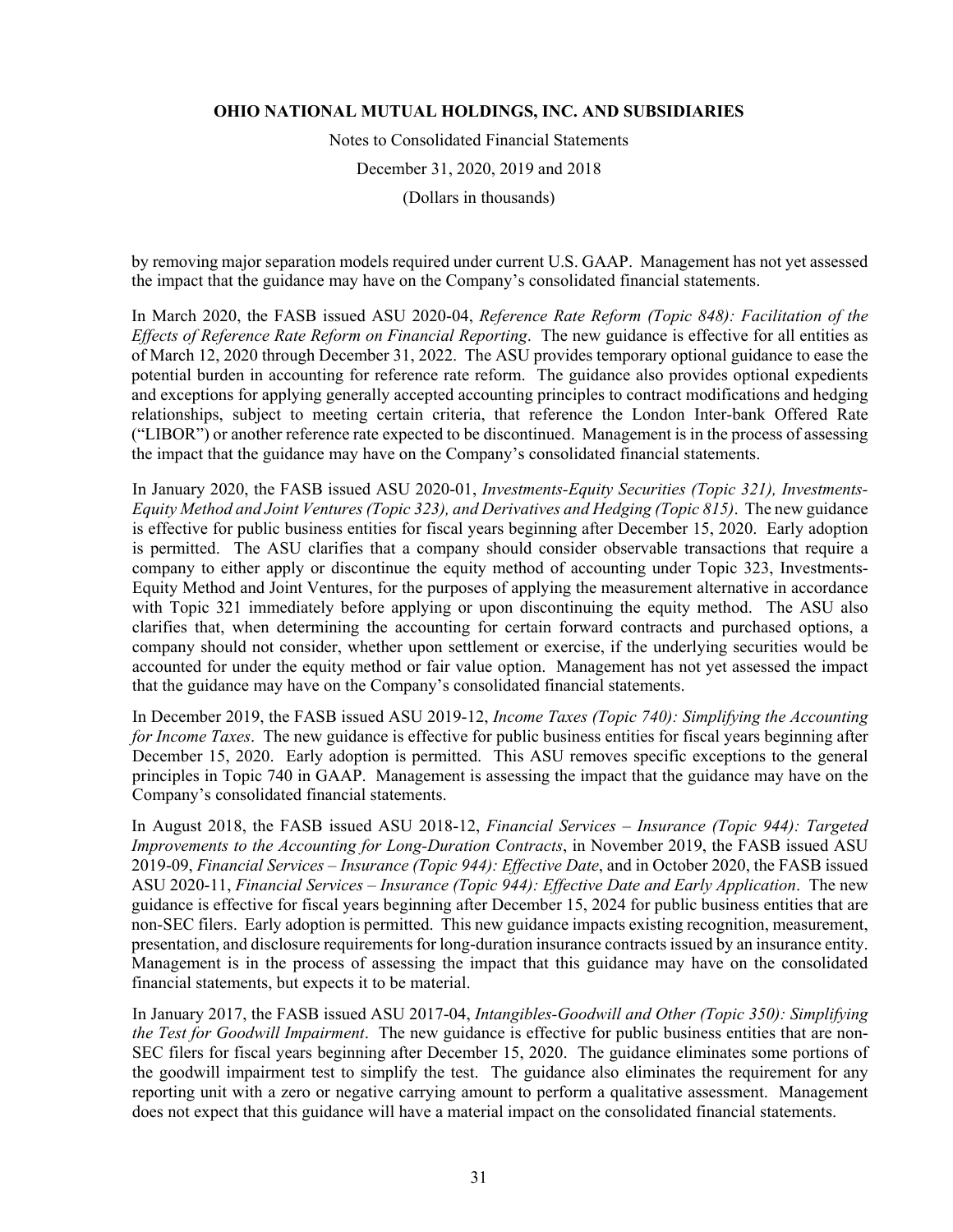by removing major separation models required under current U.S. GAAP. Management has not yet assessed the impact that the guidance may have on the Company's consolidated financial statements.

In March 2020, the FASB issued ASU 2020-04, *Reference Rate Reform (Topic 848): Facilitation of the Effects of Reference Rate Reform on Financial Reporting*. The new guidance is effective for all entities as of March 12, 2020 through December 31, 2022. The ASU provides temporary optional guidance to ease the potential burden in accounting for reference rate reform. The guidance also provides optional expedients and exceptions for applying generally accepted accounting principles to contract modifications and hedging relationships, subject to meeting certain criteria, that reference the London Inter-bank Offered Rate ("LIBOR") or another reference rate expected to be discontinued. Management is in the process of assessing the impact that the guidance may have on the Company's consolidated financial statements.

In January 2020, the FASB issued ASU 2020-01, *Investments-Equity Securities (Topic 321), Investments-Equity Method and Joint Ventures (Topic 323), and Derivatives and Hedging (Topic 815)*. The new guidance is effective for public business entities for fiscal years beginning after December 15, 2020. Early adoption is permitted. The ASU clarifies that a company should consider observable transactions that require a company to either apply or discontinue the equity method of accounting under Topic 323, Investments-Equity Method and Joint Ventures, for the purposes of applying the measurement alternative in accordance with Topic 321 immediately before applying or upon discontinuing the equity method. The ASU also clarifies that, when determining the accounting for certain forward contracts and purchased options, a company should not consider, whether upon settlement or exercise, if the underlying securities would be accounted for under the equity method or fair value option. Management has not yet assessed the impact that the guidance may have on the Company's consolidated financial statements.

In December 2019, the FASB issued ASU 2019-12, *Income Taxes (Topic 740): Simplifying the Accounting for Income Taxes*. The new guidance is effective for public business entities for fiscal years beginning after December 15, 2020. Early adoption is permitted. This ASU removes specific exceptions to the general principles in Topic 740 in GAAP. Management is assessing the impact that the guidance may have on the Company's consolidated financial statements.

In August 2018, the FASB issued ASU 2018-12, *Financial Services – Insurance (Topic 944): Targeted Improvements to the Accounting for Long-Duration Contracts*, in November 2019, the FASB issued ASU 2019-09, *Financial Services – Insurance (Topic 944): Effective Date*, and in October 2020, the FASB issued ASU 2020-11, *Financial Services – Insurance (Topic 944): Effective Date and Early Application*. The new guidance is effective for fiscal years beginning after December 15, 2024 for public business entities that are non-SEC filers. Early adoption is permitted. This new guidance impacts existing recognition, measurement, presentation, and disclosure requirements for long-duration insurance contracts issued by an insurance entity. Management is in the process of assessing the impact that this guidance may have on the consolidated financial statements, but expects it to be material.

In January 2017, the FASB issued ASU 2017-04, *Intangibles-Goodwill and Other (Topic 350): Simplifying the Test for Goodwill Impairment*. The new guidance is effective for public business entities that are non-SEC filers for fiscal years beginning after December 15, 2020. The guidance eliminates some portions of the goodwill impairment test to simplify the test. The guidance also eliminates the requirement for any reporting unit with a zero or negative carrying amount to perform a qualitative assessment. Management does not expect that this guidance will have a material impact on the consolidated financial statements.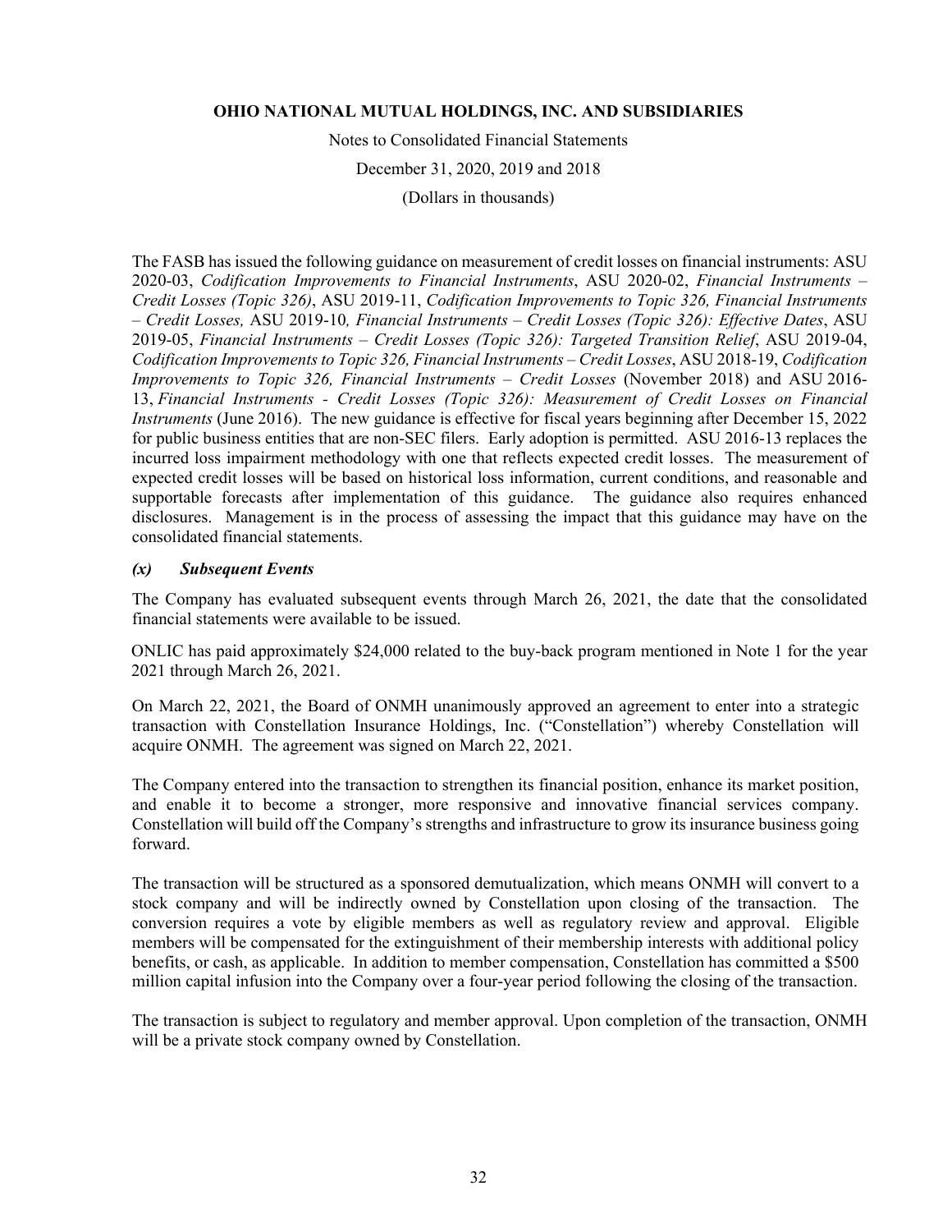The FASB has issued the following guidance on measurement of credit losses on financial instruments: ASU 2020-03, *Codification Improvements to Financial Instruments*, ASU 2020-02, *Financial Instruments – Credit Losses (Topic 326)*, ASU 2019-11, *Codification Improvements to Topic 326, Financial Instruments – Credit Losses,* ASU 2019-10*, Financial Instruments – Credit Losses (Topic 326): Effective Dates*, ASU 2019-05, *Financial Instruments – Credit Losses (Topic 326): Targeted Transition Relief*, ASU 2019-04, *Codification Improvements to Topic 326, Financial Instruments – Credit Losses*, ASU 2018-19, *Codification Improvements to Topic 326, Financial Instruments – Credit Losses* (November 2018) and ASU 2016-13, *Financial Instruments - Credit Losses (Topic 326): Measurement of Credit Losses on Financial Instruments* (June 2016). The new guidance is effective for fiscal years beginning after December 15, 2022 for public business entities that are non-SEC filers. Early adoption is permitted. ASU 2016-13 replaces the incurred loss impairment methodology with one that reflects expected credit losses. The measurement of expected credit losses will be based on historical loss information, current conditions, and reasonable and supportable forecasts after implementation of this guidance. The guidance also requires enhanced disclosures. Management is in the process of assessing the impact that this guidance may have on the consolidated financial statements.

### ***(x) Subsequent Events***

The Company has evaluated subsequent events through March 26, 2021, the date that the consolidated financial statements were available to be issued.

ONLIC has paid approximately $24,000 related to the buy-back program mentioned in Note 1 for the year 2021 through March 26, 2021.

On March 22, 2021, the Board of ONMH unanimously approved an agreement to enter into a strategic transaction with Constellation Insurance Holdings, Inc. ("Constellation") whereby Constellation will acquire ONMH. The agreement was signed on March 22, 2021.

The Company entered into the transaction to strengthen its financial position, enhance its market position, and enable it to become a stronger, more responsive and innovative financial services company. Constellation will build off the Company's strengths and infrastructure to grow its insurance business going forward.

The transaction will be structured as a sponsored demutualization, which means ONMH will convert to a stock company and will be indirectly owned by Constellation upon closing of the transaction. The conversion requires a vote by eligible members as well as regulatory review and approval. Eligible members will be compensated for the extinguishment of their membership interests with additional policy benefits, or cash, as applicable. In addition to member compensation, Constellation has committed a $500 million capital infusion into the Company over a four-year period following the closing of the transaction.

The transaction is subject to regulatory and member approval. Upon completion of the transaction, ONMH will be a private stock company owned by Constellation.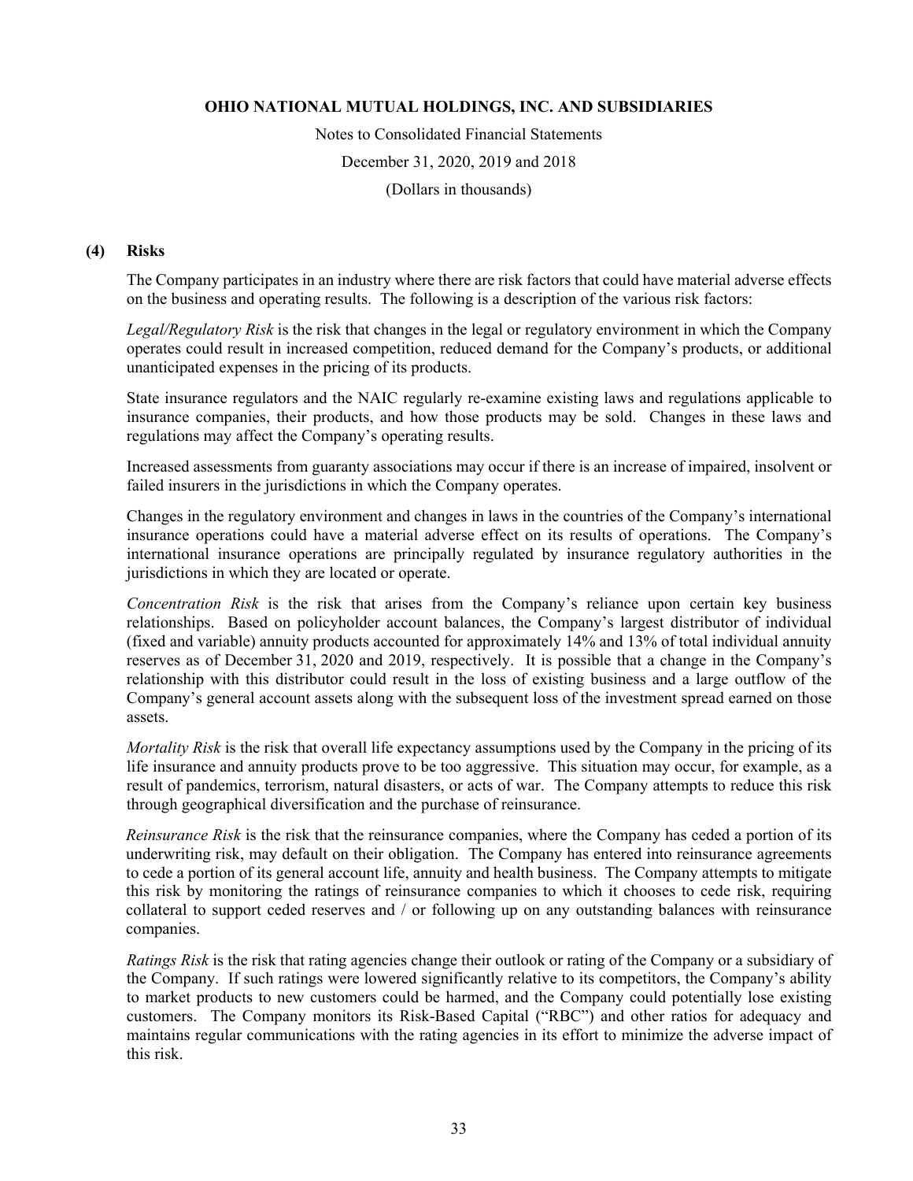## (4) Risks

The Company participates in an industry where there are risk factors that could have material adverse effects on the business and operating results. The following is a description of the various risk factors:

*Legal/Regulatory Risk* is the risk that changes in the legal or regulatory environment in which the Company operates could result in increased competition, reduced demand for the Company's products, or additional unanticipated expenses in the pricing of its products.

State insurance regulators and the NAIC regularly re-examine existing laws and regulations applicable to insurance companies, their products, and how those products may be sold. Changes in these laws and regulations may affect the Company's operating results.

Increased assessments from guaranty associations may occur if there is an increase of impaired, insolvent or failed insurers in the jurisdictions in which the Company operates.

Changes in the regulatory environment and changes in laws in the countries of the Company's international insurance operations could have a material adverse effect on its results of operations. The Company's international insurance operations are principally regulated by insurance regulatory authorities in the jurisdictions in which they are located or operate.

*Concentration Risk* is the risk that arises from the Company's reliance upon certain key business relationships. Based on policyholder account balances, the Company's largest distributor of individual (fixed and variable) annuity products accounted for approximately 14% and 13% of total individual annuity reserves as of December 31, 2020 and 2019, respectively. It is possible that a change in the Company's relationship with this distributor could result in the loss of existing business and a large outflow of the Company's general account assets along with the subsequent loss of the investment spread earned on those assets.

*Mortality Risk* is the risk that overall life expectancy assumptions used by the Company in the pricing of its life insurance and annuity products prove to be too aggressive. This situation may occur, for example, as a result of pandemics, terrorism, natural disasters, or acts of war. The Company attempts to reduce this risk through geographical diversification and the purchase of reinsurance.

*Reinsurance Risk* is the risk that the reinsurance companies, where the Company has ceded a portion of its underwriting risk, may default on their obligation. The Company has entered into reinsurance agreements to cede a portion of its general account life, annuity and health business. The Company attempts to mitigate this risk by monitoring the ratings of reinsurance companies to which it chooses to cede risk, requiring collateral to support ceded reserves and / or following up on any outstanding balances with reinsurance companies.

*Ratings Risk* is the risk that rating agencies change their outlook or rating of the Company or a subsidiary of the Company. If such ratings were lowered significantly relative to its competitors, the Company's ability to market products to new customers could be harmed, and the Company could potentially lose existing customers. The Company monitors its Risk-Based Capital ("RBC") and other ratios for adequacy and maintains regular communications with the rating agencies in its effort to minimize the adverse impact of this risk.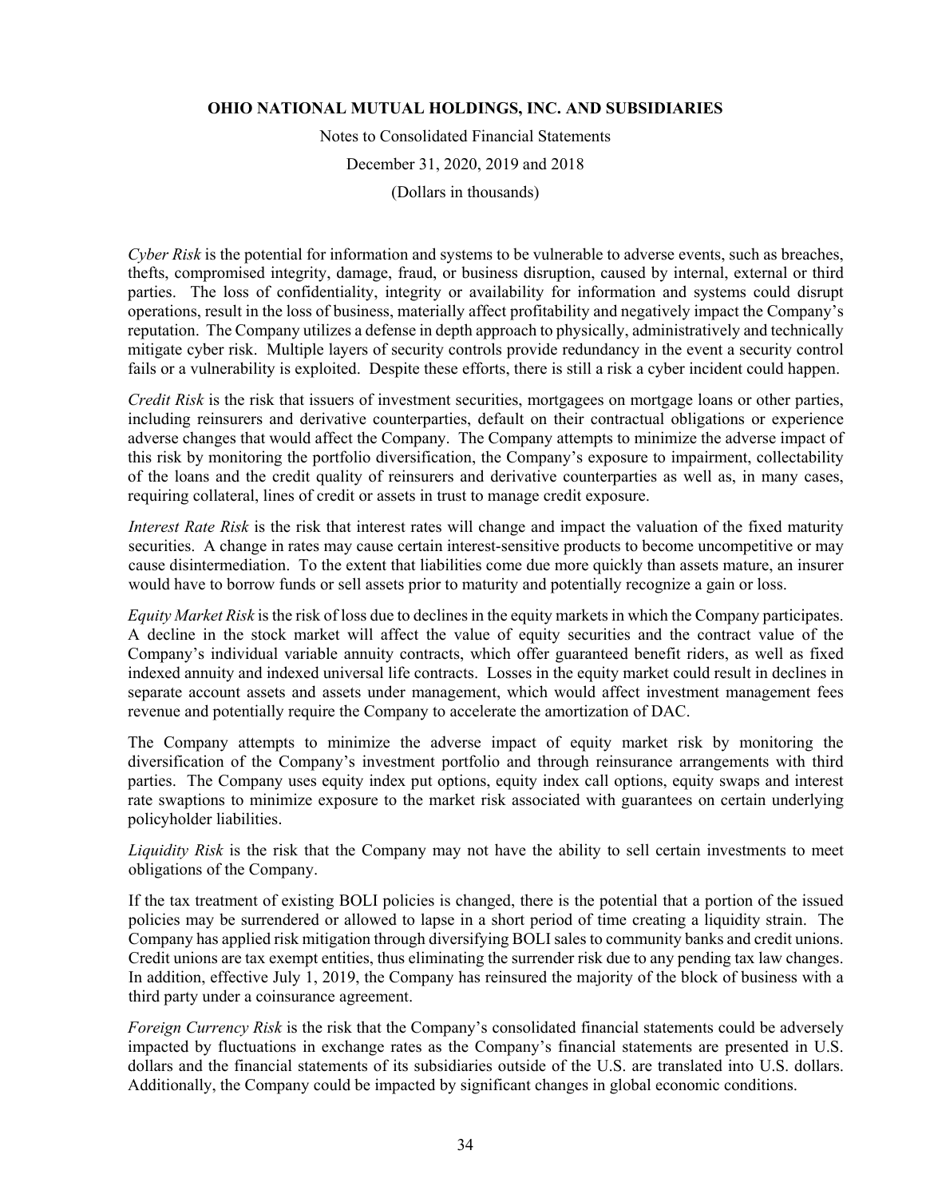*Cyber Risk* is the potential for information and systems to be vulnerable to adverse events, such as breaches, thefts, compromised integrity, damage, fraud, or business disruption, caused by internal, external or third parties. The loss of confidentiality, integrity or availability for information and systems could disrupt operations, result in the loss of business, materially affect profitability and negatively impact the Company's reputation. The Company utilizes a defense in depth approach to physically, administratively and technically mitigate cyber risk. Multiple layers of security controls provide redundancy in the event a security control fails or a vulnerability is exploited. Despite these efforts, there is still a risk a cyber incident could happen.

*Credit Risk* is the risk that issuers of investment securities, mortgagees on mortgage loans or other parties, including reinsurers and derivative counterparties, default on their contractual obligations or experience adverse changes that would affect the Company. The Company attempts to minimize the adverse impact of this risk by monitoring the portfolio diversification, the Company's exposure to impairment, collectability of the loans and the credit quality of reinsurers and derivative counterparties as well as, in many cases, requiring collateral, lines of credit or assets in trust to manage credit exposure.

*Interest Rate Risk* is the risk that interest rates will change and impact the valuation of the fixed maturity securities. A change in rates may cause certain interest-sensitive products to become uncompetitive or may cause disintermediation. To the extent that liabilities come due more quickly than assets mature, an insurer would have to borrow funds or sell assets prior to maturity and potentially recognize a gain or loss.

*Equity Market Risk* is the risk of loss due to declines in the equity markets in which the Company participates. A decline in the stock market will affect the value of equity securities and the contract value of the Company's individual variable annuity contracts, which offer guaranteed benefit riders, as well as fixed indexed annuity and indexed universal life contracts. Losses in the equity market could result in declines in separate account assets and assets under management, which would affect investment management fees revenue and potentially require the Company to accelerate the amortization of DAC.

The Company attempts to minimize the adverse impact of equity market risk by monitoring the diversification of the Company's investment portfolio and through reinsurance arrangements with third parties. The Company uses equity index put options, equity index call options, equity swaps and interest rate swaptions to minimize exposure to the market risk associated with guarantees on certain underlying policyholder liabilities.

*Liquidity Risk* is the risk that the Company may not have the ability to sell certain investments to meet obligations of the Company.

If the tax treatment of existing BOLI policies is changed, there is the potential that a portion of the issued policies may be surrendered or allowed to lapse in a short period of time creating a liquidity strain. The Company has applied risk mitigation through diversifying BOLI sales to community banks and credit unions. Credit unions are tax exempt entities, thus eliminating the surrender risk due to any pending tax law changes. In addition, effective July 1, 2019, the Company has reinsured the majority of the block of business with a third party under a coinsurance agreement.

*Foreign Currency Risk* is the risk that the Company's consolidated financial statements could be adversely impacted by fluctuations in exchange rates as the Company's financial statements are presented in U.S. dollars and the financial statements of its subsidiaries outside of the U.S. are translated into U.S. dollars. Additionally, the Company could be impacted by significant changes in global economic conditions.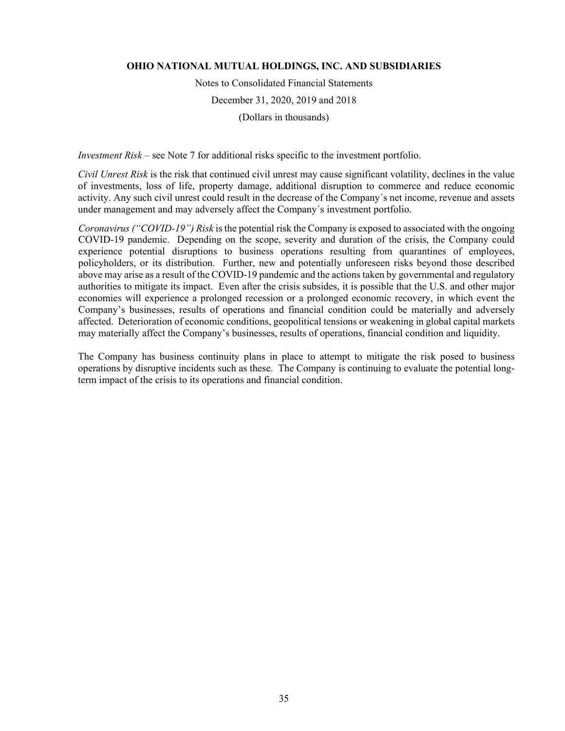*Investment Risk* – see Note 7 for additional risks specific to the investment portfolio.

*Civil Unrest Risk* is the risk that continued civil unrest may cause significant volatility, declines in the value of investments, loss of life, property damage, additional disruption to commerce and reduce economic activity. Any such civil unrest could result in the decrease of the Company´s net income, revenue and assets under management and may adversely affect the Company´s investment portfolio.

*Coronavirus ("COVID-19") Risk* is the potential risk the Company is exposed to associated with the ongoing COVID-19 pandemic. Depending on the scope, severity and duration of the crisis, the Company could experience potential disruptions to business operations resulting from quarantines of employees, policyholders, or its distribution. Further, new and potentially unforeseen risks beyond those described above may arise as a result of the COVID-19 pandemic and the actions taken by governmental and regulatory authorities to mitigate its impact. Even after the crisis subsides, it is possible that the U.S. and other major economies will experience a prolonged recession or a prolonged economic recovery, in which event the Company's businesses, results of operations and financial condition could be materially and adversely affected. Deterioration of economic conditions, geopolitical tensions or weakening in global capital markets may materially affect the Company's businesses, results of operations, financial condition and liquidity.

The Company has business continuity plans in place to attempt to mitigate the risk posed to business operations by disruptive incidents such as these. The Company is continuing to evaluate the potential long-term impact of the crisis to its operations and financial condition.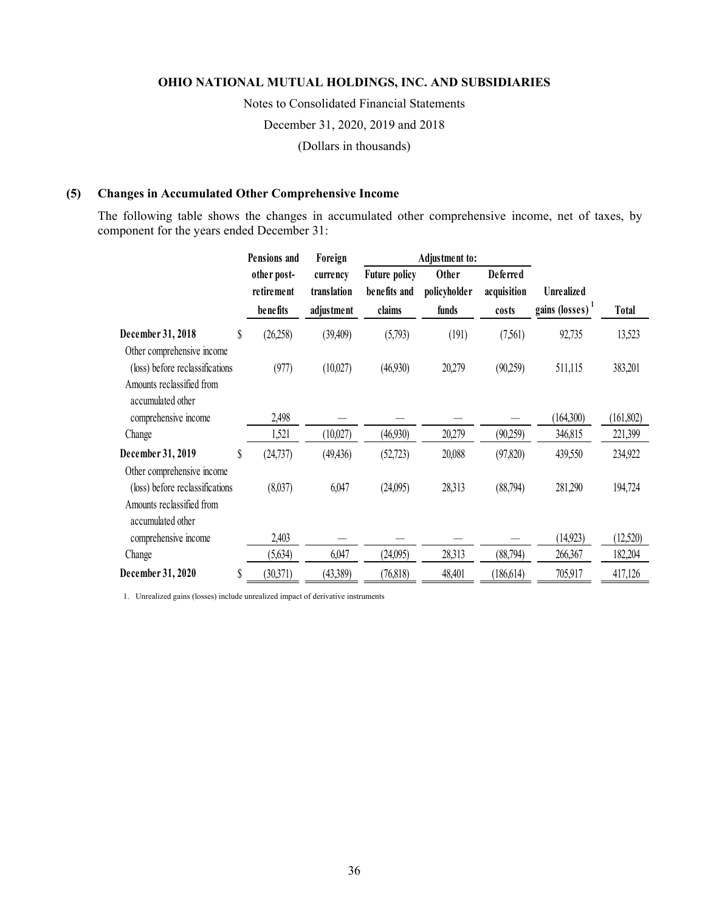# OHIO NATIONAL MUTUAL HOLDINGS, INC. AND SUBSIDIARIES

Notes to Consolidated Financial Statements

December 31, 2020, 2019 and 2018

(Dollars in thousands)

## (5) Changes in Accumulated Other Comprehensive Income

The following table shows the changes in accumulated other comprehensive income, net of taxes, by component for the years ended December 31:

| | Pensions and other post-retirement benefits | Foreign currency translation adjustment | Adjustment to: Future policy benefits and claims | Adjustment to: Other policyholder funds | Adjustment to: Deferred acquisition costs | Unrealized gains (losses) [1] | Total |
|---|---|---|---|---|---|---|---|
| **December 31, 2018** | $ (26,258) | (39,409) | (5,793) | (191) | (7,561) | 92,735 | 13,523 |
| Other comprehensive income (loss) before reclassifications | (977) | (10,027) | (46,930) | 20,279 | (90,259) | 511,115 | 383,201 |
| Amounts reclassified from accumulated other comprehensive income | 2,498 | — | — | — | — | (164,300) | (161,802) |
| Change | 1,521 | (10,027) | (46,930) | 20,279 | (90,259) | 346,815 | 221,399 |
| **December 31, 2019** | $ (24,737) | (49,436) | (52,723) | 20,088 | (97,820) | 439,550 | 234,922 |
| Other comprehensive income (loss) before reclassifications | (8,037) | 6,047 | (24,095) | 28,313 | (88,794) | 281,290 | 194,724 |
| Amounts reclassified from accumulated other comprehensive income | 2,403 | — | — | — | — | (14,923) | (12,520) |
| Change | (5,634) | 6,047 | (24,095) | 28,313 | (88,794) | 266,367 | 182,204 |
| **December 31, 2020** | $ (30,371) | (43,389) | (76,818) | 48,401 | (186,614) | 705,917 | 417,126 |

1. Unrealized gains (losses) include unrealized impact of derivative instruments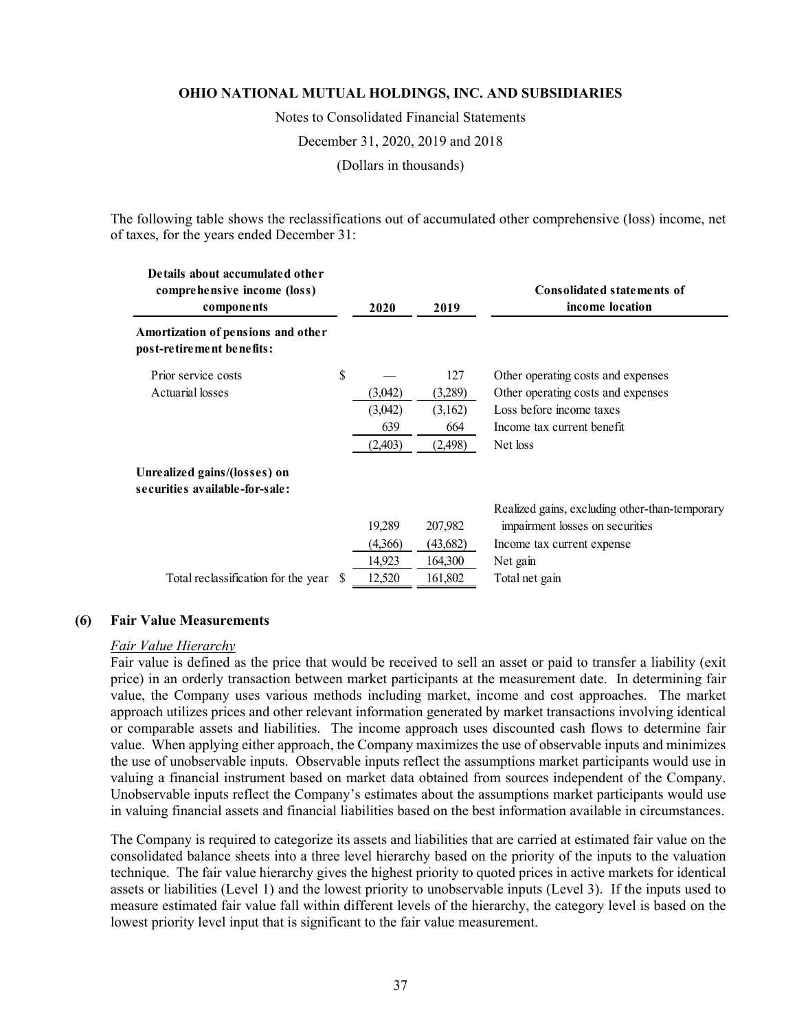The following table shows the reclassifications out of accumulated other comprehensive (loss) income, net of taxes, for the years ended December 31:

| Details about accumulated other comprehensive income (loss) components | 2020 | 2019 | Consolidated statements of income location |
|---|---|---|---|
| **Amortization of pensions and other post-retirement benefits:** | | | |
| Prior service costs | $ — | 127 | Other operating costs and expenses |
| Actuarial losses | (3,042) | (3,289) | Other operating costs and expenses |
| | (3,042) | (3,162) | Loss before income taxes |
| | 639 | 664 | Income tax current benefit |
| | (2,403) | (2,498) | Net loss |
| **Unrealized gains/(losses) on securities available-for-sale:** | | | |
| | 19,289 | 207,982 | Realized gains, excluding other-than-temporary impairment losses on securities |
| | (4,366) | (43,682) | Income tax current expense |
| | 14,923 | 164,300 | Net gain |
| Total reclassification for the year | $ 12,520 | 161,802 | Total net gain |

## (6) Fair Value Measurements

*Fair Value Hierarchy*

Fair value is defined as the price that would be received to sell an asset or paid to transfer a liability (exit price) in an orderly transaction between market participants at the measurement date. In determining fair value, the Company uses various methods including market, income and cost approaches. The market approach utilizes prices and other relevant information generated by market transactions involving identical or comparable assets and liabilities. The income approach uses discounted cash flows to determine fair value. When applying either approach, the Company maximizes the use of observable inputs and minimizes the use of unobservable inputs. Observable inputs reflect the assumptions market participants would use in valuing a financial instrument based on market data obtained from sources independent of the Company. Unobservable inputs reflect the Company's estimates about the assumptions market participants would use in valuing financial assets and financial liabilities based on the best information available in circumstances.

The Company is required to categorize its assets and liabilities that are carried at estimated fair value on the consolidated balance sheets into a three level hierarchy based on the priority of the inputs to the valuation technique. The fair value hierarchy gives the highest priority to quoted prices in active markets for identical assets or liabilities (Level 1) and the lowest priority to unobservable inputs (Level 3). If the inputs used to measure estimated fair value fall within different levels of the hierarchy, the category level is based on the lowest priority level input that is significant to the fair value measurement.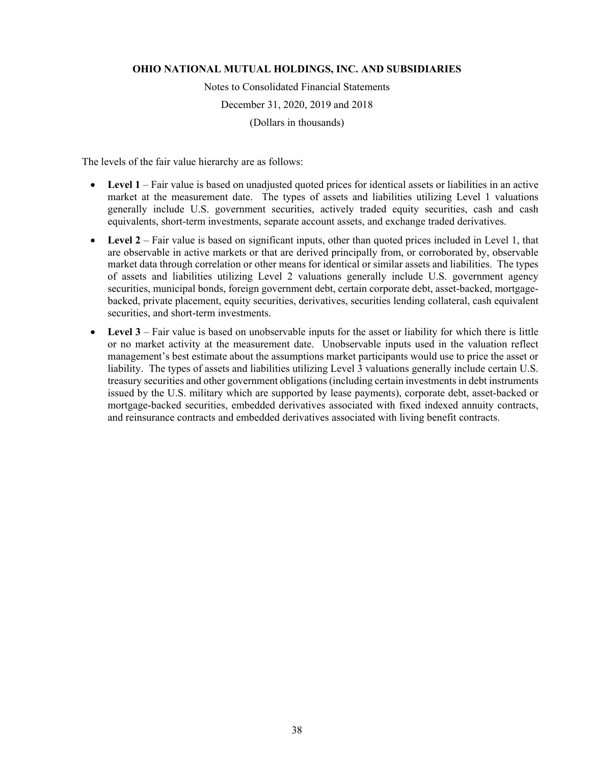The levels of the fair value hierarchy are as follows:

- **Level 1** – Fair value is based on unadjusted quoted prices for identical assets or liabilities in an active market at the measurement date. The types of assets and liabilities utilizing Level 1 valuations generally include U.S. government securities, actively traded equity securities, cash and cash equivalents, short-term investments, separate account assets, and exchange traded derivatives.
- **Level 2** – Fair value is based on significant inputs, other than quoted prices included in Level 1, that are observable in active markets or that are derived principally from, or corroborated by, observable market data through correlation or other means for identical or similar assets and liabilities. The types of assets and liabilities utilizing Level 2 valuations generally include U.S. government agency securities, municipal bonds, foreign government debt, certain corporate debt, asset-backed, mortgage-backed, private placement, equity securities, derivatives, securities lending collateral, cash equivalent securities, and short-term investments.
- **Level 3** – Fair value is based on unobservable inputs for the asset or liability for which there is little or no market activity at the measurement date. Unobservable inputs used in the valuation reflect management's best estimate about the assumptions market participants would use to price the asset or liability. The types of assets and liabilities utilizing Level 3 valuations generally include certain U.S. treasury securities and other government obligations (including certain investments in debt instruments issued by the U.S. military which are supported by lease payments), corporate debt, asset-backed or mortgage-backed securities, embedded derivatives associated with fixed indexed annuity contracts, and reinsurance contracts and embedded derivatives associated with living benefit contracts.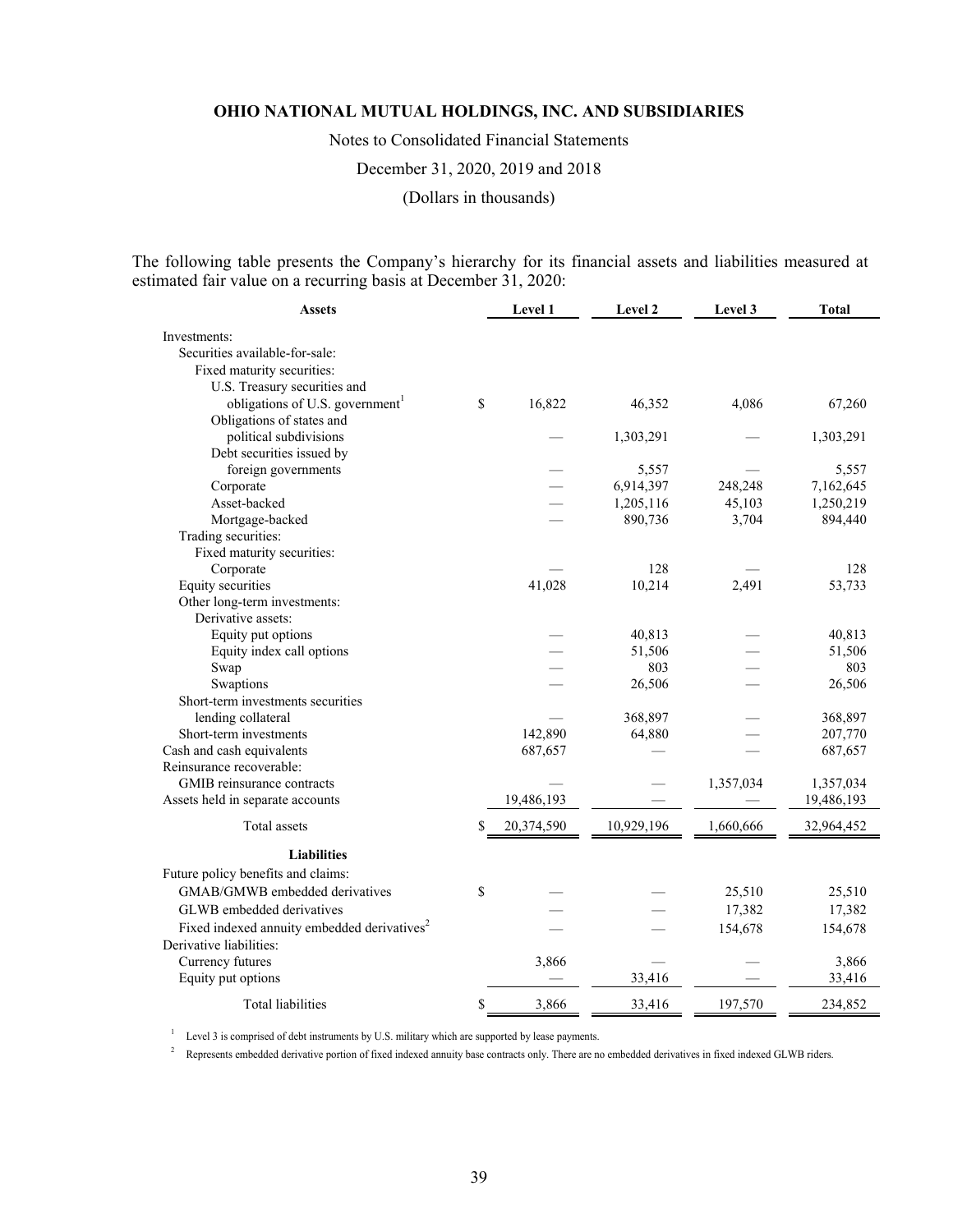**OHIO NATIONAL MUTUAL HOLDINGS, INC. AND SUBSIDIARIES**

Notes to Consolidated Financial Statements

December 31, 2020, 2019 and 2018

(Dollars in thousands)

The following table presents the Company's hierarchy for its financial assets and liabilities measured at estimated fair value on a recurring basis at December 31, 2020:

| Assets | Level 1 | Level 2 | Level 3 | Total |
|---|---|---|---|---|
| Investments: | | | | |
| Securities available-for-sale: | | | | |
| Fixed maturity securities: | | | | |
| U.S. Treasury securities and obligations of U.S. government[1] | $ 16,822 | 46,352 | 4,086 | 67,260 |
| Obligations of states and political subdivisions | — | 1,303,291 | — | 1,303,291 |
| Debt securities issued by foreign governments | — | 5,557 | — | 5,557 |
| Corporate | — | 6,914,397 | 248,248 | 7,162,645 |
| Asset-backed | — | 1,205,116 | 45,103 | 1,250,219 |
| Mortgage-backed | — | 890,736 | 3,704 | 894,440 |
| Trading securities: | | | | |
| Fixed maturity securities: | | | | |
| Corporate | — | 128 | — | 128 |
| Equity securities | 41,028 | 10,214 | 2,491 | 53,733 |
| Other long-term investments: | | | | |
| Derivative assets: | | | | |
| Equity put options | — | 40,813 | — | 40,813 |
| Equity index call options | — | 51,506 | — | 51,506 |
| Swap | — | 803 | — | 803 |
| Swaptions | — | 26,506 | — | 26,506 |
| Short-term investments securities lending collateral | — | 368,897 | — | 368,897 |
| Short-term investments | 142,890 | 64,880 | — | 207,770 |
| Cash and cash equivalents | 687,657 | — | — | 687,657 |
| Reinsurance recoverable: | | | | |
| GMIB reinsurance contracts | — | — | 1,357,034 | 1,357,034 |
| Assets held in separate accounts | 19,486,193 | — | — | 19,486,193 |
| Total assets | $ 20,374,590 | 10,929,196 | 1,660,666 | 32,964,452 |
| **Liabilities** | | | | |
| Future policy benefits and claims: | | | | |
| GMAB/GMWB embedded derivatives | $ — | — | 25,510 | 25,510 |
| GLWB embedded derivatives | — | — | 17,382 | 17,382 |
| Fixed indexed annuity embedded derivatives[2] | — | — | 154,678 | 154,678 |
| Derivative liabilities: | | | | |
| Currency futures | 3,866 | — | — | 3,866 |
| Equity put options | — | 33,416 | — | 33,416 |
| Total liabilities | $ 3,866 | 33,416 | 197,570 | 234,852 |

[1] Level 3 is comprised of debt instruments by U.S. military which are supported by lease payments.

[2] Represents embedded derivative portion of fixed indexed annuity base contracts only. There are no embedded derivatives in fixed indexed GLWB riders.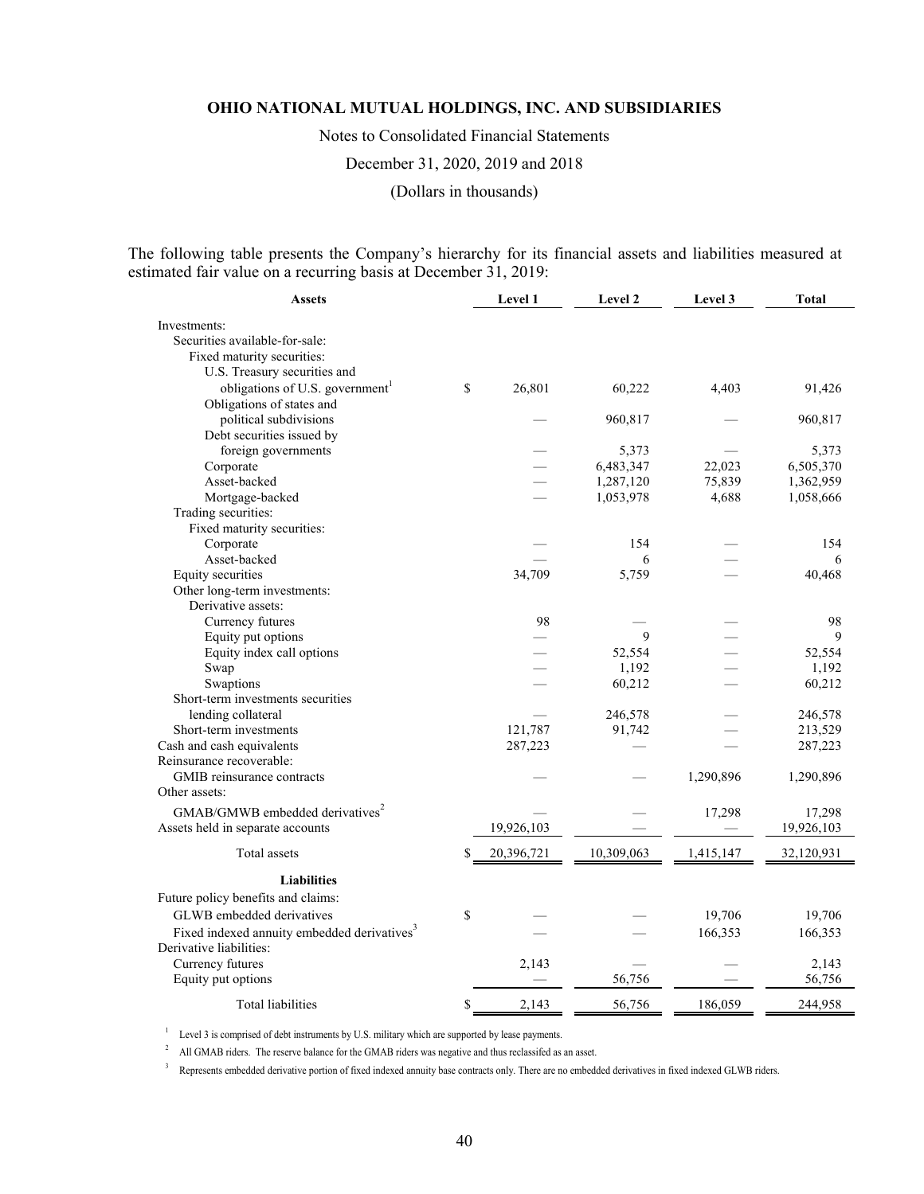The following table presents the Company's hierarchy for its financial assets and liabilities measured at estimated fair value on a recurring basis at December 31, 2019:

| Assets | Level 1 | Level 2 | Level 3 | Total |
|---|---|---|---|---|
| Investments: | | | | |
| Securities available-for-sale: | | | | |
| Fixed maturity securities: | | | | |
| U.S. Treasury securities and obligations of U.S. government[1] | $ 26,801 | 60,222 | 4,403 | 91,426 |
| Obligations of states and political subdivisions | — | 960,817 | — | 960,817 |
| Debt securities issued by foreign governments | — | 5,373 | — | 5,373 |
| Corporate | — | 6,483,347 | 22,023 | 6,505,370 |
| Asset-backed | — | 1,287,120 | 75,839 | 1,362,959 |
| Mortgage-backed | — | 1,053,978 | 4,688 | 1,058,666 |
| Trading securities: | | | | |
| Fixed maturity securities: | | | | |
| Corporate | — | 154 | — | 154 |
| Asset-backed | — | 6 | — | 6 |
| Equity securities | 34,709 | 5,759 | — | 40,468 |
| Other long-term investments: | | | | |
| Derivative assets: | | | | |
| Currency futures | 98 | — | — | 98 |
| Equity put options | — | 9 | — | 9 |
| Equity index call options | — | 52,554 | — | 52,554 |
| Swap | — | 1,192 | — | 1,192 |
| Swaptions | — | 60,212 | — | 60,212 |
| Short-term investments securities lending collateral | — | 246,578 | — | 246,578 |
| Short-term investments | 121,787 | 91,742 | — | 213,529 |
| Cash and cash equivalents | 287,223 | — | — | 287,223 |
| Reinsurance recoverable: | | | | |
| GMIB reinsurance contracts | — | — | 1,290,896 | 1,290,896 |
| Other assets: | | | | |
| GMAB/GMWB embedded derivatives[2] | — | — | 17,298 | 17,298 |
| Assets held in separate accounts | 19,926,103 | — | — | 19,926,103 |
| Total assets | $ 20,396,721 | 10,309,063 | 1,415,147 | 32,120,931 |
| **Liabilities** | | | | |
| Future policy benefits and claims: | | | | |
| GLWB embedded derivatives | $ — | — | 19,706 | 19,706 |
| Fixed indexed annuity embedded derivatives[3] | — | — | 166,353 | 166,353 |
| Derivative liabilities: | | | | |
| Currency futures | 2,143 | — | — | 2,143 |
| Equity put options | — | 56,756 | — | 56,756 |
| Total liabilities | $ 2,143 | 56,756 | 186,059 | 244,958 |

[1] Level 3 is comprised of debt instruments by U.S. military which are supported by lease payments.

[2] All GMAB riders. The reserve balance for the GMAB riders was negative and thus reclassifed as an asset.

[3] Represents embedded derivative portion of fixed indexed annuity base contracts only. There are no embedded derivatives in fixed indexed GLWB riders.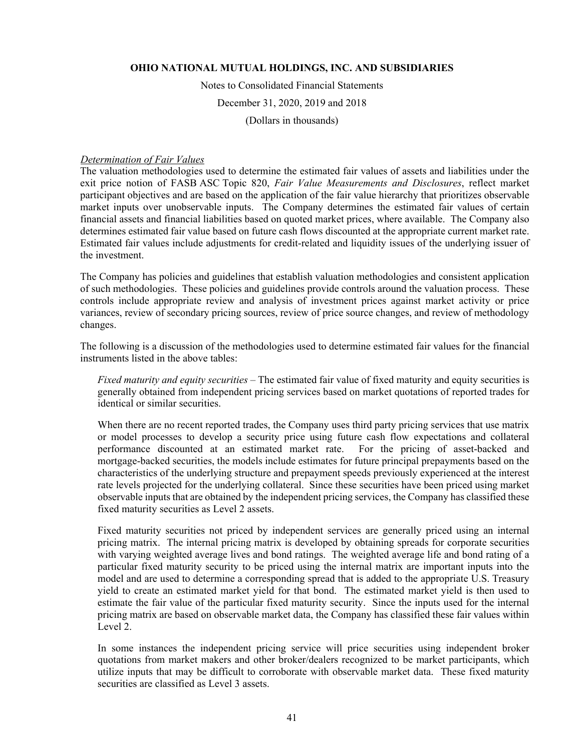*Determination of Fair Values*

The valuation methodologies used to determine the estimated fair values of assets and liabilities under the exit price notion of FASB ASC Topic 820, *Fair Value Measurements and Disclosures*, reflect market participant objectives and are based on the application of the fair value hierarchy that prioritizes observable market inputs over unobservable inputs. The Company determines the estimated fair values of certain financial assets and financial liabilities based on quoted market prices, where available. The Company also determines estimated fair value based on future cash flows discounted at the appropriate current market rate. Estimated fair values include adjustments for credit-related and liquidity issues of the underlying issuer of the investment.

The Company has policies and guidelines that establish valuation methodologies and consistent application of such methodologies. These policies and guidelines provide controls around the valuation process. These controls include appropriate review and analysis of investment prices against market activity or price variances, review of secondary pricing sources, review of price source changes, and review of methodology changes.

The following is a discussion of the methodologies used to determine estimated fair values for the financial instruments listed in the above tables:

*Fixed maturity and equity securities* – The estimated fair value of fixed maturity and equity securities is generally obtained from independent pricing services based on market quotations of reported trades for identical or similar securities.

When there are no recent reported trades, the Company uses third party pricing services that use matrix or model processes to develop a security price using future cash flow expectations and collateral performance discounted at an estimated market rate. For the pricing of asset-backed and mortgage-backed securities, the models include estimates for future principal prepayments based on the characteristics of the underlying structure and prepayment speeds previously experienced at the interest rate levels projected for the underlying collateral. Since these securities have been priced using market observable inputs that are obtained by the independent pricing services, the Company has classified these fixed maturity securities as Level 2 assets.

Fixed maturity securities not priced by independent services are generally priced using an internal pricing matrix. The internal pricing matrix is developed by obtaining spreads for corporate securities with varying weighted average lives and bond ratings. The weighted average life and bond rating of a particular fixed maturity security to be priced using the internal matrix are important inputs into the model and are used to determine a corresponding spread that is added to the appropriate U.S. Treasury yield to create an estimated market yield for that bond. The estimated market yield is then used to estimate the fair value of the particular fixed maturity security. Since the inputs used for the internal pricing matrix are based on observable market data, the Company has classified these fair values within Level 2.

In some instances the independent pricing service will price securities using independent broker quotations from market makers and other broker/dealers recognized to be market participants, which utilize inputs that may be difficult to corroborate with observable market data. These fixed maturity securities are classified as Level 3 assets.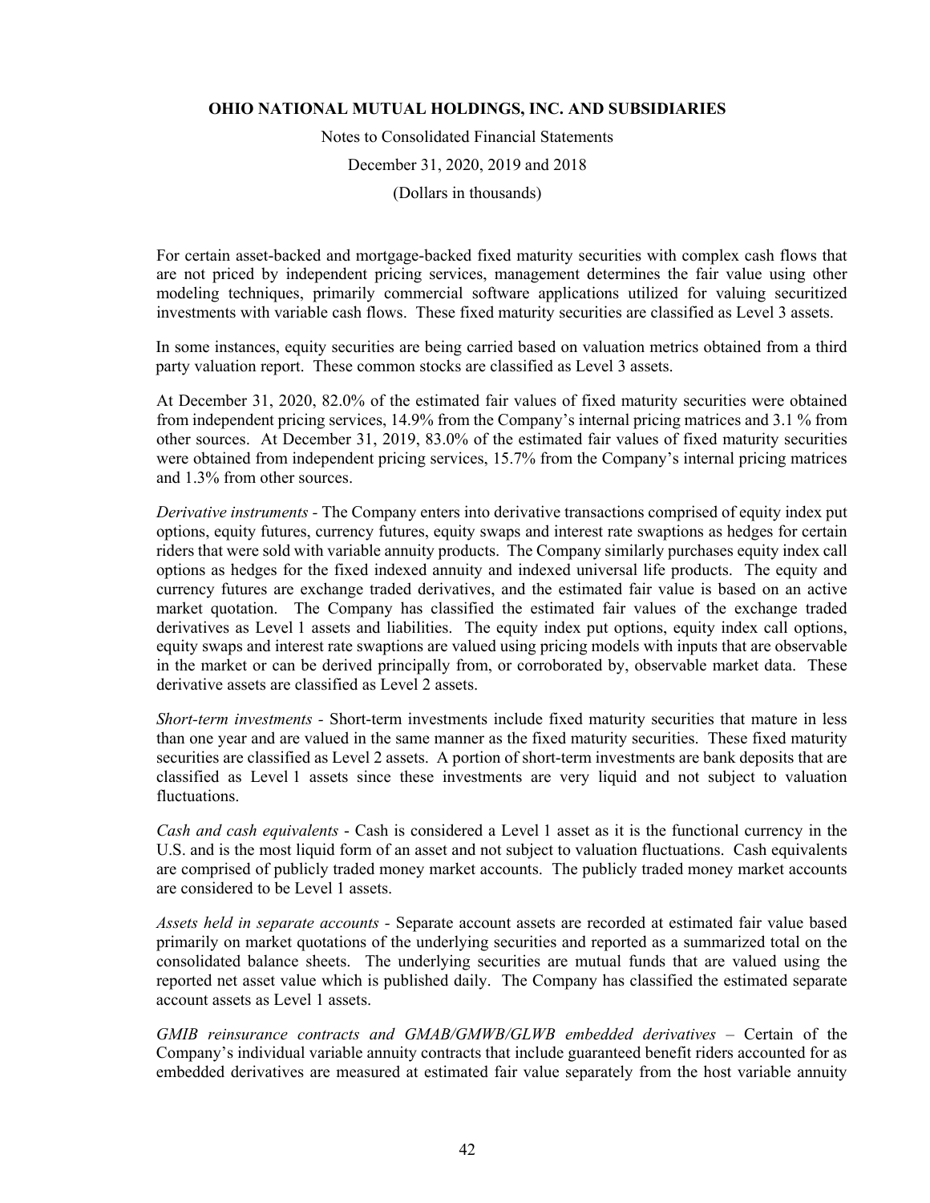For certain asset-backed and mortgage-backed fixed maturity securities with complex cash flows that are not priced by independent pricing services, management determines the fair value using other modeling techniques, primarily commercial software applications utilized for valuing securitized investments with variable cash flows. These fixed maturity securities are classified as Level 3 assets.

In some instances, equity securities are being carried based on valuation metrics obtained from a third party valuation report. These common stocks are classified as Level 3 assets.

At December 31, 2020, 82.0% of the estimated fair values of fixed maturity securities were obtained from independent pricing services, 14.9% from the Company's internal pricing matrices and 3.1 % from other sources. At December 31, 2019, 83.0% of the estimated fair values of fixed maturity securities were obtained from independent pricing services, 15.7% from the Company's internal pricing matrices and 1.3% from other sources.

*Derivative instruments* - The Company enters into derivative transactions comprised of equity index put options, equity futures, currency futures, equity swaps and interest rate swaptions as hedges for certain riders that were sold with variable annuity products. The Company similarly purchases equity index call options as hedges for the fixed indexed annuity and indexed universal life products. The equity and currency futures are exchange traded derivatives, and the estimated fair value is based on an active market quotation. The Company has classified the estimated fair values of the exchange traded derivatives as Level 1 assets and liabilities. The equity index put options, equity index call options, equity swaps and interest rate swaptions are valued using pricing models with inputs that are observable in the market or can be derived principally from, or corroborated by, observable market data. These derivative assets are classified as Level 2 assets.

*Short-term investments* - Short-term investments include fixed maturity securities that mature in less than one year and are valued in the same manner as the fixed maturity securities. These fixed maturity securities are classified as Level 2 assets. A portion of short-term investments are bank deposits that are classified as Level 1 assets since these investments are very liquid and not subject to valuation fluctuations.

*Cash and cash equivalents* - Cash is considered a Level 1 asset as it is the functional currency in the U.S. and is the most liquid form of an asset and not subject to valuation fluctuations. Cash equivalents are comprised of publicly traded money market accounts. The publicly traded money market accounts are considered to be Level 1 assets.

*Assets held in separate accounts* - Separate account assets are recorded at estimated fair value based primarily on market quotations of the underlying securities and reported as a summarized total on the consolidated balance sheets. The underlying securities are mutual funds that are valued using the reported net asset value which is published daily. The Company has classified the estimated separate account assets as Level 1 assets.

*GMIB reinsurance contracts and GMAB/GMWB/GLWB embedded derivatives* – Certain of the Company's individual variable annuity contracts that include guaranteed benefit riders accounted for as embedded derivatives are measured at estimated fair value separately from the host variable annuity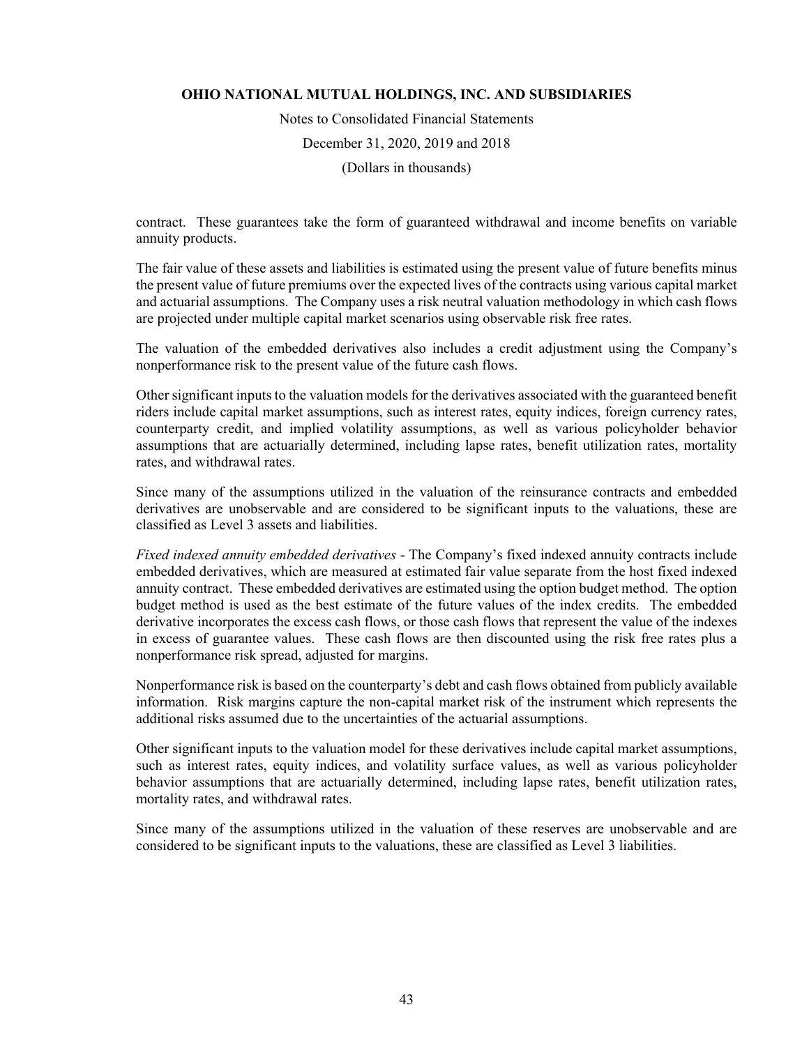contract. These guarantees take the form of guaranteed withdrawal and income benefits on variable annuity products.

The fair value of these assets and liabilities is estimated using the present value of future benefits minus the present value of future premiums over the expected lives of the contracts using various capital market and actuarial assumptions. The Company uses a risk neutral valuation methodology in which cash flows are projected under multiple capital market scenarios using observable risk free rates.

The valuation of the embedded derivatives also includes a credit adjustment using the Company's nonperformance risk to the present value of the future cash flows.

Other significant inputs to the valuation models for the derivatives associated with the guaranteed benefit riders include capital market assumptions, such as interest rates, equity indices, foreign currency rates, counterparty credit, and implied volatility assumptions, as well as various policyholder behavior assumptions that are actuarially determined, including lapse rates, benefit utilization rates, mortality rates, and withdrawal rates.

Since many of the assumptions utilized in the valuation of the reinsurance contracts and embedded derivatives are unobservable and are considered to be significant inputs to the valuations, these are classified as Level 3 assets and liabilities.

*Fixed indexed annuity embedded derivatives* - The Company's fixed indexed annuity contracts include embedded derivatives, which are measured at estimated fair value separate from the host fixed indexed annuity contract. These embedded derivatives are estimated using the option budget method. The option budget method is used as the best estimate of the future values of the index credits. The embedded derivative incorporates the excess cash flows, or those cash flows that represent the value of the indexes in excess of guarantee values. These cash flows are then discounted using the risk free rates plus a nonperformance risk spread, adjusted for margins.

Nonperformance risk is based on the counterparty's debt and cash flows obtained from publicly available information. Risk margins capture the non-capital market risk of the instrument which represents the additional risks assumed due to the uncertainties of the actuarial assumptions.

Other significant inputs to the valuation model for these derivatives include capital market assumptions, such as interest rates, equity indices, and volatility surface values, as well as various policyholder behavior assumptions that are actuarially determined, including lapse rates, benefit utilization rates, mortality rates, and withdrawal rates.

Since many of the assumptions utilized in the valuation of these reserves are unobservable and are considered to be significant inputs to the valuations, these are classified as Level 3 liabilities.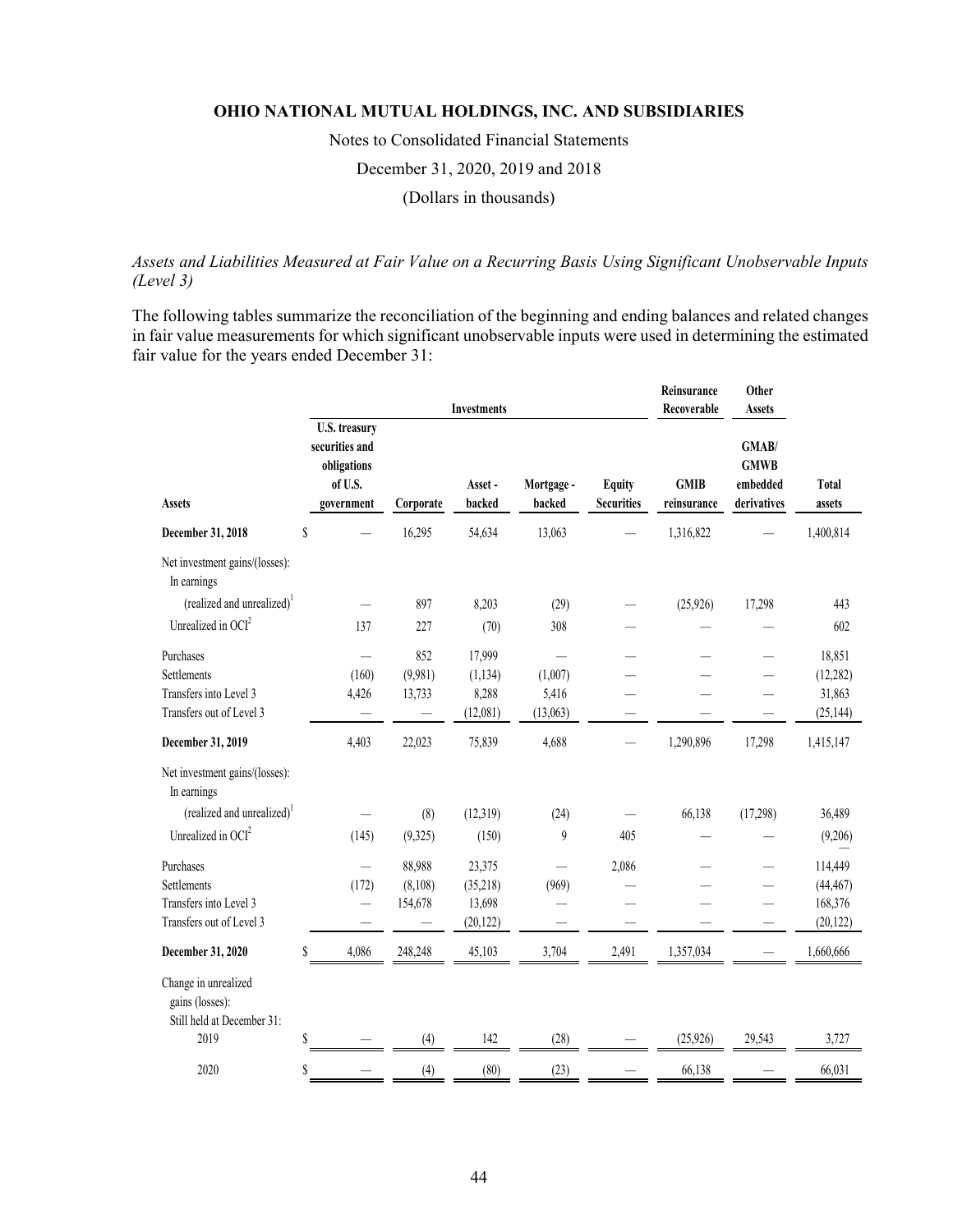*Assets and Liabilities Measured at Fair Value on a Recurring Basis Using Significant Unobservable Inputs (Level 3)*

The following tables summarize the reconciliation of the beginning and ending balances and related changes in fair value measurements for which significant unobservable inputs were used in determining the estimated fair value for the years ended December 31:

| | Investments | | | | | Reinsurance Recoverable | Other Assets | |
|---|---|---|---|---|---|---|---|---|
| **Assets** | **U.S. treasury securities and obligations of U.S. government** | **Corporate** | **Asset - backed** | **Mortgage - backed** | **Equity Securities** | **GMIB reinsurance** | **GMAB/ GMWB embedded derivatives** | **Total assets** |
| **December 31, 2018** | $ — | 16,295 | 54,634 | 13,063 | — | 1,316,822 | — | 1,400,814 |
| Net investment gains/(losses): In earnings | | | | | | | | |
| (realized and unrealized)[1] | — | 897 | 8,203 | (29) | — | (25,926) | 17,298 | 443 |
| Unrealized in OCI[2] | 137 | 227 | (70) | 308 | — | — | — | 602 |
| Purchases | — | 852 | 17,999 | — | — | — | — | 18,851 |
| Settlements | (160) | (9,981) | (1,134) | (1,007) | — | — | — | (12,282) |
| Transfers into Level 3 | 4,426 | 13,733 | 8,288 | 5,416 | — | — | — | 31,863 |
| Transfers out of Level 3 | — | — | (12,081) | (13,063) | — | — | — | (25,144) |
| **December 31, 2019** | 4,403 | 22,023 | 75,839 | 4,688 | — | 1,290,896 | 17,298 | 1,415,147 |
| Net investment gains/(losses): In earnings | | | | | | | | |
| (realized and unrealized)[1] | — | (8) | (12,319) | (24) | — | 66,138 | (17,298) | 36,489 |
| Unrealized in OCI[2] | (145) | (9,325) | (150) | 9 | 405 | — | — | (9,206) |
| Purchases | — | 88,988 | 23,375 | — | 2,086 | — | — | 114,449 |
| Settlements | (172) | (8,108) | (35,218) | (969) | — | — | — | (44,467) |
| Transfers into Level 3 | — | 154,678 | 13,698 | — | — | — | — | 168,376 |
| Transfers out of Level 3 | — | — | (20,122) | — | — | — | — | (20,122) |
| **December 31, 2020** | $ 4,086 | 248,248 | 45,103 | 3,704 | 2,491 | 1,357,034 | — | 1,660,666 |
| Change in unrealized gains (losses): Still held at December 31: | | | | | | | | |
| 2019 | $ — | (4) | 142 | (28) | — | (25,926) | 29,543 | 3,727 |
| 2020 | $ — | (4) | (80) | (23) | — | 66,138 | — | 66,031 |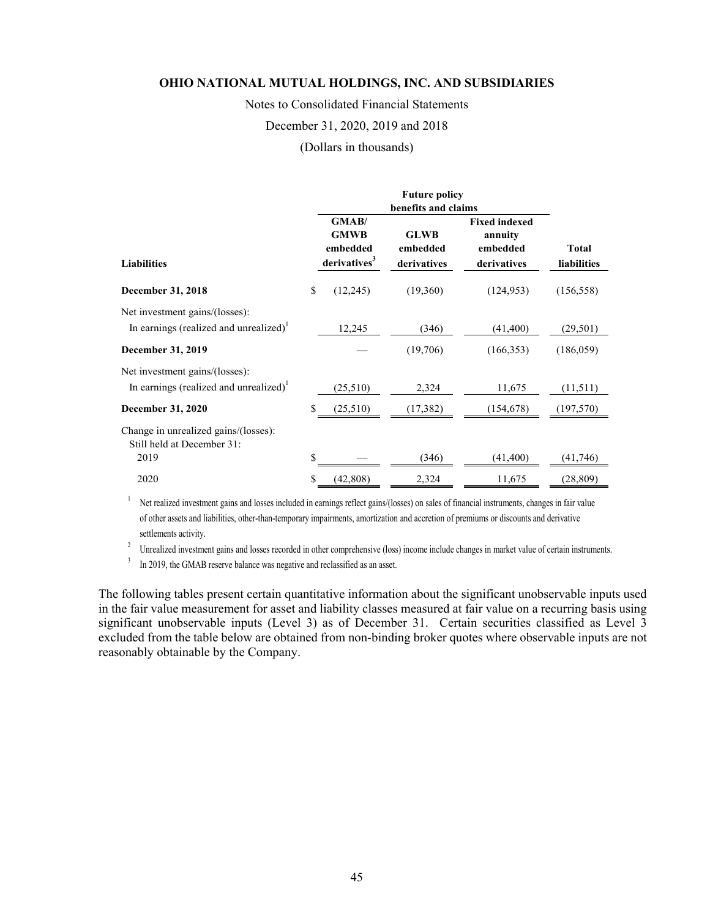**OHIO NATIONAL MUTUAL HOLDINGS, INC. AND SUBSIDIARIES**

Notes to Consolidated Financial Statements

December 31, 2020, 2019 and 2018

(Dollars in thousands)

| | Future policy benefits and claims | | | |
|---|---|---|---|---|
| **Liabilities** | **GMAB/ GMWB embedded derivatives**[3] | **GLWB embedded derivatives** | **Fixed indexed annuity embedded derivatives** | **Total liabilities** |
| **December 31, 2018** | $ (12,245) | (19,360) | (124,953) | (156,558) |
| Net investment gains/(losses): | | | | |
| In earnings (realized and unrealized)[1] | 12,245 | (346) | (41,400) | (29,501) |
| **December 31, 2019** | — | (19,706) | (166,353) | (186,059) |
| Net investment gains/(losses): | | | | |
| In earnings (realized and unrealized)[1] | (25,510) | 2,324 | 11,675 | (11,511) |
| **December 31, 2020** | $ (25,510) | (17,382) | (154,678) | (197,570) |
| Change in unrealized gains/(losses): Still held at December 31: | | | | |
| 2019 | $ — | (346) | (41,400) | (41,746) |
| 2020 | $ (42,808) | 2,324 | 11,675 | (28,809) |

[1] Net realized investment gains and losses included in earnings reflect gains/(losses) on sales of financial instruments, changes in fair value of other assets and liabilities, other-than-temporary impairments, amortization and accretion of premiums or discounts and derivative settlements activity.

[2] Unrealized investment gains and losses recorded in other comprehensive (loss) income include changes in market value of certain instruments.

[3] In 2019, the GMAB reserve balance was negative and reclassified as an asset.

The following tables present certain quantitative information about the significant unobservable inputs used in the fair value measurement for asset and liability classes measured at fair value on a recurring basis using significant unobservable inputs (Level 3) as of December 31. Certain securities classified as Level 3 excluded from the table below are obtained from non-binding broker quotes where observable inputs are not reasonably obtainable by the Company.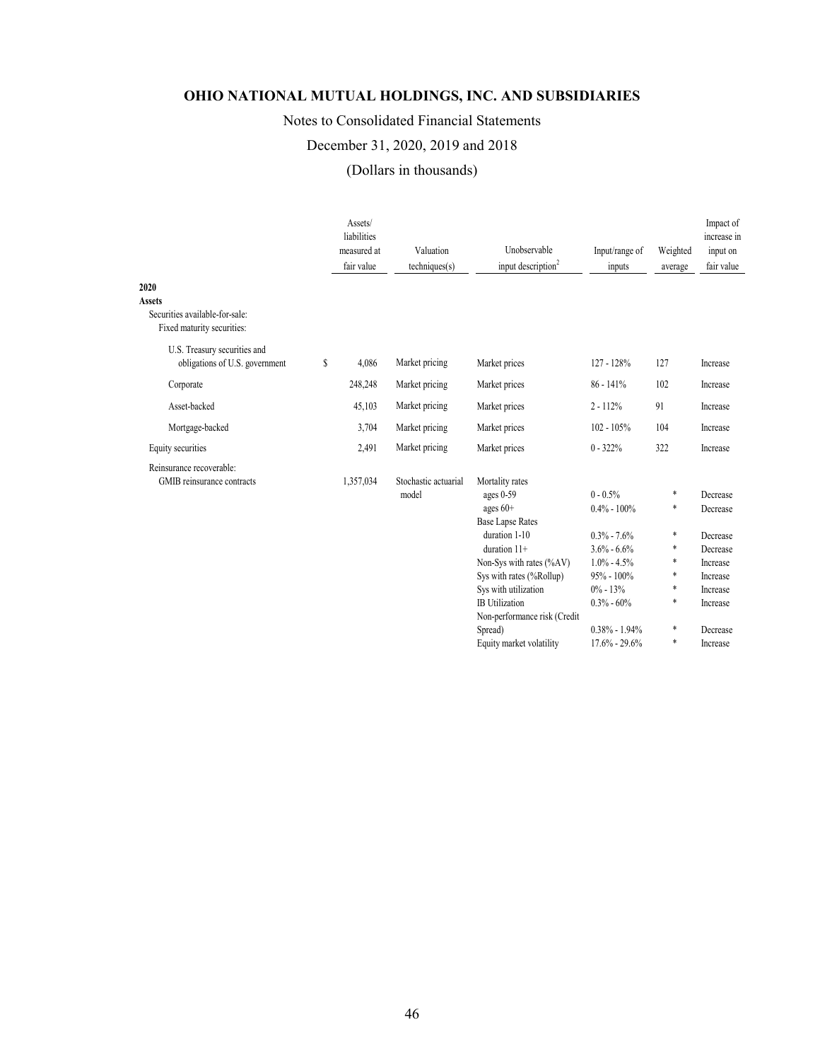# OHIO NATIONAL MUTUAL HOLDINGS, INC. AND SUBSIDIARIES

Notes to Consolidated Financial Statements

December 31, 2020, 2019 and 2018

(Dollars in thousands)

| | Assets/ liabilities measured at fair value | Valuation techniques(s) | Unobservable input description[2] | Input/range of inputs | Weighted average | Impact of increase in input on fair value |
|---|---|---|---|---|---|---|
| **2020** | | | | | | |
| **Assets** | | | | | | |
| Securities available-for-sale: | | | | | | |
| Fixed maturity securities: | | | | | | |
| U.S. Treasury securities and obligations of U.S. government | $ 4,086 | Market pricing | Market prices | 127 - 128% | 127 | Increase |
| Corporate | 248,248 | Market pricing | Market prices | 86 - 141% | 102 | Increase |
| Asset-backed | 45,103 | Market pricing | Market prices | 2 - 112% | 91 | Increase |
| Mortgage-backed | 3,704 | Market pricing | Market prices | 102 - 105% | 104 | Increase |
| Equity securities | 2,491 | Market pricing | Market prices | 0 - 322% | 322 | Increase |
| Reinsurance recoverable: | | | | | | |
| GMIB reinsurance contracts | 1,357,034 | Stochastic actuarial model | Mortality rates | | | |
| | | | ages 0-59 | 0 - 0.5% | * | Decrease |
| | | | ages 60+ | 0.4% - 100% | * | Decrease |
| | | | Base Lapse Rates | | | |
| | | | duration 1-10 | 0.3% - 7.6% | * | Decrease |
| | | | duration 11+ | 3.6% - 6.6% | * | Decrease |
| | | | Non-Sys with rates (%AV) | 1.0% - 4.5% | * | Increase |
| | | | Sys with rates (%Rollup) | 95% - 100% | * | Increase |
| | | | Sys with utilization | 0% - 13% | * | Increase |
| | | | IB Utilization | 0.3% - 60% | * | Increase |
| | | | Non-performance risk (Credit Spread) | 0.38% - 1.94% | * | Decrease |
| | | | Equity market volatility | 17.6% - 29.6% | * | Increase |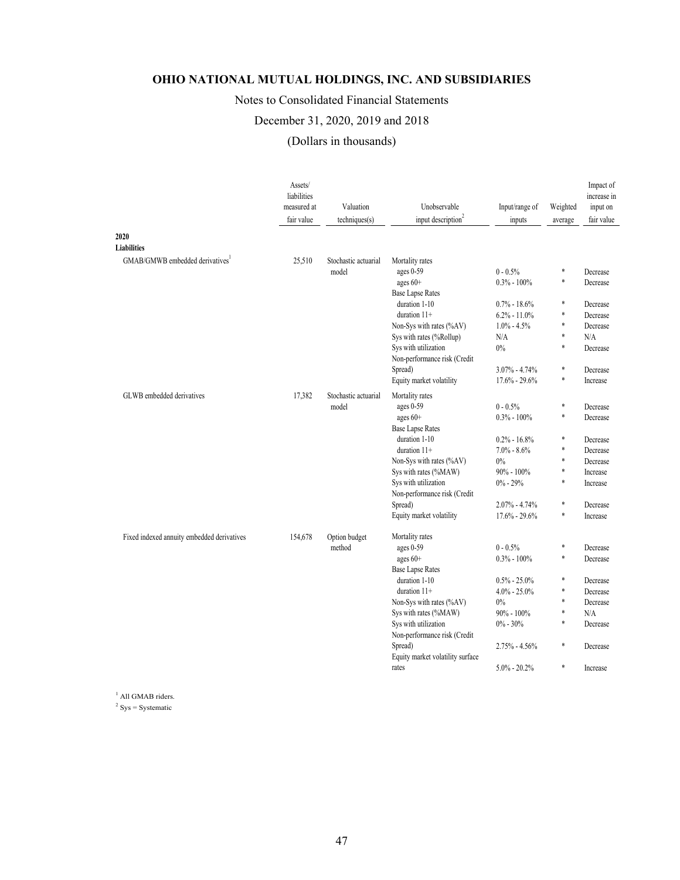# OHIO NATIONAL MUTUAL HOLDINGS, INC. AND SUBSIDIARIES

Notes to Consolidated Financial Statements

December 31, 2020, 2019 and 2018

(Dollars in thousands)

| | Assets/ liabilities measured at fair value | Valuation techniques(s) | Unobservable input description[2] | Input/range of inputs | Weighted average | Impact of increase in input on fair value |
|---|---|---|---|---|---|---|
| **2020** | | | | | | |
| **Liabilities** | | | | | | |
| GMAB/GMWB embedded derivatives[1] | 25,510 | Stochastic actuarial model | Mortality rates | | | |
| | | | ages 0-59 | 0 - 0.5% | * | Decrease |
| | | | ages 60+ | 0.3% - 100% | * | Decrease |
| | | | Base Lapse Rates | | | |
| | | | duration 1-10 | 0.7% - 18.6% | * | Decrease |
| | | | duration 11+ | 6.2% - 11.0% | * | Decrease |
| | | | Non-Sys with rates (%AV) | 1.0% - 4.5% | * | Decrease |
| | | | Sys with rates (%Rollup) | N/A | * | N/A |
| | | | Sys with utilization | 0% | * | Decrease |
| | | | Non-performance risk (Credit Spread) | 3.07% - 4.74% | * | Decrease |
| | | | Equity market volatility | 17.6% - 29.6% | * | Increase |
| GLWB embedded derivatives | 17,382 | Stochastic actuarial model | Mortality rates | | | |
| | | | ages 0-59 | 0 - 0.5% | * | Decrease |
| | | | ages 60+ | 0.3% - 100% | * | Decrease |
| | | | Base Lapse Rates | | | |
| | | | duration 1-10 | 0.2% - 16.8% | * | Decrease |
| | | | duration 11+ | 7.0% - 8.6% | * | Decrease |
| | | | Non-Sys with rates (%AV) | 0% | * | Decrease |
| | | | Sys with rates (%MAW) | 90% - 100% | * | Increase |
| | | | Sys with utilization | 0% - 29% | * | Increase |
| | | | Non-performance risk (Credit Spread) | 2.07% - 4.74% | * | Decrease |
| | | | Equity market volatility | 17.6% - 29.6% | * | Increase |
| Fixed indexed annuity embedded derivatives | 154,678 | Option budget method | Mortality rates | | | |
| | | | ages 0-59 | 0 - 0.5% | * | Decrease |
| | | | ages 60+ | 0.3% - 100% | * | Decrease |
| | | | Base Lapse Rates | | | |
| | | | duration 1-10 | 0.5% - 25.0% | * | Decrease |
| | | | duration 11+ | 4.0% - 25.0% | * | Decrease |
| | | | Non-Sys with rates (%AV) | 0% | * | Decrease |
| | | | Sys with rates (%MAW) | 90% - 100% | * | N/A |
| | | | Sys with utilization | 0% - 30% | * | Decrease |
| | | | Non-performance risk (Credit Spread) | 2.75% - 4.56% | * | Decrease |
| | | | Equity market volatility surface rates | 5.0% - 20.2% | * | Increase |

[1] All GMAB riders.
[2] Sys = Systematic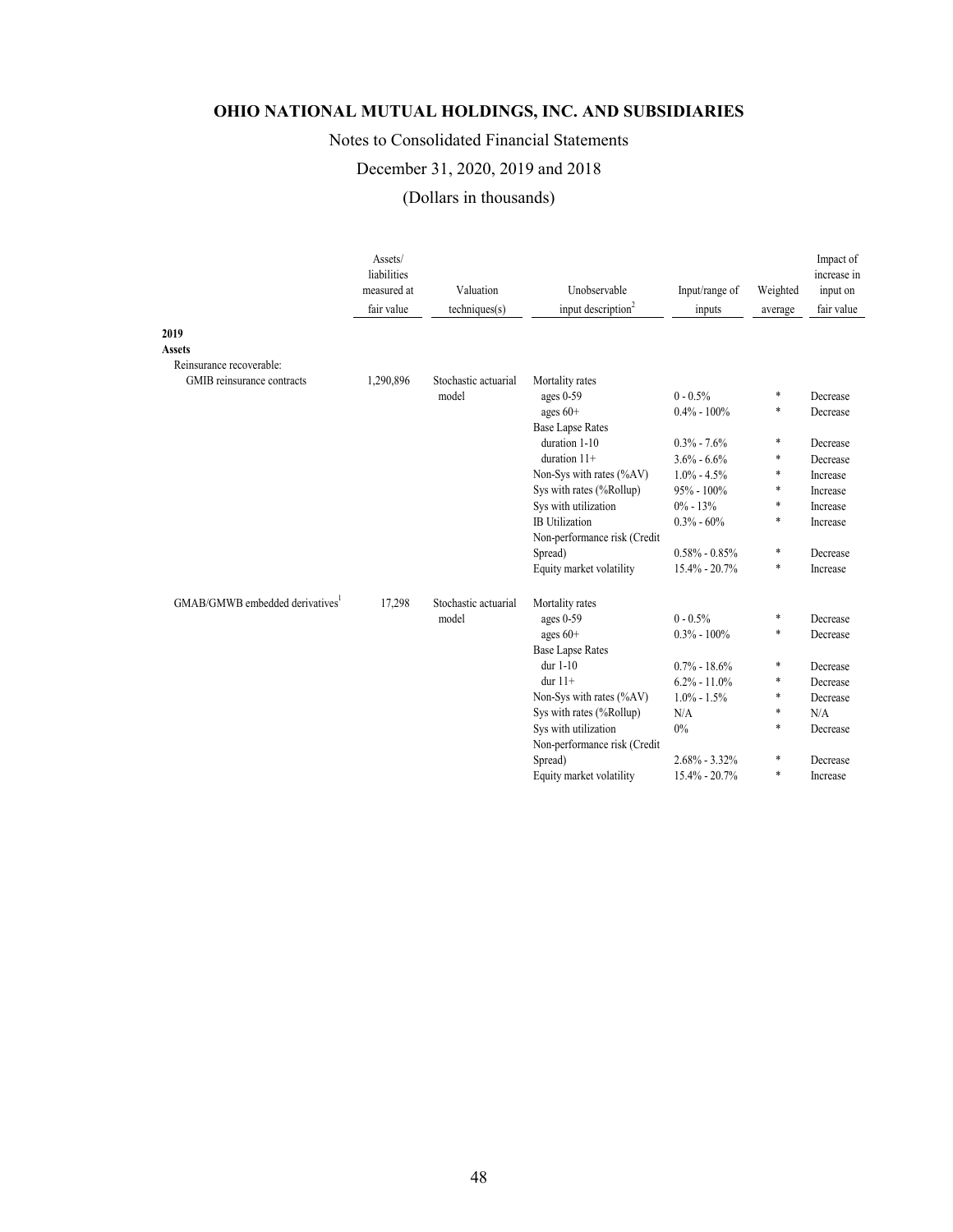# OHIO NATIONAL MUTUAL HOLDINGS, INC. AND SUBSIDIARIES

Notes to Consolidated Financial Statements

December 31, 2020, 2019 and 2018

(Dollars in thousands)

| | Assets/ liabilities measured at fair value | Valuation techniques(s) | Unobservable input description[2] | Input/range of inputs | Weighted average | Impact of increase in input on fair value |
|---|---|---|---|---|---|---|
| **2019** | | | | | | |
| **Assets** | | | | | | |
| Reinsurance recoverable: | | | | | | |
| GMIB reinsurance contracts | 1,290,896 | Stochastic actuarial model | Mortality rates | | | |
| | | | ages 0-59 | 0 - 0.5% | * | Decrease |
| | | | ages 60+ | 0.4% - 100% | * | Decrease |
| | | | Base Lapse Rates | | | |
| | | | duration 1-10 | 0.3% - 7.6% | * | Decrease |
| | | | duration 11+ | 3.6% - 6.6% | * | Decrease |
| | | | Non-Sys with rates (%AV) | 1.0% - 4.5% | * | Increase |
| | | | Sys with rates (%Rollup) | 95% - 100% | * | Increase |
| | | | Sys with utilization | 0% - 13% | * | Increase |
| | | | IB Utilization | 0.3% - 60% | * | Increase |
| | | | Non-performance risk (Credit Spread) | 0.58% - 0.85% | * | Decrease |
| | | | Equity market volatility | 15.4% - 20.7% | * | Increase |
| GMAB/GMWB embedded derivatives[1] | 17,298 | Stochastic actuarial model | Mortality rates | | | |
| | | | ages 0-59 | 0 - 0.5% | * | Decrease |
| | | | ages 60+ | 0.3% - 100% | * | Decrease |
| | | | Base Lapse Rates | | | |
| | | | dur 1-10 | 0.7% - 18.6% | * | Decrease |
| | | | dur 11+ | 6.2% - 11.0% | * | Decrease |
| | | | Non-Sys with rates (%AV) | 1.0% - 1.5% | * | Decrease |
| | | | Sys with rates (%Rollup) | N/A | * | N/A |
| | | | Sys with utilization | 0% | * | Decrease |
| | | | Non-performance risk (Credit Spread) | 2.68% - 3.32% | * | Decrease |
| | | | Equity market volatility | 15.4% - 20.7% | * | Increase |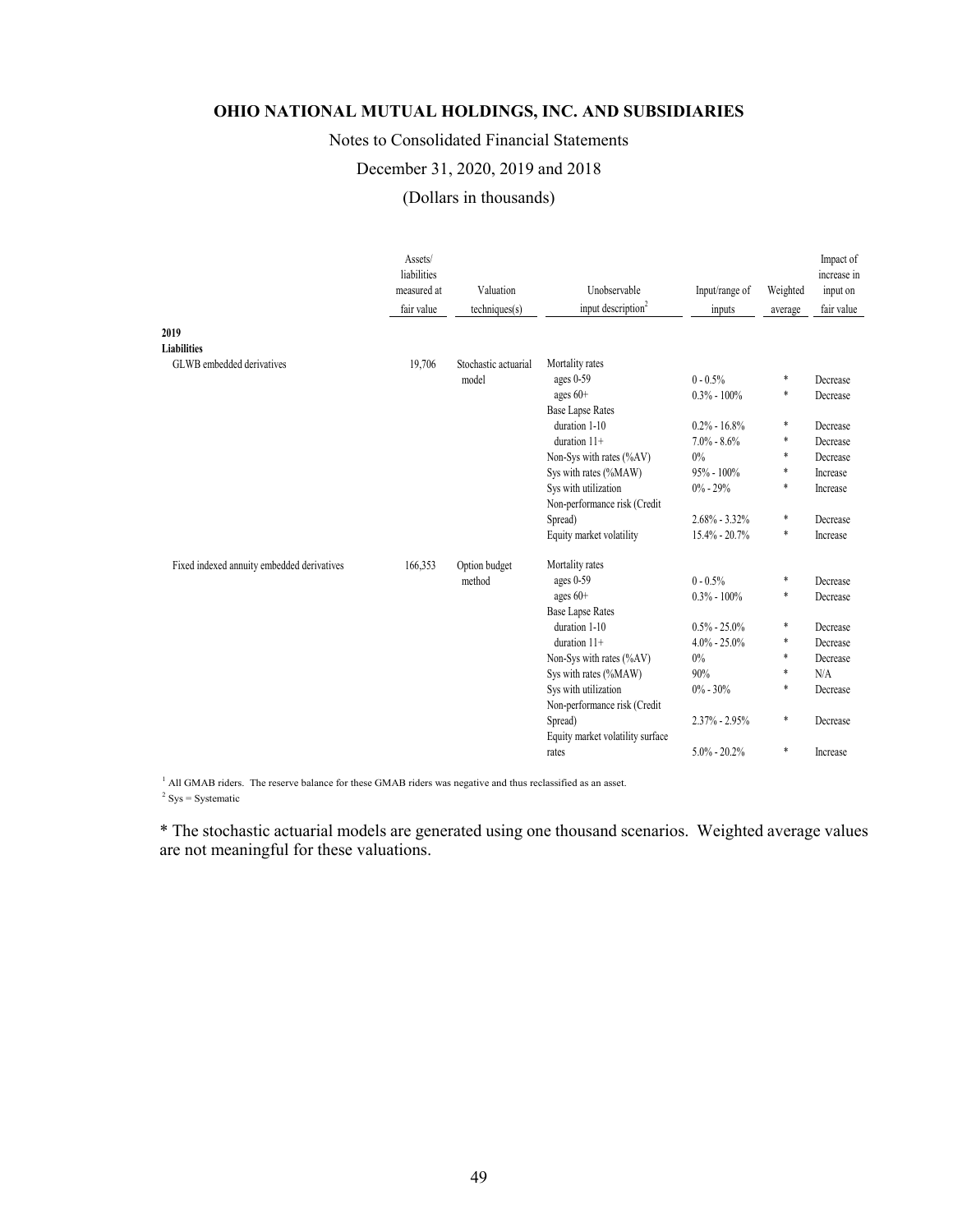**OHIO NATIONAL MUTUAL HOLDINGS, INC. AND SUBSIDIARIES**

Notes to Consolidated Financial Statements

December 31, 2020, 2019 and 2018

(Dollars in thousands)

| | Assets/ liabilities measured at fair value | Valuation techniques(s) | Unobservable input description[2] | Input/range of inputs | Weighted average | Impact of increase in input on fair value |
|---|---|---|---|---|---|---|
| **2019** | | | | | | |
| **Liabilities** | | | | | | |
| GLWB embedded derivatives | 19,706 | Stochastic actuarial model | Mortality rates | | | |
| | | | ages 0-59 | 0 - 0.5% | * | Decrease |
| | | | ages 60+ | 0.3% - 100% | * | Decrease |
| | | | Base Lapse Rates | | | |
| | | | duration 1-10 | 0.2% - 16.8% | * | Decrease |
| | | | duration 11+ | 7.0% - 8.6% | * | Decrease |
| | | | Non-Sys with rates (%AV) | 0% | * | Decrease |
| | | | Sys with rates (%MAW) | 95% - 100% | * | Increase |
| | | | Sys with utilization | 0% - 29% | * | Increase |
| | | | Non-performance risk (Credit Spread) | 2.68% - 3.32% | * | Decrease |
| | | | Equity market volatility | 15.4% - 20.7% | * | Increase |
| Fixed indexed annuity embedded derivatives | 166,353 | Option budget method | Mortality rates | | | |
| | | | ages 0-59 | 0 - 0.5% | * | Decrease |
| | | | ages 60+ | 0.3% - 100% | * | Decrease |
| | | | Base Lapse Rates | | | |
| | | | duration 1-10 | 0.5% - 25.0% | * | Decrease |
| | | | duration 11+ | 4.0% - 25.0% | * | Decrease |
| | | | Non-Sys with rates (%AV) | 0% | * | Decrease |
| | | | Sys with rates (%MAW) | 90% | * | N/A |
| | | | Sys with utilization | 0% - 30% | * | Decrease |
| | | | Non-performance risk (Credit Spread) | 2.37% - 2.95% | * | Decrease |
| | | | Equity market volatility surface rates | 5.0% - 20.2% | * | Increase |

[1] All GMAB riders. The reserve balance for these GMAB riders was negative and thus reclassified as an asset.

[2] Sys = Systematic

* The stochastic actuarial models are generated using one thousand scenarios. Weighted average values are not meaningful for these valuations.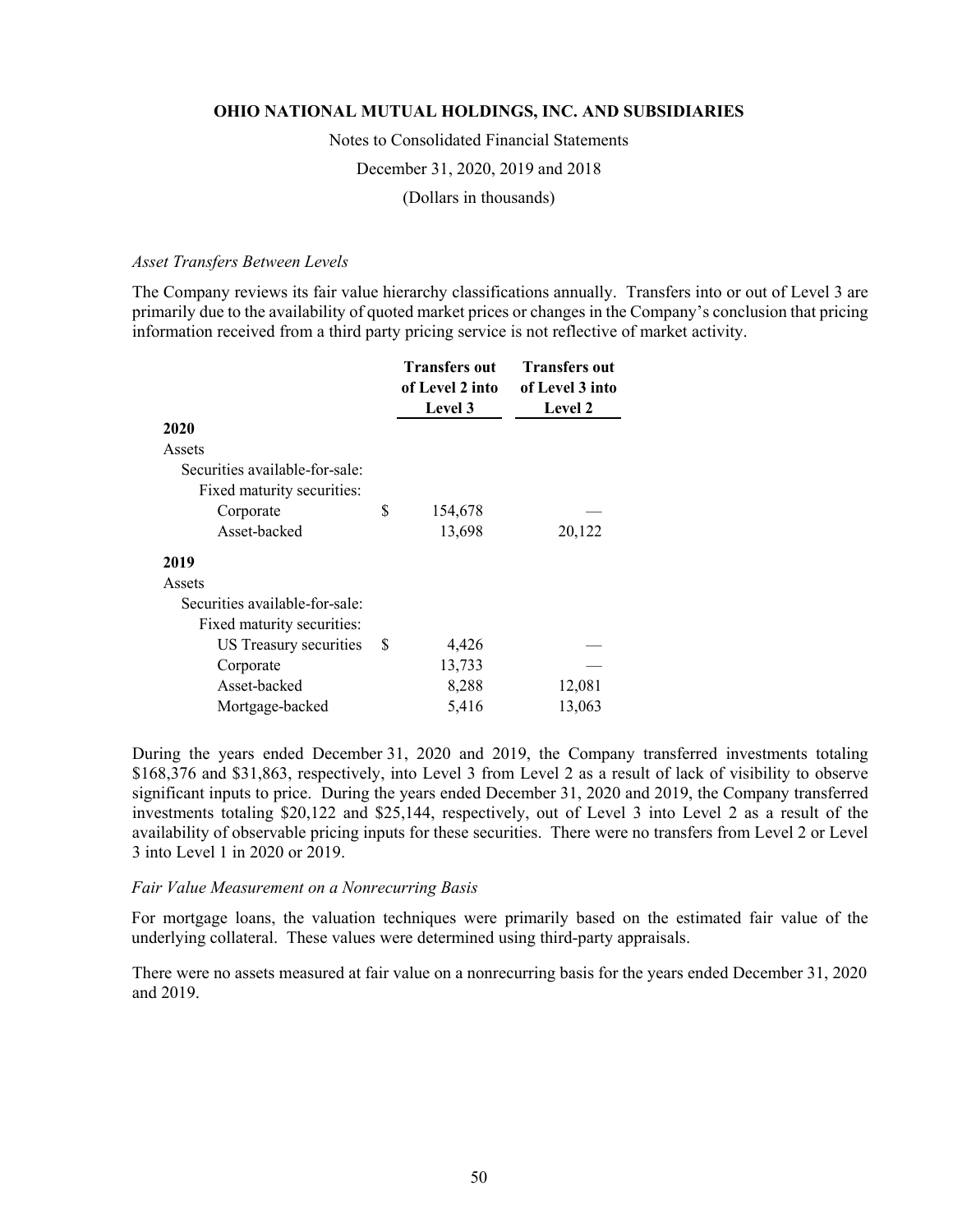*Asset Transfers Between Levels*

The Company reviews its fair value hierarchy classifications annually. Transfers into or out of Level 3 are primarily due to the availability of quoted market prices or changes in the Company's conclusion that pricing information received from a third party pricing service is not reflective of market activity.

| | Transfers out of Level 2 into Level 3 | Transfers out of Level 3 into Level 2 |
|---|---|---|
| **2020** | | |
| Assets | | |
| Securities available-for-sale: | | |
| Fixed maturity securities: | | |
| Corporate | $ 154,678 | — |
| Asset-backed | 13,698 | 20,122 |
| **2019** | | |
| Assets | | |
| Securities available-for-sale: | | |
| Fixed maturity securities: | | |
| US Treasury securities | $ 4,426 | — |
| Corporate | 13,733 | — |
| Asset-backed | 8,288 | 12,081 |
| Mortgage-backed | 5,416 | 13,063 |

During the years ended December 31, 2020 and 2019, the Company transferred investments totaling $168,376 and $31,863, respectively, into Level 3 from Level 2 as a result of lack of visibility to observe significant inputs to price. During the years ended December 31, 2020 and 2019, the Company transferred investments totaling $20,122 and $25,144, respectively, out of Level 3 into Level 2 as a result of the availability of observable pricing inputs for these securities. There were no transfers from Level 2 or Level 3 into Level 1 in 2020 or 2019.

*Fair Value Measurement on a Nonrecurring Basis*

For mortgage loans, the valuation techniques were primarily based on the estimated fair value of the underlying collateral. These values were determined using third-party appraisals.

There were no assets measured at fair value on a nonrecurring basis for the years ended December 31, 2020 and 2019.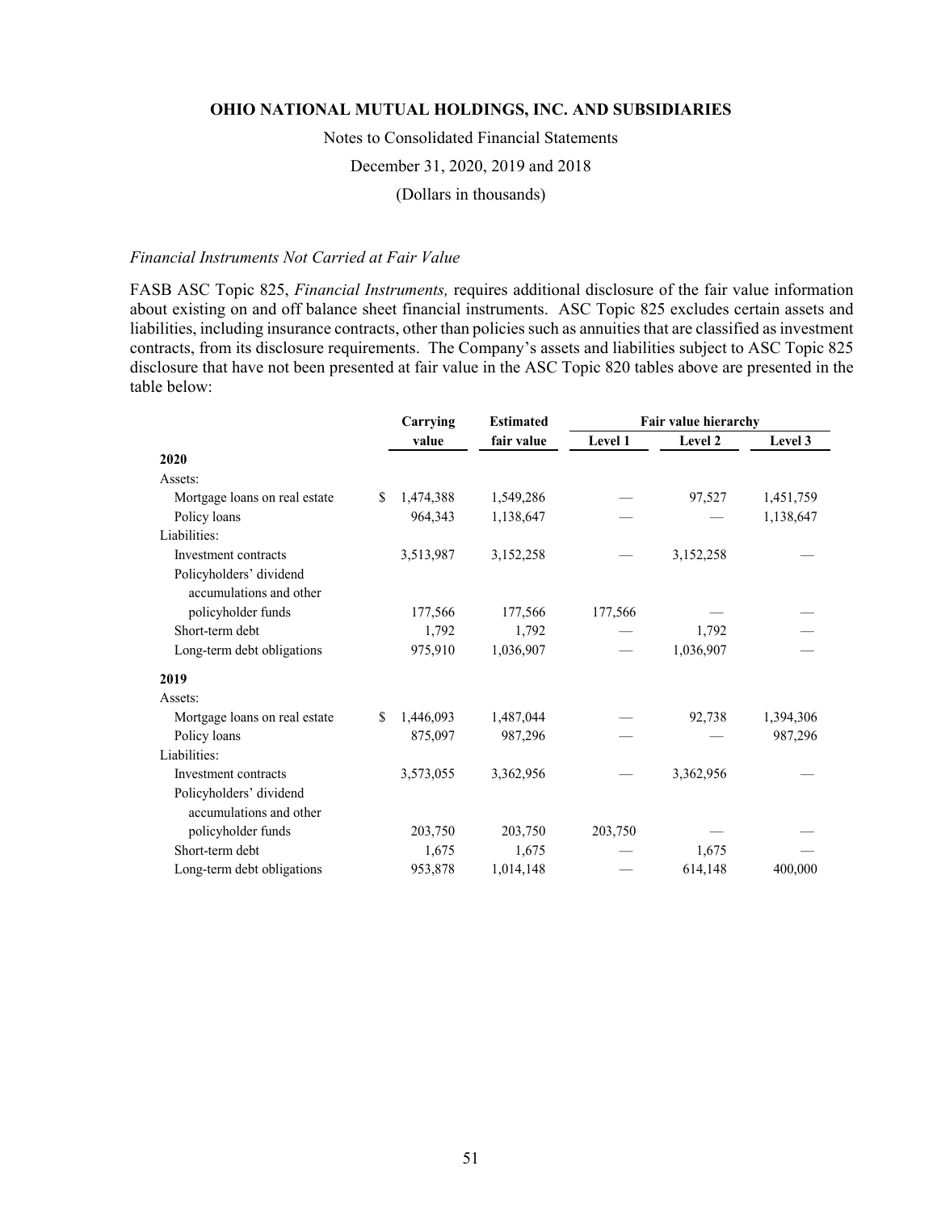*Financial Instruments Not Carried at Fair Value*

FASB ASC Topic 825, *Financial Instruments,* requires additional disclosure of the fair value information about existing on and off balance sheet financial instruments. ASC Topic 825 excludes certain assets and liabilities, including insurance contracts, other than policies such as annuities that are classified as investment contracts, from its disclosure requirements. The Company's assets and liabilities subject to ASC Topic 825 disclosure that have not been presented at fair value in the ASC Topic 820 tables above are presented in the table below:

| | Carrying value | Estimated fair value | Fair value hierarchy | | |
|---|---|---|---|---|---|
| | | | Level 1 | Level 2 | Level 3 |
| **2020** | | | | | |
| Assets: | | | | | |
| Mortgage loans on real estate | $ 1,474,388 | 1,549,286 | — | 97,527 | 1,451,759 |
| Policy loans | 964,343 | 1,138,647 | — | — | 1,138,647 |
| Liabilities: | | | | | |
| Investment contracts | 3,513,987 | 3,152,258 | — | 3,152,258 | — |
| Policyholders' dividend accumulations and other policyholder funds | 177,566 | 177,566 | 177,566 | — | — |
| Short-term debt | 1,792 | 1,792 | — | 1,792 | — |
| Long-term debt obligations | 975,910 | 1,036,907 | — | 1,036,907 | — |
| **2019** | | | | | |
| Assets: | | | | | |
| Mortgage loans on real estate | $ 1,446,093 | 1,487,044 | — | 92,738 | 1,394,306 |
| Policy loans | 875,097 | 987,296 | — | — | 987,296 |
| Liabilities: | | | | | |
| Investment contracts | 3,573,055 | 3,362,956 | — | 3,362,956 | — |
| Policyholders' dividend accumulations and other policyholder funds | 203,750 | 203,750 | 203,750 | — | — |
| Short-term debt | 1,675 | 1,675 | — | 1,675 | — |
| Long-term debt obligations | 953,878 | 1,014,148 | — | 614,148 | 400,000 |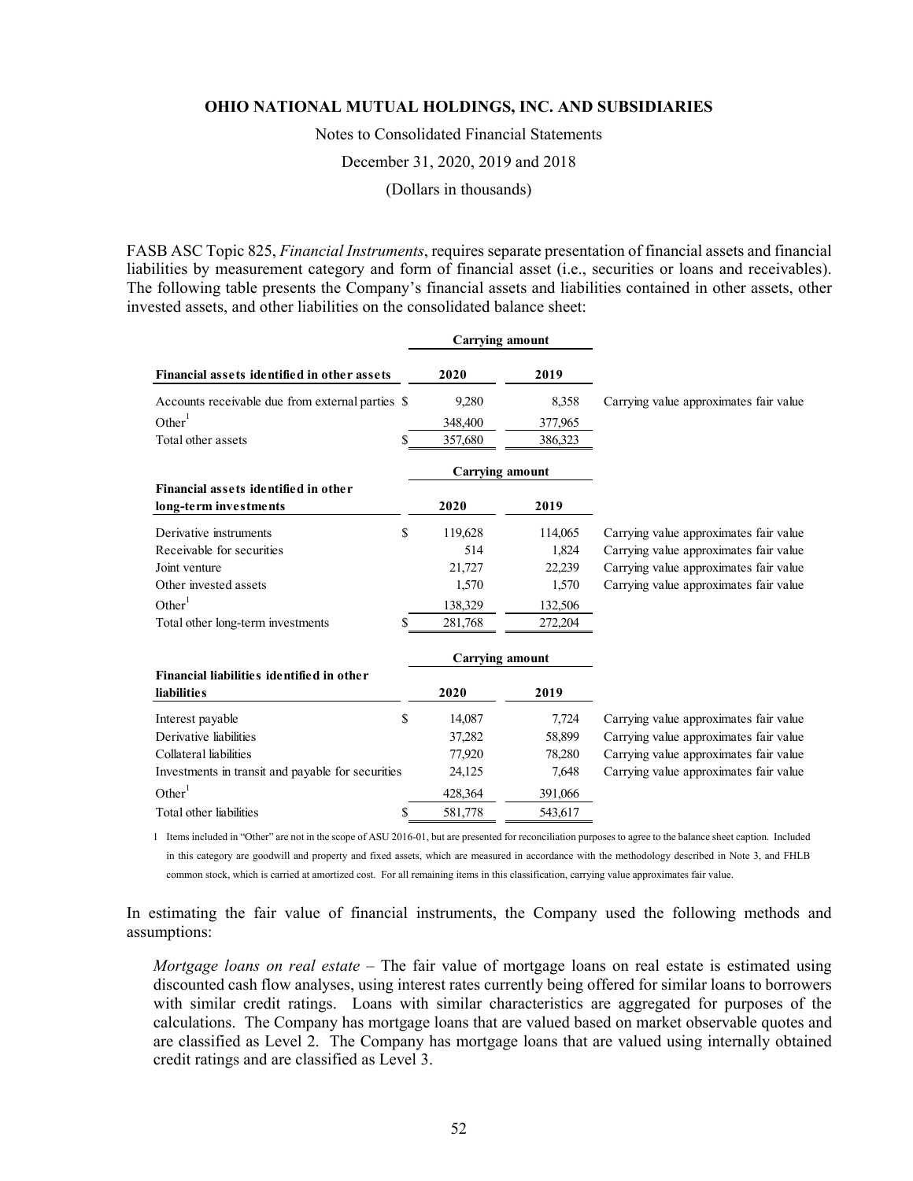FASB ASC Topic 825, *Financial Instruments*, requires separate presentation of financial assets and financial liabilities by measurement category and form of financial asset (i.e., securities or loans and receivables). The following table presents the Company's financial assets and liabilities contained in other assets, other invested assets, and other liabilities on the consolidated balance sheet:

| | Carrying amount | | |
|---|---|---|---|
| **Financial assets identified in other assets** | **2020** | **2019** | |
| Accounts receivable due from external parties | $ 9,280 | 8,358 | Carrying value approximates fair value |
| Other[1] | 348,400 | 377,965 | |
| Total other assets | $ 357,680 | 386,323 | |

| | Carrying amount | | |
|---|---|---|---|
| **Financial assets identified in other long-term investments** | **2020** | **2019** | |
| Derivative instruments | $ 119,628 | 114,065 | Carrying value approximates fair value |
| Receivable for securities | 514 | 1,824 | Carrying value approximates fair value |
| Joint venture | 21,727 | 22,239 | Carrying value approximates fair value |
| Other invested assets | 1,570 | 1,570 | Carrying value approximates fair value |
| Other[1] | 138,329 | 132,506 | |
| Total other long-term investments | $ 281,768 | 272,204 | |

| | Carrying amount | | |
|---|---|---|---|
| **Financial liabilities identified in other liabilities** | **2020** | **2019** | |
| Interest payable | $ 14,087 | 7,724 | Carrying value approximates fair value |
| Derivative liabilities | 37,282 | 58,899 | Carrying value approximates fair value |
| Collateral liabilities | 77,920 | 78,280 | Carrying value approximates fair value |
| Investments in transit and payable for securities | 24,125 | 7,648 | Carrying value approximates fair value |
| Other[1] | 428,364 | 391,066 | |
| Total other liabilities | $ 581,778 | 543,617 | |

1 Items included in "Other" are not in the scope of ASU 2016-01, but are presented for reconciliation purposes to agree to the balance sheet caption. Included in this category are goodwill and property and fixed assets, which are measured in accordance with the methodology described in Note 3, and FHLB common stock, which is carried at amortized cost. For all remaining items in this classification, carrying value approximates fair value.

In estimating the fair value of financial instruments, the Company used the following methods and assumptions:

*Mortgage loans on real estate* – The fair value of mortgage loans on real estate is estimated using discounted cash flow analyses, using interest rates currently being offered for similar loans to borrowers with similar credit ratings. Loans with similar characteristics are aggregated for purposes of the calculations. The Company has mortgage loans that are valued based on market observable quotes and are classified as Level 2. The Company has mortgage loans that are valued using internally obtained credit ratings and are classified as Level 3.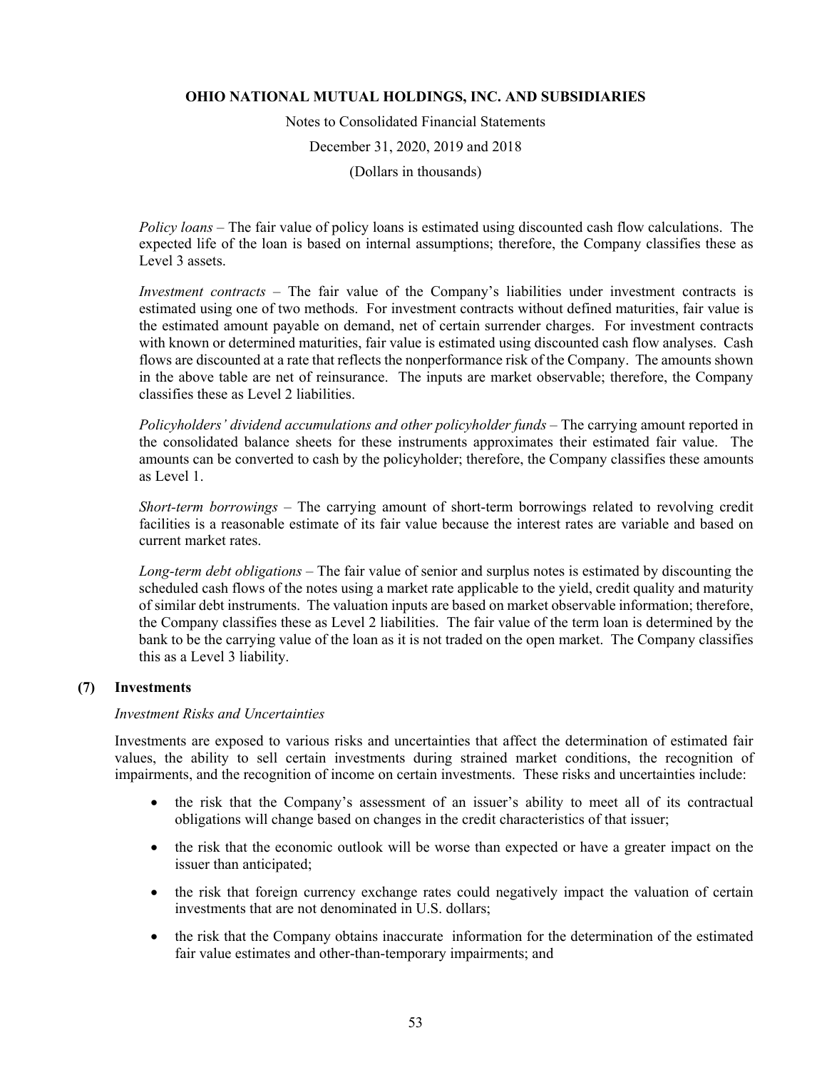*Policy loans* – The fair value of policy loans is estimated using discounted cash flow calculations. The expected life of the loan is based on internal assumptions; therefore, the Company classifies these as Level 3 assets.

*Investment contracts* – The fair value of the Company's liabilities under investment contracts is estimated using one of two methods. For investment contracts without defined maturities, fair value is the estimated amount payable on demand, net of certain surrender charges. For investment contracts with known or determined maturities, fair value is estimated using discounted cash flow analyses. Cash flows are discounted at a rate that reflects the nonperformance risk of the Company. The amounts shown in the above table are net of reinsurance. The inputs are market observable; therefore, the Company classifies these as Level 2 liabilities.

*Policyholders' dividend accumulations and other policyholder funds* – The carrying amount reported in the consolidated balance sheets for these instruments approximates their estimated fair value. The amounts can be converted to cash by the policyholder; therefore, the Company classifies these amounts as Level 1.

*Short-term borrowings* – The carrying amount of short-term borrowings related to revolving credit facilities is a reasonable estimate of its fair value because the interest rates are variable and based on current market rates.

*Long-term debt obligations* – The fair value of senior and surplus notes is estimated by discounting the scheduled cash flows of the notes using a market rate applicable to the yield, credit quality and maturity of similar debt instruments. The valuation inputs are based on market observable information; therefore, the Company classifies these as Level 2 liabilities. The fair value of the term loan is determined by the bank to be the carrying value of the loan as it is not traded on the open market. The Company classifies this as a Level 3 liability.

## (7) Investments

*Investment Risks and Uncertainties*

Investments are exposed to various risks and uncertainties that affect the determination of estimated fair values, the ability to sell certain investments during strained market conditions, the recognition of impairments, and the recognition of income on certain investments. These risks and uncertainties include:

- the risk that the Company's assessment of an issuer's ability to meet all of its contractual obligations will change based on changes in the credit characteristics of that issuer;
- the risk that the economic outlook will be worse than expected or have a greater impact on the issuer than anticipated;
- the risk that foreign currency exchange rates could negatively impact the valuation of certain investments that are not denominated in U.S. dollars;
- the risk that the Company obtains inaccurate information for the determination of the estimated fair value estimates and other-than-temporary impairments; and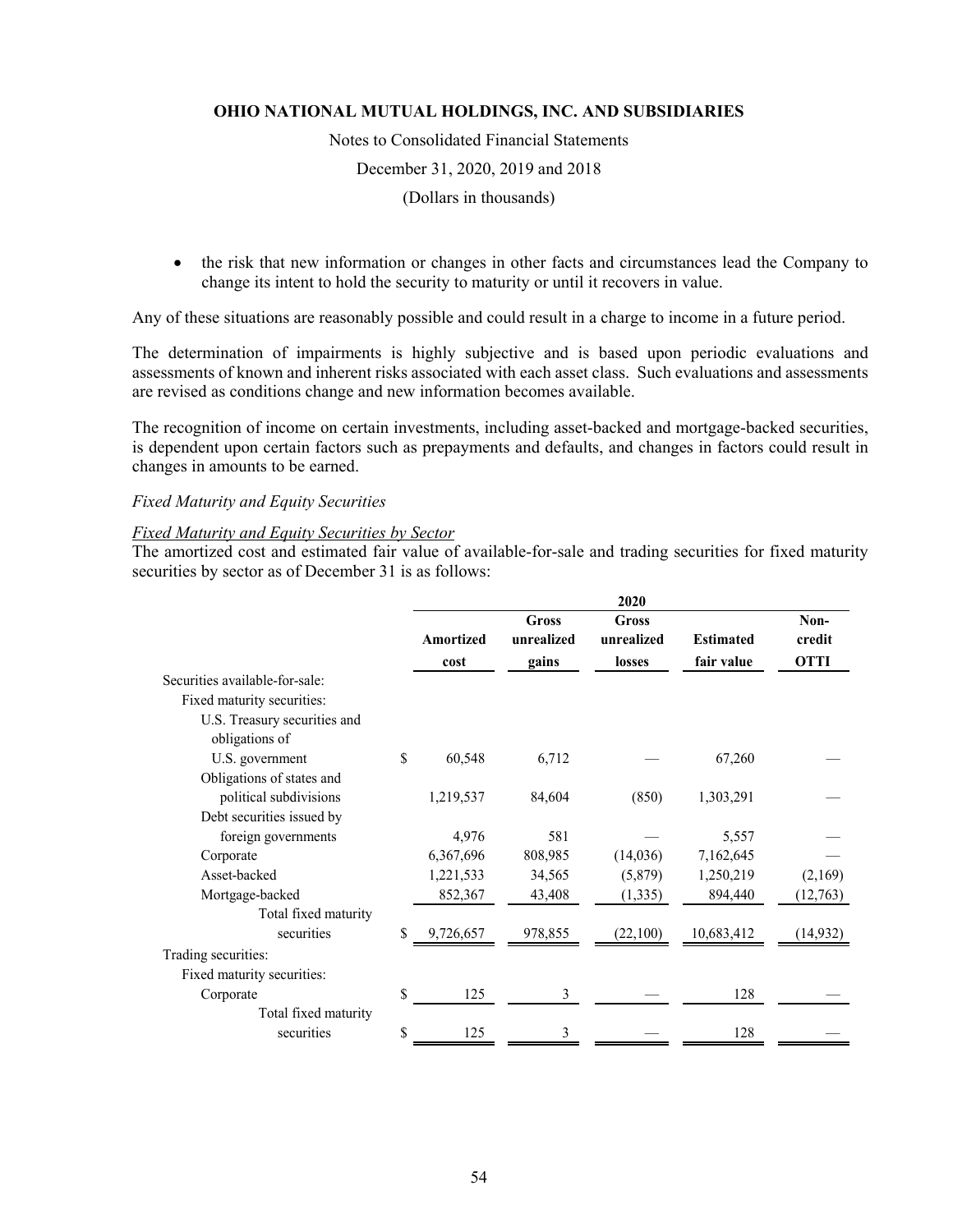- the risk that new information or changes in other facts and circumstances lead the Company to change its intent to hold the security to maturity or until it recovers in value.

Any of these situations are reasonably possible and could result in a charge to income in a future period.

The determination of impairments is highly subjective and is based upon periodic evaluations and assessments of known and inherent risks associated with each asset class. Such evaluations and assessments are revised as conditions change and new information becomes available.

The recognition of income on certain investments, including asset-backed and mortgage-backed securities, is dependent upon certain factors such as prepayments and defaults, and changes in factors could result in changes in amounts to be earned.

*Fixed Maturity and Equity Securities*

*Fixed Maturity and Equity Securities by Sector*

The amortized cost and estimated fair value of available-for-sale and trading securities for fixed maturity securities by sector as of December 31 is as follows:

| | 2020 | | | | |
|---|---|---|---|---|---|
| | Amortized cost | Gross unrealized gains | Gross unrealized losses | Estimated fair value | Non-credit OTTI |
| Securities available-for-sale: | | | | | |
| Fixed maturity securities: | | | | | |
| U.S. Treasury securities and obligations of U.S. government | $ 60,548 | 6,712 | — | 67,260 | — |
| Obligations of states and political subdivisions | 1,219,537 | 84,604 | (850) | 1,303,291 | — |
| Debt securities issued by foreign governments | 4,976 | 581 | — | 5,557 | — |
| Corporate | 6,367,696 | 808,985 | (14,036) | 7,162,645 | — |
| Asset-backed | 1,221,533 | 34,565 | (5,879) | 1,250,219 | (2,169) |
| Mortgage-backed | 852,367 | 43,408 | (1,335) | 894,440 | (12,763) |
| Total fixed maturity securities | $ 9,726,657 | 978,855 | (22,100) | 10,683,412 | (14,932) |
| Trading securities: | | | | | |
| Fixed maturity securities: | | | | | |
| Corporate | $ 125 | 3 | — | 128 | — |
| Total fixed maturity securities | $ 125 | 3 | — | 128 | — |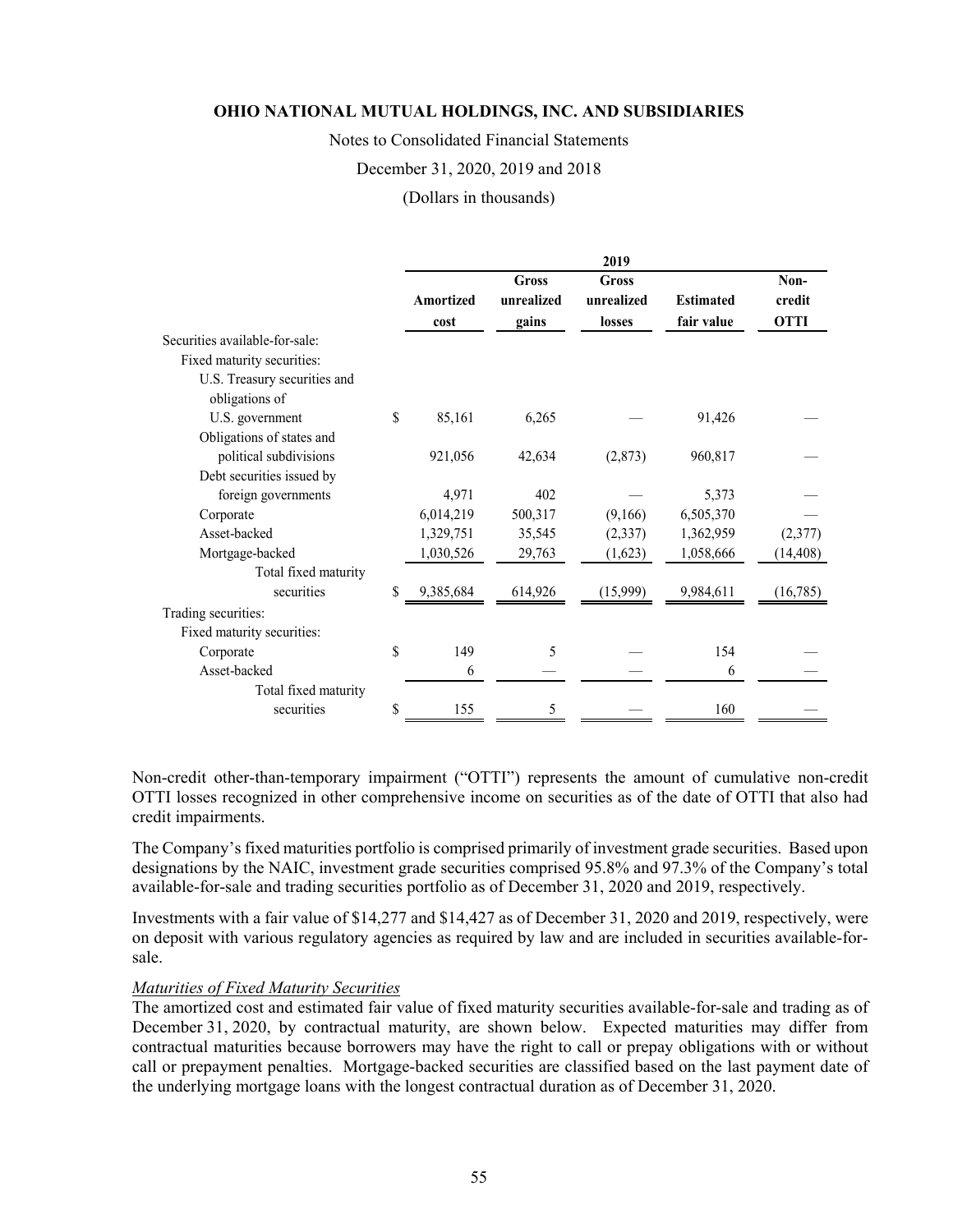|  | 2019 | | | | |
|---|---|---|---|---|---|
|  | Amortized cost | Gross unrealized gains | Gross unrealized losses | Estimated fair value | Non-credit OTTI |
| Securities available-for-sale: | | | | | |
| Fixed maturity securities: | | | | | |
| U.S. Treasury securities and obligations of U.S. government | $ 85,161 | 6,265 | — | 91,426 | — |
| Obligations of states and political subdivisions | 921,056 | 42,634 | (2,873) | 960,817 | — |
| Debt securities issued by foreign governments | 4,971 | 402 | — | 5,373 | — |
| Corporate | 6,014,219 | 500,317 | (9,166) | 6,505,370 | — |
| Asset-backed | 1,329,751 | 35,545 | (2,337) | 1,362,959 | (2,377) |
| Mortgage-backed | 1,030,526 | 29,763 | (1,623) | 1,058,666 | (14,408) |
| Total fixed maturity securities | $ 9,385,684 | 614,926 | (15,999) | 9,984,611 | (16,785) |
| Trading securities: | | | | | |
| Fixed maturity securities: | | | | | |
| Corporate | $ 149 | 5 | — | 154 | — |
| Asset-backed | 6 | — | — | 6 | — |
| Total fixed maturity securities | $ 155 | 5 | — | 160 | — |

Non-credit other-than-temporary impairment ("OTTI") represents the amount of cumulative non-credit OTTI losses recognized in other comprehensive income on securities as of the date of OTTI that also had credit impairments.

The Company's fixed maturities portfolio is comprised primarily of investment grade securities. Based upon designations by the NAIC, investment grade securities comprised 95.8% and 97.3% of the Company's total available-for-sale and trading securities portfolio as of December 31, 2020 and 2019, respectively.

Investments with a fair value of $14,277 and $14,427 as of December 31, 2020 and 2019, respectively, were on deposit with various regulatory agencies as required by law and are included in securities available-for-sale.

*Maturities of Fixed Maturity Securities*

The amortized cost and estimated fair value of fixed maturity securities available-for-sale and trading as of December 31, 2020, by contractual maturity, are shown below. Expected maturities may differ from contractual maturities because borrowers may have the right to call or prepay obligations with or without call or prepayment penalties. Mortgage-backed securities are classified based on the last payment date of the underlying mortgage loans with the longest contractual duration as of December 31, 2020.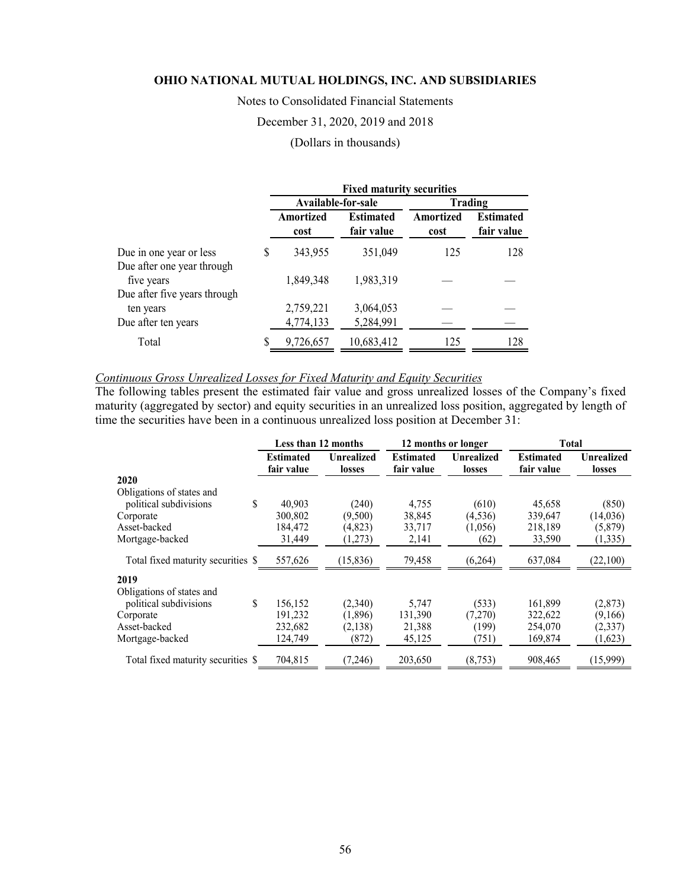| | Fixed maturity securities | | | |
|---|---|---|---|---|
| | Available-for-sale | | Trading | |
| | Amortized cost | Estimated fair value | Amortized cost | Estimated fair value |
| Due in one year or less | $ 343,955 | 351,049 | 125 | 128 |
| Due after one year through five years | 1,849,348 | 1,983,319 | — | — |
| Due after five years through ten years | 2,759,221 | 3,064,053 | — | — |
| Due after ten years | 4,774,133 | 5,284,991 | — | — |
| Total | $ 9,726,657 | 10,683,412 | 125 | 128 |

*Continuous Gross Unrealized Losses for Fixed Maturity and Equity Securities*

The following tables present the estimated fair value and gross unrealized losses of the Company's fixed maturity (aggregated by sector) and equity securities in an unrealized loss position, aggregated by length of time the securities have been in a continuous unrealized loss position at December 31:

| | Less than 12 months | | 12 months or longer | | Total | |
|---|---|---|---|---|---|---|
| | Estimated fair value | Unrealized losses | Estimated fair value | Unrealized losses | Estimated fair value | Unrealized losses |
| **2020** | | | | | | |
| Obligations of states and political subdivisions | $ 40,903 | (240) | 4,755 | (610) | 45,658 | (850) |
| Corporate | 300,802 | (9,500) | 38,845 | (4,536) | 339,647 | (14,036) |
| Asset-backed | 184,472 | (4,823) | 33,717 | (1,056) | 218,189 | (5,879) |
| Mortgage-backed | 31,449 | (1,273) | 2,141 | (62) | 33,590 | (1,335) |
| Total fixed maturity securities | $ 557,626 | (15,836) | 79,458 | (6,264) | 637,084 | (22,100) |
| **2019** | | | | | | |
| Obligations of states and political subdivisions | $ 156,152 | (2,340) | 5,747 | (533) | 161,899 | (2,873) |
| Corporate | 191,232 | (1,896) | 131,390 | (7,270) | 322,622 | (9,166) |
| Asset-backed | 232,682 | (2,138) | 21,388 | (199) | 254,070 | (2,337) |
| Mortgage-backed | 124,749 | (872) | 45,125 | (751) | 169,874 | (1,623) |
| Total fixed maturity securities | $ 704,815 | (7,246) | 203,650 | (8,753) | 908,465 | (15,999) |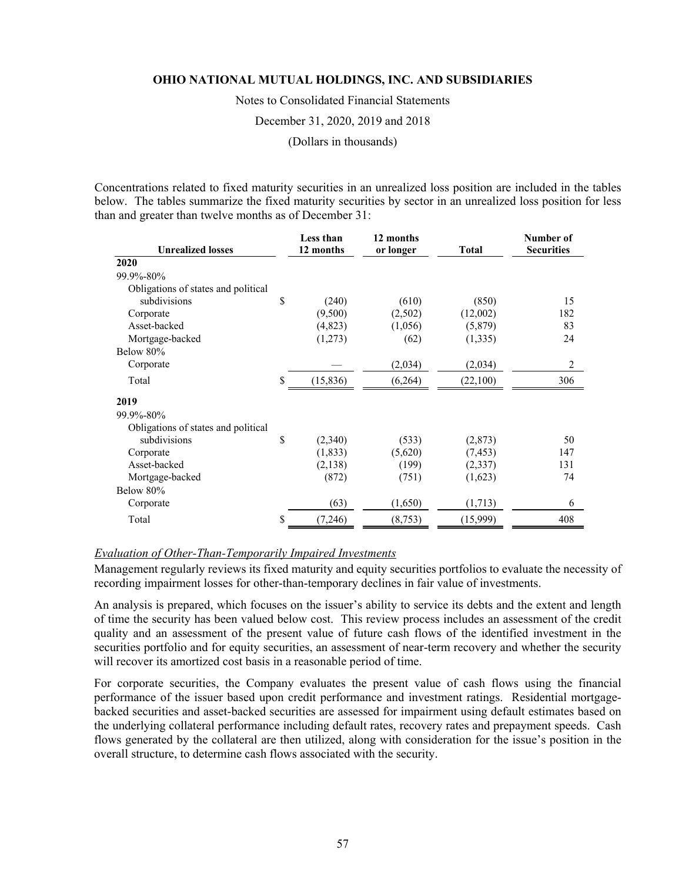Concentrations related to fixed maturity securities in an unrealized loss position are included in the tables below. The tables summarize the fixed maturity securities by sector in an unrealized loss position for less than and greater than twelve months as of December 31:

| Unrealized losses | Less than 12 months | 12 months or longer | Total | Number of Securities |
|---|---|---|---|---|
| **2020** | | | | |
| 99.9%-80% | | | | |
| Obligations of states and political subdivisions | $ (240) | (610) | (850) | 15 |
| Corporate | (9,500) | (2,502) | (12,002) | 182 |
| Asset-backed | (4,823) | (1,056) | (5,879) | 83 |
| Mortgage-backed | (1,273) | (62) | (1,335) | 24 |
| Below 80% | | | | |
| Corporate | — | (2,034) | (2,034) | 2 |
| Total | $ (15,836) | (6,264) | (22,100) | 306 |
| **2019** | | | | |
| 99.9%-80% | | | | |
| Obligations of states and political subdivisions | $ (2,340) | (533) | (2,873) | 50 |
| Corporate | (1,833) | (5,620) | (7,453) | 147 |
| Asset-backed | (2,138) | (199) | (2,337) | 131 |
| Mortgage-backed | (872) | (751) | (1,623) | 74 |
| Below 80% | | | | |
| Corporate | (63) | (1,650) | (1,713) | 6 |
| Total | $ (7,246) | (8,753) | (15,999) | 408 |

*Evaluation of Other-Than-Temporarily Impaired Investments*

Management regularly reviews its fixed maturity and equity securities portfolios to evaluate the necessity of recording impairment losses for other-than-temporary declines in fair value of investments.

An analysis is prepared, which focuses on the issuer's ability to service its debts and the extent and length of time the security has been valued below cost. This review process includes an assessment of the credit quality and an assessment of the present value of future cash flows of the identified investment in the securities portfolio and for equity securities, an assessment of near-term recovery and whether the security will recover its amortized cost basis in a reasonable period of time.

For corporate securities, the Company evaluates the present value of cash flows using the financial performance of the issuer based upon credit performance and investment ratings. Residential mortgage-backed securities and asset-backed securities are assessed for impairment using default estimates based on the underlying collateral performance including default rates, recovery rates and prepayment speeds. Cash flows generated by the collateral are then utilized, along with consideration for the issue's position in the overall structure, to determine cash flows associated with the security.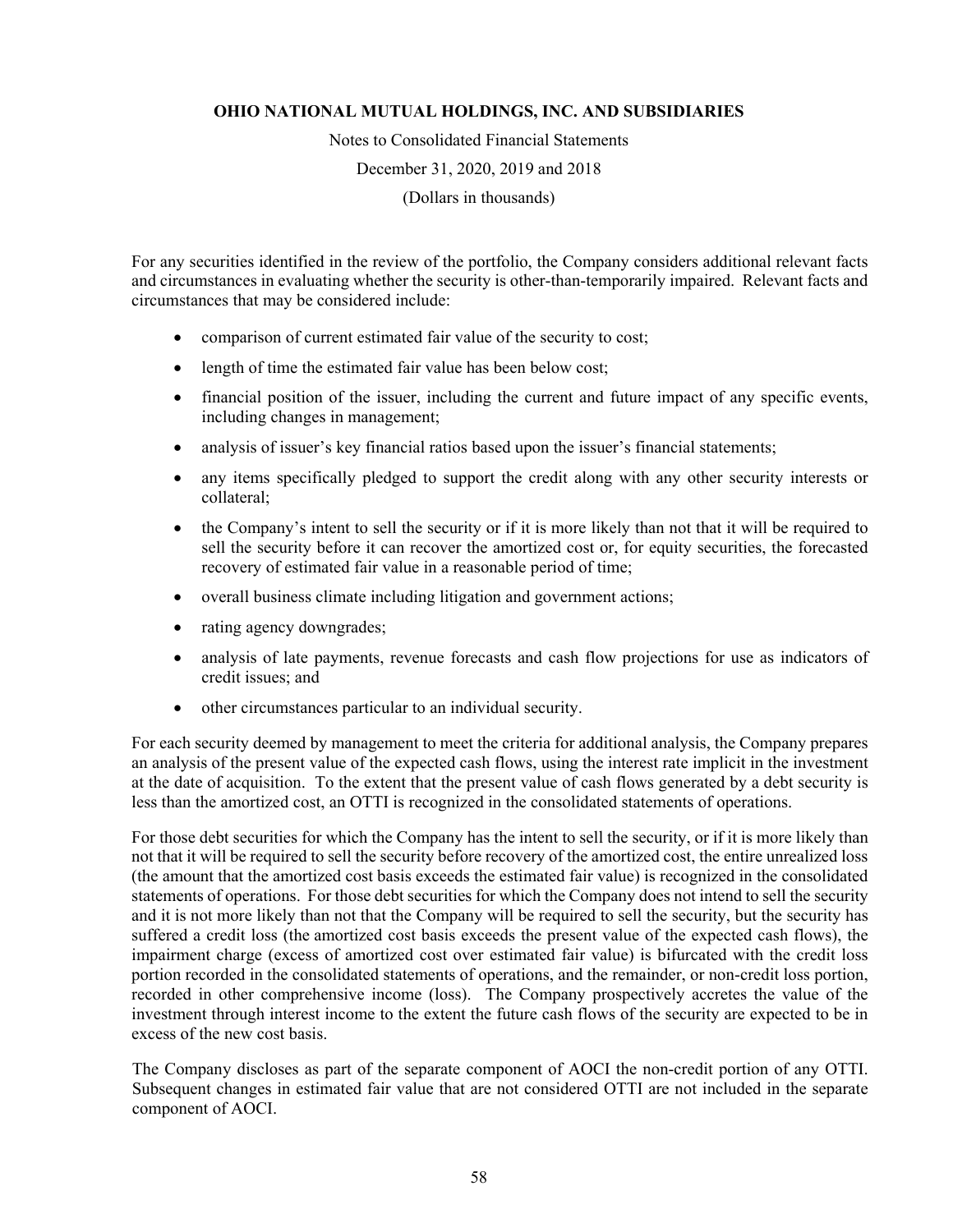For any securities identified in the review of the portfolio, the Company considers additional relevant facts and circumstances in evaluating whether the security is other-than-temporarily impaired. Relevant facts and circumstances that may be considered include:

- comparison of current estimated fair value of the security to cost;
- length of time the estimated fair value has been below cost;
- financial position of the issuer, including the current and future impact of any specific events, including changes in management;
- analysis of issuer's key financial ratios based upon the issuer's financial statements;
- any items specifically pledged to support the credit along with any other security interests or collateral;
- the Company's intent to sell the security or if it is more likely than not that it will be required to sell the security before it can recover the amortized cost or, for equity securities, the forecasted recovery of estimated fair value in a reasonable period of time;
- overall business climate including litigation and government actions;
- rating agency downgrades;
- analysis of late payments, revenue forecasts and cash flow projections for use as indicators of credit issues; and
- other circumstances particular to an individual security.

For each security deemed by management to meet the criteria for additional analysis, the Company prepares an analysis of the present value of the expected cash flows, using the interest rate implicit in the investment at the date of acquisition. To the extent that the present value of cash flows generated by a debt security is less than the amortized cost, an OTTI is recognized in the consolidated statements of operations.

For those debt securities for which the Company has the intent to sell the security, or if it is more likely than not that it will be required to sell the security before recovery of the amortized cost, the entire unrealized loss (the amount that the amortized cost basis exceeds the estimated fair value) is recognized in the consolidated statements of operations. For those debt securities for which the Company does not intend to sell the security and it is not more likely than not that the Company will be required to sell the security, but the security has suffered a credit loss (the amortized cost basis exceeds the present value of the expected cash flows), the impairment charge (excess of amortized cost over estimated fair value) is bifurcated with the credit loss portion recorded in the consolidated statements of operations, and the remainder, or non-credit loss portion, recorded in other comprehensive income (loss). The Company prospectively accretes the value of the investment through interest income to the extent the future cash flows of the security are expected to be in excess of the new cost basis.

The Company discloses as part of the separate component of AOCI the non-credit portion of any OTTI. Subsequent changes in estimated fair value that are not considered OTTI are not included in the separate component of AOCI.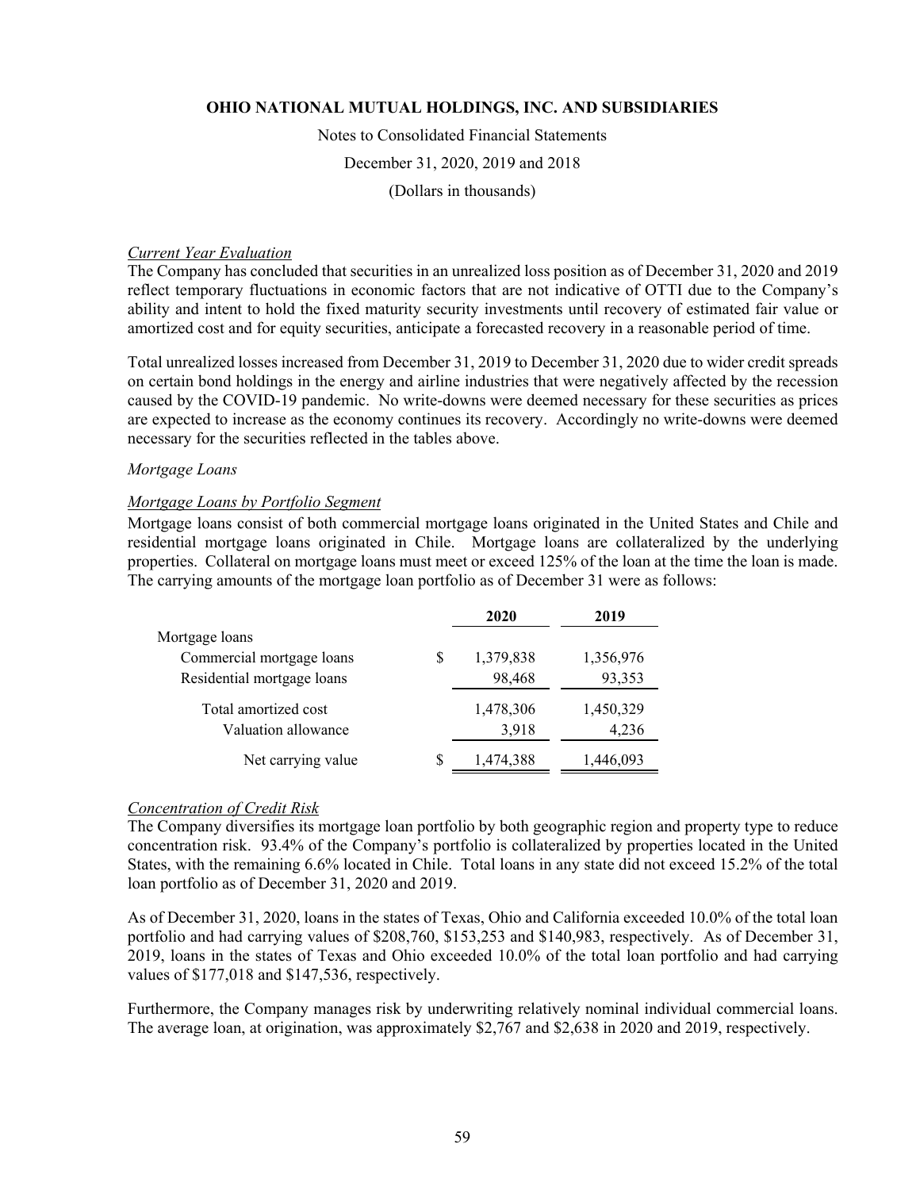*Current Year Evaluation*

The Company has concluded that securities in an unrealized loss position as of December 31, 2020 and 2019 reflect temporary fluctuations in economic factors that are not indicative of OTTI due to the Company's ability and intent to hold the fixed maturity security investments until recovery of estimated fair value or amortized cost and for equity securities, anticipate a forecasted recovery in a reasonable period of time.

Total unrealized losses increased from December 31, 2019 to December 31, 2020 due to wider credit spreads on certain bond holdings in the energy and airline industries that were negatively affected by the recession caused by the COVID-19 pandemic. No write-downs were deemed necessary for these securities as prices are expected to increase as the economy continues its recovery. Accordingly no write-downs were deemed necessary for the securities reflected in the tables above.

*Mortgage Loans*

*Mortgage Loans by Portfolio Segment*

Mortgage loans consist of both commercial mortgage loans originated in the United States and Chile and residential mortgage loans originated in Chile. Mortgage loans are collateralized by the underlying properties. Collateral on mortgage loans must meet or exceed 125% of the loan at the time the loan is made. The carrying amounts of the mortgage loan portfolio as of December 31 were as follows:

| | 2020 | 2019 |
|---|---|---|
| Mortgage loans | | |
| Commercial mortgage loans | $ 1,379,838 | 1,356,976 |
| Residential mortgage loans | 98,468 | 93,353 |
| Total amortized cost | 1,478,306 | 1,450,329 |
| Valuation allowance | 3,918 | 4,236 |
| Net carrying value | $ 1,474,388 | 1,446,093 |

*Concentration of Credit Risk*

The Company diversifies its mortgage loan portfolio by both geographic region and property type to reduce concentration risk. 93.4% of the Company's portfolio is collateralized by properties located in the United States, with the remaining 6.6% located in Chile. Total loans in any state did not exceed 15.2% of the total loan portfolio as of December 31, 2020 and 2019.

As of December 31, 2020, loans in the states of Texas, Ohio and California exceeded 10.0% of the total loan portfolio and had carrying values of $208,760, $153,253 and $140,983, respectively. As of December 31, 2019, loans in the states of Texas and Ohio exceeded 10.0% of the total loan portfolio and had carrying values of $177,018 and $147,536, respectively.

Furthermore, the Company manages risk by underwriting relatively nominal individual commercial loans. The average loan, at origination, was approximately $2,767 and $2,638 in 2020 and 2019, respectively.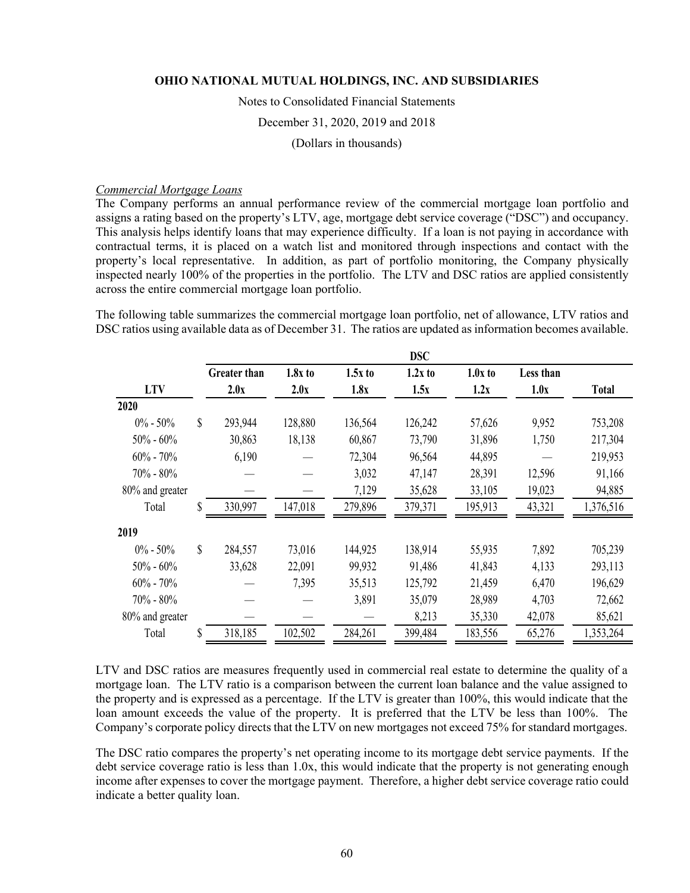*Commercial Mortgage Loans*

The Company performs an annual performance review of the commercial mortgage loan portfolio and assigns a rating based on the property's LTV, age, mortgage debt service coverage ("DSC") and occupancy. This analysis helps identify loans that may experience difficulty. If a loan is not paying in accordance with contractual terms, it is placed on a watch list and monitored through inspections and contact with the property's local representative. In addition, as part of portfolio monitoring, the Company physically inspected nearly 100% of the properties in the portfolio. The LTV and DSC ratios are applied consistently across the entire commercial mortgage loan portfolio.

The following table summarizes the commercial mortgage loan portfolio, net of allowance, LTV ratios and DSC ratios using available data as of December 31. The ratios are updated as information becomes available.

| | DSC | | | | | | |
|---|---|---|---|---|---|---|---|
| **LTV** | **Greater than 2.0x** | **1.8x to 2.0x** | **1.5x to 1.8x** | **1.2x to 1.5x** | **1.0x to 1.2x** | **Less than 1.0x** | **Total** |
| **2020** | | | | | | | |
| 0% - 50% | $ 293,944 | 128,880 | 136,564 | 126,242 | 57,626 | 9,952 | 753,208 |
| 50% - 60% | 30,863 | 18,138 | 60,867 | 73,790 | 31,896 | 1,750 | 217,304 |
| 60% - 70% | 6,190 | — | 72,304 | 96,564 | 44,895 | — | 219,953 |
| 70% - 80% | — | — | 3,032 | 47,147 | 28,391 | 12,596 | 91,166 |
| 80% and greater | — | — | 7,129 | 35,628 | 33,105 | 19,023 | 94,885 |
| Total | $ 330,997 | 147,018 | 279,896 | 379,371 | 195,913 | 43,321 | 1,376,516 |
| **2019** | | | | | | | |
| 0% - 50% | $ 284,557 | 73,016 | 144,925 | 138,914 | 55,935 | 7,892 | 705,239 |
| 50% - 60% | 33,628 | 22,091 | 99,932 | 91,486 | 41,843 | 4,133 | 293,113 |
| 60% - 70% | — | 7,395 | 35,513 | 125,792 | 21,459 | 6,470 | 196,629 |
| 70% - 80% | — | — | 3,891 | 35,079 | 28,989 | 4,703 | 72,662 |
| 80% and greater | — | — | — | 8,213 | 35,330 | 42,078 | 85,621 |
| Total | $ 318,185 | 102,502 | 284,261 | 399,484 | 183,556 | 65,276 | 1,353,264 |

LTV and DSC ratios are measures frequently used in commercial real estate to determine the quality of a mortgage loan. The LTV ratio is a comparison between the current loan balance and the value assigned to the property and is expressed as a percentage. If the LTV is greater than 100%, this would indicate that the loan amount exceeds the value of the property. It is preferred that the LTV be less than 100%. The Company's corporate policy directs that the LTV on new mortgages not exceed 75% for standard mortgages.

The DSC ratio compares the property's net operating income to its mortgage debt service payments. If the debt service coverage ratio is less than 1.0x, this would indicate that the property is not generating enough income after expenses to cover the mortgage payment. Therefore, a higher debt service coverage ratio could indicate a better quality loan.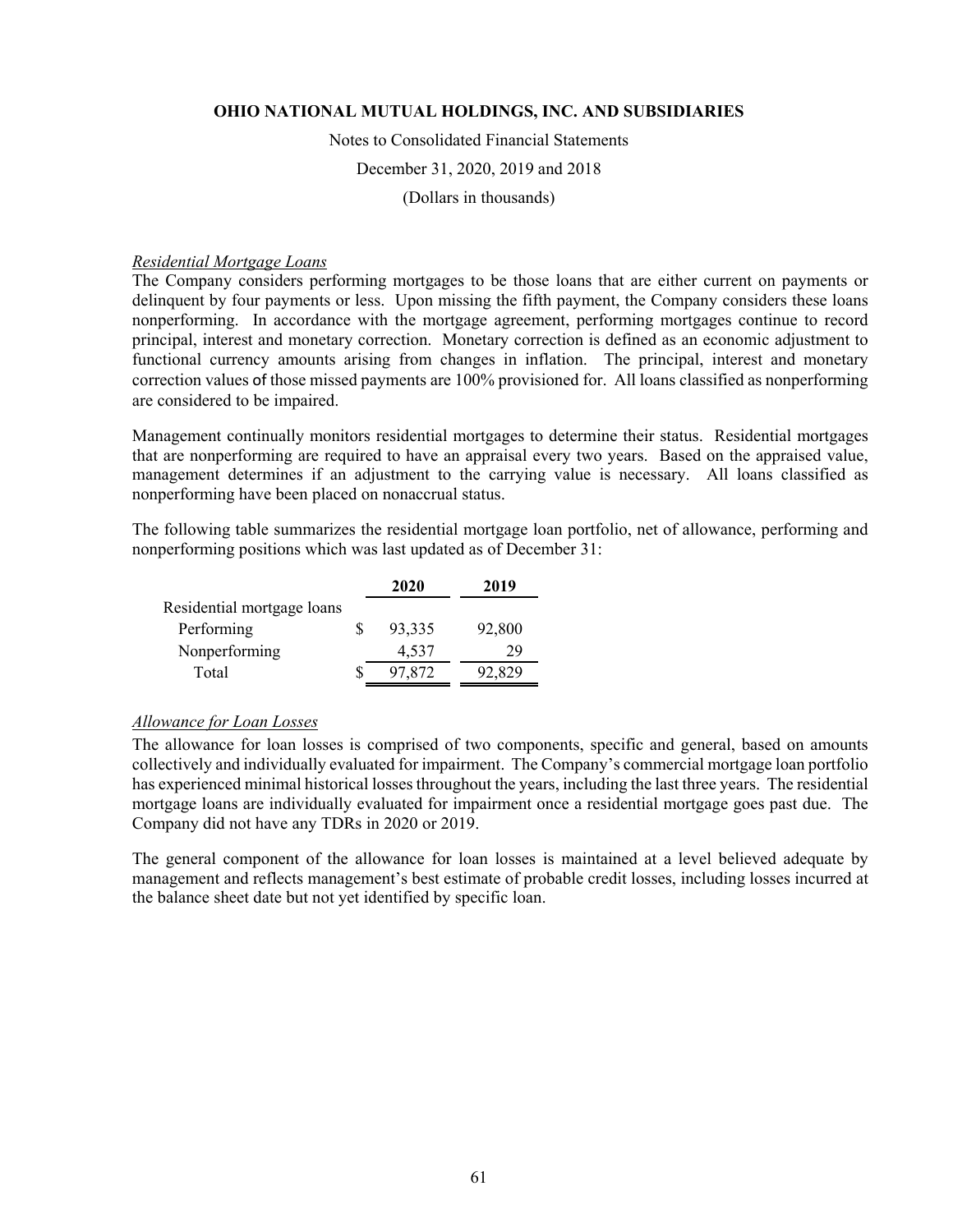*Residential Mortgage Loans*

The Company considers performing mortgages to be those loans that are either current on payments or delinquent by four payments or less. Upon missing the fifth payment, the Company considers these loans nonperforming. In accordance with the mortgage agreement, performing mortgages continue to record principal, interest and monetary correction. Monetary correction is defined as an economic adjustment to functional currency amounts arising from changes in inflation. The principal, interest and monetary correction values of those missed payments are 100% provisioned for. All loans classified as nonperforming are considered to be impaired.

Management continually monitors residential mortgages to determine their status. Residential mortgages that are nonperforming are required to have an appraisal every two years. Based on the appraised value, management determines if an adjustment to the carrying value is necessary. All loans classified as nonperforming have been placed on nonaccrual status.

The following table summarizes the residential mortgage loan portfolio, net of allowance, performing and nonperforming positions which was last updated as of December 31:

| | 2020 | 2019 |
|---|---|---|
| Residential mortgage loans | | |
| Performing | $ 93,335 | 92,800 |
| Nonperforming | 4,537 | 29 |
| Total | $ 97,872 | 92,829 |

*Allowance for Loan Losses*

The allowance for loan losses is comprised of two components, specific and general, based on amounts collectively and individually evaluated for impairment. The Company's commercial mortgage loan portfolio has experienced minimal historical losses throughout the years, including the last three years. The residential mortgage loans are individually evaluated for impairment once a residential mortgage goes past due. The Company did not have any TDRs in 2020 or 2019.

The general component of the allowance for loan losses is maintained at a level believed adequate by management and reflects management's best estimate of probable credit losses, including losses incurred at the balance sheet date but not yet identified by specific loan.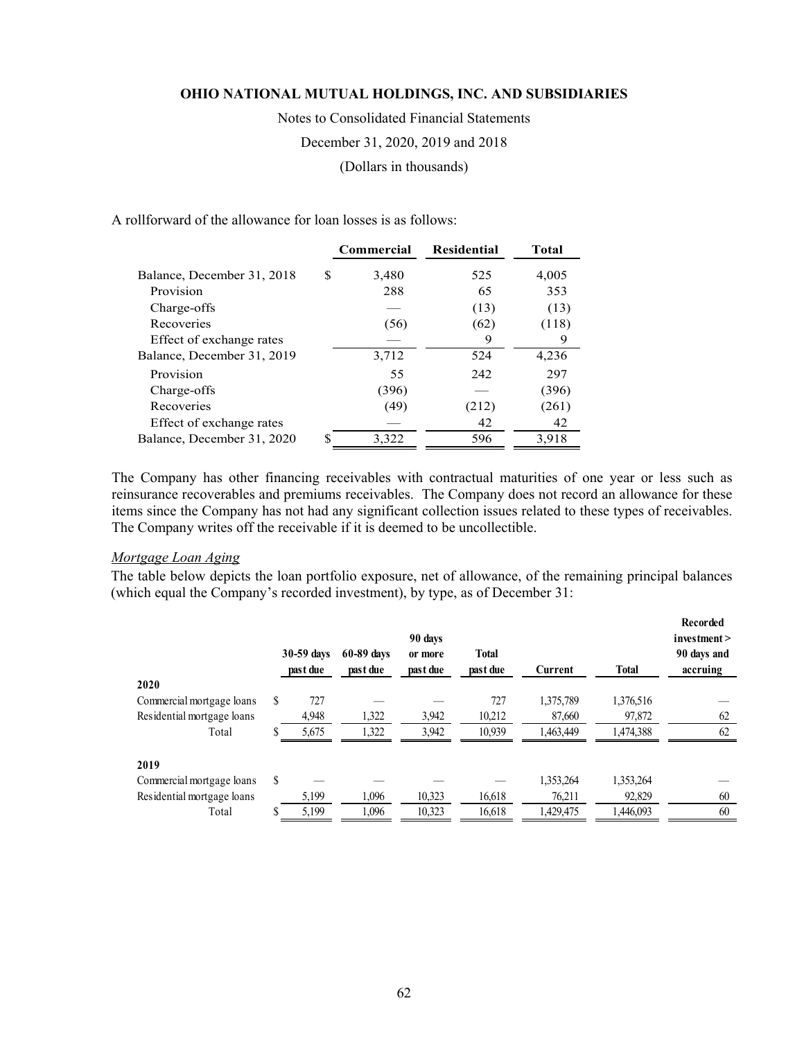A rollforward of the allowance for loan losses is as follows:

| | Commercial | Residential | Total |
|---|---|---|---|
| Balance, December 31, 2018 | $ 3,480 | 525 | 4,005 |
| Provision | 288 | 65 | 353 |
| Charge-offs | — | (13) | (13) |
| Recoveries | (56) | (62) | (118) |
| Effect of exchange rates | — | 9 | 9 |
| Balance, December 31, 2019 | 3,712 | 524 | 4,236 |
| Provision | 55 | 242 | 297 |
| Charge-offs | (396) | — | (396) |
| Recoveries | (49) | (212) | (261) |
| Effect of exchange rates | — | 42 | 42 |
| Balance, December 31, 2020 | $ 3,322 | 596 | 3,918 |

The Company has other financing receivables with contractual maturities of one year or less such as reinsurance recoverables and premiums receivables. The Company does not record an allowance for these items since the Company has not had any significant collection issues related to these types of receivables. The Company writes off the receivable if it is deemed to be uncollectible.

*Mortgage Loan Aging*

The table below depicts the loan portfolio exposure, net of allowance, of the remaining principal balances (which equal the Company's recorded investment), by type, as of December 31:

| | 30-59 days past due | 60-89 days past due | 90 days or more past due | Total past due | Current | Total | Recorded investment > 90 days and accruing |
|---|---|---|---|---|---|---|---|
| **2020** | | | | | | | |
| Commercial mortgage loans | $ 727 | — | — | 727 | 1,375,789 | 1,376,516 | — |
| Residential mortgage loans | 4,948 | 1,322 | 3,942 | 10,212 | 87,660 | 97,872 | 62 |
| Total | $ 5,675 | 1,322 | 3,942 | 10,939 | 1,463,449 | 1,474,388 | 62 |
| **2019** | | | | | | | |
| Commercial mortgage loans | $ — | — | — | — | 1,353,264 | 1,353,264 | — |
| Residential mortgage loans | 5,199 | 1,096 | 10,323 | 16,618 | 76,211 | 92,829 | 60 |
| Total | $ 5,199 | 1,096 | 10,323 | 16,618 | 1,429,475 | 1,446,093 | 60 |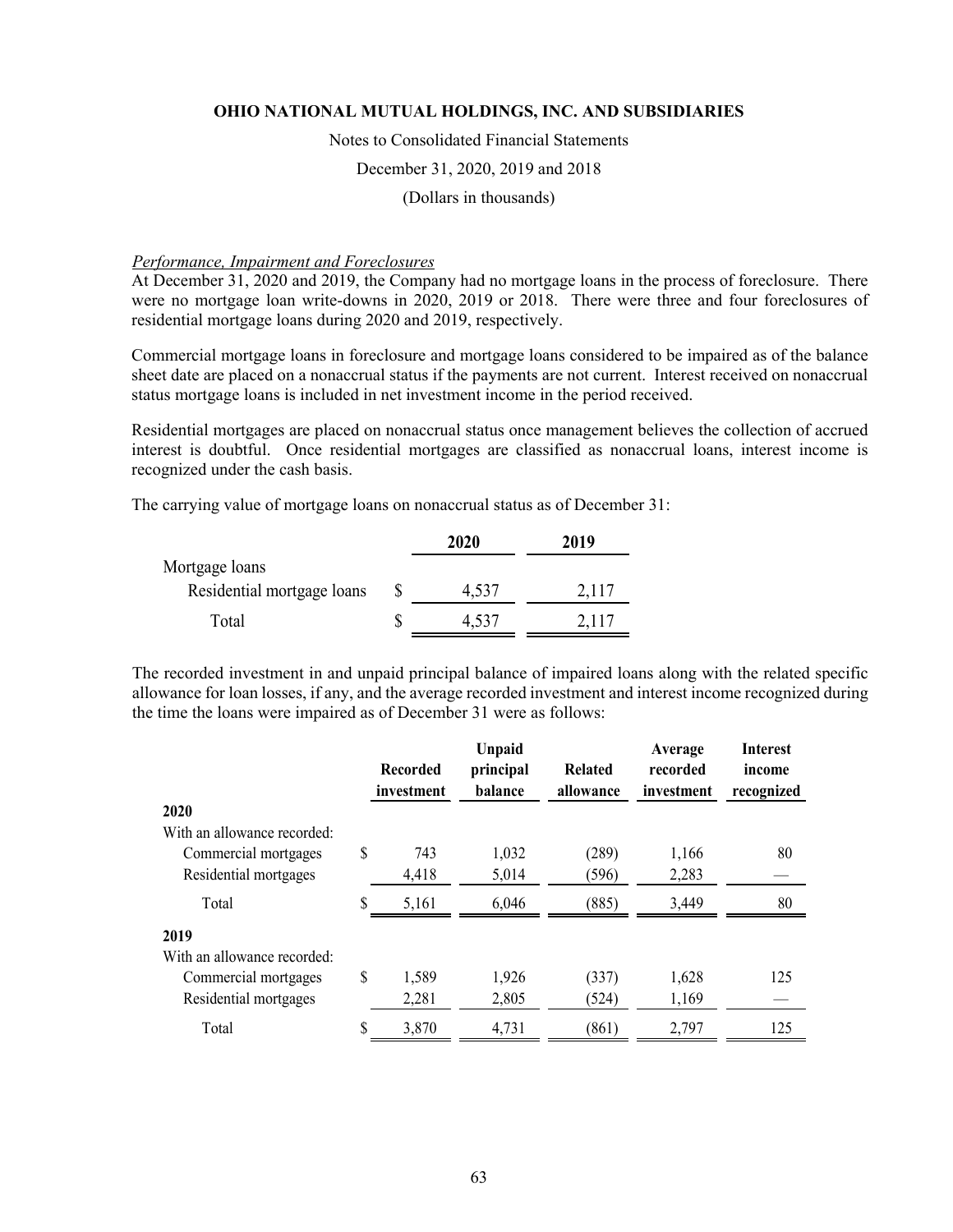*Performance, Impairment and Foreclosures*

At December 31, 2020 and 2019, the Company had no mortgage loans in the process of foreclosure. There were no mortgage loan write-downs in 2020, 2019 or 2018. There were three and four foreclosures of residential mortgage loans during 2020 and 2019, respectively.

Commercial mortgage loans in foreclosure and mortgage loans considered to be impaired as of the balance sheet date are placed on a nonaccrual status if the payments are not current. Interest received on nonaccrual status mortgage loans is included in net investment income in the period received.

Residential mortgages are placed on nonaccrual status once management believes the collection of accrued interest is doubtful. Once residential mortgages are classified as nonaccrual loans, interest income is recognized under the cash basis.

The carrying value of mortgage loans on nonaccrual status as of December 31:

| | 2020 | 2019 |
|---|---|---|
| Mortgage loans | | |
| Residential mortgage loans | $ 4,537 | 2,117 |
| Total | $ 4,537 | 2,117 |

The recorded investment in and unpaid principal balance of impaired loans along with the related specific allowance for loan losses, if any, and the average recorded investment and interest income recognized during the time the loans were impaired as of December 31 were as follows:

| | Recorded investment | Unpaid principal balance | Related allowance | Average recorded investment | Interest income recognized |
|---|---|---|---|---|---|
| **2020** | | | | | |
| With an allowance recorded: | | | | | |
| Commercial mortgages | $ 743 | 1,032 | (289) | 1,166 | 80 |
| Residential mortgages | 4,418 | 5,014 | (596) | 2,283 | — |
| Total | $ 5,161 | 6,046 | (885) | 3,449 | 80 |
| **2019** | | | | | |
| With an allowance recorded: | | | | | |
| Commercial mortgages | $ 1,589 | 1,926 | (337) | 1,628 | 125 |
| Residential mortgages | 2,281 | 2,805 | (524) | 1,169 | — |
| Total | $ 3,870 | 4,731 | (861) | 2,797 | 125 |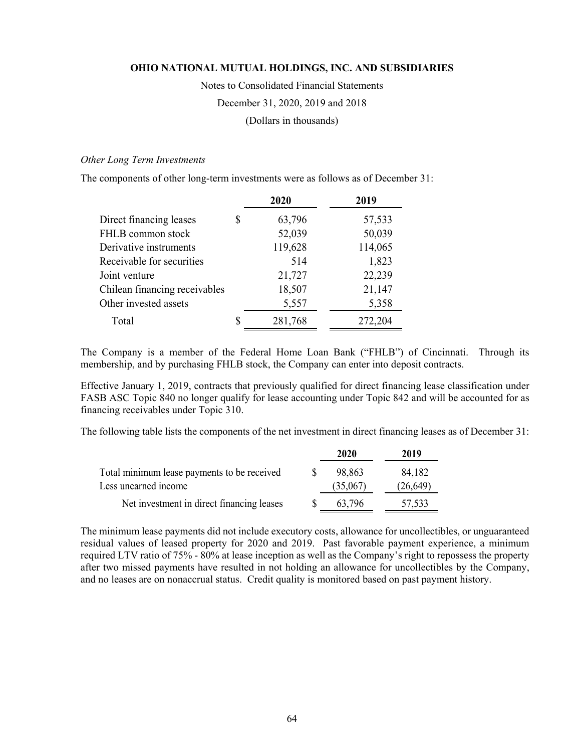*Other Long Term Investments*

The components of other long-term investments were as follows as of December 31:

| | 2020 | 2019 |
|---|---|---|
| Direct financing leases | $ 63,796 | 57,533 |
| FHLB common stock | 52,039 | 50,039 |
| Derivative instruments | 119,628 | 114,065 |
| Receivable for securities | 514 | 1,823 |
| Joint venture | 21,727 | 22,239 |
| Chilean financing receivables | 18,507 | 21,147 |
| Other invested assets | 5,557 | 5,358 |
| Total | $ 281,768 | 272,204 |

The Company is a member of the Federal Home Loan Bank ("FHLB") of Cincinnati. Through its membership, and by purchasing FHLB stock, the Company can enter into deposit contracts.

Effective January 1, 2019, contracts that previously qualified for direct financing lease classification under FASB ASC Topic 840 no longer qualify for lease accounting under Topic 842 and will be accounted for as financing receivables under Topic 310.

The following table lists the components of the net investment in direct financing leases as of December 31:

| | 2020 | 2019 |
|---|---|---|
| Total minimum lease payments to be received | $ 98,863 | 84,182 |
| Less unearned income | (35,067) | (26,649) |
| Net investment in direct financing leases | $ 63,796 | 57,533 |

The minimum lease payments did not include executory costs, allowance for uncollectibles, or unguaranteed residual values of leased property for 2020 and 2019. Past favorable payment experience, a minimum required LTV ratio of 75% - 80% at lease inception as well as the Company's right to repossess the property after two missed payments have resulted in not holding an allowance for uncollectibles by the Company, and no leases are on nonaccrual status. Credit quality is monitored based on past payment history.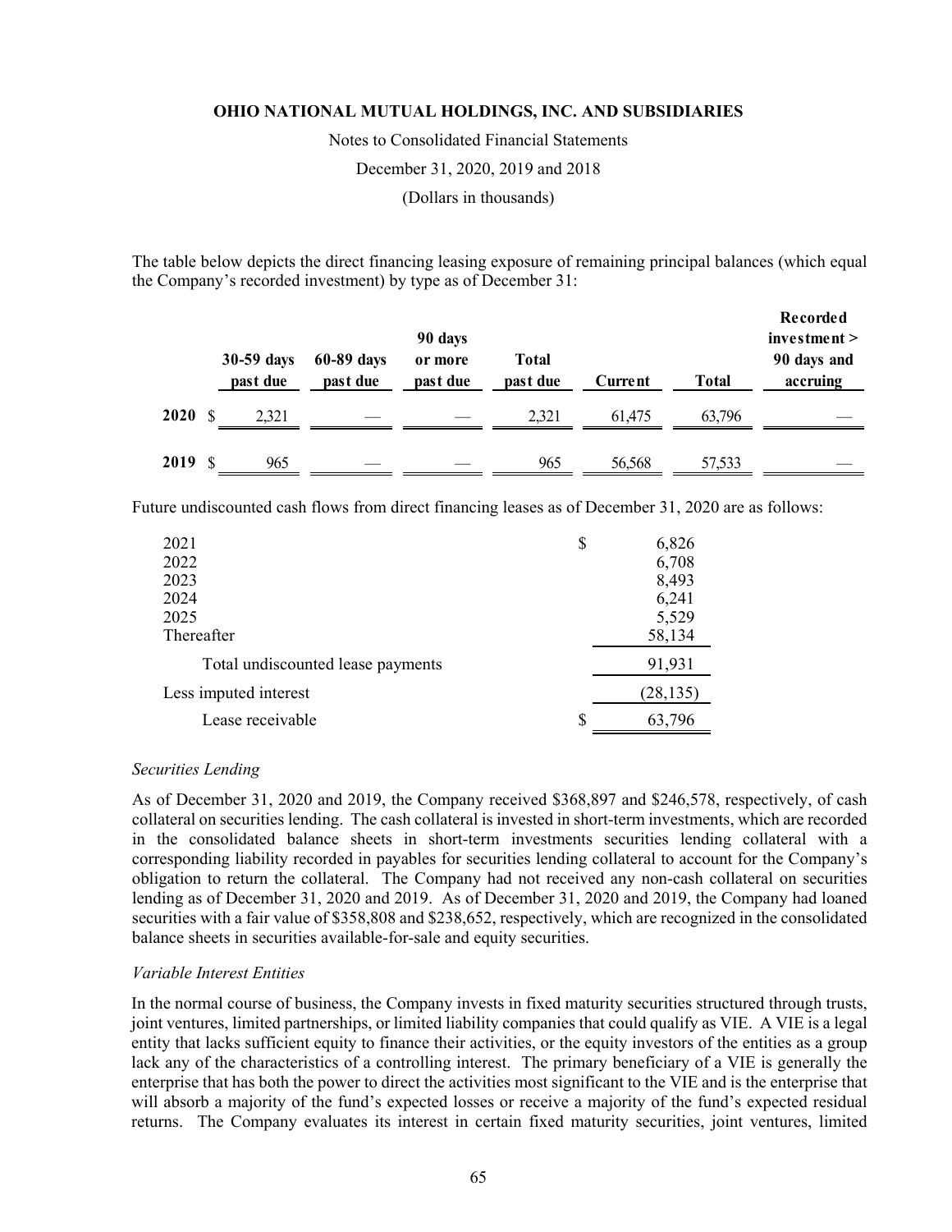The table below depicts the direct financing leasing exposure of remaining principal balances (which equal the Company's recorded investment) by type as of December 31:

| | 30-59 days past due | 60-89 days past due | 90 days or more past due | Total past due | Current | Total | Recorded investment > 90 days and accruing |
|---|---|---|---|---|---|---|---|
| **2020** | $ 2,321 | — | — | 2,321 | 61,475 | 63,796 | — |
| **2019** | $ 965 | — | — | 965 | 56,568 | 57,533 | — |

Future undiscounted cash flows from direct financing leases as of December 31, 2020 are as follows:

| | |
|---|---|
| 2021 | $ 6,826 |
| 2022 | 6,708 |
| 2023 | 8,493 |
| 2024 | 6,241 |
| 2025 | 5,529 |
| Thereafter | 58,134 |
| Total undiscounted lease payments | 91,931 |
| Less imputed interest | (28,135) |
| Lease receivable | $ 63,796 |

*Securities Lending*

As of December 31, 2020 and 2019, the Company received $368,897 and $246,578, respectively, of cash collateral on securities lending. The cash collateral is invested in short-term investments, which are recorded in the consolidated balance sheets in short-term investments securities lending collateral with a corresponding liability recorded in payables for securities lending collateral to account for the Company's obligation to return the collateral. The Company had not received any non-cash collateral on securities lending as of December 31, 2020 and 2019. As of December 31, 2020 and 2019, the Company had loaned securities with a fair value of $358,808 and $238,652, respectively, which are recognized in the consolidated balance sheets in securities available-for-sale and equity securities.

*Variable Interest Entities*

In the normal course of business, the Company invests in fixed maturity securities structured through trusts, joint ventures, limited partnerships, or limited liability companies that could qualify as VIE. A VIE is a legal entity that lacks sufficient equity to finance their activities, or the equity investors of the entities as a group lack any of the characteristics of a controlling interest. The primary beneficiary of a VIE is generally the enterprise that has both the power to direct the activities most significant to the VIE and is the enterprise that will absorb a majority of the fund's expected losses or receive a majority of the fund's expected residual returns. The Company evaluates its interest in certain fixed maturity securities, joint ventures, limited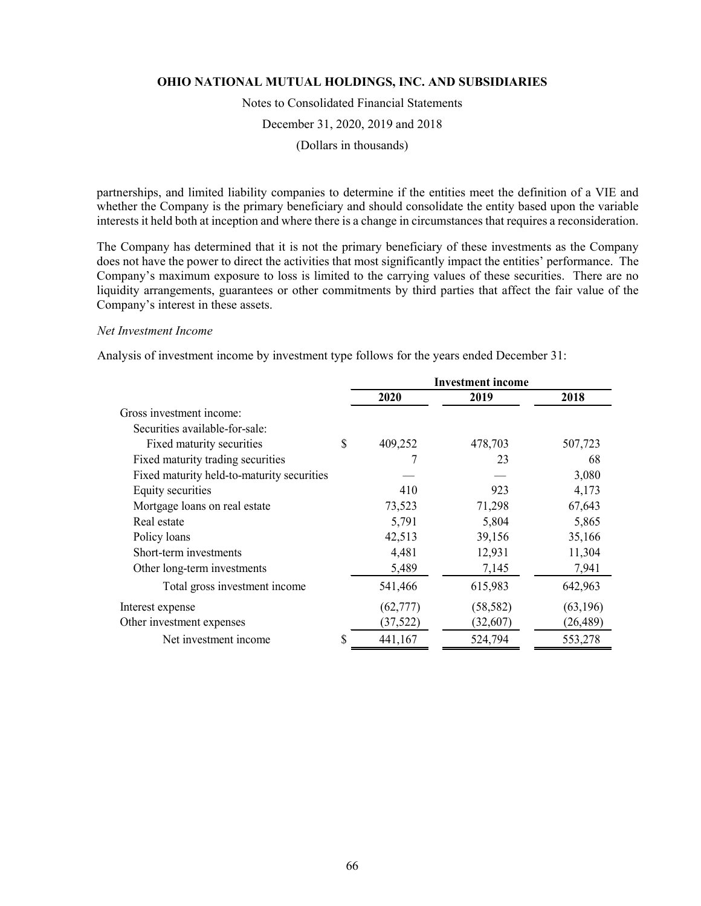partnerships, and limited liability companies to determine if the entities meet the definition of a VIE and whether the Company is the primary beneficiary and should consolidate the entity based upon the variable interests it held both at inception and where there is a change in circumstances that requires a reconsideration.

The Company has determined that it is not the primary beneficiary of these investments as the Company does not have the power to direct the activities that most significantly impact the entities' performance. The Company's maximum exposure to loss is limited to the carrying values of these securities. There are no liquidity arrangements, guarantees or other commitments by third parties that affect the fair value of the Company's interest in these assets.

*Net Investment Income*

Analysis of investment income by investment type follows for the years ended December 31:

| | Investment income | | |
|---|---|---|---|
| | 2020 | 2019 | 2018 |
| Gross investment income: | | | |
| Securities available-for-sale: | | | |
| Fixed maturity securities | $ 409,252 | 478,703 | 507,723 |
| Fixed maturity trading securities | 7 | 23 | 68 |
| Fixed maturity held-to-maturity securities | — | — | 3,080 |
| Equity securities | 410 | 923 | 4,173 |
| Mortgage loans on real estate | 73,523 | 71,298 | 67,643 |
| Real estate | 5,791 | 5,804 | 5,865 |
| Policy loans | 42,513 | 39,156 | 35,166 |
| Short-term investments | 4,481 | 12,931 | 11,304 |
| Other long-term investments | 5,489 | 7,145 | 7,941 |
| Total gross investment income | 541,466 | 615,983 | 642,963 |
| Interest expense | (62,777) | (58,582) | (63,196) |
| Other investment expenses | (37,522) | (32,607) | (26,489) |
| Net investment income | $ 441,167 | 524,794 | 553,278 |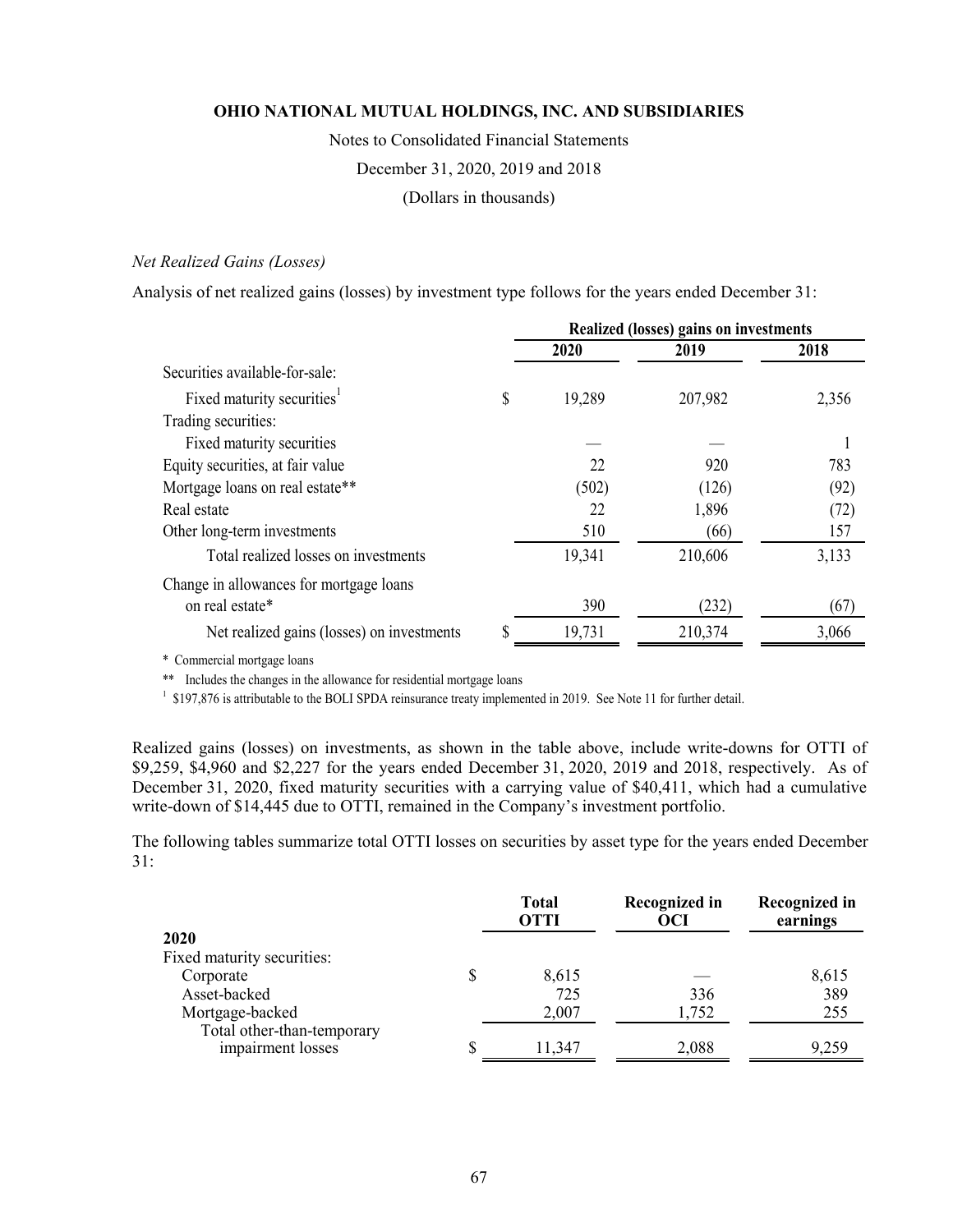*Net Realized Gains (Losses)*

Analysis of net realized gains (losses) by investment type follows for the years ended December 31:

| | Realized (losses) gains on investments | | |
|---|---|---|---|
| | 2020 | 2019 | 2018 |
| Securities available-for-sale: | | | |
| Fixed maturity securities[1] | $ 19,289 | 207,982 | 2,356 |
| Trading securities: | | | |
| Fixed maturity securities | — | — | 1 |
| Equity securities, at fair value | 22 | 920 | 783 |
| Mortgage loans on real estate** | (502) | (126) | (92) |
| Real estate | 22 | 1,896 | (72) |
| Other long-term investments | 510 | (66) | 157 |
| Total realized losses on investments | 19,341 | 210,606 | 3,133 |
| Change in allowances for mortgage loans on real estate* | 390 | (232) | (67) |
| Net realized gains (losses) on investments | $ 19,731 | 210,374 | 3,066 |

\* Commercial mortgage loans

** Includes the changes in the allowance for residential mortgage loans

[1] $197,876 is attributable to the BOLI SPDA reinsurance treaty implemented in 2019. See Note 11 for further detail.

Realized gains (losses) on investments, as shown in the table above, include write-downs for OTTI of $9,259, $4,960 and $2,227 for the years ended December 31, 2020, 2019 and 2018, respectively. As of December 31, 2020, fixed maturity securities with a carrying value of $40,411, which had a cumulative write-down of $14,445 due to OTTI, remained in the Company's investment portfolio.

The following tables summarize total OTTI losses on securities by asset type for the years ended December 31:

| | Total OTTI | Recognized in OCI | Recognized in earnings |
|---|---|---|---|
| **2020** | | | |
| Fixed maturity securities: | | | |
| Corporate | $ 8,615 | — | 8,615 |
| Asset-backed | 725 | 336 | 389 |
| Mortgage-backed | 2,007 | 1,752 | 255 |
| Total other-than-temporary impairment losses | $ 11,347 | 2,088 | 9,259 |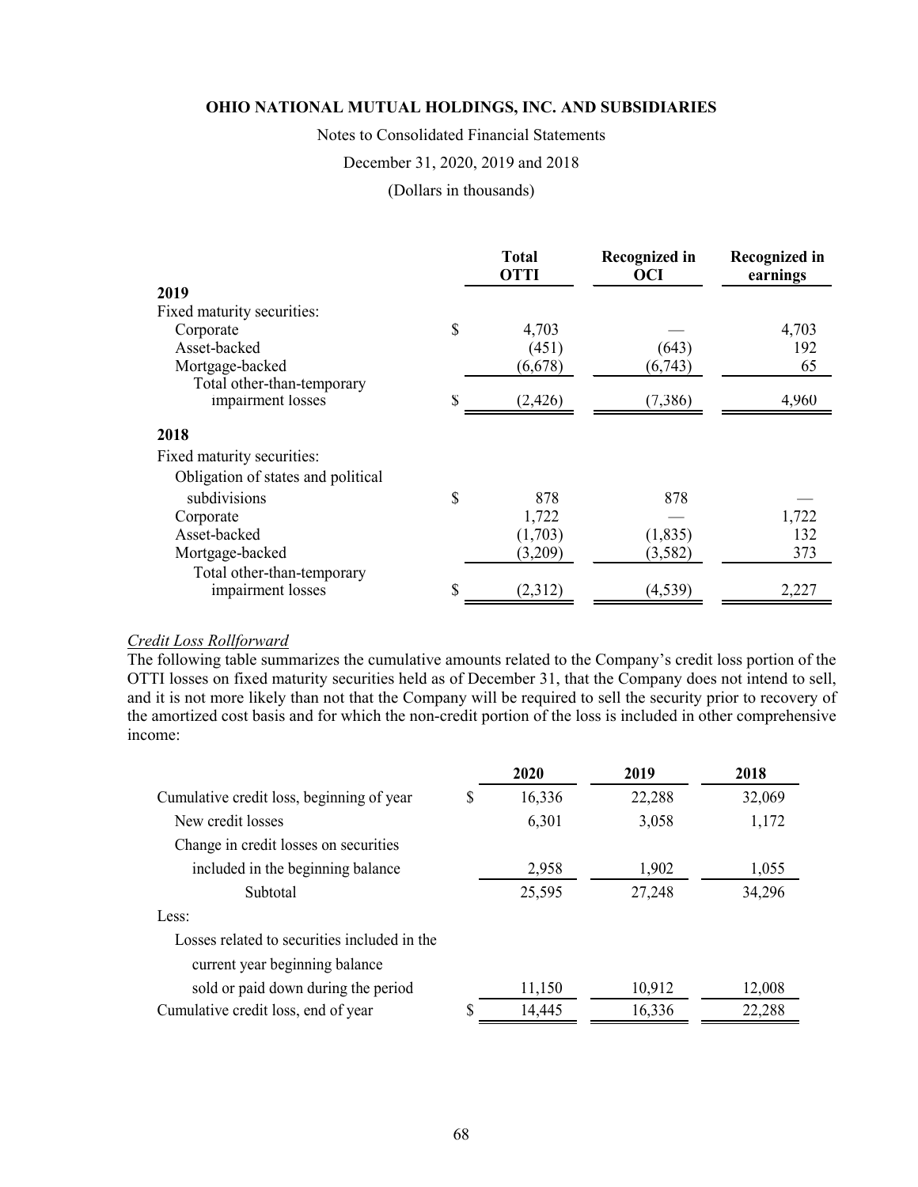**OHIO NATIONAL MUTUAL HOLDINGS, INC. AND SUBSIDIARIES**

Notes to Consolidated Financial Statements

December 31, 2020, 2019 and 2018

(Dollars in thousands)

| | Total OTTI | Recognized in OCI | Recognized in earnings |
|---|---|---|---|
| **2019** | | | |
| Fixed maturity securities: | | | |
| Corporate | $ 4,703 | — | 4,703 |
| Asset-backed | (451) | (643) | 192 |
| Mortgage-backed | (6,678) | (6,743) | 65 |
| Total other-than-temporary impairment losses | $ (2,426) | (7,386) | 4,960 |
| **2018** | | | |
| Fixed maturity securities: | | | |
| Obligation of states and political subdivisions | $ 878 | 878 | — |
| Corporate | 1,722 | — | 1,722 |
| Asset-backed | (1,703) | (1,835) | 132 |
| Mortgage-backed | (3,209) | (3,582) | 373 |
| Total other-than-temporary impairment losses | $ (2,312) | (4,539) | 2,227 |

*Credit Loss Rollforward*

The following table summarizes the cumulative amounts related to the Company's credit loss portion of the OTTI losses on fixed maturity securities held as of December 31, that the Company does not intend to sell, and it is not more likely than not that the Company will be required to sell the security prior to recovery of the amortized cost basis and for which the non-credit portion of the loss is included in other comprehensive income:

| | 2020 | 2019 | 2018 |
|---|---|---|---|
| Cumulative credit loss, beginning of year | $ 16,336 | 22,288 | 32,069 |
| New credit losses | 6,301 | 3,058 | 1,172 |
| Change in credit losses on securities included in the beginning balance | 2,958 | 1,902 | 1,055 |
| Subtotal | 25,595 | 27,248 | 34,296 |
| Less: | | | |
| Losses related to securities included in the current year beginning balance sold or paid down during the period | 11,150 | 10,912 | 12,008 |
| Cumulative credit loss, end of year | $ 14,445 | 16,336 | 22,288 |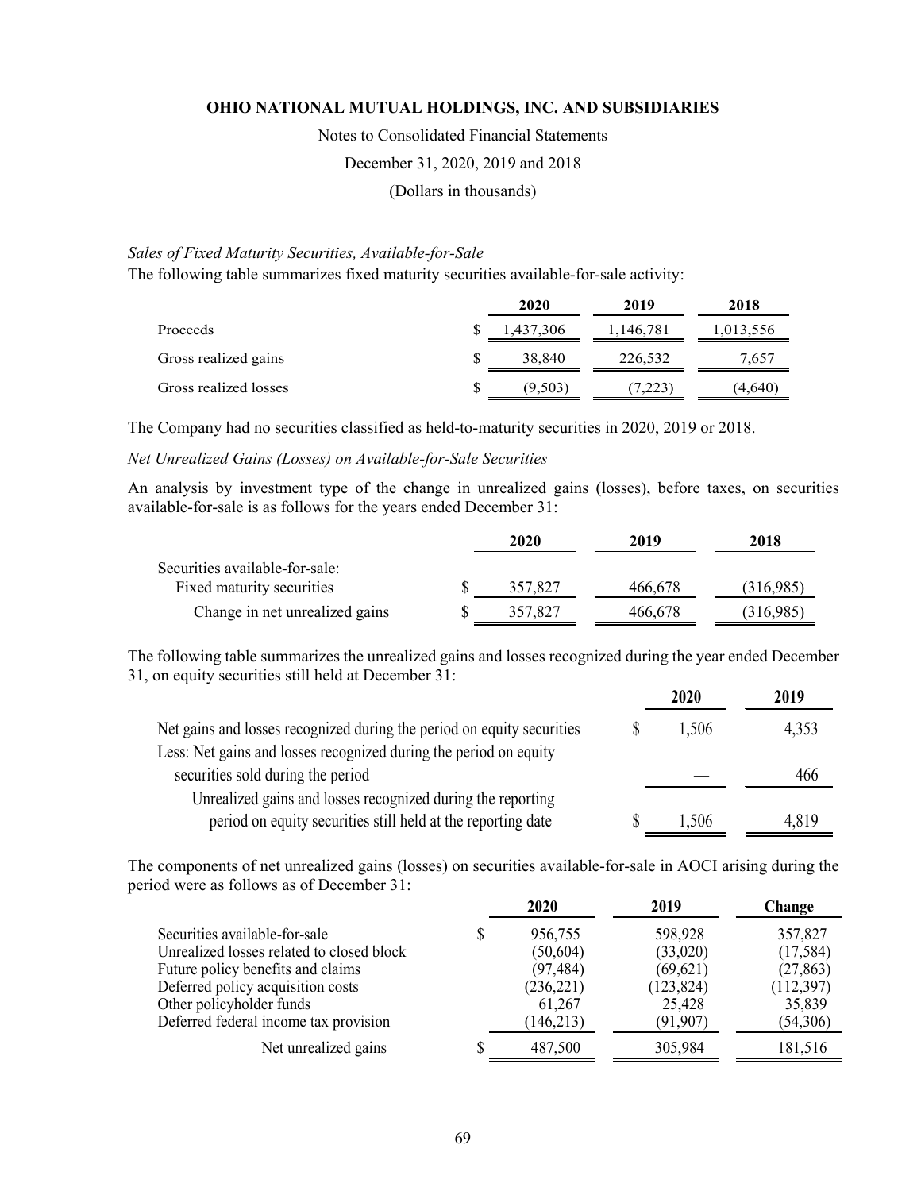**OHIO NATIONAL MUTUAL HOLDINGS, INC. AND SUBSIDIARIES**

Notes to Consolidated Financial Statements

December 31, 2020, 2019 and 2018

(Dollars in thousands)

*Sales of Fixed Maturity Securities, Available-for-Sale*

The following table summarizes fixed maturity securities available-for-sale activity:

| | 2020 | 2019 | 2018 |
|---|---|---|---|
| Proceeds | $ 1,437,306 | 1,146,781 | 1,013,556 |
| Gross realized gains | $ 38,840 | 226,532 | 7,657 |
| Gross realized losses | $ (9,503) | (7,223) | (4,640) |

The Company had no securities classified as held-to-maturity securities in 2020, 2019 or 2018.

*Net Unrealized Gains (Losses) on Available-for-Sale Securities*

An analysis by investment type of the change in unrealized gains (losses), before taxes, on securities available-for-sale is as follows for the years ended December 31:

| | 2020 | 2019 | 2018 |
|---|---|---|---|
| Securities available-for-sale: | | | |
| Fixed maturity securities | $ 357,827 | 466,678 | (316,985) |
| Change in net unrealized gains | $ 357,827 | 466,678 | (316,985) |

The following table summarizes the unrealized gains and losses recognized during the year ended December 31, on equity securities still held at December 31:

| | 2020 | 2019 |
|---|---|---|
| Net gains and losses recognized during the period on equity securities | $ 1,506 | 4,353 |
| Less: Net gains and losses recognized during the period on equity securities sold during the period | — | 466 |
| Unrealized gains and losses recognized during the reporting period on equity securities still held at the reporting date | $ 1,506 | 4,819 |

The components of net unrealized gains (losses) on securities available-for-sale in AOCI arising during the period were as follows as of December 31:

| | 2020 | 2019 | Change |
|---|---|---|---|
| Securities available-for-sale | $ 956,755 | 598,928 | 357,827 |
| Unrealized losses related to closed block | (50,604) | (33,020) | (17,584) |
| Future policy benefits and claims | (97,484) | (69,621) | (27,863) |
| Deferred policy acquisition costs | (236,221) | (123,824) | (112,397) |
| Other policyholder funds | 61,267 | 25,428 | 35,839 |
| Deferred federal income tax provision | (146,213) | (91,907) | (54,306) |
| Net unrealized gains | $ 487,500 | 305,984 | 181,516 |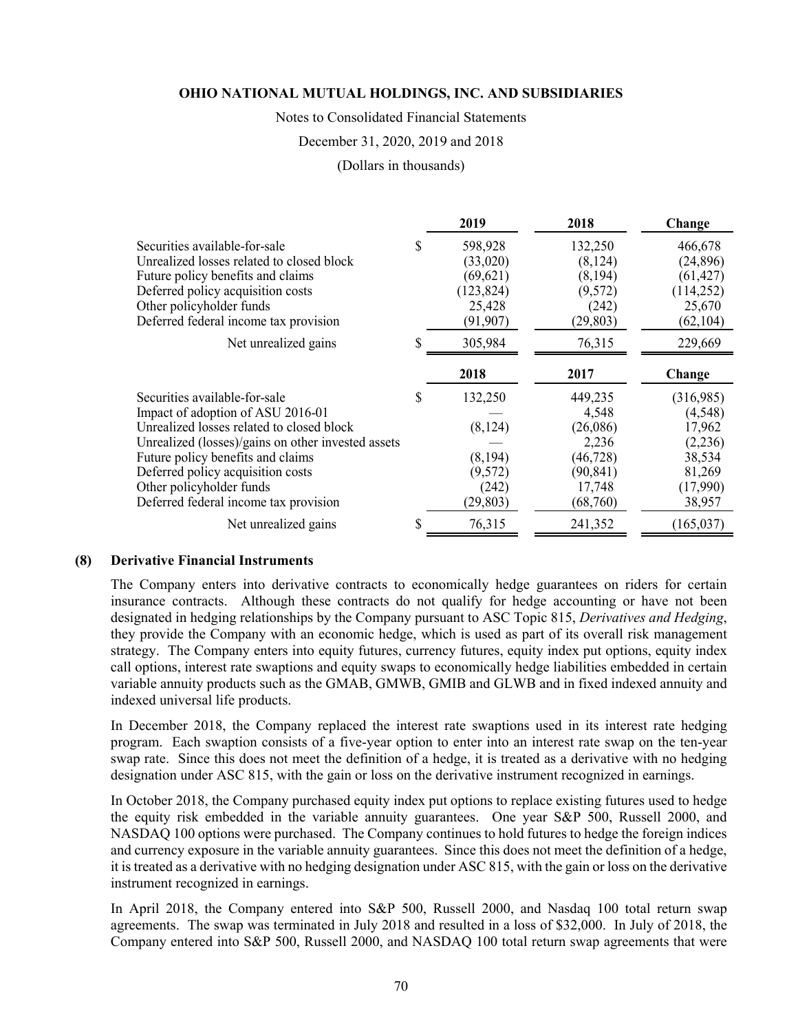|  | 2019 | 2018 | Change |
| --- | --- | --- | --- |
| Securities available-for-sale | $ 598,928 | 132,250 | 466,678 |
| Unrealized losses related to closed block | (33,020) | (8,124) | (24,896) |
| Future policy benefits and claims | (69,621) | (8,194) | (61,427) |
| Deferred policy acquisition costs | (123,824) | (9,572) | (114,252) |
| Other policyholder funds | 25,428 | (242) | 25,670 |
| Deferred federal income tax provision | (91,907) | (29,803) | (62,104) |
| Net unrealized gains | $ 305,984 | 76,315 | 229,669 |

|  | 2018 | 2017 | Change |
| --- | --- | --- | --- |
| Securities available-for-sale | $ 132,250 | 449,235 | (316,985) |
| Impact of adoption of ASU 2016-01 | — | 4,548 | (4,548) |
| Unrealized losses related to closed block | (8,124) | (26,086) | 17,962 |
| Unrealized (losses)/gains on other invested assets | — | 2,236 | (2,236) |
| Future policy benefits and claims | (8,194) | (46,728) | 38,534 |
| Deferred policy acquisition costs | (9,572) | (90,841) | 81,269 |
| Other policyholder funds | (242) | 17,748 | (17,990) |
| Deferred federal income tax provision | (29,803) | (68,760) | 38,957 |
| Net unrealized gains | $ 76,315 | 241,352 | (165,037) |

## (8) Derivative Financial Instruments

The Company enters into derivative contracts to economically hedge guarantees on riders for certain insurance contracts. Although these contracts do not qualify for hedge accounting or have not been designated in hedging relationships by the Company pursuant to ASC Topic 815, *Derivatives and Hedging*, they provide the Company with an economic hedge, which is used as part of its overall risk management strategy. The Company enters into equity futures, currency futures, equity index put options, equity index call options, interest rate swaptions and equity swaps to economically hedge liabilities embedded in certain variable annuity products such as the GMAB, GMWB, GMIB and GLWB and in fixed indexed annuity and indexed universal life products.

In December 2018, the Company replaced the interest rate swaptions used in its interest rate hedging program. Each swaption consists of a five-year option to enter into an interest rate swap on the ten-year swap rate. Since this does not meet the definition of a hedge, it is treated as a derivative with no hedging designation under ASC 815, with the gain or loss on the derivative instrument recognized in earnings.

In October 2018, the Company purchased equity index put options to replace existing futures used to hedge the equity risk embedded in the variable annuity guarantees. One year S&P 500, Russell 2000, and NASDAQ 100 options were purchased. The Company continues to hold futures to hedge the foreign indices and currency exposure in the variable annuity guarantees. Since this does not meet the definition of a hedge, it is treated as a derivative with no hedging designation under ASC 815, with the gain or loss on the derivative instrument recognized in earnings.

In April 2018, the Company entered into S&P 500, Russell 2000, and Nasdaq 100 total return swap agreements. The swap was terminated in July 2018 and resulted in a loss of $32,000. In July of 2018, the Company entered into S&P 500, Russell 2000, and NASDAQ 100 total return swap agreements that were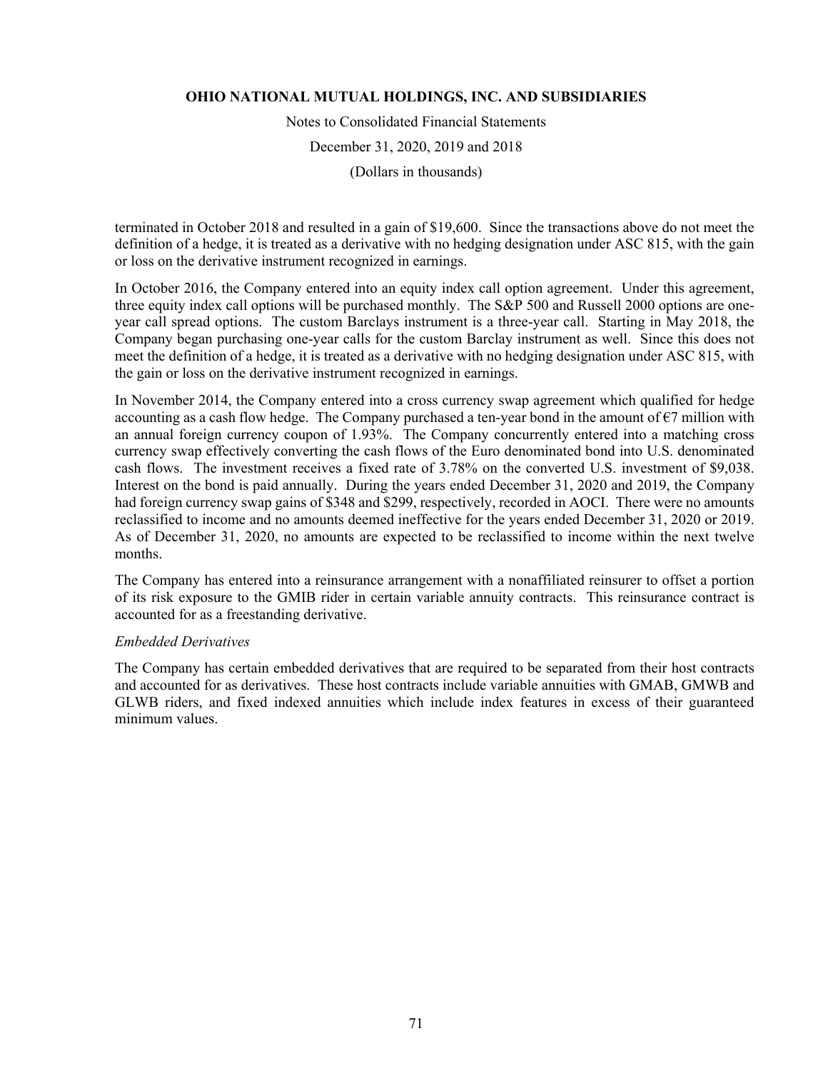terminated in October 2018 and resulted in a gain of $19,600. Since the transactions above do not meet the definition of a hedge, it is treated as a derivative with no hedging designation under ASC 815, with the gain or loss on the derivative instrument recognized in earnings.

In October 2016, the Company entered into an equity index call option agreement. Under this agreement, three equity index call options will be purchased monthly. The S&P 500 and Russell 2000 options are one-year call spread options. The custom Barclays instrument is a three-year call. Starting in May 2018, the Company began purchasing one-year calls for the custom Barclay instrument as well. Since this does not meet the definition of a hedge, it is treated as a derivative with no hedging designation under ASC 815, with the gain or loss on the derivative instrument recognized in earnings.

In November 2014, the Company entered into a cross currency swap agreement which qualified for hedge accounting as a cash flow hedge. The Company purchased a ten-year bond in the amount of €7 million with an annual foreign currency coupon of 1.93%. The Company concurrently entered into a matching cross currency swap effectively converting the cash flows of the Euro denominated bond into U.S. denominated cash flows. The investment receives a fixed rate of 3.78% on the converted U.S. investment of $9,038. Interest on the bond is paid annually. During the years ended December 31, 2020 and 2019, the Company had foreign currency swap gains of $348 and $299, respectively, recorded in AOCI. There were no amounts reclassified to income and no amounts deemed ineffective for the years ended December 31, 2020 or 2019. As of December 31, 2020, no amounts are expected to be reclassified to income within the next twelve months.

The Company has entered into a reinsurance arrangement with a nonaffiliated reinsurer to offset a portion of its risk exposure to the GMIB rider in certain variable annuity contracts. This reinsurance contract is accounted for as a freestanding derivative.

*Embedded Derivatives*

The Company has certain embedded derivatives that are required to be separated from their host contracts and accounted for as derivatives. These host contracts include variable annuities with GMAB, GMWB and GLWB riders, and fixed indexed annuities which include index features in excess of their guaranteed minimum values.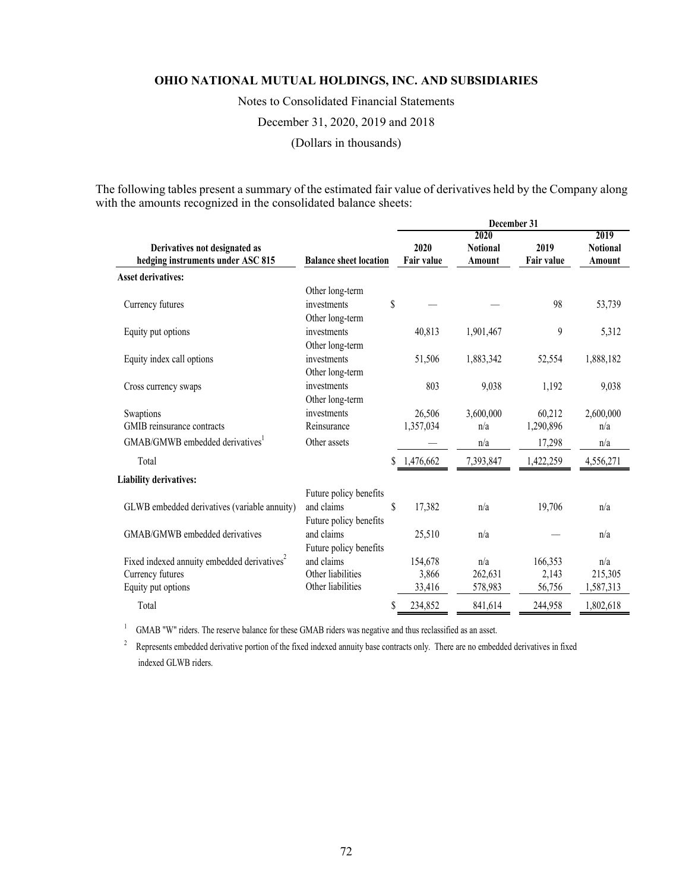# OHIO NATIONAL MUTUAL HOLDINGS, INC. AND SUBSIDIARIES

Notes to Consolidated Financial Statements

December 31, 2020, 2019 and 2018

(Dollars in thousands)

The following tables present a summary of the estimated fair value of derivatives held by the Company along with the amounts recognized in the consolidated balance sheets:

| | | December 31 | | | |
|---|---|---|---|---|---|
| **Derivatives not designated as hedging instruments under ASC 815** | **Balance sheet location** | **2020 Fair value** | **2020 Notional Amount** | **2019 Fair value** | **2019 Notional Amount** |
| **Asset derivatives:** | | | | | |
| Currency futures | Other long-term investments | $ — | — | 98 | 53,739 |
| Equity put options | Other long-term investments | 40,813 | 1,901,467 | 9 | 5,312 |
| Equity index call options | Other long-term investments | 51,506 | 1,883,342 | 52,554 | 1,888,182 |
| Cross currency swaps | Other long-term investments | 803 | 9,038 | 1,192 | 9,038 |
| Swaptions | Other long-term investments | 26,506 | 3,600,000 | 60,212 | 2,600,000 |
| GMIB reinsurance contracts | Reinsurance | 1,357,034 | n/a | 1,290,896 | n/a |
| GMAB/GMWB embedded derivatives[1] | Other assets | — | n/a | 17,298 | n/a |
| Total | | $ 1,476,662 | 7,393,847 | 1,422,259 | 4,556,271 |
| **Liability derivatives:** | | | | | |
| GLWB embedded derivatives (variable annuity) | Future policy benefits and claims | $ 17,382 | n/a | 19,706 | n/a |
| GMAB/GMWB embedded derivatives | Future policy benefits and claims | 25,510 | n/a | — | n/a |
| Fixed indexed annuity embedded derivatives[2] | Future policy benefits and claims | 154,678 | n/a | 166,353 | n/a |
| Currency futures | Other liabilities | 3,866 | 262,631 | 2,143 | 215,305 |
| Equity put options | Other liabilities | 33,416 | 578,983 | 56,756 | 1,587,313 |
| Total | | $ 234,852 | 841,614 | 244,958 | 1,802,618 |

[1] GMAB "W" riders. The reserve balance for these GMAB riders was negative and thus reclassified as an asset.

[2] Represents embedded derivative portion of the fixed indexed annuity base contracts only. There are no embedded derivatives in fixed indexed GLWB riders.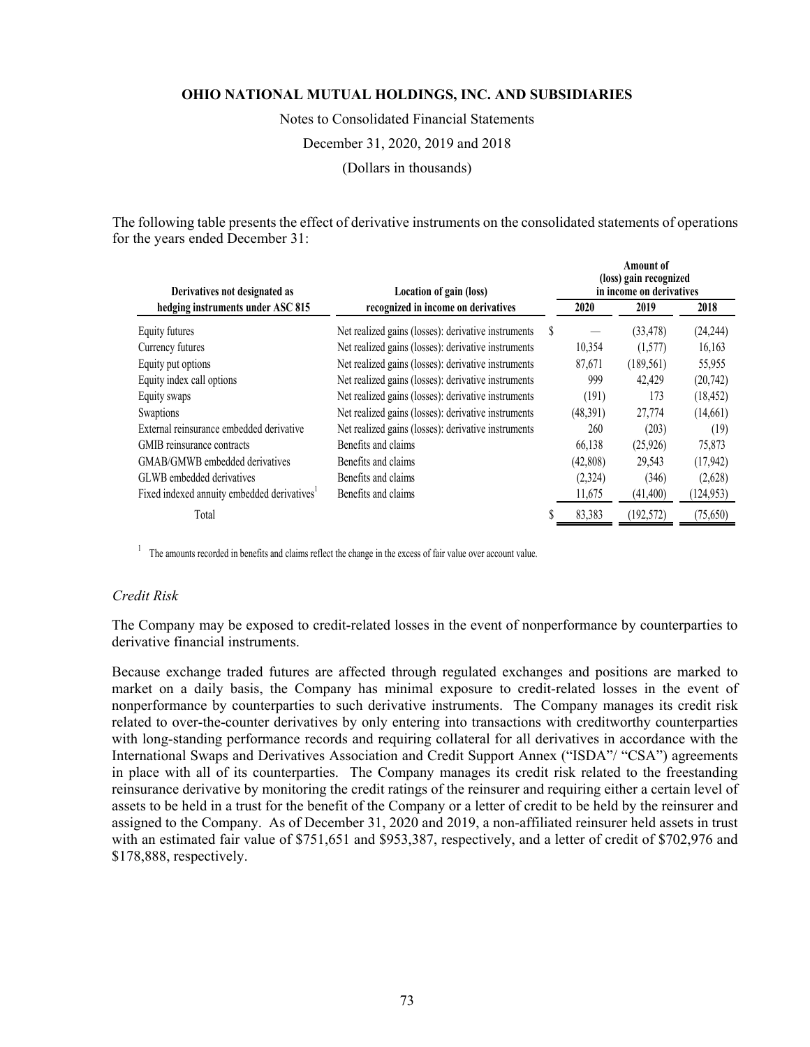The following table presents the effect of derivative instruments on the consolidated statements of operations for the years ended December 31:

| Derivatives not designated as hedging instruments under ASC 815 | Location of gain (loss) recognized in income on derivatives | Amount of (loss) gain recognized in income on derivatives | | |
|---|---|---|---|---|
| | | 2020 | 2019 | 2018 |
| Equity futures | Net realized gains (losses): derivative instruments | $ — | (33,478) | (24,244) |
| Currency futures | Net realized gains (losses): derivative instruments | 10,354 | (1,577) | 16,163 |
| Equity put options | Net realized gains (losses): derivative instruments | 87,671 | (189,561) | 55,955 |
| Equity index call options | Net realized gains (losses): derivative instruments | 999 | 42,429 | (20,742) |
| Equity swaps | Net realized gains (losses): derivative instruments | (191) | 173 | (18,452) |
| Swaptions | Net realized gains (losses): derivative instruments | (48,391) | 27,774 | (14,661) |
| External reinsurance embedded derivative | Net realized gains (losses): derivative instruments | 260 | (203) | (19) |
| GMIB reinsurance contracts | Benefits and claims | 66,138 | (25,926) | 75,873 |
| GMAB/GMWB embedded derivatives | Benefits and claims | (42,808) | 29,543 | (17,942) |
| GLWB embedded derivatives | Benefits and claims | (2,324) | (346) | (2,628) |
| Fixed indexed annuity embedded derivatives[1] | Benefits and claims | 11,675 | (41,400) | (124,953) |
| Total | | $ 83,383 | (192,572) | (75,650) |

[1] The amounts recorded in benefits and claims reflect the change in the excess of fair value over account value.

*Credit Risk*

The Company may be exposed to credit-related losses in the event of nonperformance by counterparties to derivative financial instruments.

Because exchange traded futures are affected through regulated exchanges and positions are marked to market on a daily basis, the Company has minimal exposure to credit-related losses in the event of nonperformance by counterparties to such derivative instruments. The Company manages its credit risk related to over-the-counter derivatives by only entering into transactions with creditworthy counterparties with long-standing performance records and requiring collateral for all derivatives in accordance with the International Swaps and Derivatives Association and Credit Support Annex ("ISDA"/ "CSA") agreements in place with all of its counterparties. The Company manages its credit risk related to the freestanding reinsurance derivative by monitoring the credit ratings of the reinsurer and requiring either a certain level of assets to be held in a trust for the benefit of the Company or a letter of credit to be held by the reinsurer and assigned to the Company. As of December 31, 2020 and 2019, a non-affiliated reinsurer held assets in trust with an estimated fair value of $751,651 and $953,387, respectively, and a letter of credit of $702,976 and $178,888, respectively.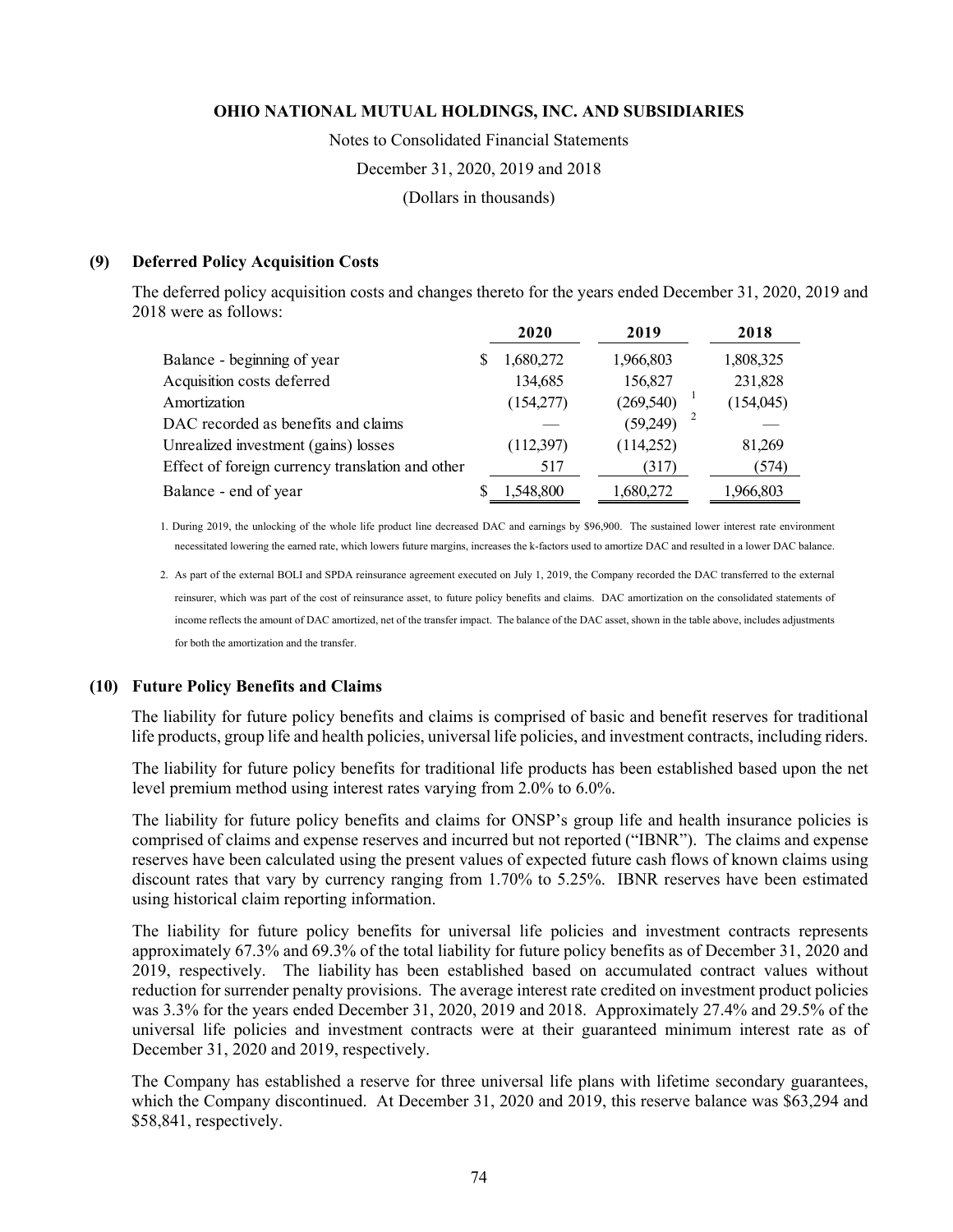### (9) Deferred Policy Acquisition Costs

The deferred policy acquisition costs and changes thereto for the years ended December 31, 2020, 2019 and 2018 were as follows:

| | 2020 | 2019 | 2018 |
|---|---|---|---|
| Balance - beginning of year | $ 1,680,272 | 1,966,803 | 1,808,325 |
| Acquisition costs deferred | 134,685 | 156,827 | 231,828 |
| Amortization | (154,277) | (269,540) [1] | (154,045) |
| DAC recorded as benefits and claims | — | (59,249) [2] | — |
| Unrealized investment (gains) losses | (112,397) | (114,252) | 81,269 |
| Effect of foreign currency translation and other | 517 | (317) | (574) |
| Balance - end of year | $ 1,548,800 | 1,680,272 | 1,966,803 |

1. During 2019, the unlocking of the whole life product line decreased DAC and earnings by $96,900. The sustained lower interest rate environment necessitated lowering the earned rate, which lowers future margins, increases the k-factors used to amortize DAC and resulted in a lower DAC balance.

2. As part of the external BOLI and SPDA reinsurance agreement executed on July 1, 2019, the Company recorded the DAC transferred to the external reinsurer, which was part of the cost of reinsurance asset, to future policy benefits and claims. DAC amortization on the consolidated statements of income reflects the amount of DAC amortized, net of the transfer impact. The balance of the DAC asset, shown in the table above, includes adjustments for both the amortization and the transfer.

### (10) Future Policy Benefits and Claims

The liability for future policy benefits and claims is comprised of basic and benefit reserves for traditional life products, group life and health policies, universal life policies, and investment contracts, including riders.

The liability for future policy benefits for traditional life products has been established based upon the net level premium method using interest rates varying from 2.0% to 6.0%.

The liability for future policy benefits and claims for ONSP's group life and health insurance policies is comprised of claims and expense reserves and incurred but not reported ("IBNR"). The claims and expense reserves have been calculated using the present values of expected future cash flows of known claims using discount rates that vary by currency ranging from 1.70% to 5.25%. IBNR reserves have been estimated using historical claim reporting information.

The liability for future policy benefits for universal life policies and investment contracts represents approximately 67.3% and 69.3% of the total liability for future policy benefits as of December 31, 2020 and 2019, respectively. The liability has been established based on accumulated contract values without reduction for surrender penalty provisions. The average interest rate credited on investment product policies was 3.3% for the years ended December 31, 2020, 2019 and 2018. Approximately 27.4% and 29.5% of the universal life policies and investment contracts were at their guaranteed minimum interest rate as of December 31, 2020 and 2019, respectively.

The Company has established a reserve for three universal life plans with lifetime secondary guarantees, which the Company discontinued. At December 31, 2020 and 2019, this reserve balance was $63,294 and $58,841, respectively.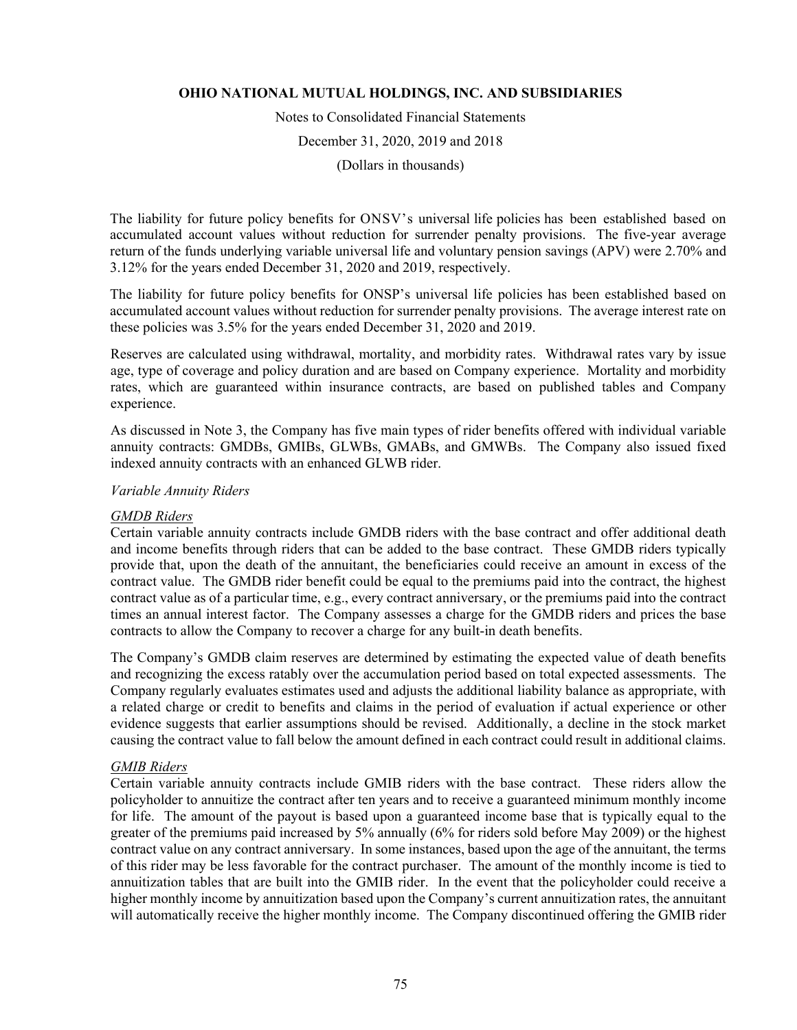The liability for future policy benefits for ONSV's universal life policies has been established based on accumulated account values without reduction for surrender penalty provisions. The five-year average return of the funds underlying variable universal life and voluntary pension savings (APV) were 2.70% and 3.12% for the years ended December 31, 2020 and 2019, respectively.

The liability for future policy benefits for ONSP's universal life policies has been established based on accumulated account values without reduction for surrender penalty provisions. The average interest rate on these policies was 3.5% for the years ended December 31, 2020 and 2019.

Reserves are calculated using withdrawal, mortality, and morbidity rates. Withdrawal rates vary by issue age, type of coverage and policy duration and are based on Company experience. Mortality and morbidity rates, which are guaranteed within insurance contracts, are based on published tables and Company experience.

As discussed in Note 3, the Company has five main types of rider benefits offered with individual variable annuity contracts: GMDBs, GMIBs, GLWBs, GMABs, and GMWBs. The Company also issued fixed indexed annuity contracts with an enhanced GLWB rider.

*Variable Annuity Riders*

*GMDB Riders*

Certain variable annuity contracts include GMDB riders with the base contract and offer additional death and income benefits through riders that can be added to the base contract. These GMDB riders typically provide that, upon the death of the annuitant, the beneficiaries could receive an amount in excess of the contract value. The GMDB rider benefit could be equal to the premiums paid into the contract, the highest contract value as of a particular time, e.g., every contract anniversary, or the premiums paid into the contract times an annual interest factor. The Company assesses a charge for the GMDB riders and prices the base contracts to allow the Company to recover a charge for any built-in death benefits.

The Company's GMDB claim reserves are determined by estimating the expected value of death benefits and recognizing the excess ratably over the accumulation period based on total expected assessments. The Company regularly evaluates estimates used and adjusts the additional liability balance as appropriate, with a related charge or credit to benefits and claims in the period of evaluation if actual experience or other evidence suggests that earlier assumptions should be revised. Additionally, a decline in the stock market causing the contract value to fall below the amount defined in each contract could result in additional claims.

*GMIB Riders*

Certain variable annuity contracts include GMIB riders with the base contract. These riders allow the policyholder to annuitize the contract after ten years and to receive a guaranteed minimum monthly income for life. The amount of the payout is based upon a guaranteed income base that is typically equal to the greater of the premiums paid increased by 5% annually (6% for riders sold before May 2009) or the highest contract value on any contract anniversary. In some instances, based upon the age of the annuitant, the terms of this rider may be less favorable for the contract purchaser. The amount of the monthly income is tied to annuitization tables that are built into the GMIB rider. In the event that the policyholder could receive a higher monthly income by annuitization based upon the Company's current annuitization rates, the annuitant will automatically receive the higher monthly income. The Company discontinued offering the GMIB rider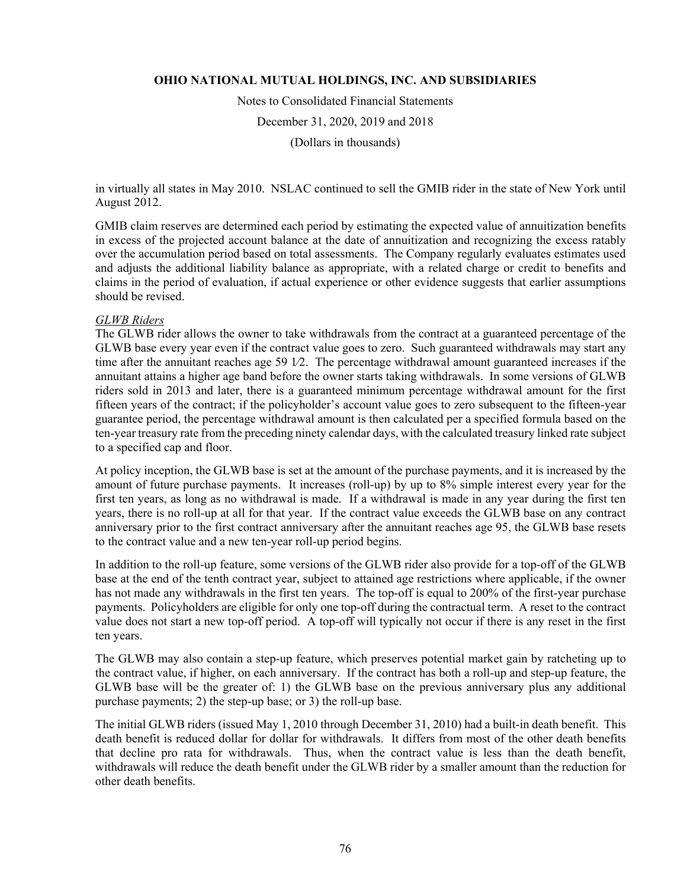in virtually all states in May 2010. NSLAC continued to sell the GMIB rider in the state of New York until August 2012.

GMIB claim reserves are determined each period by estimating the expected value of annuitization benefits in excess of the projected account balance at the date of annuitization and recognizing the excess ratably over the accumulation period based on total assessments. The Company regularly evaluates estimates used and adjusts the additional liability balance as appropriate, with a related charge or credit to benefits and claims in the period of evaluation, if actual experience or other evidence suggests that earlier assumptions should be revised.

*GLWB Riders*

The GLWB rider allows the owner to take withdrawals from the contract at a guaranteed percentage of the GLWB base every year even if the contract value goes to zero. Such guaranteed withdrawals may start any time after the annuitant reaches age 59 1⁄2. The percentage withdrawal amount guaranteed increases if the annuitant attains a higher age band before the owner starts taking withdrawals. In some versions of GLWB riders sold in 2013 and later, there is a guaranteed minimum percentage withdrawal amount for the first fifteen years of the contract; if the policyholder's account value goes to zero subsequent to the fifteen-year guarantee period, the percentage withdrawal amount is then calculated per a specified formula based on the ten-year treasury rate from the preceding ninety calendar days, with the calculated treasury linked rate subject to a specified cap and floor.

At policy inception, the GLWB base is set at the amount of the purchase payments, and it is increased by the amount of future purchase payments. It increases (roll-up) by up to 8% simple interest every year for the first ten years, as long as no withdrawal is made. If a withdrawal is made in any year during the first ten years, there is no roll-up at all for that year. If the contract value exceeds the GLWB base on any contract anniversary prior to the first contract anniversary after the annuitant reaches age 95, the GLWB base resets to the contract value and a new ten-year roll-up period begins.

In addition to the roll-up feature, some versions of the GLWB rider also provide for a top-off of the GLWB base at the end of the tenth contract year, subject to attained age restrictions where applicable, if the owner has not made any withdrawals in the first ten years. The top-off is equal to 200% of the first-year purchase payments. Policyholders are eligible for only one top-off during the contractual term. A reset to the contract value does not start a new top-off period. A top-off will typically not occur if there is any reset in the first ten years.

The GLWB may also contain a step-up feature, which preserves potential market gain by ratcheting up to the contract value, if higher, on each anniversary. If the contract has both a roll-up and step-up feature, the GLWB base will be the greater of: 1) the GLWB base on the previous anniversary plus any additional purchase payments; 2) the step-up base; or 3) the roll-up base.

The initial GLWB riders (issued May 1, 2010 through December 31, 2010) had a built-in death benefit. This death benefit is reduced dollar for dollar for withdrawals. It differs from most of the other death benefits that decline pro rata for withdrawals. Thus, when the contract value is less than the death benefit, withdrawals will reduce the death benefit under the GLWB rider by a smaller amount than the reduction for other death benefits.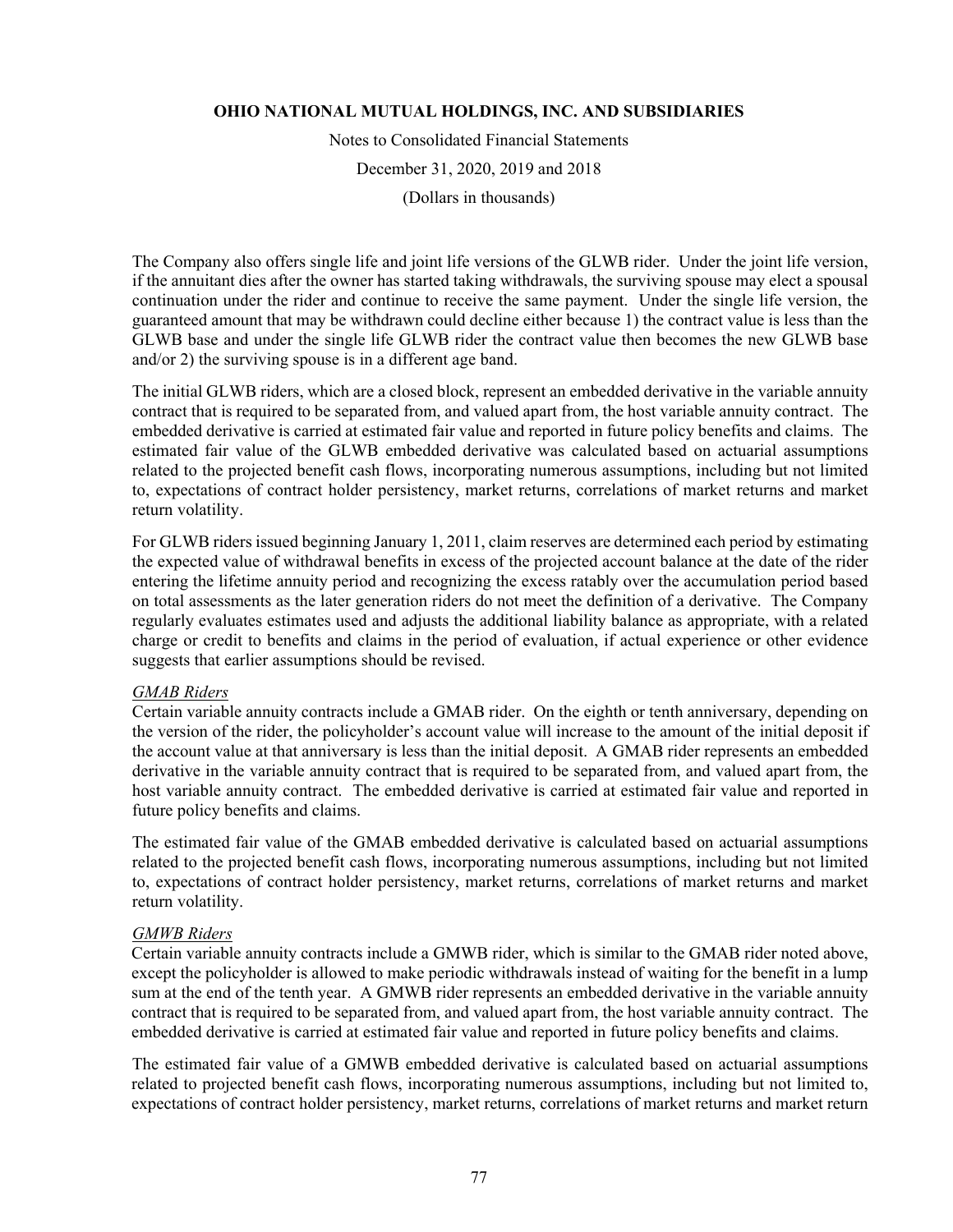The Company also offers single life and joint life versions of the GLWB rider. Under the joint life version, if the annuitant dies after the owner has started taking withdrawals, the surviving spouse may elect a spousal continuation under the rider and continue to receive the same payment. Under the single life version, the guaranteed amount that may be withdrawn could decline either because 1) the contract value is less than the GLWB base and under the single life GLWB rider the contract value then becomes the new GLWB base and/or 2) the surviving spouse is in a different age band.

The initial GLWB riders, which are a closed block, represent an embedded derivative in the variable annuity contract that is required to be separated from, and valued apart from, the host variable annuity contract. The embedded derivative is carried at estimated fair value and reported in future policy benefits and claims. The estimated fair value of the GLWB embedded derivative was calculated based on actuarial assumptions related to the projected benefit cash flows, incorporating numerous assumptions, including but not limited to, expectations of contract holder persistency, market returns, correlations of market returns and market return volatility.

For GLWB riders issued beginning January 1, 2011, claim reserves are determined each period by estimating the expected value of withdrawal benefits in excess of the projected account balance at the date of the rider entering the lifetime annuity period and recognizing the excess ratably over the accumulation period based on total assessments as the later generation riders do not meet the definition of a derivative. The Company regularly evaluates estimates used and adjusts the additional liability balance as appropriate, with a related charge or credit to benefits and claims in the period of evaluation, if actual experience or other evidence suggests that earlier assumptions should be revised.

*GMAB Riders*
Certain variable annuity contracts include a GMAB rider. On the eighth or tenth anniversary, depending on the version of the rider, the policyholder's account value will increase to the amount of the initial deposit if the account value at that anniversary is less than the initial deposit. A GMAB rider represents an embedded derivative in the variable annuity contract that is required to be separated from, and valued apart from, the host variable annuity contract. The embedded derivative is carried at estimated fair value and reported in future policy benefits and claims.

The estimated fair value of the GMAB embedded derivative is calculated based on actuarial assumptions related to the projected benefit cash flows, incorporating numerous assumptions, including but not limited to, expectations of contract holder persistency, market returns, correlations of market returns and market return volatility.

*GMWB Riders*
Certain variable annuity contracts include a GMWB rider, which is similar to the GMAB rider noted above, except the policyholder is allowed to make periodic withdrawals instead of waiting for the benefit in a lump sum at the end of the tenth year. A GMWB rider represents an embedded derivative in the variable annuity contract that is required to be separated from, and valued apart from, the host variable annuity contract. The embedded derivative is carried at estimated fair value and reported in future policy benefits and claims.

The estimated fair value of a GMWB embedded derivative is calculated based on actuarial assumptions related to projected benefit cash flows, incorporating numerous assumptions, including but not limited to, expectations of contract holder persistency, market returns, correlations of market returns and market return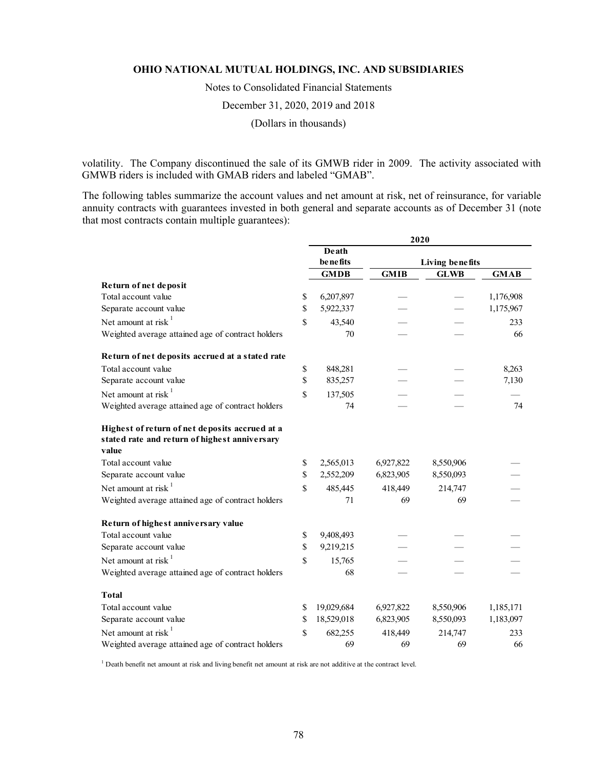volatility. The Company discontinued the sale of its GMWB rider in 2009. The activity associated with GMWB riders is included with GMAB riders and labeled "GMAB".

The following tables summarize the account values and net amount at risk, net of reinsurance, for variable annuity contracts with guarantees invested in both general and separate accounts as of December 31 (note that most contracts contain multiple guarantees):

| | 2020 | | | |
|---|---|---|---|---|
| | Death benefits | Living benefits | | |
| | GMDB | GMIB | GLWB | GMAB |
| **Return of net deposit** | | | | |
| Total account value | $ 6,207,897 | — | — | 1,176,908 |
| Separate account value | $ 5,922,337 | — | — | 1,175,967 |
| Net amount at risk [1] | $ 43,540 | — | — | 233 |
| Weighted average attained age of contract holders | 70 | — | — | 66 |
| **Return of net deposits accrued at a stated rate** | | | | |
| Total account value | $ 848,281 | — | — | 8,263 |
| Separate account value | $ 835,257 | — | — | 7,130 |
| Net amount at risk [1] | $ 137,505 | — | — | — |
| Weighted average attained age of contract holders | 74 | — | — | 74 |
| **Highest of return of net deposits accrued at a stated rate and return of highest anniversary value** | | | | |
| Total account value | $ 2,565,013 | 6,927,822 | 8,550,906 | — |
| Separate account value | $ 2,552,209 | 6,823,905 | 8,550,093 | — |
| Net amount at risk [1] | $ 485,445 | 418,449 | 214,747 | — |
| Weighted average attained age of contract holders | 71 | 69 | 69 | — |
| **Return of highest anniversary value** | | | | |
| Total account value | $ 9,408,493 | — | — | — |
| Separate account value | $ 9,219,215 | — | — | — |
| Net amount at risk [1] | $ 15,765 | — | — | — |
| Weighted average attained age of contract holders | 68 | — | — | — |
| **Total** | | | | |
| Total account value | $ 19,029,684 | 6,927,822 | 8,550,906 | 1,185,171 |
| Separate account value | $ 18,529,018 | 6,823,905 | 8,550,093 | 1,183,097 |
| Net amount at risk [1] | $ 682,255 | 418,449 | 214,747 | 233 |
| Weighted average attained age of contract holders | 69 | 69 | 69 | 66 |

[1] Death benefit net amount at risk and living benefit net amount at risk are not additive at the contract level.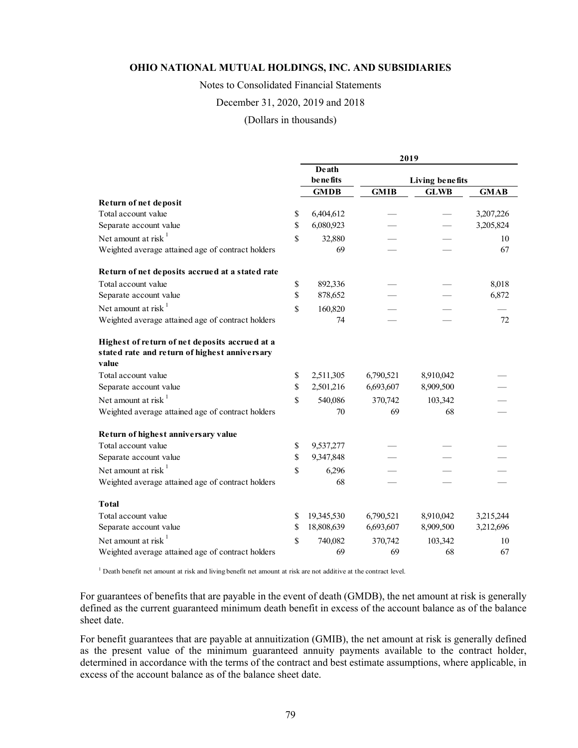**OHIO NATIONAL MUTUAL HOLDINGS, INC. AND SUBSIDIARIES**

Notes to Consolidated Financial Statements

December 31, 2020, 2019 and 2018

(Dollars in thousands)

| | 2019 | | | |
|---|---|---|---|---|
| | Death benefits | Living benefits | | |
| | GMDB | GMIB | GLWB | GMAB |
| **Return of net deposit** | | | | |
| Total account value | $ 6,404,612 | — | — | 3,207,226 |
| Separate account value | $ 6,080,923 | — | — | 3,205,824 |
| Net amount at risk [1] | $ 32,880 | — | — | 10 |
| Weighted average attained age of contract holders | 69 | — | — | 67 |
| **Return of net deposits accrued at a stated rate** | | | | |
| Total account value | $ 892,336 | — | — | 8,018 |
| Separate account value | $ 878,652 | — | — | 6,872 |
| Net amount at risk [1] | $ 160,820 | — | — | — |
| Weighted average attained age of contract holders | 74 | — | — | 72 |
| **Highest of return of net deposits accrued at a stated rate and return of highest anniversary value** | | | | |
| Total account value | $ 2,511,305 | 6,790,521 | 8,910,042 | — |
| Separate account value | $ 2,501,216 | 6,693,607 | 8,909,500 | — |
| Net amount at risk [1] | $ 540,086 | 370,742 | 103,342 | — |
| Weighted average attained age of contract holders | 70 | 69 | 68 | — |
| **Return of highest anniversary value** | | | | |
| Total account value | $ 9,537,277 | — | — | — |
| Separate account value | $ 9,347,848 | — | — | — |
| Net amount at risk [1] | $ 6,296 | — | — | — |
| Weighted average attained age of contract holders | 68 | — | — | — |
| **Total** | | | | |
| Total account value | $ 19,345,530 | 6,790,521 | 8,910,042 | 3,215,244 |
| Separate account value | $ 18,808,639 | 6,693,607 | 8,909,500 | 3,212,696 |
| Net amount at risk [1] | $ 740,082 | 370,742 | 103,342 | 10 |
| Weighted average attained age of contract holders | 69 | 69 | 68 | 67 |

[1] Death benefit net amount at risk and living benefit net amount at risk are not additive at the contract level.

For guarantees of benefits that are payable in the event of death (GMDB), the net amount at risk is generally defined as the current guaranteed minimum death benefit in excess of the account balance as of the balance sheet date.

For benefit guarantees that are payable at annuitization (GMIB), the net amount at risk is generally defined as the present value of the minimum guaranteed annuity payments available to the contract holder, determined in accordance with the terms of the contract and best estimate assumptions, where applicable, in excess of the account balance as of the balance sheet date.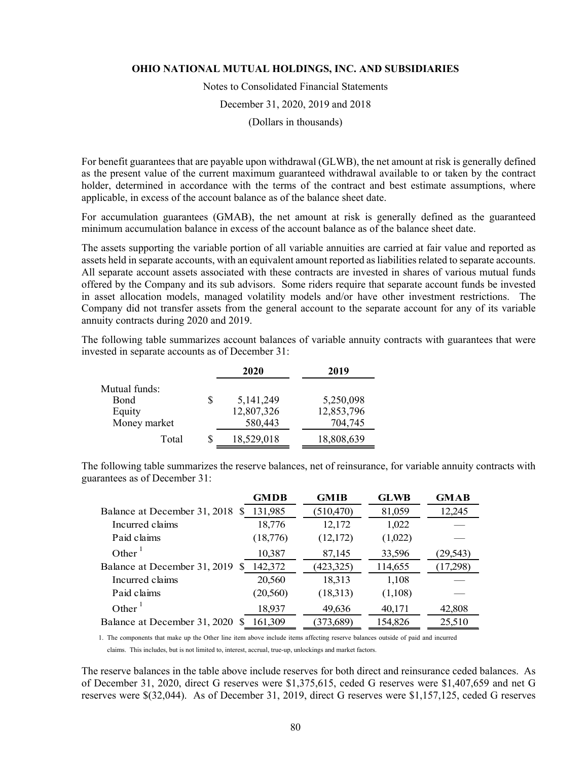For benefit guarantees that are payable upon withdrawal (GLWB), the net amount at risk is generally defined as the present value of the current maximum guaranteed withdrawal available to or taken by the contract holder, determined in accordance with the terms of the contract and best estimate assumptions, where applicable, in excess of the account balance as of the balance sheet date.

For accumulation guarantees (GMAB), the net amount at risk is generally defined as the guaranteed minimum accumulation balance in excess of the account balance as of the balance sheet date.

The assets supporting the variable portion of all variable annuities are carried at fair value and reported as assets held in separate accounts, with an equivalent amount reported as liabilities related to separate accounts. All separate account assets associated with these contracts are invested in shares of various mutual funds offered by the Company and its sub advisors. Some riders require that separate account funds be invested in asset allocation models, managed volatility models and/or have other investment restrictions. The Company did not transfer assets from the general account to the separate account for any of its variable annuity contracts during 2020 and 2019.

The following table summarizes account balances of variable annuity contracts with guarantees that were invested in separate accounts as of December 31:

| | 2020 | 2019 |
|---|---|---|
| Mutual funds: | | |
| Bond | $ 5,141,249 | 5,250,098 |
| Equity | 12,807,326 | 12,853,796 |
| Money market | 580,443 | 704,745 |
| Total | $ 18,529,018 | 18,808,639 |

The following table summarizes the reserve balances, net of reinsurance, for variable annuity contracts with guarantees as of December 31:

| | GMDB | GMIB | GLWB | GMAB |
|---|---|---|---|---|
| Balance at December 31, 2018 | $ 131,985 | (510,470) | 81,059 | 12,245 |
| Incurred claims | 18,776 | 12,172 | 1,022 | — |
| Paid claims | (18,776) | (12,172) | (1,022) | — |
| Other [1] | 10,387 | 87,145 | 33,596 | (29,543) |
| Balance at December 31, 2019 | $ 142,372 | (423,325) | 114,655 | (17,298) |
| Incurred claims | 20,560 | 18,313 | 1,108 | — |
| Paid claims | (20,560) | (18,313) | (1,108) | — |
| Other [1] | 18,937 | 49,636 | 40,171 | 42,808 |
| Balance at December 31, 2020 | $ 161,309 | (373,689) | 154,826 | 25,510 |

1. The components that make up the Other line item above include items affecting reserve balances outside of paid and incurred claims. This includes, but is not limited to, interest, accrual, true-up, unlockings and market factors.

The reserve balances in the table above include reserves for both direct and reinsurance ceded balances. As of December 31, 2020, direct G reserves were $1,375,615, ceded G reserves were $1,407,659 and net G reserves were $(32,044). As of December 31, 2019, direct G reserves were $1,157,125, ceded G reserves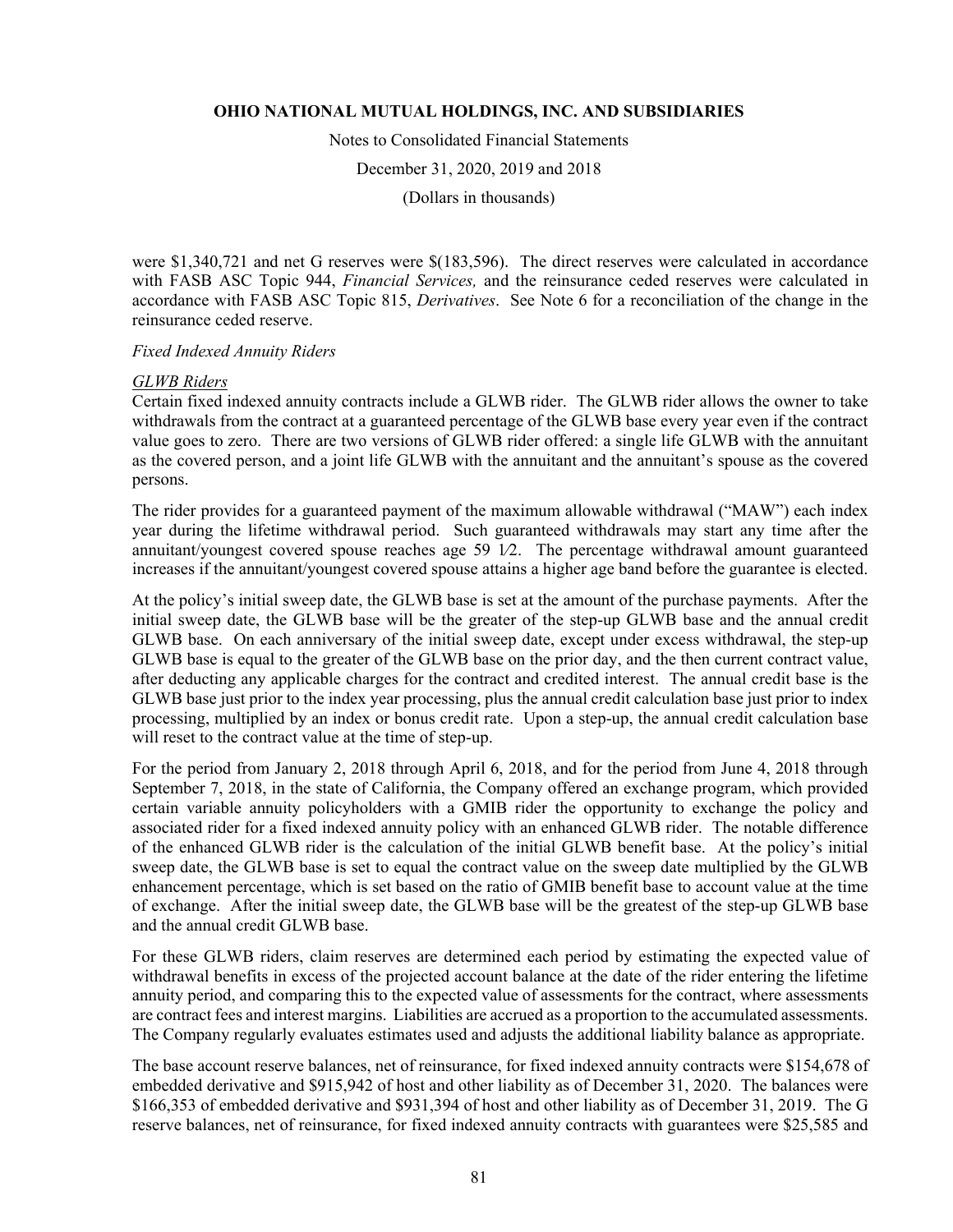were $1,340,721 and net G reserves were $(183,596). The direct reserves were calculated in accordance with FASB ASC Topic 944, *Financial Services,* and the reinsurance ceded reserves were calculated in accordance with FASB ASC Topic 815, *Derivatives*. See Note 6 for a reconciliation of the change in the reinsurance ceded reserve.

*Fixed Indexed Annuity Riders*

*GLWB Riders*

Certain fixed indexed annuity contracts include a GLWB rider. The GLWB rider allows the owner to take withdrawals from the contract at a guaranteed percentage of the GLWB base every year even if the contract value goes to zero. There are two versions of GLWB rider offered: a single life GLWB with the annuitant as the covered person, and a joint life GLWB with the annuitant and the annuitant's spouse as the covered persons.

The rider provides for a guaranteed payment of the maximum allowable withdrawal ("MAW") each index year during the lifetime withdrawal period. Such guaranteed withdrawals may start any time after the annuitant/youngest covered spouse reaches age 59 1⁄2. The percentage withdrawal amount guaranteed increases if the annuitant/youngest covered spouse attains a higher age band before the guarantee is elected.

At the policy's initial sweep date, the GLWB base is set at the amount of the purchase payments. After the initial sweep date, the GLWB base will be the greater of the step-up GLWB base and the annual credit GLWB base. On each anniversary of the initial sweep date, except under excess withdrawal, the step-up GLWB base is equal to the greater of the GLWB base on the prior day, and the then current contract value, after deducting any applicable charges for the contract and credited interest. The annual credit base is the GLWB base just prior to the index year processing, plus the annual credit calculation base just prior to index processing, multiplied by an index or bonus credit rate. Upon a step-up, the annual credit calculation base will reset to the contract value at the time of step-up.

For the period from January 2, 2018 through April 6, 2018, and for the period from June 4, 2018 through September 7, 2018, in the state of California, the Company offered an exchange program, which provided certain variable annuity policyholders with a GMIB rider the opportunity to exchange the policy and associated rider for a fixed indexed annuity policy with an enhanced GLWB rider. The notable difference of the enhanced GLWB rider is the calculation of the initial GLWB benefit base. At the policy's initial sweep date, the GLWB base is set to equal the contract value on the sweep date multiplied by the GLWB enhancement percentage, which is set based on the ratio of GMIB benefit base to account value at the time of exchange. After the initial sweep date, the GLWB base will be the greatest of the step-up GLWB base and the annual credit GLWB base.

For these GLWB riders, claim reserves are determined each period by estimating the expected value of withdrawal benefits in excess of the projected account balance at the date of the rider entering the lifetime annuity period, and comparing this to the expected value of assessments for the contract, where assessments are contract fees and interest margins. Liabilities are accrued as a proportion to the accumulated assessments. The Company regularly evaluates estimates used and adjusts the additional liability balance as appropriate.

The base account reserve balances, net of reinsurance, for fixed indexed annuity contracts were $154,678 of embedded derivative and $915,942 of host and other liability as of December 31, 2020. The balances were $166,353 of embedded derivative and $931,394 of host and other liability as of December 31, 2019. The G reserve balances, net of reinsurance, for fixed indexed annuity contracts with guarantees were $25,585 and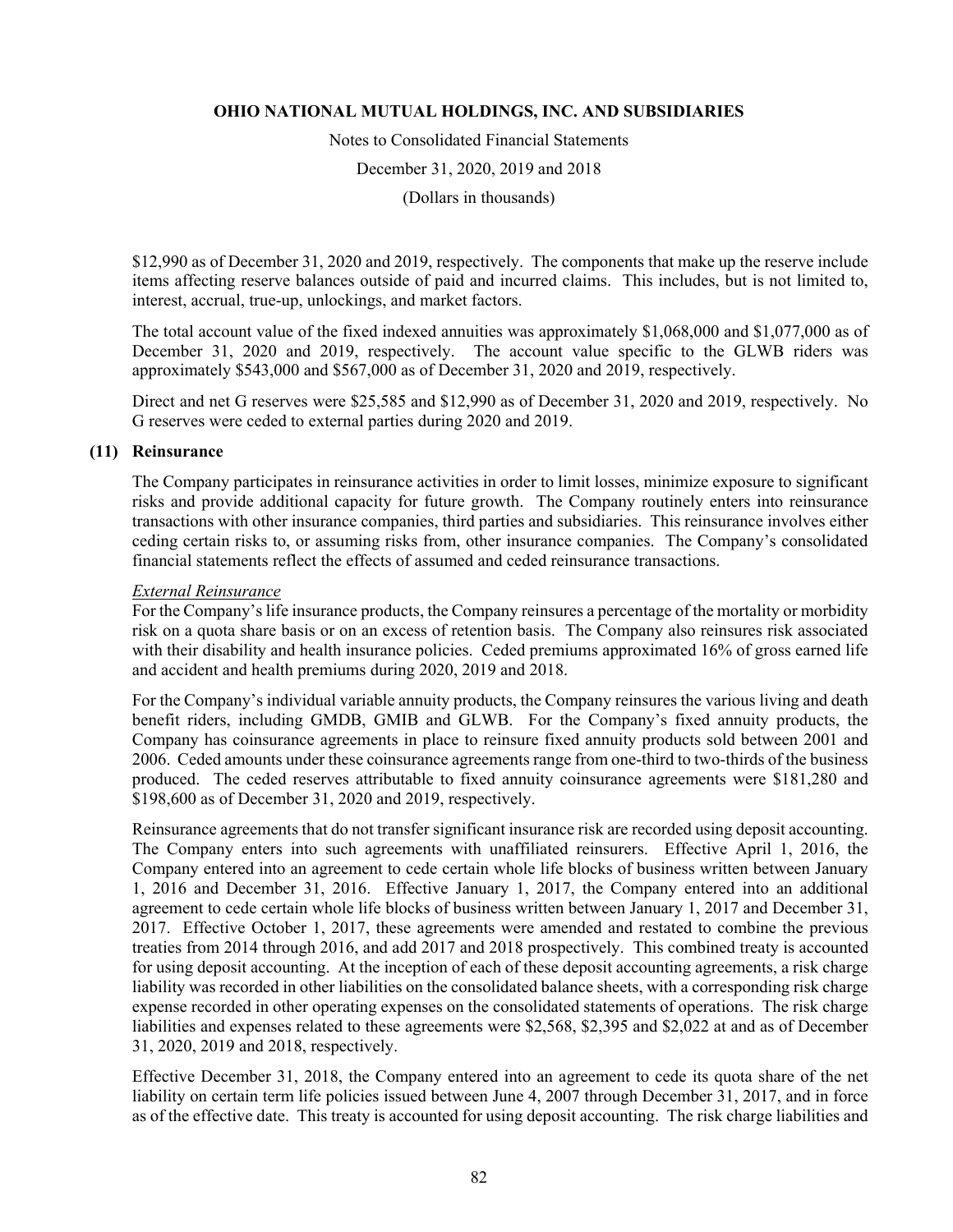$12,990 as of December 31, 2020 and 2019, respectively. The components that make up the reserve include items affecting reserve balances outside of paid and incurred claims. This includes, but is not limited to, interest, accrual, true-up, unlockings, and market factors.

The total account value of the fixed indexed annuities was approximately $1,068,000 and $1,077,000 as of December 31, 2020 and 2019, respectively. The account value specific to the GLWB riders was approximately $543,000 and $567,000 as of December 31, 2020 and 2019, respectively.

Direct and net G reserves were $25,585 and $12,990 as of December 31, 2020 and 2019, respectively. No G reserves were ceded to external parties during 2020 and 2019.

## (11) Reinsurance

The Company participates in reinsurance activities in order to limit losses, minimize exposure to significant risks and provide additional capacity for future growth. The Company routinely enters into reinsurance transactions with other insurance companies, third parties and subsidiaries. This reinsurance involves either ceding certain risks to, or assuming risks from, other insurance companies. The Company's consolidated financial statements reflect the effects of assumed and ceded reinsurance transactions.

*External Reinsurance*

For the Company's life insurance products, the Company reinsures a percentage of the mortality or morbidity risk on a quota share basis or on an excess of retention basis. The Company also reinsures risk associated with their disability and health insurance policies. Ceded premiums approximated 16% of gross earned life and accident and health premiums during 2020, 2019 and 2018.

For the Company's individual variable annuity products, the Company reinsures the various living and death benefit riders, including GMDB, GMIB and GLWB. For the Company's fixed annuity products, the Company has coinsurance agreements in place to reinsure fixed annuity products sold between 2001 and 2006. Ceded amounts under these coinsurance agreements range from one-third to two-thirds of the business produced. The ceded reserves attributable to fixed annuity coinsurance agreements were $181,280 and $198,600 as of December 31, 2020 and 2019, respectively.

Reinsurance agreements that do not transfer significant insurance risk are recorded using deposit accounting. The Company enters into such agreements with unaffiliated reinsurers. Effective April 1, 2016, the Company entered into an agreement to cede certain whole life blocks of business written between January 1, 2016 and December 31, 2016. Effective January 1, 2017, the Company entered into an additional agreement to cede certain whole life blocks of business written between January 1, 2017 and December 31, 2017. Effective October 1, 2017, these agreements were amended and restated to combine the previous treaties from 2014 through 2016, and add 2017 and 2018 prospectively. This combined treaty is accounted for using deposit accounting. At the inception of each of these deposit accounting agreements, a risk charge liability was recorded in other liabilities on the consolidated balance sheets, with a corresponding risk charge expense recorded in other operating expenses on the consolidated statements of operations. The risk charge liabilities and expenses related to these agreements were $2,568, $2,395 and $2,022 at and as of December 31, 2020, 2019 and 2018, respectively.

Effective December 31, 2018, the Company entered into an agreement to cede its quota share of the net liability on certain term life policies issued between June 4, 2007 through December 31, 2017, and in force as of the effective date. This treaty is accounted for using deposit accounting. The risk charge liabilities and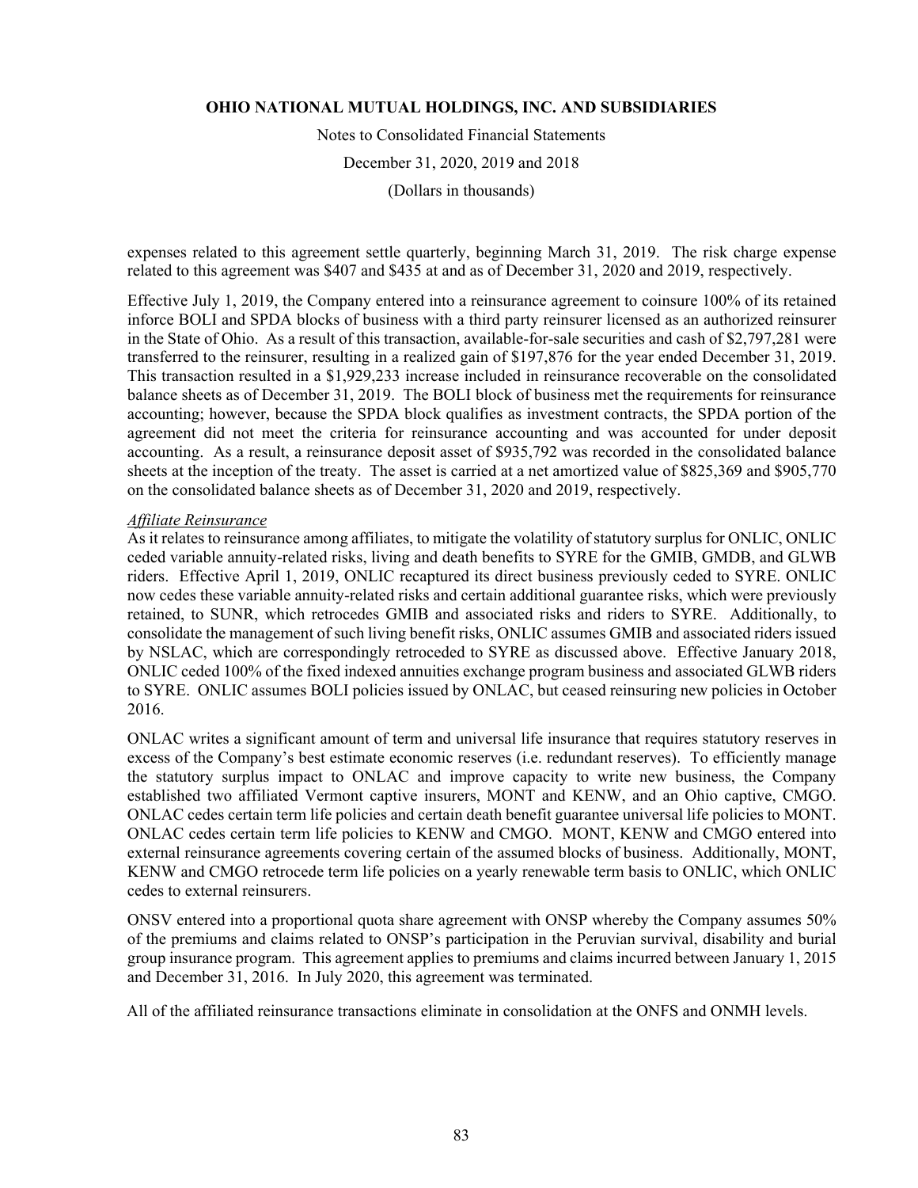expenses related to this agreement settle quarterly, beginning March 31, 2019. The risk charge expense related to this agreement was $407 and $435 at and as of December 31, 2020 and 2019, respectively.

Effective July 1, 2019, the Company entered into a reinsurance agreement to coinsure 100% of its retained inforce BOLI and SPDA blocks of business with a third party reinsurer licensed as an authorized reinsurer in the State of Ohio. As a result of this transaction, available-for-sale securities and cash of $2,797,281 were transferred to the reinsurer, resulting in a realized gain of $197,876 for the year ended December 31, 2019. This transaction resulted in a $1,929,233 increase included in reinsurance recoverable on the consolidated balance sheets as of December 31, 2019. The BOLI block of business met the requirements for reinsurance accounting; however, because the SPDA block qualifies as investment contracts, the SPDA portion of the agreement did not meet the criteria for reinsurance accounting and was accounted for under deposit accounting. As a result, a reinsurance deposit asset of $935,792 was recorded in the consolidated balance sheets at the inception of the treaty. The asset is carried at a net amortized value of $825,369 and $905,770 on the consolidated balance sheets as of December 31, 2020 and 2019, respectively.

*Affiliate Reinsurance*

As it relates to reinsurance among affiliates, to mitigate the volatility of statutory surplus for ONLIC, ONLIC ceded variable annuity-related risks, living and death benefits to SYRE for the GMIB, GMDB, and GLWB riders. Effective April 1, 2019, ONLIC recaptured its direct business previously ceded to SYRE. ONLIC now cedes these variable annuity-related risks and certain additional guarantee risks, which were previously retained, to SUNR, which retrocedes GMIB and associated risks and riders to SYRE. Additionally, to consolidate the management of such living benefit risks, ONLIC assumes GMIB and associated riders issued by NSLAC, which are correspondingly retroceded to SYRE as discussed above. Effective January 2018, ONLIC ceded 100% of the fixed indexed annuities exchange program business and associated GLWB riders to SYRE. ONLIC assumes BOLI policies issued by ONLAC, but ceased reinsuring new policies in October 2016.

ONLAC writes a significant amount of term and universal life insurance that requires statutory reserves in excess of the Company's best estimate economic reserves (i.e. redundant reserves). To efficiently manage the statutory surplus impact to ONLAC and improve capacity to write new business, the Company established two affiliated Vermont captive insurers, MONT and KENW, and an Ohio captive, CMGO. ONLAC cedes certain term life policies and certain death benefit guarantee universal life policies to MONT. ONLAC cedes certain term life policies to KENW and CMGO. MONT, KENW and CMGO entered into external reinsurance agreements covering certain of the assumed blocks of business. Additionally, MONT, KENW and CMGO retrocede term life policies on a yearly renewable term basis to ONLIC, which ONLIC cedes to external reinsurers.

ONSV entered into a proportional quota share agreement with ONSP whereby the Company assumes 50% of the premiums and claims related to ONSP's participation in the Peruvian survival, disability and burial group insurance program. This agreement applies to premiums and claims incurred between January 1, 2015 and December 31, 2016. In July 2020, this agreement was terminated.

All of the affiliated reinsurance transactions eliminate in consolidation at the ONFS and ONMH levels.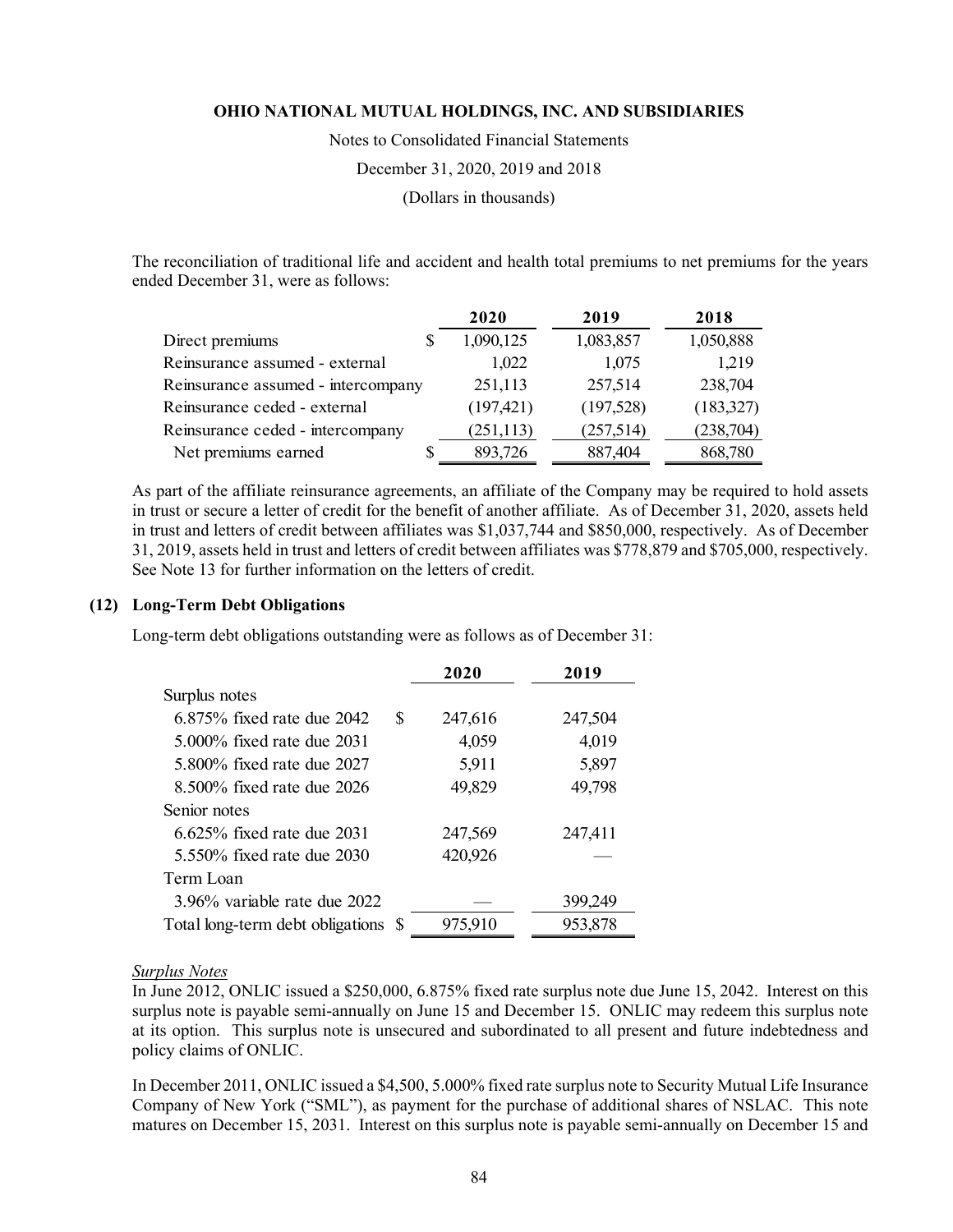The reconciliation of traditional life and accident and health total premiums to net premiums for the years ended December 31, were as follows:

| | 2020 | 2019 | 2018 |
|---|---|---|---|
| Direct premiums | $ 1,090,125 | 1,083,857 | 1,050,888 |
| Reinsurance assumed - external | 1,022 | 1,075 | 1,219 |
| Reinsurance assumed - intercompany | 251,113 | 257,514 | 238,704 |
| Reinsurance ceded - external | (197,421) | (197,528) | (183,327) |
| Reinsurance ceded - intercompany | (251,113) | (257,514) | (238,704) |
| Net premiums earned | $ 893,726 | 887,404 | 868,780 |

As part of the affiliate reinsurance agreements, an affiliate of the Company may be required to hold assets in trust or secure a letter of credit for the benefit of another affiliate. As of December 31, 2020, assets held in trust and letters of credit between affiliates was $1,037,744 and $850,000, respectively. As of December 31, 2019, assets held in trust and letters of credit between affiliates was $778,879 and $705,000, respectively. See Note 13 for further information on the letters of credit.

## (12) Long-Term Debt Obligations

Long-term debt obligations outstanding were as follows as of December 31:

| | 2020 | 2019 |
|---|---|---|
| Surplus notes | | |
| 6.875% fixed rate due 2042 | $ 247,616 | 247,504 |
| 5.000% fixed rate due 2031 | 4,059 | 4,019 |
| 5.800% fixed rate due 2027 | 5,911 | 5,897 |
| 8.500% fixed rate due 2026 | 49,829 | 49,798 |
| Senior notes | | |
| 6.625% fixed rate due 2031 | 247,569 | 247,411 |
| 5.550% fixed rate due 2030 | 420,926 | — |
| Term Loan | | |
| 3.96% variable rate due 2022 | — | 399,249 |
| Total long-term debt obligations | $ 975,910 | 953,878 |

*Surplus Notes*

In June 2012, ONLIC issued a $250,000, 6.875% fixed rate surplus note due June 15, 2042. Interest on this surplus note is payable semi-annually on June 15 and December 15. ONLIC may redeem this surplus note at its option. This surplus note is unsecured and subordinated to all present and future indebtedness and policy claims of ONLIC.

In December 2011, ONLIC issued a $4,500, 5.000% fixed rate surplus note to Security Mutual Life Insurance Company of New York ("SML"), as payment for the purchase of additional shares of NSLAC. This note matures on December 15, 2031. Interest on this surplus note is payable semi-annually on December 15 and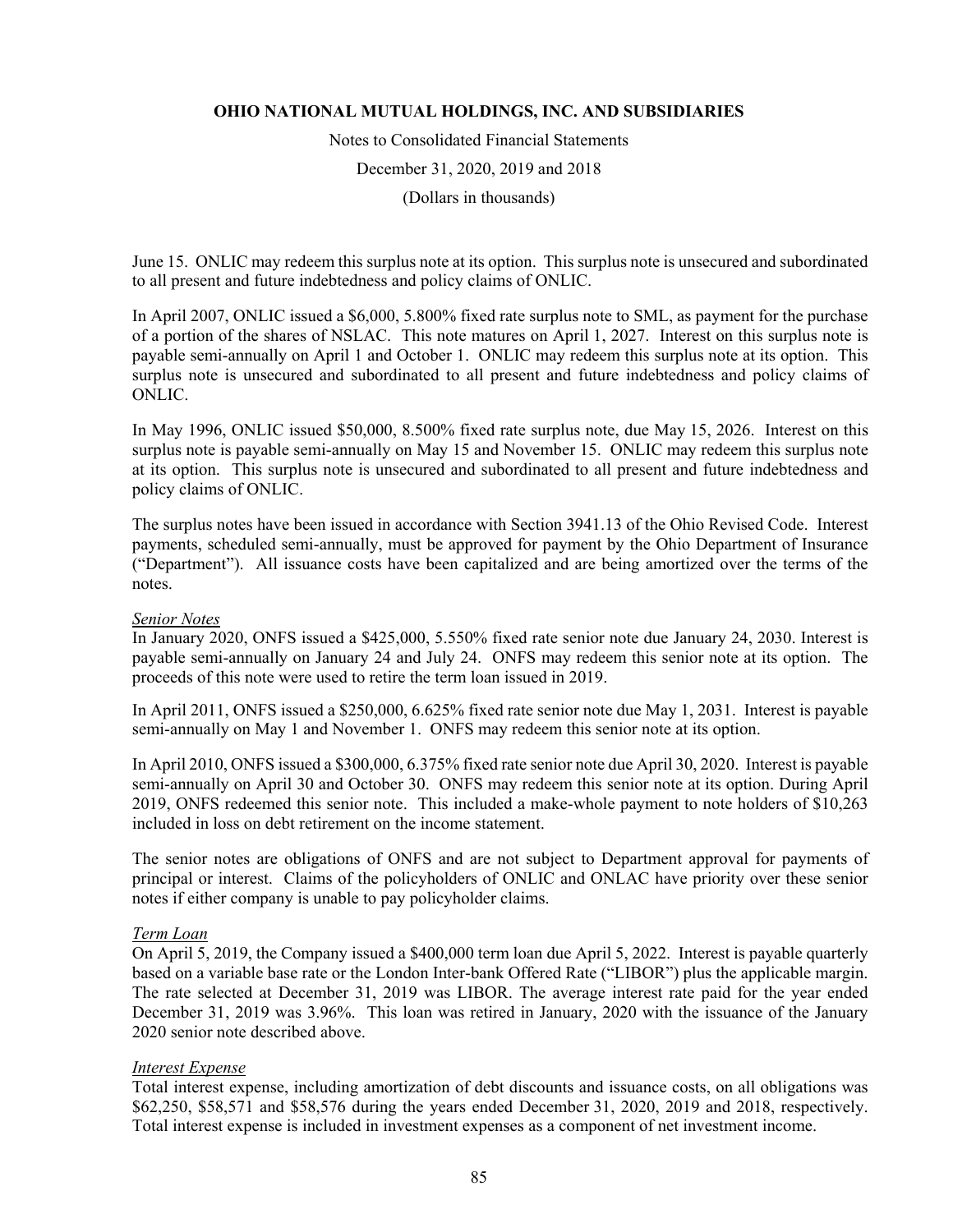June 15. ONLIC may redeem this surplus note at its option. This surplus note is unsecured and subordinated to all present and future indebtedness and policy claims of ONLIC.

In April 2007, ONLIC issued a $6,000, 5.800% fixed rate surplus note to SML, as payment for the purchase of a portion of the shares of NSLAC. This note matures on April 1, 2027. Interest on this surplus note is payable semi-annually on April 1 and October 1. ONLIC may redeem this surplus note at its option. This surplus note is unsecured and subordinated to all present and future indebtedness and policy claims of ONLIC.

In May 1996, ONLIC issued $50,000, 8.500% fixed rate surplus note, due May 15, 2026. Interest on this surplus note is payable semi-annually on May 15 and November 15. ONLIC may redeem this surplus note at its option. This surplus note is unsecured and subordinated to all present and future indebtedness and policy claims of ONLIC.

The surplus notes have been issued in accordance with Section 3941.13 of the Ohio Revised Code. Interest payments, scheduled semi-annually, must be approved for payment by the Ohio Department of Insurance ("Department"). All issuance costs have been capitalized and are being amortized over the terms of the notes.

*Senior Notes*

In January 2020, ONFS issued a $425,000, 5.550% fixed rate senior note due January 24, 2030. Interest is payable semi-annually on January 24 and July 24. ONFS may redeem this senior note at its option. The proceeds of this note were used to retire the term loan issued in 2019.

In April 2011, ONFS issued a $250,000, 6.625% fixed rate senior note due May 1, 2031. Interest is payable semi-annually on May 1 and November 1. ONFS may redeem this senior note at its option.

In April 2010, ONFS issued a $300,000, 6.375% fixed rate senior note due April 30, 2020. Interest is payable semi-annually on April 30 and October 30. ONFS may redeem this senior note at its option. During April 2019, ONFS redeemed this senior note. This included a make-whole payment to note holders of $10,263 included in loss on debt retirement on the income statement.

The senior notes are obligations of ONFS and are not subject to Department approval for payments of principal or interest. Claims of the policyholders of ONLIC and ONLAC have priority over these senior notes if either company is unable to pay policyholder claims.

*Term Loan*

On April 5, 2019, the Company issued a $400,000 term loan due April 5, 2022. Interest is payable quarterly based on a variable base rate or the London Inter-bank Offered Rate ("LIBOR") plus the applicable margin. The rate selected at December 31, 2019 was LIBOR. The average interest rate paid for the year ended December 31, 2019 was 3.96%. This loan was retired in January, 2020 with the issuance of the January 2020 senior note described above.

*Interest Expense*

Total interest expense, including amortization of debt discounts and issuance costs, on all obligations was $62,250, $58,571 and $58,576 during the years ended December 31, 2020, 2019 and 2018, respectively. Total interest expense is included in investment expenses as a component of net investment income.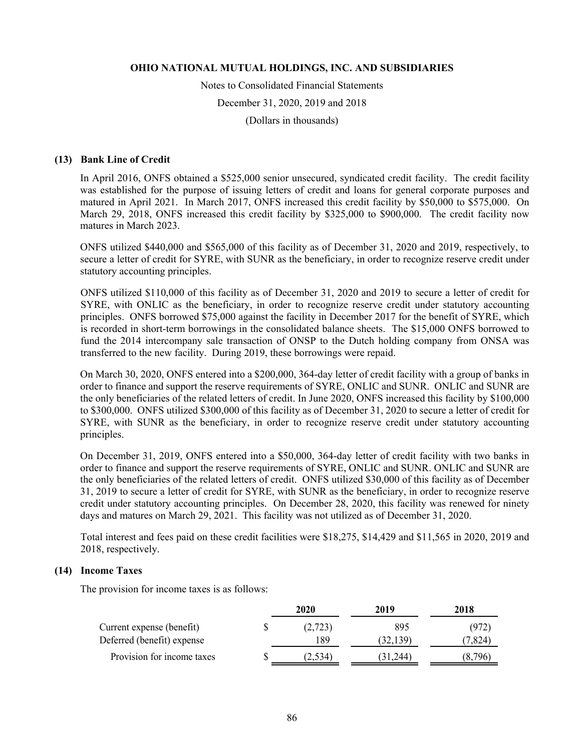## (13) Bank Line of Credit

In April 2016, ONFS obtained a $525,000 senior unsecured, syndicated credit facility. The credit facility was established for the purpose of issuing letters of credit and loans for general corporate purposes and matured in April 2021. In March 2017, ONFS increased this credit facility by $50,000 to $575,000. On March 29, 2018, ONFS increased this credit facility by $325,000 to $900,000. The credit facility now matures in March 2023.

ONFS utilized $440,000 and $565,000 of this facility as of December 31, 2020 and 2019, respectively, to secure a letter of credit for SYRE, with SUNR as the beneficiary, in order to recognize reserve credit under statutory accounting principles.

ONFS utilized $110,000 of this facility as of December 31, 2020 and 2019 to secure a letter of credit for SYRE, with ONLIC as the beneficiary, in order to recognize reserve credit under statutory accounting principles. ONFS borrowed $75,000 against the facility in December 2017 for the benefit of SYRE, which is recorded in short-term borrowings in the consolidated balance sheets. The $15,000 ONFS borrowed to fund the 2014 intercompany sale transaction of ONSP to the Dutch holding company from ONSA was transferred to the new facility. During 2019, these borrowings were repaid.

On March 30, 2020, ONFS entered into a $200,000, 364-day letter of credit facility with a group of banks in order to finance and support the reserve requirements of SYRE, ONLIC and SUNR. ONLIC and SUNR are the only beneficiaries of the related letters of credit. In June 2020, ONFS increased this facility by $100,000 to $300,000. ONFS utilized $300,000 of this facility as of December 31, 2020 to secure a letter of credit for SYRE, with SUNR as the beneficiary, in order to recognize reserve credit under statutory accounting principles.

On December 31, 2019, ONFS entered into a $50,000, 364-day letter of credit facility with two banks in order to finance and support the reserve requirements of SYRE, ONLIC and SUNR. ONLIC and SUNR are the only beneficiaries of the related letters of credit. ONFS utilized $30,000 of this facility as of December 31, 2019 to secure a letter of credit for SYRE, with SUNR as the beneficiary, in order to recognize reserve credit under statutory accounting principles. On December 28, 2020, this facility was renewed for ninety days and matures on March 29, 2021. This facility was not utilized as of December 31, 2020.

Total interest and fees paid on these credit facilities were $18,275, $14,429 and $11,565 in 2020, 2019 and 2018, respectively.

## (14) Income Taxes

The provision for income taxes is as follows:

| | 2020 | 2019 | 2018 |
|---|---|---|---|
| Current expense (benefit) | $ (2,723) | 895 | (972) |
| Deferred (benefit) expense | 189 | (32,139) | (7,824) |
| Provision for income taxes | $ (2,534) | (31,244) | (8,796) |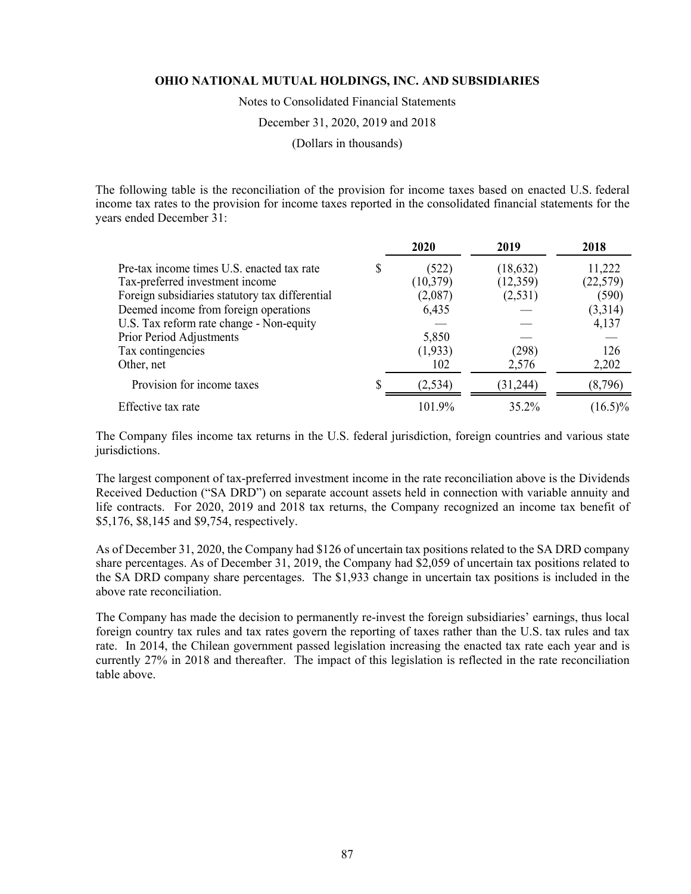**OHIO NATIONAL MUTUAL HOLDINGS, INC. AND SUBSIDIARIES**

Notes to Consolidated Financial Statements

December 31, 2020, 2019 and 2018

(Dollars in thousands)

The following table is the reconciliation of the provision for income taxes based on enacted U.S. federal income tax rates to the provision for income taxes reported in the consolidated financial statements for the years ended December 31:

| | 2020 | 2019 | 2018 |
|---|---|---|---|
| Pre-tax income times U.S. enacted tax rate | $ (522) | (18,632) | 11,222 |
| Tax-preferred investment income | (10,379) | (12,359) | (22,579) |
| Foreign subsidiaries statutory tax differential | (2,087) | (2,531) | (590) |
| Deemed income from foreign operations | 6,435 | — | (3,314) |
| U.S. Tax reform rate change - Non-equity | — | — | 4,137 |
| Prior Period Adjustments | 5,850 | — | — |
| Tax contingencies | (1,933) | (298) | 126 |
| Other, net | 102 | 2,576 | 2,202 |
| Provision for income taxes | $ (2,534) | (31,244) | (8,796) |
| Effective tax rate | 101.9% | 35.2% | (16.5)% |

The Company files income tax returns in the U.S. federal jurisdiction, foreign countries and various state jurisdictions.

The largest component of tax-preferred investment income in the rate reconciliation above is the Dividends Received Deduction ("SA DRD") on separate account assets held in connection with variable annuity and life contracts. For 2020, 2019 and 2018 tax returns, the Company recognized an income tax benefit of $5,176, $8,145 and $9,754, respectively.

As of December 31, 2020, the Company had $126 of uncertain tax positions related to the SA DRD company share percentages. As of December 31, 2019, the Company had $2,059 of uncertain tax positions related to the SA DRD company share percentages. The $1,933 change in uncertain tax positions is included in the above rate reconciliation.

The Company has made the decision to permanently re-invest the foreign subsidiaries' earnings, thus local foreign country tax rules and tax rates govern the reporting of taxes rather than the U.S. tax rules and tax rate. In 2014, the Chilean government passed legislation increasing the enacted tax rate each year and is currently 27% in 2018 and thereafter. The impact of this legislation is reflected in the rate reconciliation table above.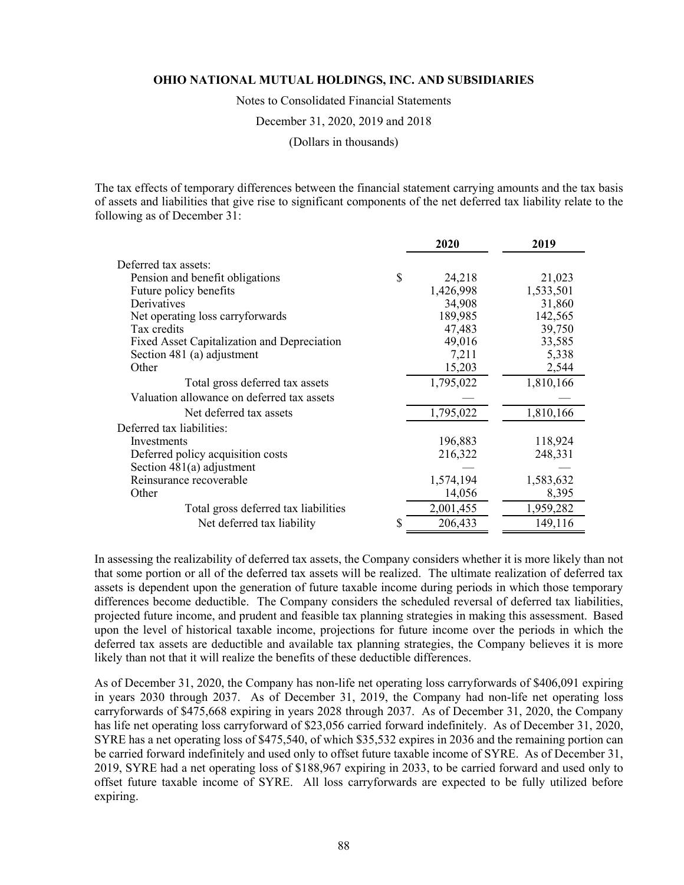**OHIO NATIONAL MUTUAL HOLDINGS, INC. AND SUBSIDIARIES**

Notes to Consolidated Financial Statements

December 31, 2020, 2019 and 2018

(Dollars in thousands)

The tax effects of temporary differences between the financial statement carrying amounts and the tax basis of assets and liabilities that give rise to significant components of the net deferred tax liability relate to the following as of December 31:

| | 2020 | 2019 |
|---|---|---|
| Deferred tax assets: | | |
| Pension and benefit obligations | $ 24,218 | 21,023 |
| Future policy benefits | 1,426,998 | 1,533,501 |
| Derivatives | 34,908 | 31,860 |
| Net operating loss carryforwards | 189,985 | 142,565 |
| Tax credits | 47,483 | 39,750 |
| Fixed Asset Capitalization and Depreciation | 49,016 | 33,585 |
| Section 481 (a) adjustment | 7,211 | 5,338 |
| Other | 15,203 | 2,544 |
| Total gross deferred tax assets | 1,795,022 | 1,810,166 |
| Valuation allowance on deferred tax assets | — | — |
| Net deferred tax assets | 1,795,022 | 1,810,166 |
| Deferred tax liabilities: | | |
| Investments | 196,883 | 118,924 |
| Deferred policy acquisition costs | 216,322 | 248,331 |
| Section 481(a) adjustment | — | — |
| Reinsurance recoverable | 1,574,194 | 1,583,632 |
| Other | 14,056 | 8,395 |
| Total gross deferred tax liabilities | 2,001,455 | 1,959,282 |
| Net deferred tax liability | $ 206,433 | 149,116 |

In assessing the realizability of deferred tax assets, the Company considers whether it is more likely than not that some portion or all of the deferred tax assets will be realized. The ultimate realization of deferred tax assets is dependent upon the generation of future taxable income during periods in which those temporary differences become deductible. The Company considers the scheduled reversal of deferred tax liabilities, projected future income, and prudent and feasible tax planning strategies in making this assessment. Based upon the level of historical taxable income, projections for future income over the periods in which the deferred tax assets are deductible and available tax planning strategies, the Company believes it is more likely than not that it will realize the benefits of these deductible differences.

As of December 31, 2020, the Company has non-life net operating loss carryforwards of $406,091 expiring in years 2030 through 2037. As of December 31, 2019, the Company had non-life net operating loss carryforwards of $475,668 expiring in years 2028 through 2037. As of December 31, 2020, the Company has life net operating loss carryforward of $23,056 carried forward indefinitely. As of December 31, 2020, SYRE has a net operating loss of $475,540, of which $35,532 expires in 2036 and the remaining portion can be carried forward indefinitely and used only to offset future taxable income of SYRE. As of December 31, 2019, SYRE had a net operating loss of $188,967 expiring in 2033, to be carried forward and used only to offset future taxable income of SYRE. All loss carryforwards are expected to be fully utilized before expiring.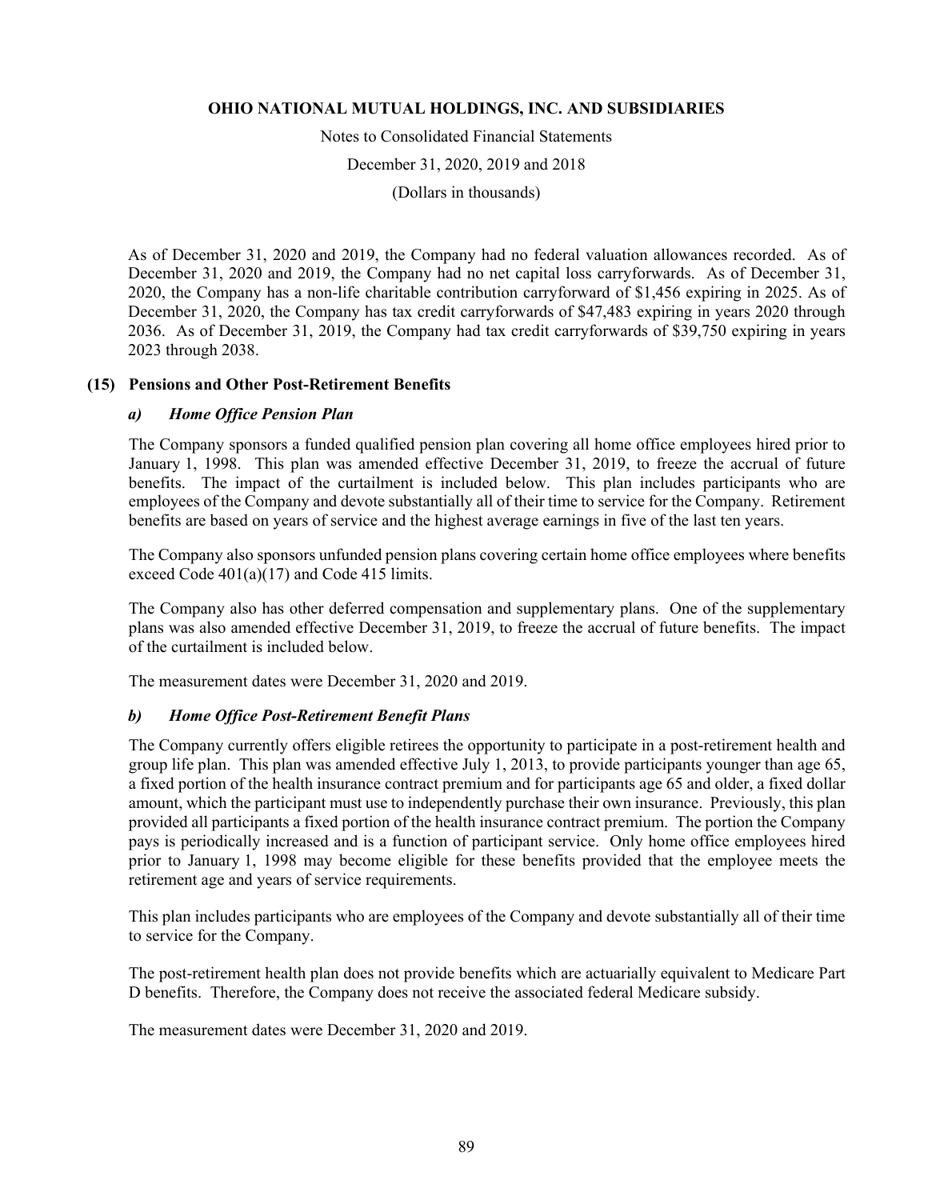As of December 31, 2020 and 2019, the Company had no federal valuation allowances recorded. As of December 31, 2020 and 2019, the Company had no net capital loss carryforwards. As of December 31, 2020, the Company has a non-life charitable contribution carryforward of $1,456 expiring in 2025. As of December 31, 2020, the Company has tax credit carryforwards of $47,483 expiring in years 2020 through 2036. As of December 31, 2019, the Company had tax credit carryforwards of $39,750 expiring in years 2023 through 2038.

## (15) Pensions and Other Post-Retirement Benefits

### *a) Home Office Pension Plan*

The Company sponsors a funded qualified pension plan covering all home office employees hired prior to January 1, 1998. This plan was amended effective December 31, 2019, to freeze the accrual of future benefits. The impact of the curtailment is included below. This plan includes participants who are employees of the Company and devote substantially all of their time to service for the Company. Retirement benefits are based on years of service and the highest average earnings in five of the last ten years.

The Company also sponsors unfunded pension plans covering certain home office employees where benefits exceed Code 401(a)(17) and Code 415 limits.

The Company also has other deferred compensation and supplementary plans. One of the supplementary plans was also amended effective December 31, 2019, to freeze the accrual of future benefits. The impact of the curtailment is included below.

The measurement dates were December 31, 2020 and 2019.

### *b) Home Office Post-Retirement Benefit Plans*

The Company currently offers eligible retirees the opportunity to participate in a post-retirement health and group life plan. This plan was amended effective July 1, 2013, to provide participants younger than age 65, a fixed portion of the health insurance contract premium and for participants age 65 and older, a fixed dollar amount, which the participant must use to independently purchase their own insurance. Previously, this plan provided all participants a fixed portion of the health insurance contract premium. The portion the Company pays is periodically increased and is a function of participant service. Only home office employees hired prior to January 1, 1998 may become eligible for these benefits provided that the employee meets the retirement age and years of service requirements.

This plan includes participants who are employees of the Company and devote substantially all of their time to service for the Company.

The post-retirement health plan does not provide benefits which are actuarially equivalent to Medicare Part D benefits. Therefore, the Company does not receive the associated federal Medicare subsidy.

The measurement dates were December 31, 2020 and 2019.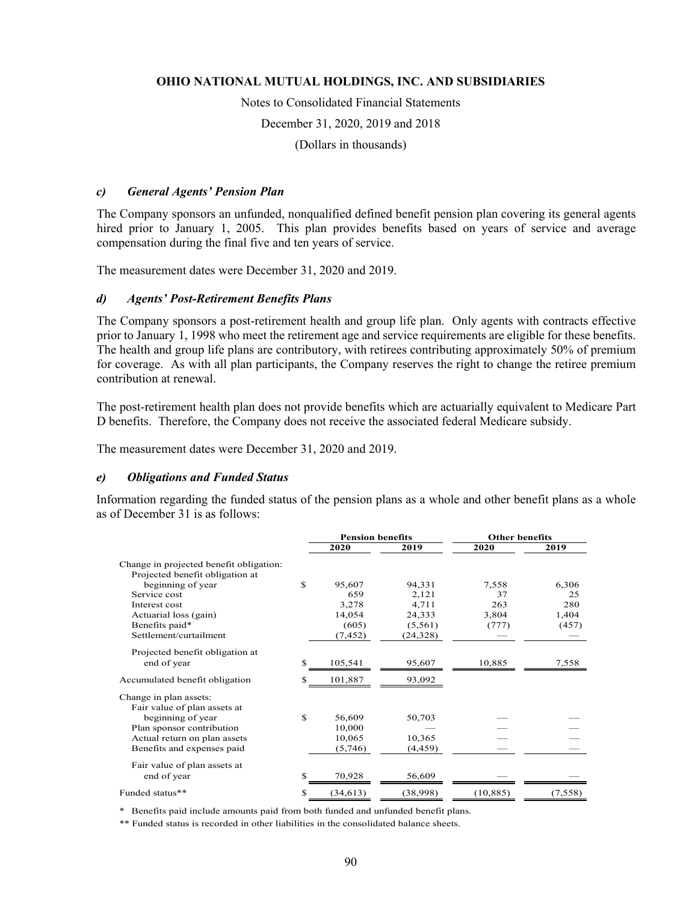OHIO NATIONAL MUTUAL HOLDINGS, INC. AND SUBSIDIARIES

Notes to Consolidated Financial Statements

December 31, 2020, 2019 and 2018

(Dollars in thousands)

### *c) General Agents' Pension Plan*

The Company sponsors an unfunded, nonqualified defined benefit pension plan covering its general agents hired prior to January 1, 2005. This plan provides benefits based on years of service and average compensation during the final five and ten years of service.

The measurement dates were December 31, 2020 and 2019.

### *d) Agents' Post-Retirement Benefits Plans*

The Company sponsors a post-retirement health and group life plan. Only agents with contracts effective prior to January 1, 1998 who meet the retirement age and service requirements are eligible for these benefits. The health and group life plans are contributory, with retirees contributing approximately 50% of premium for coverage. As with all plan participants, the Company reserves the right to change the retiree premium contribution at renewal.

The post-retirement health plan does not provide benefits which are actuarially equivalent to Medicare Part D benefits. Therefore, the Company does not receive the associated federal Medicare subsidy.

The measurement dates were December 31, 2020 and 2019.

### *e) Obligations and Funded Status*

Information regarding the funded status of the pension plans as a whole and other benefit plans as a whole as of December 31 is as follows:

| | Pension benefits | | Other benefits | |
|---|---|---|---|---|
| | 2020 | 2019 | 2020 | 2019 |
| Change in projected benefit obligation: | | | | |
| Projected benefit obligation at beginning of year | $ 95,607 | 94,331 | 7,558 | 6,306 |
| Service cost | 659 | 2,121 | 37 | 25 |
| Interest cost | 3,278 | 4,711 | 263 | 280 |
| Actuarial loss (gain) | 14,054 | 24,333 | 3,804 | 1,404 |
| Benefits paid* | (605) | (5,561) | (777) | (457) |
| Settlement/curtailment | (7,452) | (24,328) | — | — |
| Projected benefit obligation at end of year | $ 105,541 | 95,607 | 10,885 | 7,558 |
| Accumulated benefit obligation | $ 101,887 | 93,092 | | |
| Change in plan assets: | | | | |
| Fair value of plan assets at beginning of year | $ 56,609 | 50,703 | — | — |
| Plan sponsor contribution | 10,000 | — | — | — |
| Actual return on plan assets | 10,065 | 10,365 | — | — |
| Benefits and expenses paid | (5,746) | (4,459) | — | — |
| Fair value of plan assets at end of year | $ 70,928 | 56,609 | — | — |
| Funded status** | $ (34,613) | (38,998) | (10,885) | (7,558) |

\* Benefits paid include amounts paid from both funded and unfunded benefit plans.

** Funded status is recorded in other liabilities in the consolidated balance sheets.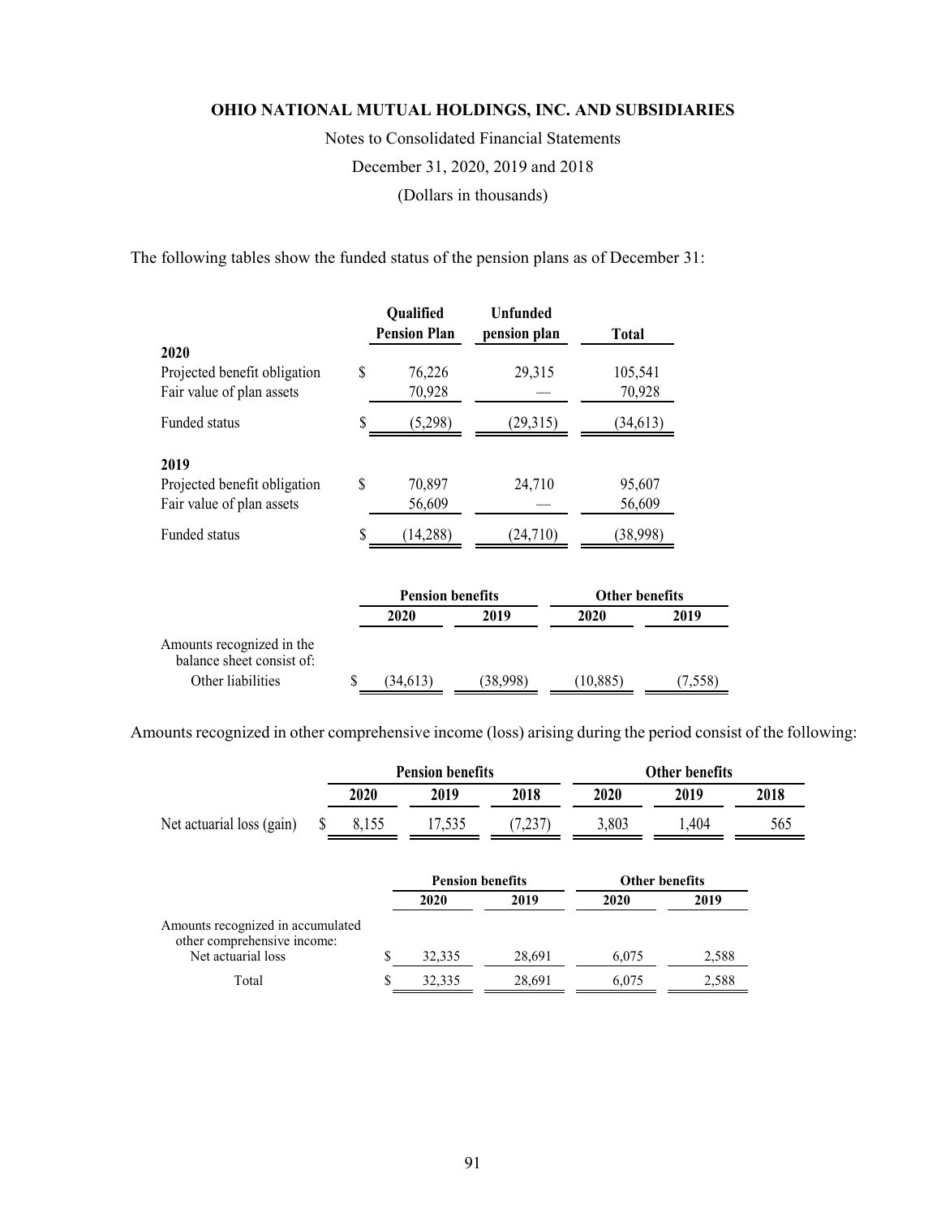The following tables show the funded status of the pension plans as of December 31:

| | Qualified Pension Plan | Unfunded pension plan | Total |
|---|---|---|---|
| **2020** | | | |
| Projected benefit obligation | $ 76,226 | 29,315 | 105,541 |
| Fair value of plan assets | 70,928 | — | 70,928 |
| Funded status | $ (5,298) | (29,315) | (34,613) |
| **2019** | | | |
| Projected benefit obligation | $ 70,897 | 24,710 | 95,607 |
| Fair value of plan assets | 56,609 | — | 56,609 |
| Funded status | $ (14,288) | (24,710) | (38,998) |

| | Pension benefits | | Other benefits | |
|---|---|---|---|---|
| | 2020 | 2019 | 2020 | 2019 |
| Amounts recognized in the balance sheet consist of: | | | | |
| Other liabilities | $ (34,613) | (38,998) | (10,885) | (7,558) |

Amounts recognized in other comprehensive income (loss) arising during the period consist of the following:

| | Pension benefits | | | Other benefits | | |
|---|---|---|---|---|---|---|
| | 2020 | 2019 | 2018 | 2020 | 2019 | 2018 |
| Net actuarial loss (gain) | $ 8,155 | 17,535 | (7,237) | 3,803 | 1,404 | 565 |

| | Pension benefits | | Other benefits | |
|---|---|---|---|---|
| | 2020 | 2019 | 2020 | 2019 |
| Amounts recognized in accumulated other comprehensive income: | | | | |
| Net actuarial loss | $ 32,335 | 28,691 | 6,075 | 2,588 |
| Total | $ 32,335 | 28,691 | 6,075 | 2,588 |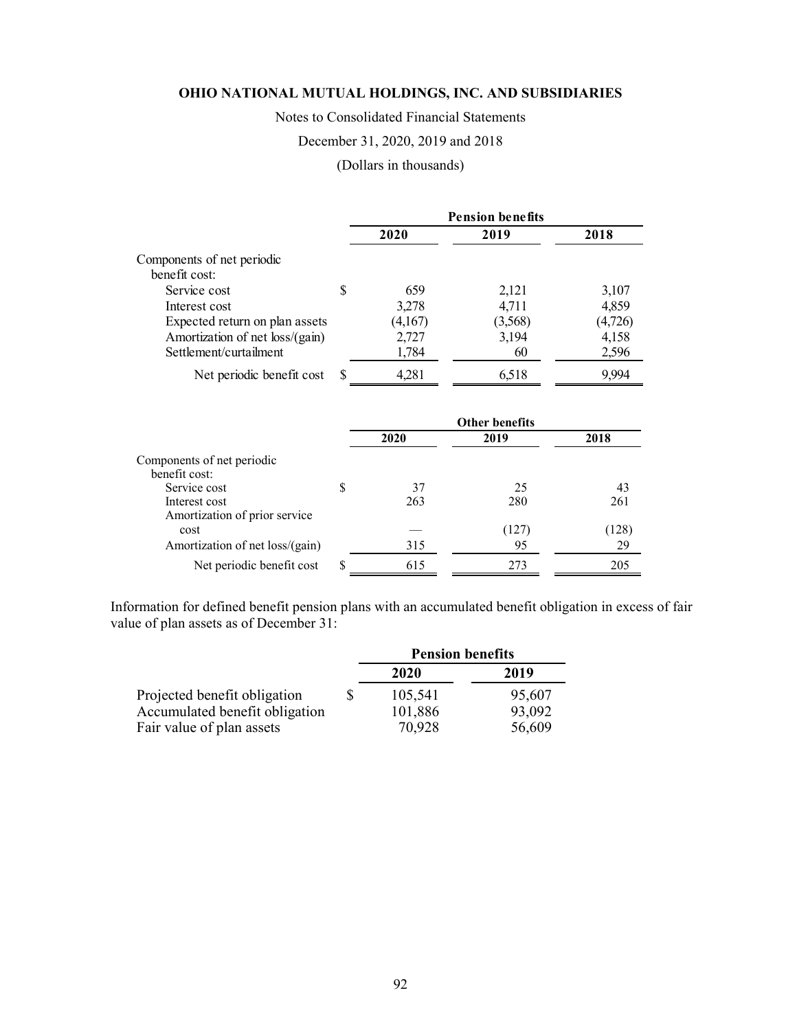**OHIO NATIONAL MUTUAL HOLDINGS, INC. AND SUBSIDIARIES**

Notes to Consolidated Financial Statements

December 31, 2020, 2019 and 2018

(Dollars in thousands)

| | Pension benefits | | |
|---|---|---|---|
| | 2020 | 2019 | 2018 |
| Components of net periodic benefit cost: | | | |
| Service cost | $ 659 | 2,121 | 3,107 |
| Interest cost | 3,278 | 4,711 | 4,859 |
| Expected return on plan assets | (4,167) | (3,568) | (4,726) |
| Amortization of net loss/(gain) | 2,727 | 3,194 | 4,158 |
| Settlement/curtailment | 1,784 | 60 | 2,596 |
| Net periodic benefit cost | $ 4,281 | 6,518 | 9,994 |

| | Other benefits | | |
|---|---|---|---|
| | 2020 | 2019 | 2018 |
| Components of net periodic benefit cost: | | | |
| Service cost | $ 37 | 25 | 43 |
| Interest cost | 263 | 280 | 261 |
| Amortization of prior service cost | — | (127) | (128) |
| Amortization of net loss/(gain) | 315 | 95 | 29 |
| Net periodic benefit cost | $ 615 | 273 | 205 |

Information for defined benefit pension plans with an accumulated benefit obligation in excess of fair value of plan assets as of December 31:

| | Pension benefits | |
|---|---|---|
| | 2020 | 2019 |
| Projected benefit obligation | $ 105,541 | 95,607 |
| Accumulated benefit obligation | 101,886 | 93,092 |
| Fair value of plan assets | 70,928 | 56,609 |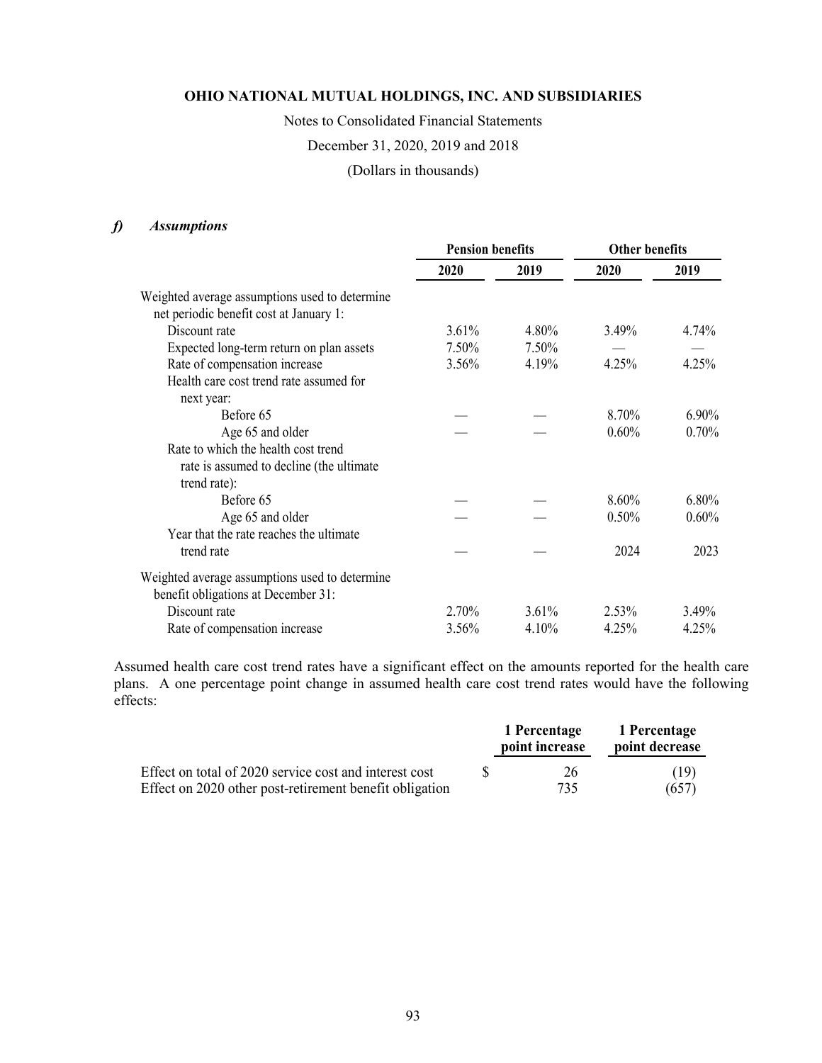### *f) Assumptions*

| | Pension benefits | | Other benefits | |
|---|---|---|---|---|
| | 2020 | 2019 | 2020 | 2019 |
| Weighted average assumptions used to determine net periodic benefit cost at January 1: | | | | |
| Discount rate | 3.61% | 4.80% | 3.49% | 4.74% |
| Expected long-term return on plan assets | 7.50% | 7.50% | — | — |
| Rate of compensation increase | 3.56% | 4.19% | 4.25% | 4.25% |
| Health care cost trend rate assumed for next year: | | | | |
| Before 65 | — | — | 8.70% | 6.90% |
| Age 65 and older | — | — | 0.60% | 0.70% |
| Rate to which the health cost trend rate is assumed to decline (the ultimate trend rate): | | | | |
| Before 65 | — | — | 8.60% | 6.80% |
| Age 65 and older | — | — | 0.50% | 0.60% |
| Year that the rate reaches the ultimate trend rate | — | — | 2024 | 2023 |
| Weighted average assumptions used to determine benefit obligations at December 31: | | | | |
| Discount rate | 2.70% | 3.61% | 2.53% | 3.49% |
| Rate of compensation increase | 3.56% | 4.10% | 4.25% | 4.25% |

Assumed health care cost trend rates have a significant effect on the amounts reported for the health care plans. A one percentage point change in assumed health care cost trend rates would have the following effects:

| | 1 Percentage point increase | 1 Percentage point decrease |
|---|---|---|
| Effect on total of 2020 service cost and interest cost | $ 26 | (19) |
| Effect on 2020 other post-retirement benefit obligation | 735 | (657) |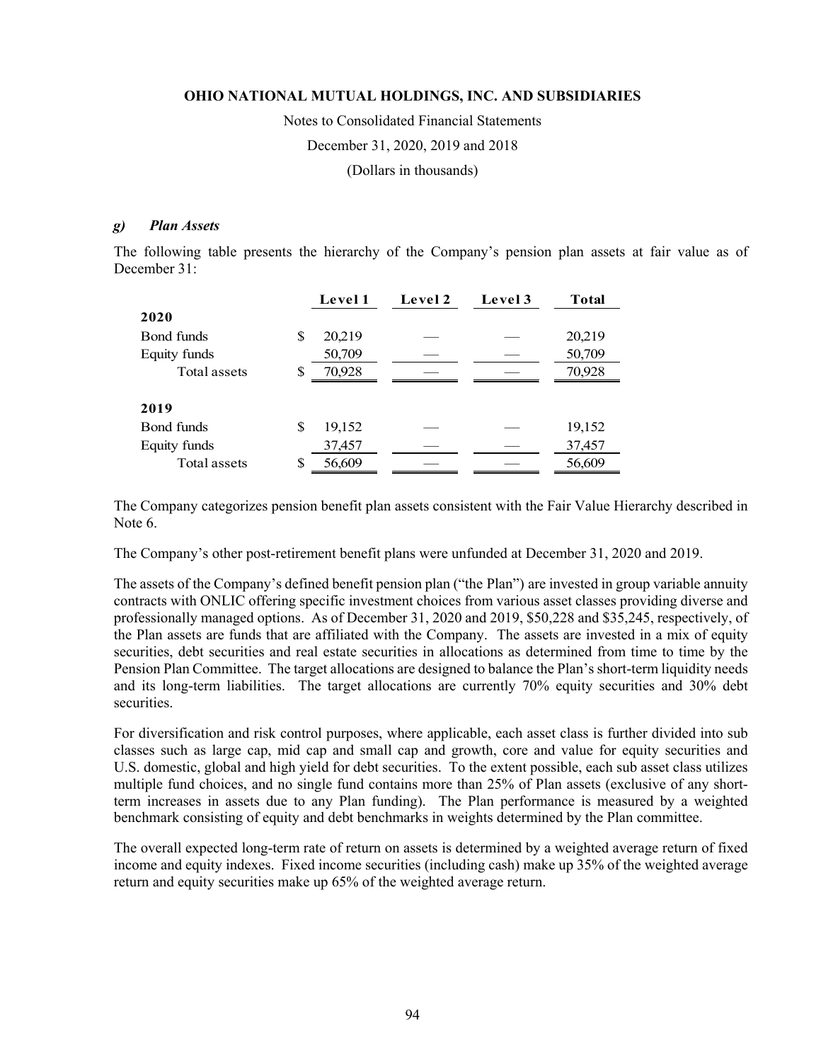### g) *Plan Assets*

The following table presents the hierarchy of the Company's pension plan assets at fair value as of December 31:

| | Level 1 | Level 2 | Level 3 | Total |
|---|---|---|---|---|
| **2020** | | | | |
| Bond funds | $ 20,219 | — | — | 20,219 |
| Equity funds | 50,709 | — | — | 50,709 |
| Total assets | $ 70,928 | — | — | 70,928 |
| **2019** | | | | |
| Bond funds | $ 19,152 | — | — | 19,152 |
| Equity funds | 37,457 | — | — | 37,457 |
| Total assets | $ 56,609 | — | — | 56,609 |

The Company categorizes pension benefit plan assets consistent with the Fair Value Hierarchy described in Note 6.

The Company's other post-retirement benefit plans were unfunded at December 31, 2020 and 2019.

The assets of the Company's defined benefit pension plan ("the Plan") are invested in group variable annuity contracts with ONLIC offering specific investment choices from various asset classes providing diverse and professionally managed options. As of December 31, 2020 and 2019, $50,228 and $35,245, respectively, of the Plan assets are funds that are affiliated with the Company. The assets are invested in a mix of equity securities, debt securities and real estate securities in allocations as determined from time to time by the Pension Plan Committee. The target allocations are designed to balance the Plan's short-term liquidity needs and its long-term liabilities. The target allocations are currently 70% equity securities and 30% debt securities.

For diversification and risk control purposes, where applicable, each asset class is further divided into sub classes such as large cap, mid cap and small cap and growth, core and value for equity securities and U.S. domestic, global and high yield for debt securities. To the extent possible, each sub asset class utilizes multiple fund choices, and no single fund contains more than 25% of Plan assets (exclusive of any short-term increases in assets due to any Plan funding). The Plan performance is measured by a weighted benchmark consisting of equity and debt benchmarks in weights determined by the Plan committee.

The overall expected long-term rate of return on assets is determined by a weighted average return of fixed income and equity indexes. Fixed income securities (including cash) make up 35% of the weighted average return and equity securities make up 65% of the weighted average return.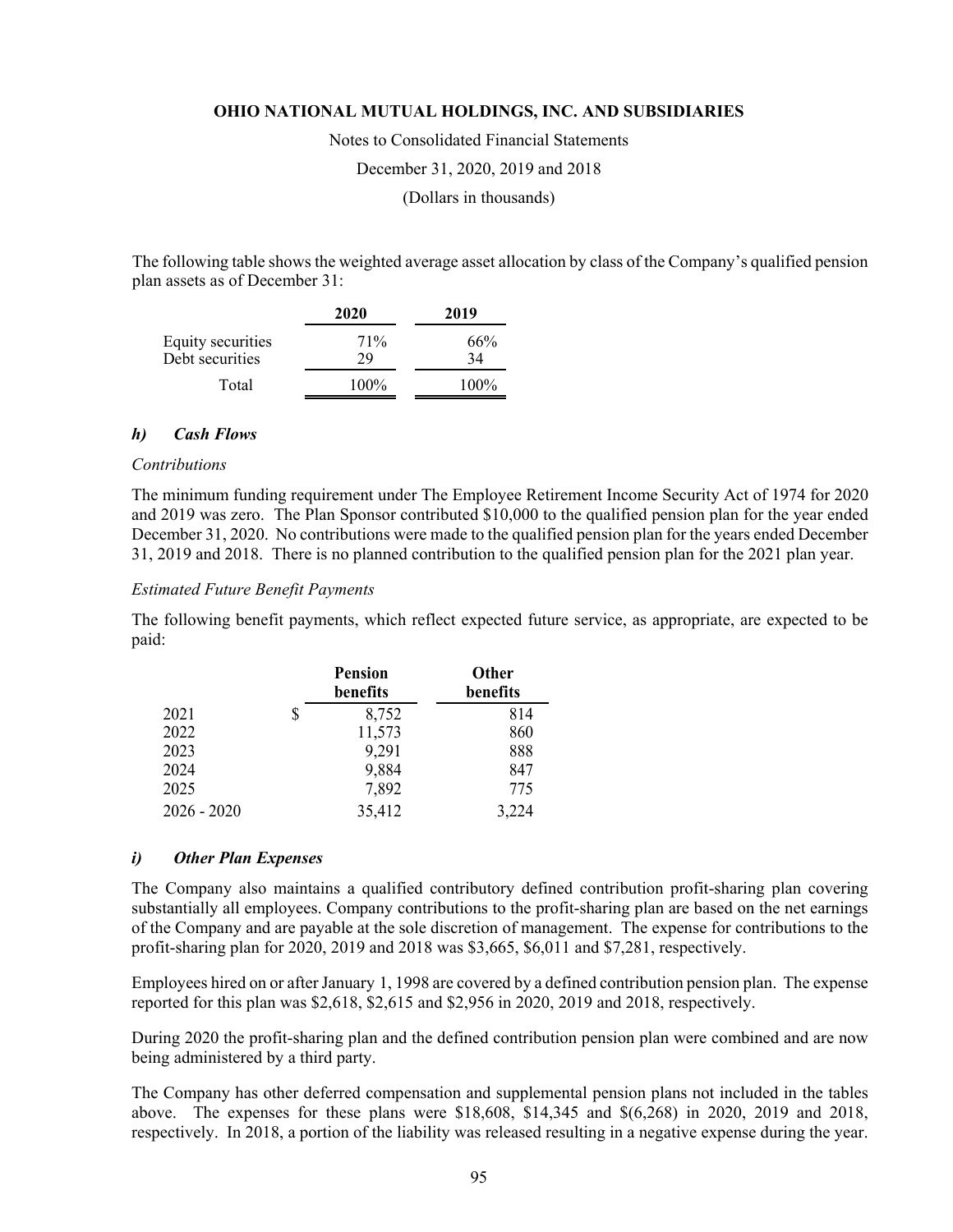The following table shows the weighted average asset allocation by class of the Company's qualified pension plan assets as of December 31:

| | 2020 | 2019 |
|---|---|---|
| Equity securities | 71% | 66% |
| Debt securities | 29 | 34 |
| Total | 100% | 100% |

### *h) Cash Flows*

*Contributions*

The minimum funding requirement under The Employee Retirement Income Security Act of 1974 for 2020 and 2019 was zero. The Plan Sponsor contributed $10,000 to the qualified pension plan for the year ended December 31, 2020. No contributions were made to the qualified pension plan for the years ended December 31, 2019 and 2018. There is no planned contribution to the qualified pension plan for the 2021 plan year.

*Estimated Future Benefit Payments*

The following benefit payments, which reflect expected future service, as appropriate, are expected to be paid:

| | Pension benefits | Other benefits |
|---|---|---|
| 2021 | $ 8,752 | 814 |
| 2022 | 11,573 | 860 |
| 2023 | 9,291 | 888 |
| 2024 | 9,884 | 847 |
| 2025 | 7,892 | 775 |
| 2026 - 2020 | 35,412 | 3,224 |

### *i) Other Plan Expenses*

The Company also maintains a qualified contributory defined contribution profit-sharing plan covering substantially all employees. Company contributions to the profit-sharing plan are based on the net earnings of the Company and are payable at the sole discretion of management. The expense for contributions to the profit-sharing plan for 2020, 2019 and 2018 was $3,665, $6,011 and $7,281, respectively.

Employees hired on or after January 1, 1998 are covered by a defined contribution pension plan. The expense reported for this plan was $2,618, $2,615 and $2,956 in 2020, 2019 and 2018, respectively.

During 2020 the profit-sharing plan and the defined contribution pension plan were combined and are now being administered by a third party.

The Company has other deferred compensation and supplemental pension plans not included in the tables above. The expenses for these plans were $18,608, $14,345 and $(6,268) in 2020, 2019 and 2018, respectively. In 2018, a portion of the liability was released resulting in a negative expense during the year.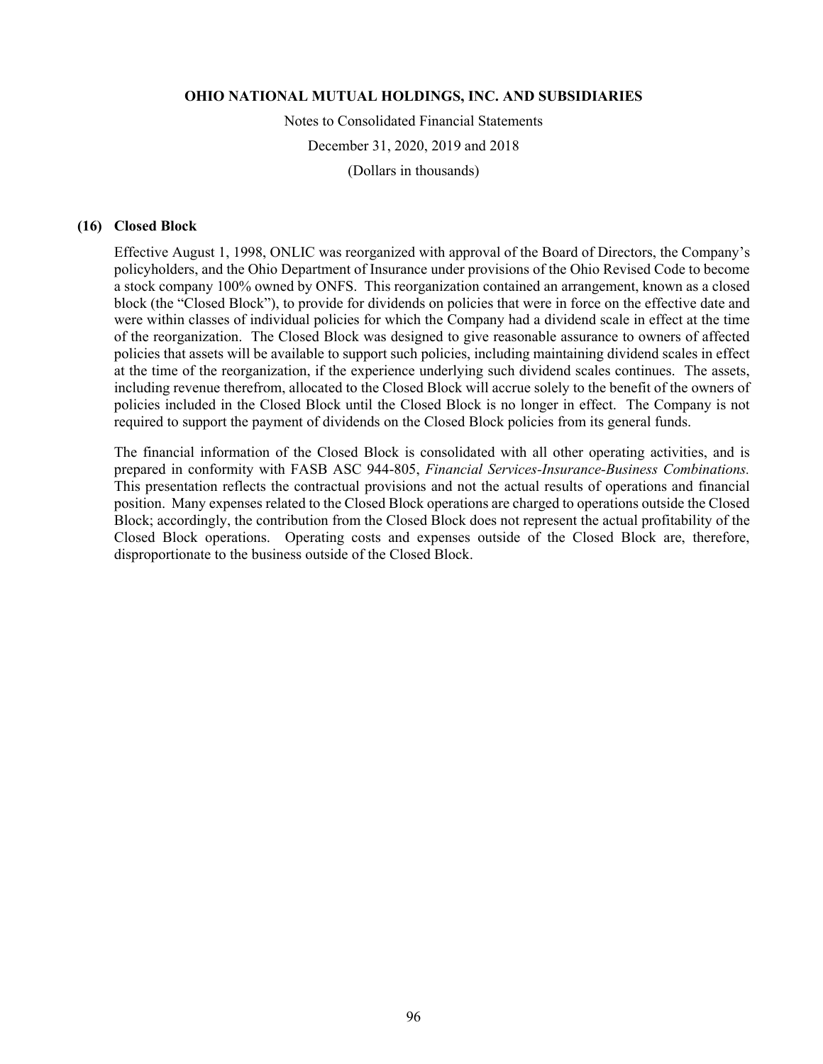## (16) Closed Block

Effective August 1, 1998, ONLIC was reorganized with approval of the Board of Directors, the Company's policyholders, and the Ohio Department of Insurance under provisions of the Ohio Revised Code to become a stock company 100% owned by ONFS. This reorganization contained an arrangement, known as a closed block (the "Closed Block"), to provide for dividends on policies that were in force on the effective date and were within classes of individual policies for which the Company had a dividend scale in effect at the time of the reorganization. The Closed Block was designed to give reasonable assurance to owners of affected policies that assets will be available to support such policies, including maintaining dividend scales in effect at the time of the reorganization, if the experience underlying such dividend scales continues. The assets, including revenue therefrom, allocated to the Closed Block will accrue solely to the benefit of the owners of policies included in the Closed Block until the Closed Block is no longer in effect. The Company is not required to support the payment of dividends on the Closed Block policies from its general funds.

The financial information of the Closed Block is consolidated with all other operating activities, and is prepared in conformity with FASB ASC 944-805, *Financial Services-Insurance-Business Combinations.* This presentation reflects the contractual provisions and not the actual results of operations and financial position. Many expenses related to the Closed Block operations are charged to operations outside the Closed Block; accordingly, the contribution from the Closed Block does not represent the actual profitability of the Closed Block operations. Operating costs and expenses outside of the Closed Block are, therefore, disproportionate to the business outside of the Closed Block.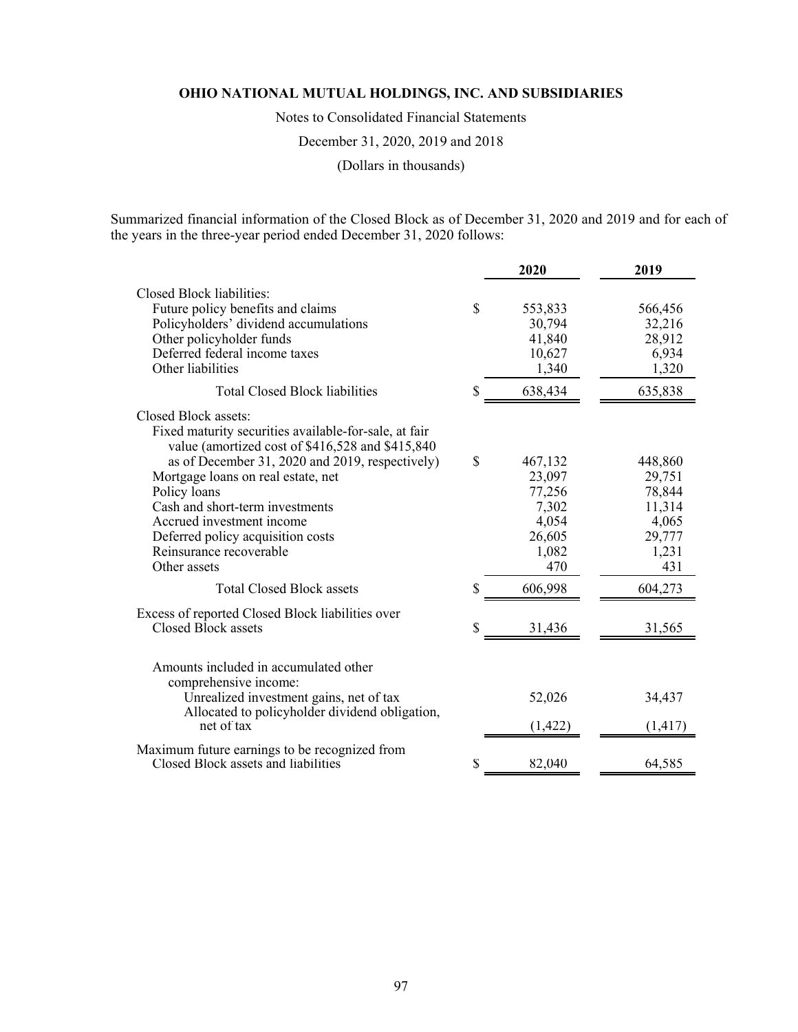Summarized financial information of the Closed Block as of December 31, 2020 and 2019 and for each of the years in the three-year period ended December 31, 2020 follows:

| | | 2020 | 2019 |
|---|---|---|---|
| Closed Block liabilities: | | | |
| Future policy benefits and claims | $ | 553,833 | 566,456 |
| Policyholders' dividend accumulations | | 30,794 | 32,216 |
| Other policyholder funds | | 41,840 | 28,912 |
| Deferred federal income taxes | | 10,627 | 6,934 |
| Other liabilities | | 1,340 | 1,320 |
| Total Closed Block liabilities | $ | 638,434 | 635,838 |
| Closed Block assets: | | | |
| Fixed maturity securities available-for-sale, at fair value (amortized cost of $416,528 and $415,840 as of December 31, 2020 and 2019, respectively) | $ | 467,132 | 448,860 |
| Mortgage loans on real estate, net | | 23,097 | 29,751 |
| Policy loans | | 77,256 | 78,844 |
| Cash and short-term investments | | 7,302 | 11,314 |
| Accrued investment income | | 4,054 | 4,065 |
| Deferred policy acquisition costs | | 26,605 | 29,777 |
| Reinsurance recoverable | | 1,082 | 1,231 |
| Other assets | | 470 | 431 |
| Total Closed Block assets | $ | 606,998 | 604,273 |
| Excess of reported Closed Block liabilities over Closed Block assets | $ | 31,436 | 31,565 |
| Amounts included in accumulated other comprehensive income: | | | |
| Unrealized investment gains, net of tax | | 52,026 | 34,437 |
| Allocated to policyholder dividend obligation, net of tax | | (1,422) | (1,417) |
| Maximum future earnings to be recognized from Closed Block assets and liabilities | $ | 82,040 | 64,585 |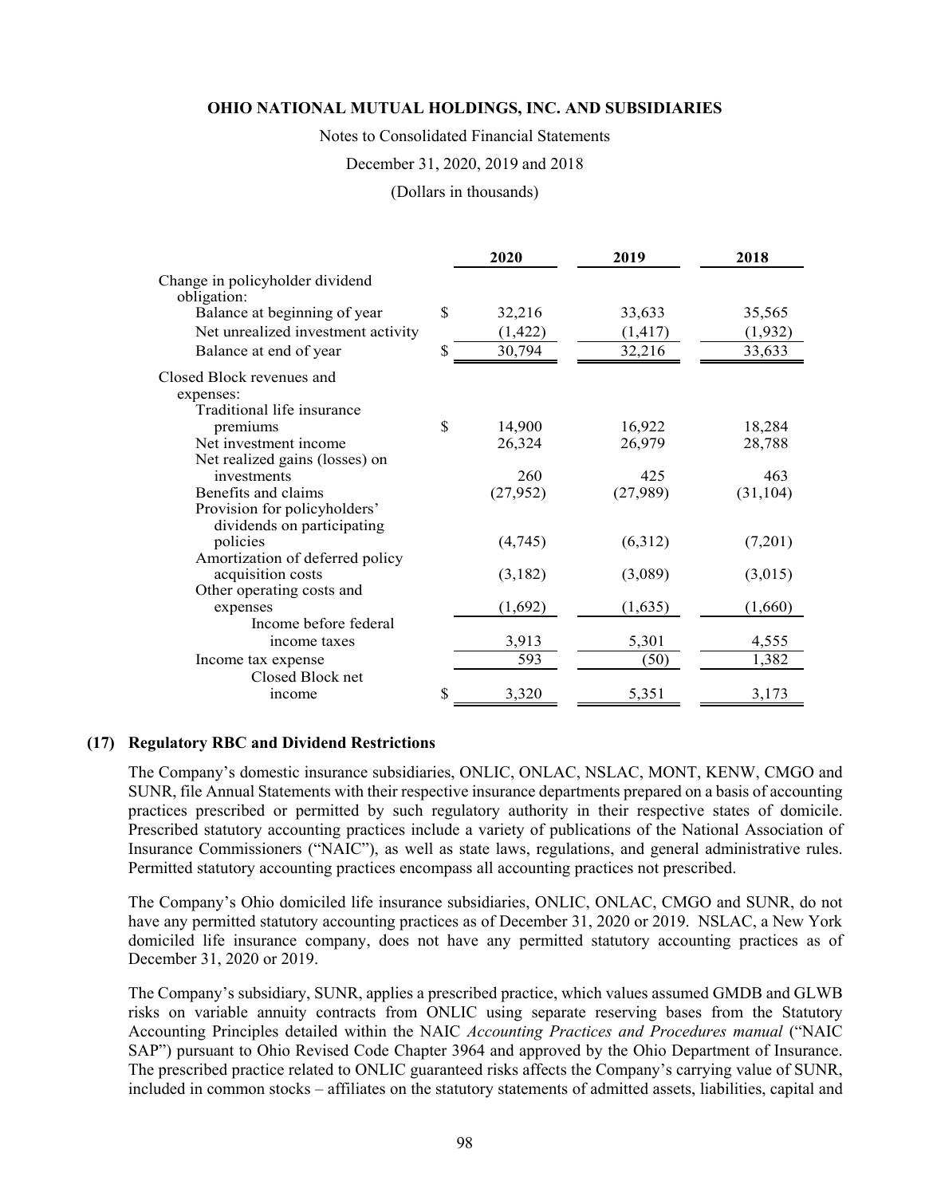| | 2020 | 2019 | 2018 |
|---|---|---|---|
| Change in policyholder dividend obligation: | | | |
| Balance at beginning of year | $ 32,216 | 33,633 | 35,565 |
| Net unrealized investment activity | (1,422) | (1,417) | (1,932) |
| Balance at end of year | $ 30,794 | 32,216 | 33,633 |
| Closed Block revenues and expenses: | | | |
| Traditional life insurance premiums | $ 14,900 | 16,922 | 18,284 |
| Net investment income | 26,324 | 26,979 | 28,788 |
| Net realized gains (losses) on investments | 260 | 425 | 463 |
| Benefits and claims | (27,952) | (27,989) | (31,104) |
| Provision for policyholders' dividends on participating policies | (4,745) | (6,312) | (7,201) |
| Amortization of deferred policy acquisition costs | (3,182) | (3,089) | (3,015) |
| Other operating costs and expenses | (1,692) | (1,635) | (1,660) |
| Income before federal income taxes | 3,913 | 5,301 | 4,555 |
| Income tax expense | 593 | (50) | 1,382 |
| Closed Block net income | $ 3,320 | 5,351 | 3,173 |

## (17) Regulatory RBC and Dividend Restrictions

The Company's domestic insurance subsidiaries, ONLIC, ONLAC, NSLAC, MONT, KENW, CMGO and SUNR, file Annual Statements with their respective insurance departments prepared on a basis of accounting practices prescribed or permitted by such regulatory authority in their respective states of domicile. Prescribed statutory accounting practices include a variety of publications of the National Association of Insurance Commissioners ("NAIC"), as well as state laws, regulations, and general administrative rules. Permitted statutory accounting practices encompass all accounting practices not prescribed.

The Company's Ohio domiciled life insurance subsidiaries, ONLIC, ONLAC, CMGO and SUNR, do not have any permitted statutory accounting practices as of December 31, 2020 or 2019. NSLAC, a New York domiciled life insurance company, does not have any permitted statutory accounting practices as of December 31, 2020 or 2019.

The Company's subsidiary, SUNR, applies a prescribed practice, which values assumed GMDB and GLWB risks on variable annuity contracts from ONLIC using separate reserving bases from the Statutory Accounting Principles detailed within the NAIC *Accounting Practices and Procedures manual* ("NAIC SAP") pursuant to Ohio Revised Code Chapter 3964 and approved by the Ohio Department of Insurance. The prescribed practice related to ONLIC guaranteed risks affects the Company's carrying value of SUNR, included in common stocks – affiliates on the statutory statements of admitted assets, liabilities, capital and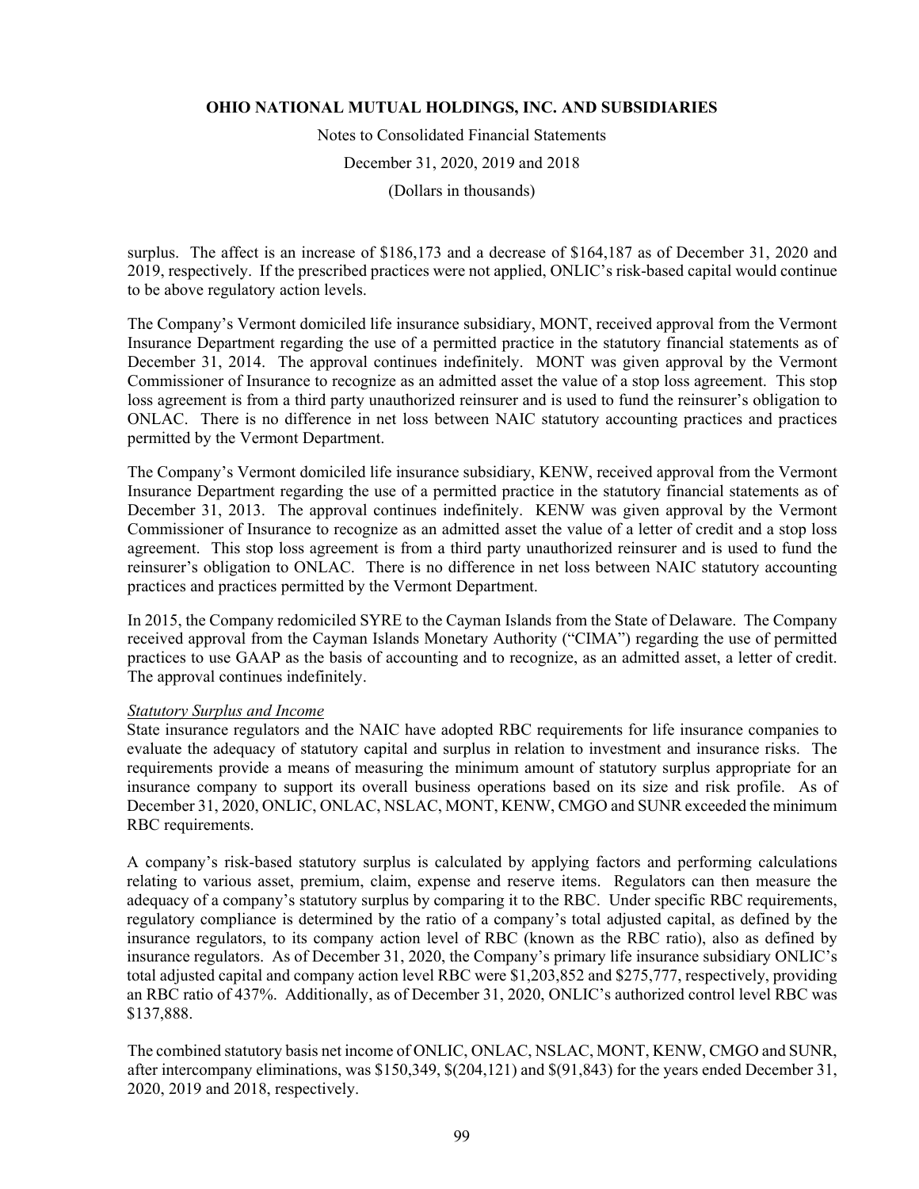surplus. The affect is an increase of $186,173 and a decrease of $164,187 as of December 31, 2020 and 2019, respectively. If the prescribed practices were not applied, ONLIC's risk-based capital would continue to be above regulatory action levels.

The Company's Vermont domiciled life insurance subsidiary, MONT, received approval from the Vermont Insurance Department regarding the use of a permitted practice in the statutory financial statements as of December 31, 2014. The approval continues indefinitely. MONT was given approval by the Vermont Commissioner of Insurance to recognize as an admitted asset the value of a stop loss agreement. This stop loss agreement is from a third party unauthorized reinsurer and is used to fund the reinsurer's obligation to ONLAC. There is no difference in net loss between NAIC statutory accounting practices and practices permitted by the Vermont Department.

The Company's Vermont domiciled life insurance subsidiary, KENW, received approval from the Vermont Insurance Department regarding the use of a permitted practice in the statutory financial statements as of December 31, 2013. The approval continues indefinitely. KENW was given approval by the Vermont Commissioner of Insurance to recognize as an admitted asset the value of a letter of credit and a stop loss agreement. This stop loss agreement is from a third party unauthorized reinsurer and is used to fund the reinsurer's obligation to ONLAC. There is no difference in net loss between NAIC statutory accounting practices and practices permitted by the Vermont Department.

In 2015, the Company redomiciled SYRE to the Cayman Islands from the State of Delaware. The Company received approval from the Cayman Islands Monetary Authority ("CIMA") regarding the use of permitted practices to use GAAP as the basis of accounting and to recognize, as an admitted asset, a letter of credit. The approval continues indefinitely.

*Statutory Surplus and Income*

State insurance regulators and the NAIC have adopted RBC requirements for life insurance companies to evaluate the adequacy of statutory capital and surplus in relation to investment and insurance risks. The requirements provide a means of measuring the minimum amount of statutory surplus appropriate for an insurance company to support its overall business operations based on its size and risk profile. As of December 31, 2020, ONLIC, ONLAC, NSLAC, MONT, KENW, CMGO and SUNR exceeded the minimum RBC requirements.

A company's risk-based statutory surplus is calculated by applying factors and performing calculations relating to various asset, premium, claim, expense and reserve items. Regulators can then measure the adequacy of a company's statutory surplus by comparing it to the RBC. Under specific RBC requirements, regulatory compliance is determined by the ratio of a company's total adjusted capital, as defined by the insurance regulators, to its company action level of RBC (known as the RBC ratio), also as defined by insurance regulators. As of December 31, 2020, the Company's primary life insurance subsidiary ONLIC's total adjusted capital and company action level RBC were $1,203,852 and $275,777, respectively, providing an RBC ratio of 437%. Additionally, as of December 31, 2020, ONLIC's authorized control level RBC was $137,888.

The combined statutory basis net income of ONLIC, ONLAC, NSLAC, MONT, KENW, CMGO and SUNR, after intercompany eliminations, was $150,349, $(204,121) and $(91,843) for the years ended December 31, 2020, 2019 and 2018, respectively.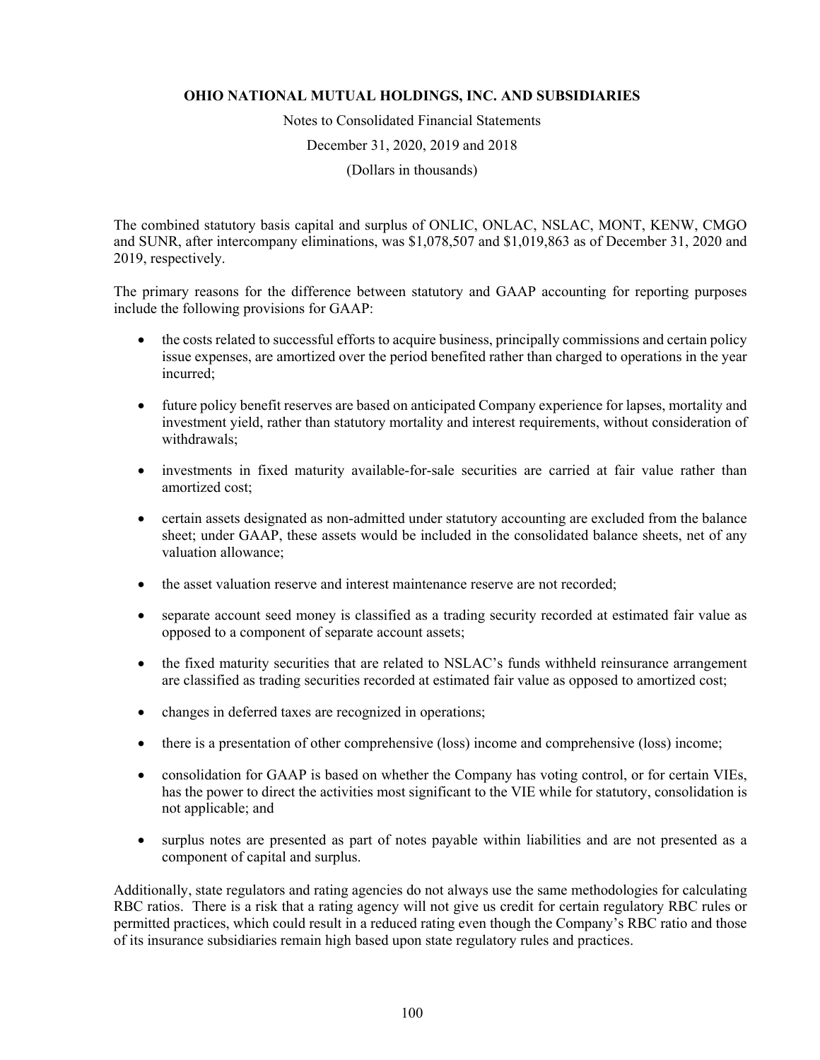The combined statutory basis capital and surplus of ONLIC, ONLAC, NSLAC, MONT, KENW, CMGO and SUNR, after intercompany eliminations, was $1,078,507 and $1,019,863 as of December 31, 2020 and 2019, respectively.

The primary reasons for the difference between statutory and GAAP accounting for reporting purposes include the following provisions for GAAP:

- the costs related to successful efforts to acquire business, principally commissions and certain policy issue expenses, are amortized over the period benefited rather than charged to operations in the year incurred;
- future policy benefit reserves are based on anticipated Company experience for lapses, mortality and investment yield, rather than statutory mortality and interest requirements, without consideration of withdrawals;
- investments in fixed maturity available-for-sale securities are carried at fair value rather than amortized cost;
- certain assets designated as non-admitted under statutory accounting are excluded from the balance sheet; under GAAP, these assets would be included in the consolidated balance sheets, net of any valuation allowance;
- the asset valuation reserve and interest maintenance reserve are not recorded;
- separate account seed money is classified as a trading security recorded at estimated fair value as opposed to a component of separate account assets;
- the fixed maturity securities that are related to NSLAC's funds withheld reinsurance arrangement are classified as trading securities recorded at estimated fair value as opposed to amortized cost;
- changes in deferred taxes are recognized in operations;
- there is a presentation of other comprehensive (loss) income and comprehensive (loss) income;
- consolidation for GAAP is based on whether the Company has voting control, or for certain VIEs, has the power to direct the activities most significant to the VIE while for statutory, consolidation is not applicable; and
- surplus notes are presented as part of notes payable within liabilities and are not presented as a component of capital and surplus.

Additionally, state regulators and rating agencies do not always use the same methodologies for calculating RBC ratios. There is a risk that a rating agency will not give us credit for certain regulatory RBC rules or permitted practices, which could result in a reduced rating even though the Company's RBC ratio and those of its insurance subsidiaries remain high based upon state regulatory rules and practices.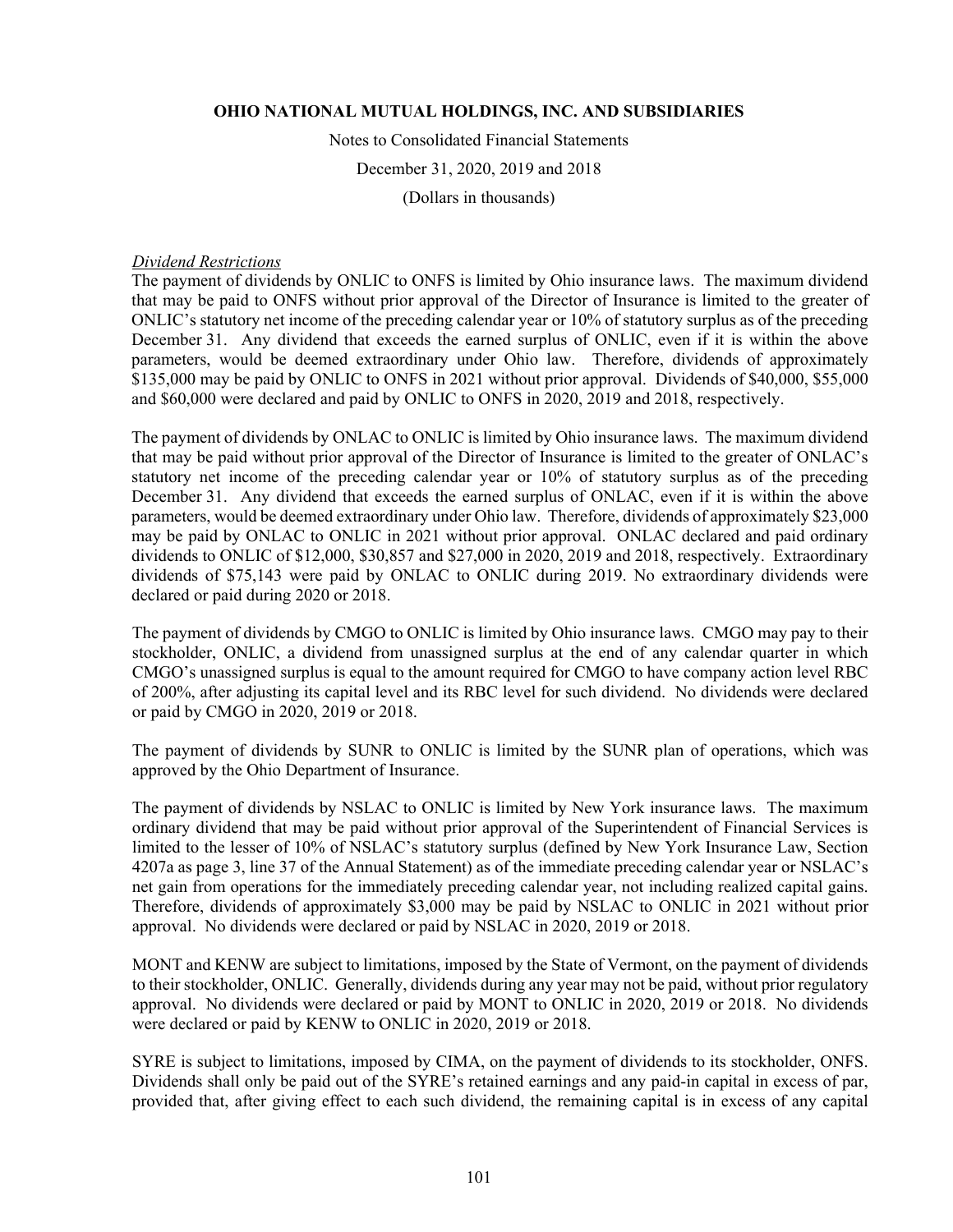*Dividend Restrictions*

The payment of dividends by ONLIC to ONFS is limited by Ohio insurance laws. The maximum dividend that may be paid to ONFS without prior approval of the Director of Insurance is limited to the greater of ONLIC's statutory net income of the preceding calendar year or 10% of statutory surplus as of the preceding December 31. Any dividend that exceeds the earned surplus of ONLIC, even if it is within the above parameters, would be deemed extraordinary under Ohio law. Therefore, dividends of approximately $135,000 may be paid by ONLIC to ONFS in 2021 without prior approval. Dividends of $40,000, $55,000 and $60,000 were declared and paid by ONLIC to ONFS in 2020, 2019 and 2018, respectively.

The payment of dividends by ONLAC to ONLIC is limited by Ohio insurance laws. The maximum dividend that may be paid without prior approval of the Director of Insurance is limited to the greater of ONLAC's statutory net income of the preceding calendar year or 10% of statutory surplus as of the preceding December 31. Any dividend that exceeds the earned surplus of ONLAC, even if it is within the above parameters, would be deemed extraordinary under Ohio law. Therefore, dividends of approximately $23,000 may be paid by ONLAC to ONLIC in 2021 without prior approval. ONLAC declared and paid ordinary dividends to ONLIC of $12,000, $30,857 and $27,000 in 2020, 2019 and 2018, respectively. Extraordinary dividends of $75,143 were paid by ONLAC to ONLIC during 2019. No extraordinary dividends were declared or paid during 2020 or 2018.

The payment of dividends by CMGO to ONLIC is limited by Ohio insurance laws. CMGO may pay to their stockholder, ONLIC, a dividend from unassigned surplus at the end of any calendar quarter in which CMGO's unassigned surplus is equal to the amount required for CMGO to have company action level RBC of 200%, after adjusting its capital level and its RBC level for such dividend. No dividends were declared or paid by CMGO in 2020, 2019 or 2018.

The payment of dividends by SUNR to ONLIC is limited by the SUNR plan of operations, which was approved by the Ohio Department of Insurance.

The payment of dividends by NSLAC to ONLIC is limited by New York insurance laws. The maximum ordinary dividend that may be paid without prior approval of the Superintendent of Financial Services is limited to the lesser of 10% of NSLAC's statutory surplus (defined by New York Insurance Law, Section 4207a as page 3, line 37 of the Annual Statement) as of the immediate preceding calendar year or NSLAC's net gain from operations for the immediately preceding calendar year, not including realized capital gains. Therefore, dividends of approximately $3,000 may be paid by NSLAC to ONLIC in 2021 without prior approval. No dividends were declared or paid by NSLAC in 2020, 2019 or 2018.

MONT and KENW are subject to limitations, imposed by the State of Vermont, on the payment of dividends to their stockholder, ONLIC. Generally, dividends during any year may not be paid, without prior regulatory approval. No dividends were declared or paid by MONT to ONLIC in 2020, 2019 or 2018. No dividends were declared or paid by KENW to ONLIC in 2020, 2019 or 2018.

SYRE is subject to limitations, imposed by CIMA, on the payment of dividends to its stockholder, ONFS. Dividends shall only be paid out of the SYRE's retained earnings and any paid-in capital in excess of par, provided that, after giving effect to each such dividend, the remaining capital is in excess of any capital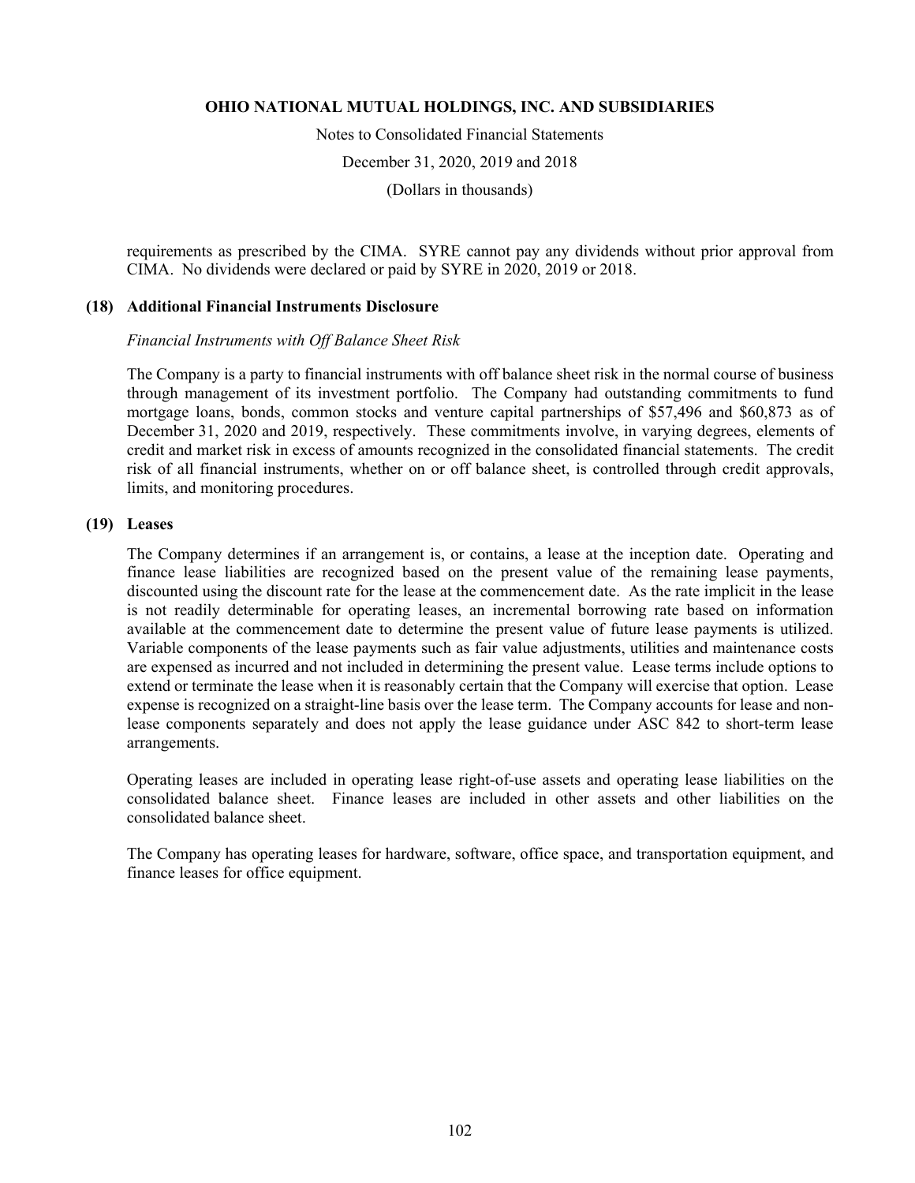requirements as prescribed by the CIMA. SYRE cannot pay any dividends without prior approval from CIMA. No dividends were declared or paid by SYRE in 2020, 2019 or 2018.

## (18) Additional Financial Instruments Disclosure

*Financial Instruments with Off Balance Sheet Risk*

The Company is a party to financial instruments with off balance sheet risk in the normal course of business through management of its investment portfolio. The Company had outstanding commitments to fund mortgage loans, bonds, common stocks and venture capital partnerships of $57,496 and $60,873 as of December 31, 2020 and 2019, respectively. These commitments involve, in varying degrees, elements of credit and market risk in excess of amounts recognized in the consolidated financial statements. The credit risk of all financial instruments, whether on or off balance sheet, is controlled through credit approvals, limits, and monitoring procedures.

## (19) Leases

The Company determines if an arrangement is, or contains, a lease at the inception date. Operating and finance lease liabilities are recognized based on the present value of the remaining lease payments, discounted using the discount rate for the lease at the commencement date. As the rate implicit in the lease is not readily determinable for operating leases, an incremental borrowing rate based on information available at the commencement date to determine the present value of future lease payments is utilized. Variable components of the lease payments such as fair value adjustments, utilities and maintenance costs are expensed as incurred and not included in determining the present value. Lease terms include options to extend or terminate the lease when it is reasonably certain that the Company will exercise that option. Lease expense is recognized on a straight-line basis over the lease term. The Company accounts for lease and non-lease components separately and does not apply the lease guidance under ASC 842 to short-term lease arrangements.

Operating leases are included in operating lease right-of-use assets and operating lease liabilities on the consolidated balance sheet. Finance leases are included in other assets and other liabilities on the consolidated balance sheet.

The Company has operating leases for hardware, software, office space, and transportation equipment, and finance leases for office equipment.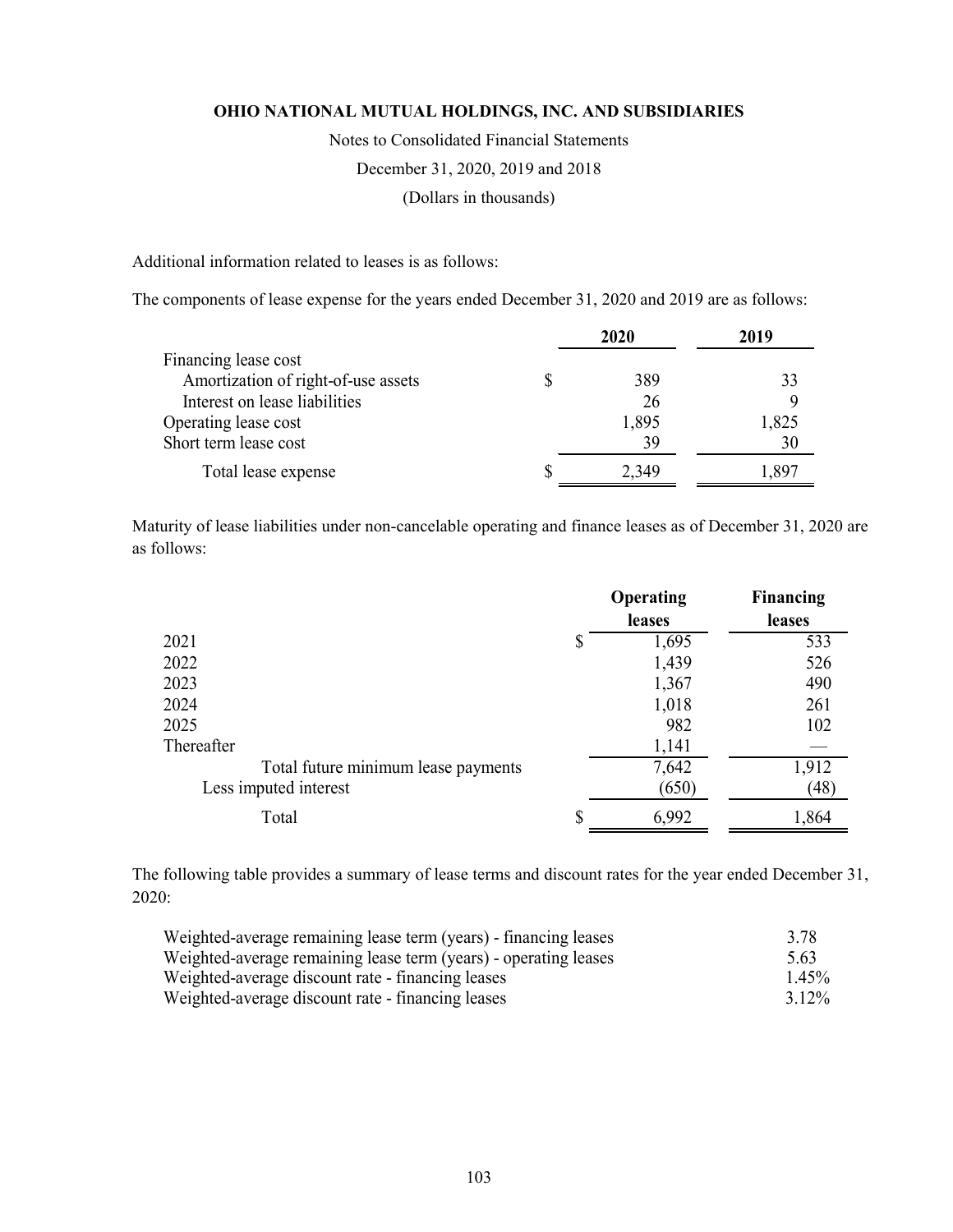Additional information related to leases is as follows:

The components of lease expense for the years ended December 31, 2020 and 2019 are as follows:

| | 2020 | 2019 |
|---|---|---|
| Financing lease cost | | |
| Amortization of right-of-use assets | $ 389 | 33 |
| Interest on lease liabilities | 26 | 9 |
| Operating lease cost | 1,895 | 1,825 |
| Short term lease cost | 39 | 30 |
| Total lease expense | $ 2,349 | 1,897 |

Maturity of lease liabilities under non-cancelable operating and finance leases as of December 31, 2020 are as follows:

| | Operating leases | Financing leases |
|---|---|---|
| 2021 | $ 1,695 | 533 |
| 2022 | 1,439 | 526 |
| 2023 | 1,367 | 490 |
| 2024 | 1,018 | 261 |
| 2025 | 982 | 102 |
| Thereafter | 1,141 | — |
| Total future minimum lease payments | 7,642 | 1,912 |
| Less imputed interest | (650) | (48) |
| Total | $ 6,992 | 1,864 |

The following table provides a summary of lease terms and discount rates for the year ended December 31, 2020:

| | |
|---|---|
| Weighted-average remaining lease term (years) - financing leases | 3.78 |
| Weighted-average remaining lease term (years) - operating leases | 5.63 |
| Weighted-average discount rate - financing leases | 1.45% |
| Weighted-average discount rate - financing leases | 3.12% |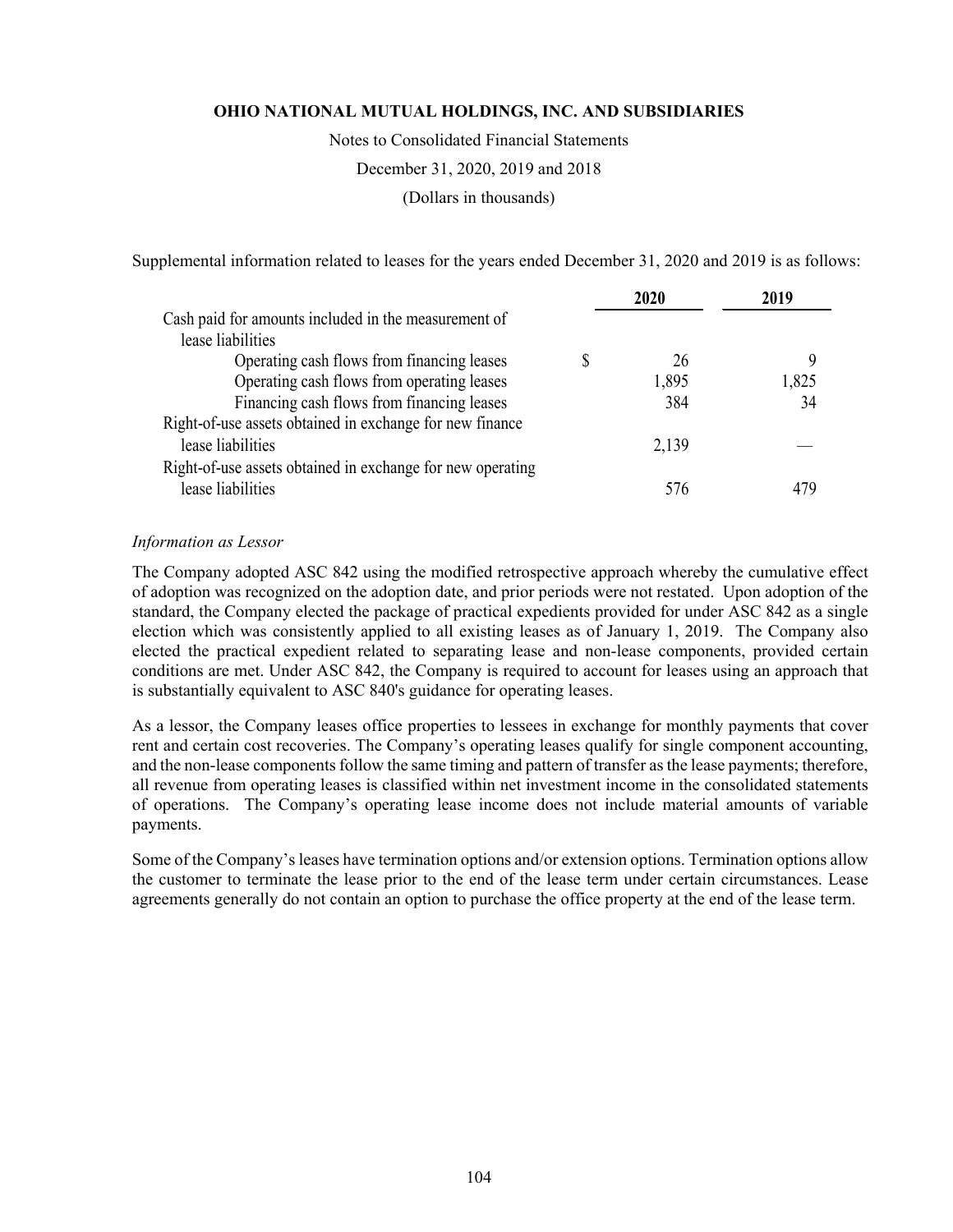Supplemental information related to leases for the years ended December 31, 2020 and 2019 is as follows:

| | 2020 | 2019 |
|---|---|---|
| Cash paid for amounts included in the measurement of lease liabilities | | |
| Operating cash flows from financing leases | $ 26 | 9 |
| Operating cash flows from operating leases | 1,895 | 1,825 |
| Financing cash flows from financing leases | 384 | 34 |
| Right-of-use assets obtained in exchange for new finance lease liabilities | 2,139 | — |
| Right-of-use assets obtained in exchange for new operating lease liabilities | 576 | 479 |

*Information as Lessor*

The Company adopted ASC 842 using the modified retrospective approach whereby the cumulative effect of adoption was recognized on the adoption date, and prior periods were not restated. Upon adoption of the standard, the Company elected the package of practical expedients provided for under ASC 842 as a single election which was consistently applied to all existing leases as of January 1, 2019. The Company also elected the practical expedient related to separating lease and non-lease components, provided certain conditions are met. Under ASC 842, the Company is required to account for leases using an approach that is substantially equivalent to ASC 840's guidance for operating leases.

As a lessor, the Company leases office properties to lessees in exchange for monthly payments that cover rent and certain cost recoveries. The Company's operating leases qualify for single component accounting, and the non-lease components follow the same timing and pattern of transfer as the lease payments; therefore, all revenue from operating leases is classified within net investment income in the consolidated statements of operations. The Company's operating lease income does not include material amounts of variable payments.

Some of the Company's leases have termination options and/or extension options. Termination options allow the customer to terminate the lease prior to the end of the lease term under certain circumstances. Lease agreements generally do not contain an option to purchase the office property at the end of the lease term.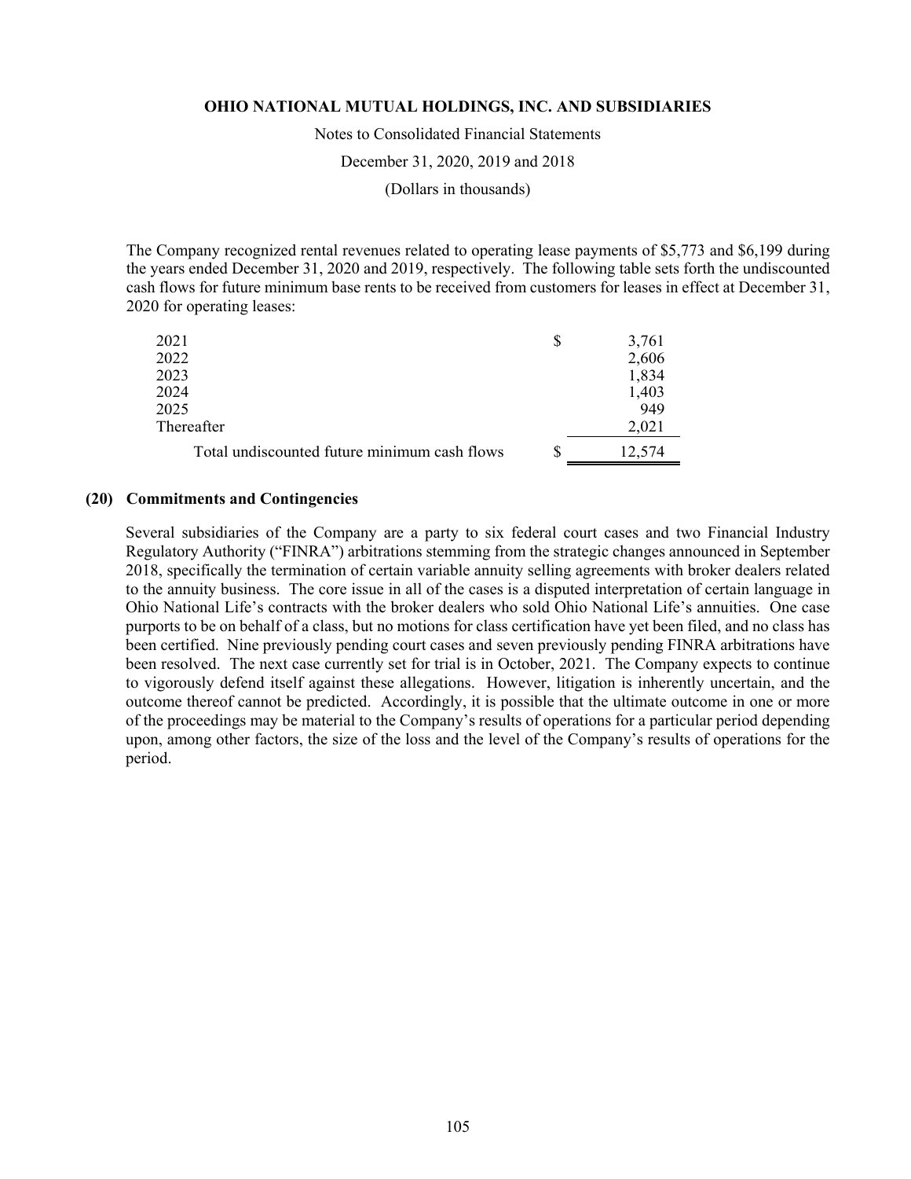The Company recognized rental revenues related to operating lease payments of $5,773 and $6,199 during the years ended December 31, 2020 and 2019, respectively. The following table sets forth the undiscounted cash flows for future minimum base rents to be received from customers for leases in effect at December 31, 2020 for operating leases:

| | | |
|---|---|---|
| 2021 | $ | 3,761 |
| 2022 | | 2,606 |
| 2023 | | 1,834 |
| 2024 | | 1,403 |
| 2025 | | 949 |
| Thereafter | | 2,021 |
| Total undiscounted future minimum cash flows | $ | 12,574 |

## (20) Commitments and Contingencies

Several subsidiaries of the Company are a party to six federal court cases and two Financial Industry Regulatory Authority ("FINRA") arbitrations stemming from the strategic changes announced in September 2018, specifically the termination of certain variable annuity selling agreements with broker dealers related to the annuity business. The core issue in all of the cases is a disputed interpretation of certain language in Ohio National Life's contracts with the broker dealers who sold Ohio National Life's annuities. One case purports to be on behalf of a class, but no motions for class certification have yet been filed, and no class has been certified. Nine previously pending court cases and seven previously pending FINRA arbitrations have been resolved. The next case currently set for trial is in October, 2021. The Company expects to continue to vigorously defend itself against these allegations. However, litigation is inherently uncertain, and the outcome thereof cannot be predicted. Accordingly, it is possible that the ultimate outcome in one or more of the proceedings may be material to the Company's results of operations for a particular period depending upon, among other factors, the size of the loss and the level of the Company's results of operations for the period.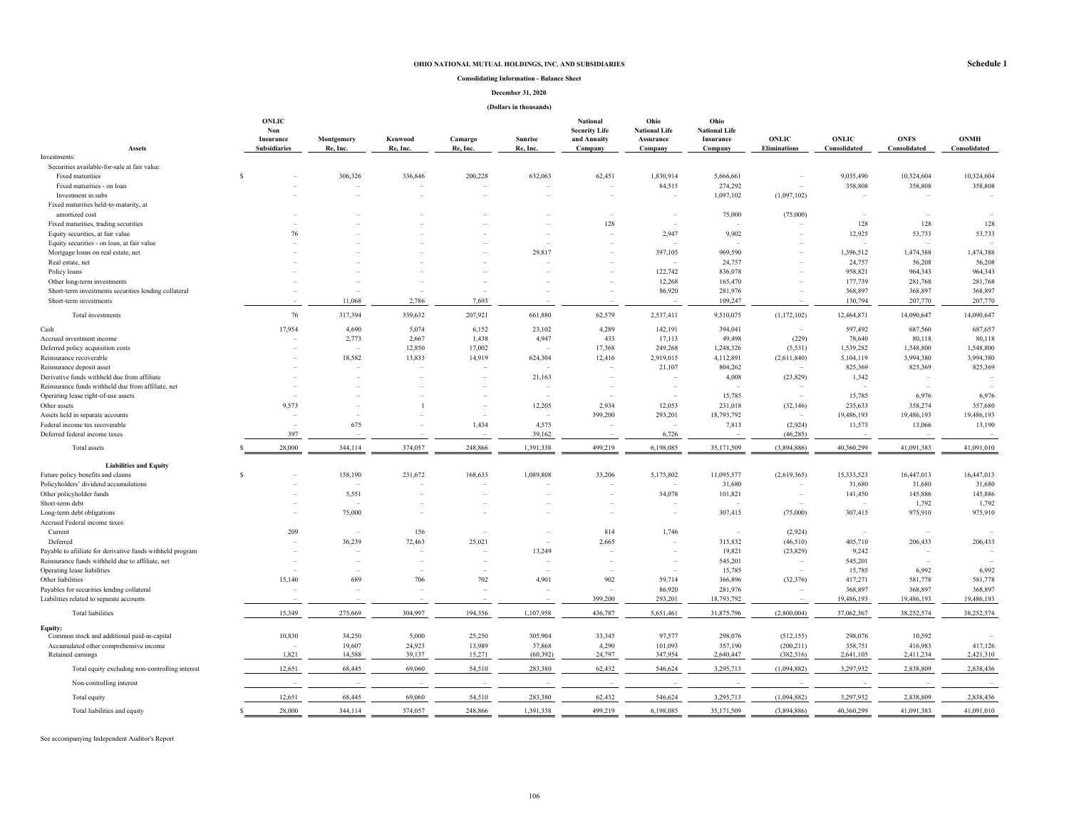**OHIO NATIONAL MUTUAL HOLDINGS, INC. AND SUBSIDIARIES**

**Schedule 1**

**Consolidating Information - Balance Sheet**

**December 31, 2020**

**(Dollars in thousands)**

| Assets | ONLIC Non Insurance Subsidiaries | Montgomery Re, Inc. | Kenwood Re, Inc. | Camargo Re, Inc. | Sunrise Re, Inc. | National Security Life and Annuity Company | Ohio National Life Assurance Company | Ohio National Life Insurance Company | ONLIC Eliminations | ONLIC Consolidated | ONFS Consolidated | ONMH Consolidated |
|---|---|---|---|---|---|---|---|---|---|---|---|---|
| Investments: | | | | | | | | | | | | |
| Securities available-for-sale at fair value: | | | | | | | | | | | | |
| Fixed maturities | $ – | 306,326 | 336,846 | 200,228 | 632,063 | 62,451 | 1,830,914 | 5,666,661 | – | 9,035,490 | 10,324,604 | 10,324,604 |
| Fixed maturities - on loan | – | – | – | – | – | – | 84,515 | 274,292 | – | 358,808 | 358,808 | 358,808 |
| Investment in subs | – | – | – | – | – | – | – | 1,097,102 | (1,097,102) | – | – | – |
| Fixed maturities held-to-maturity, at amortized cost | – | – | – | – | – | – | – | 75,000 | (75,000) | – | – | – |
| Fixed maturities, trading securities | – | – | – | – | – | 128 | – | – | – | 128 | 128 | 128 |
| Equity securities, at fair value | 76 | – | – | – | – | – | 2,947 | 9,902 | – | 12,925 | 53,733 | 53,733 |
| Equity securities - on loan, at fair value | – | – | – | – | – | – | – | – | – | – | – | – |
| Mortgage loans on real estate, net | – | – | – | – | 29,817 | – | 397,105 | 969,590 | – | 1,396,512 | 1,474,388 | 1,474,388 |
| Real estate, net | – | – | – | – | – | – | – | 24,757 | – | 24,757 | 56,208 | 56,208 |
| Policy loans | – | – | – | – | – | – | 122,742 | 836,078 | – | 958,821 | 964,343 | 964,343 |
| Other long-term investments | – | – | – | – | – | – | 12,268 | 165,470 | – | 177,739 | 281,768 | 281,768 |
| Short-term investments securities lending collateral | – | – | – | – | – | – | 86,920 | 281,976 | – | 368,897 | 368,897 | 368,897 |
| Short-term investments | – | 11,068 | 2,786 | 7,693 | – | – | – | 109,247 | – | 130,794 | 207,770 | 207,770 |
| Total investments | 76 | 317,394 | 339,632 | 207,921 | 661,880 | 62,579 | 2,537,411 | 9,510,075 | (1,172,102) | 12,464,871 | 14,090,647 | 14,090,647 |
| Cash | 17,954 | 4,690 | 5,074 | 6,152 | 23,102 | 4,289 | 142,191 | 394,041 | – | 597,492 | 687,560 | 687,657 |
| Accrued investment income | – | 2,773 | 2,667 | 1,438 | 4,947 | 433 | 17,113 | 49,498 | (229) | 78,640 | 80,118 | 80,118 |
| Deferred policy acquisition costs | – | – | 12,850 | 17,002 | – | 17,368 | 249,268 | 1,248,326 | (5,531) | 1,539,282 | 1,548,800 | 1,548,800 |
| Reinsurance recoverable | – | 18,582 | 13,833 | 14,919 | 624,304 | 12,416 | 2,919,015 | 4,112,891 | (2,611,840) | 5,104,119 | 3,994,380 | 3,994,380 |
| Reinsurance deposit asset | – | – | – | – | – | – | 21,107 | 804,262 | – | 825,369 | 825,369 | 825,369 |
| Derivative funds withheld due from affiliate | – | – | – | – | 21,163 | – | – | 4,008 | (23,829) | 1,342 | – | – |
| Reinsurance funds withheld due from affiliate, net | – | – | – | – | – | – | – | – | – | – | – | – |
| Operating lease right-of-use assets | – | – | – | – | – | – | – | 15,785 | – | 15,785 | 6,976 | 6,976 |
| Other assets | 9,573 | – | 1 | – | 12,205 | 2,934 | 12,053 | 231,018 | (32,146) | 235,633 | 358,274 | 357,680 |
| Assets held in separate accounts | – | – | – | – | – | 399,200 | 293,201 | 18,793,792 | – | 19,486,193 | 19,486,193 | 19,486,193 |
| Federal income tax recoverable | – | 675 | – | 1,434 | 4,575 | – | – | 7,813 | (2,924) | 11,573 | 13,066 | 13,190 |
| Deferred federal income taxes | 397 | – | – | – | 39,162 | – | 6,726 | – | (46,285) | – | – | – |
| Total assets | $ 28,000 | 344,114 | 374,057 | 248,866 | 1,391,338 | 499,219 | 6,198,085 | 35,171,509 | (3,894,886) | 40,360,299 | 41,091,383 | 41,091,010 |
| **Liabilities and Equity** | | | | | | | | | | | | |
| Future policy benefits and claims | $ – | 158,190 | 231,672 | 168,633 | 1,089,808 | 33,206 | 5,175,802 | 11,095,577 | (2,619,365) | 15,333,523 | 16,447,013 | 16,447,013 |
| Policyholders' dividend accumulations | – | – | – | – | – | – | – | 31,680 | – | 31,680 | 31,680 | 31,680 |
| Other policyholder funds | – | 5,551 | – | – | – | – | 34,078 | 101,821 | – | 141,450 | 145,886 | 145,886 |
| Short-term debt | – | – | – | – | – | – | – | – | – | – | 1,792 | 1,792 |
| Long-term debt obligations | – | 75,000 | – | – | – | – | – | 307,415 | (75,000) | 307,415 | 975,910 | 975,910 |
| Accrued Federal income taxes: | | | | | | | | | | | | |
| Current | 209 | – | 156 | – | – | 814 | 1,746 | – | (2,924) | – | – | – |
| Deferred | – | 36,239 | 72,463 | 25,021 | – | 2,665 | – | 315,832 | (46,510) | 405,710 | 206,433 | 206,433 |
| Payable to afiiliate for derivative funds withheld program | – | – | – | – | 13,249 | – | – | 19,821 | (23,829) | 9,242 | – | – |
| Reinsurance funds withheld due to affiliate, net | – | – | – | – | – | – | – | 545,201 | – | 545,201 | – | – |
| Operating lease liabilities | – | – | – | – | – | – | – | 15,785 | – | 15,785 | 6,992 | 6,992 |
| Other liabilities | 15,140 | 689 | 706 | 702 | 4,901 | 902 | 59,714 | 366,896 | (32,376) | 417,271 | 581,778 | 581,778 |
| Payables for securities lending collateral | – | – | – | – | – | – | 86,920 | 281,976 | – | 368,897 | 368,897 | 368,897 |
| Liabilities related to separate accounts | – | – | – | – | – | 399,200 | 293,201 | 18,793,792 | – | 19,486,193 | 19,486,193 | 19,486,193 |
| Total liabilities | 15,349 | 275,669 | 304,997 | 194,356 | 1,107,958 | 436,787 | 5,651,461 | 31,875,796 | (2,800,004) | 37,062,367 | 38,252,574 | 38,252,574 |
| **Equity:** | | | | | | | | | | | | |
| Common stock and additional paid-in-capital | 10,830 | 34,250 | 5,000 | 25,250 | 305,904 | 33,345 | 97,577 | 298,076 | (512,155) | 298,076 | 10,592 | – |
| Accumulated other comprehensive income | – | 19,607 | 24,923 | 13,989 | 37,868 | 4,290 | 101,093 | 357,190 | (200,211) | 358,751 | 416,983 | 417,126 |
| Retained earnings | 1,821 | 14,588 | 39,137 | 15,271 | (60,392) | 24,797 | 347,954 | 2,640,447 | (382,516) | 2,641,105 | 2,411,234 | 2,421,310 |
| Total equity excluding non-controlling interest | 12,651 | 68,445 | 69,060 | 54,510 | 283,380 | 62,432 | 546,624 | 3,295,713 | (1,094,882) | 3,297,932 | 2,838,809 | 2,838,436 |
| Non-controlling interest | – | – | – | – | – | – | – | – | – | – | – | – |
| Total equity | 12,651 | 68,445 | 69,060 | 54,510 | 283,380 | 62,432 | 546,624 | 3,295,713 | (1,094,882) | 3,297,932 | 2,838,809 | 2,838,436 |
| Total liabilities and equity | $ 28,000 | 344,114 | 374,057 | 248,866 | 1,391,338 | 499,219 | 6,198,085 | 35,171,509 | (3,894,886) | 40,360,299 | 41,091,383 | 41,091,010 |

See accompanying Independent Auditor's Report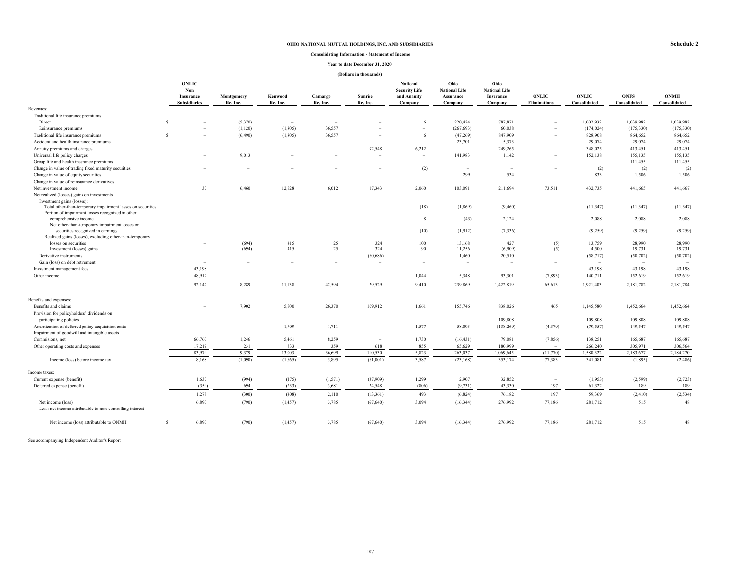**Schedule 2**

**OHIO NATIONAL MUTUAL HOLDINGS, INC. AND SUBSIDIARIES**

**Consolidating Information - Statement of Income**

**Year to date December 31, 2020**

**(Dollars in thousands)**

| | ONLIC Non Insurance Subsidiaries | Montgomery Re, Inc. | Kenwood Re, Inc. | Camargo Re, Inc. | Sunrise Re, Inc. | National Security Life and Annuity Company | Ohio National Life Assurance Company | Ohio National Life Insurance Company | ONLIC Eliminations | ONLIC Consolidated | ONFS Consolidated | ONMH Consolidated |
|---|---|---|---|---|---|---|---|---|---|---|---|---|
| Revenues: | | | | | | | | | | | | |
| Traditional life insurance premiums | | | | | | | | | | | | |
| Direct | $ – | (5,370) | – | – | – | 6 | 220,424 | 787,871 | – | 1,002,932 | 1,039,982 | 1,039,982 |
| Reinsurance premiums | – | (1,120) | (1,805) | 36,557 | – | – | (267,693) | 60,038 | – | (174,024) | (175,330) | (175,330) |
| Traditional life insurance premiums | $ – | (6,490) | (1,805) | 36,557 | – | 6 | (47,269) | 847,909 | – | 828,908 | 864,652 | 864,652 |
| Accident and health insurance premiums | – | – | – | – | – | – | 23,701 | 5,373 | – | 29,074 | 29,074 | 29,074 |
| Annuity premiums and charges | – | – | – | – | 92,548 | 6,212 | – | 249,265 | – | 348,025 | 413,451 | 413,451 |
| Universal life policy charges | – | 9,013 | – | – | – | – | 141,983 | 1,142 | – | 152,138 | 155,135 | 155,135 |
| Group life and health insurance premiums | – | – | – | – | – | – | – | – | – | – | 111,455 | 111,455 |
| Change in value of trading fixed maturity securities | – | – | – | – | – | (2) | – | – | – | (2) | (2) | (2) |
| Change in value of equity securities | – | – | – | – | – | – | 299 | 534 | – | 833 | 1,506 | 1,506 |
| Change in value of reinsurance derivatives | – | – | – | – | – | – | – | – | – | – | – | – |
| Net investment income | 37 | 6,460 | 12,528 | 6,012 | 17,343 | 2,060 | 103,091 | 211,694 | 73,511 | 432,735 | 441,665 | 441,667 |
| Net realized (losses) gains on investments | | | | | | | | | | | | |
| Investment gains (losses): | | | | | | | | | | | | |
| Total other-than-temporary impairment losses on securities | – | – | – | – | – | (18) | (1,869) | (9,460) | – | (11,347) | (11,347) | (11,347) |
| Portion of impairment losses recognized in other comprehensive income | – | – | – | – | – | 8 | (43) | 2,124 | – | 2,088 | 2,088 | 2,088 |
| Net other-than-temporary impairment losses on securities recognized in earnings | – | – | – | – | – | (10) | (1,912) | (7,336) | – | (9,259) | (9,259) | (9,259) |
| Realized gains (losses), excluding other-than-temporary losses on securities | – | (694) | 415 | 25 | 324 | 100 | 13,168 | 427 | (5) | 13,759 | 28,990 | 28,990 |
| Investment (losses) gains | – | (694) | 415 | 25 | 324 | 90 | 11,256 | (6,909) | (5) | 4,500 | 19,731 | 19,731 |
| Derivative instruments | – | – | – | – | (80,686) | – | 1,460 | 20,510 | – | (58,717) | (50,702) | (50,702) |
| Gain (loss) on debt retirement | – | – | – | – | – | – | – | – | – | – | – | – |
| Investment management fees | 43,198 | – | – | – | – | – | – | – | – | 43,198 | 43,198 | 43,198 |
| Other income | 48,912 | – | – | – | – | 1,044 | 5,348 | 93,301 | (7,893) | 140,711 | 152,619 | 152,619 |
| | 92,147 | 8,289 | 11,138 | 42,594 | 29,529 | 9,410 | 239,869 | 1,422,819 | 65,613 | 1,921,403 | 2,181,782 | 2,181,784 |
| Benefits and expenses: | | | | | | | | | | | | |
| Benefits and claims | – | 7,902 | 5,500 | 26,370 | 109,912 | 1,661 | 155,746 | 838,026 | 465 | 1,145,580 | 1,452,664 | 1,452,664 |
| Provision for policyholders' dividends on participating policies | – | – | – | – | – | – | – | 109,808 | – | 109,808 | 109,808 | 109,808 |
| Amortization of deferred policy acquisition costs | – | – | 1,709 | 1,711 | – | 1,577 | 58,093 | (138,269) | (4,379) | (79,557) | 149,547 | 149,547 |
| Impairment of goodwill and intangible assets | – | – | – | – | – | – | – | – | – | – | – | – |
| Commisions, net | 66,760 | 1,246 | 5,461 | 8,259 | – | 1,730 | (16,431) | 79,081 | (7,856) | 138,251 | 165,687 | 165,687 |
| Other operating costs and expenses | 17,219 | 231 | 333 | 359 | 618 | 855 | 65,629 | 180,999 | – | 266,240 | 305,971 | 306,564 |
| | 83,979 | 9,379 | 13,003 | 36,699 | 110,530 | 5,823 | 263,037 | 1,069,645 | (11,770) | 1,580,322 | 2,183,677 | 2,184,270 |
| Income (loss) before income tax | 8,168 | (1,090) | (1,865) | 5,895 | (81,001) | 3,587 | (23,168) | 353,174 | 77,383 | 341,081 | (1,895) | (2,486) |
| Income taxes: | | | | | | | | | | | | |
| Current expense (benefit) | 1,637 | (994) | (175) | (1,571) | (37,909) | 1,299 | 2,907 | 32,852 | – | (1,953) | (2,599) | (2,723) |
| Deferred expense (benefit) | (359) | 694 | (233) | 3,681 | 24,548 | (806) | (9,731) | 43,330 | 197 | 61,322 | 189 | 189 |
| | 1,278 | (300) | (408) | 2,110 | (13,361) | 493 | (6,824) | 76,182 | 197 | 59,369 | (2,410) | (2,534) |
| Net income (loss) | 6,890 | (790) | (1,457) | 3,785 | (67,640) | 3,094 | (16,344) | 276,992 | 77,186 | 281,712 | 515 | 48 |
| Less: net income attributable to non-controlling interest | – | – | – | – | – | – | – | – | – | – | – | – |
| Net income (loss) attributable to ONMH | $ 6,890 | (790) | (1,457) | 3,785 | (67,640) | 3,094 | (16,344) | 276,992 | 77,186 | 281,712 | 515 | 48 |

See accompanying Independent Auditor's Report